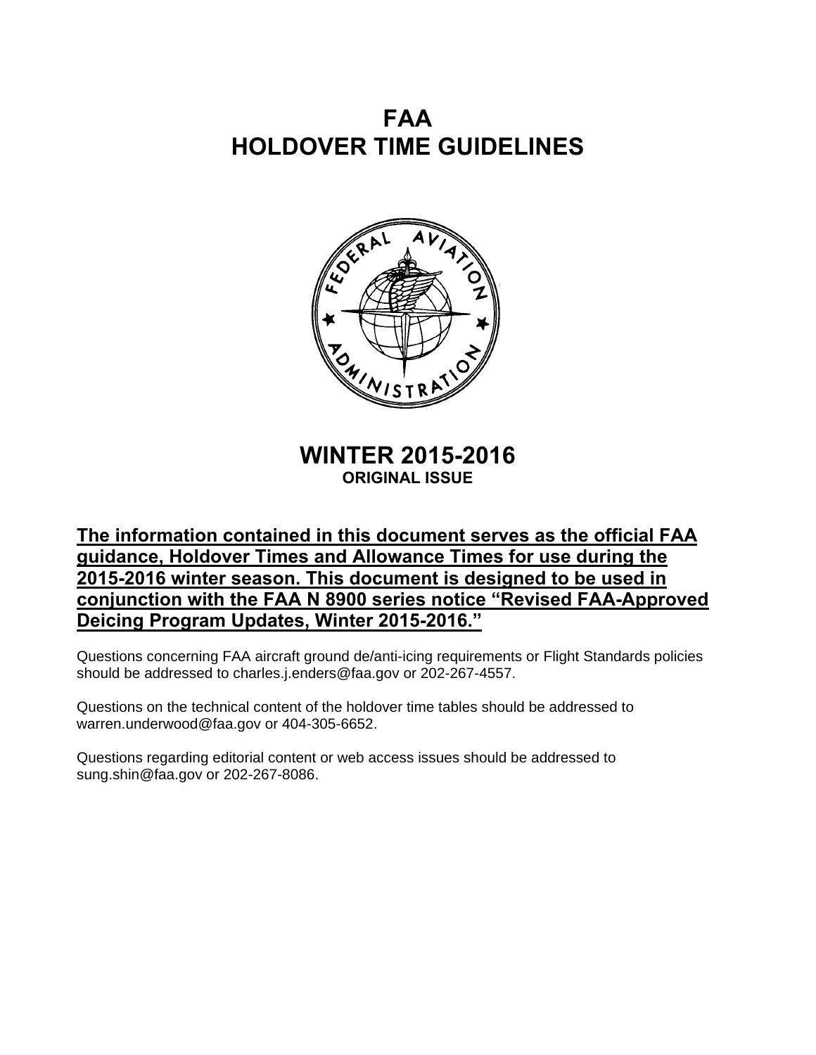# FAA
# HOLDOVER TIME GUIDELINES

## WINTER 2015-2016

**ORIGINAL ISSUE**

**The information contained in this document serves as the official FAA guidance, Holdover Times and Allowance Times for use during the 2015-2016 winter season. This document is designed to be used in conjunction with the FAA N 8900 series notice "Revised FAA-Approved Deicing Program Updates, Winter 2015-2016."**

Questions concerning FAA aircraft ground de/anti-icing requirements or Flight Standards policies should be addressed to charles.j.enders@faa.gov or 202-267-4557.

Questions on the technical content of the holdover time tables should be addressed to warren.underwood@faa.gov or 404-305-6652.

Questions regarding editorial content or web access issues should be addressed to sung.shin@faa.gov or 202-267-8086.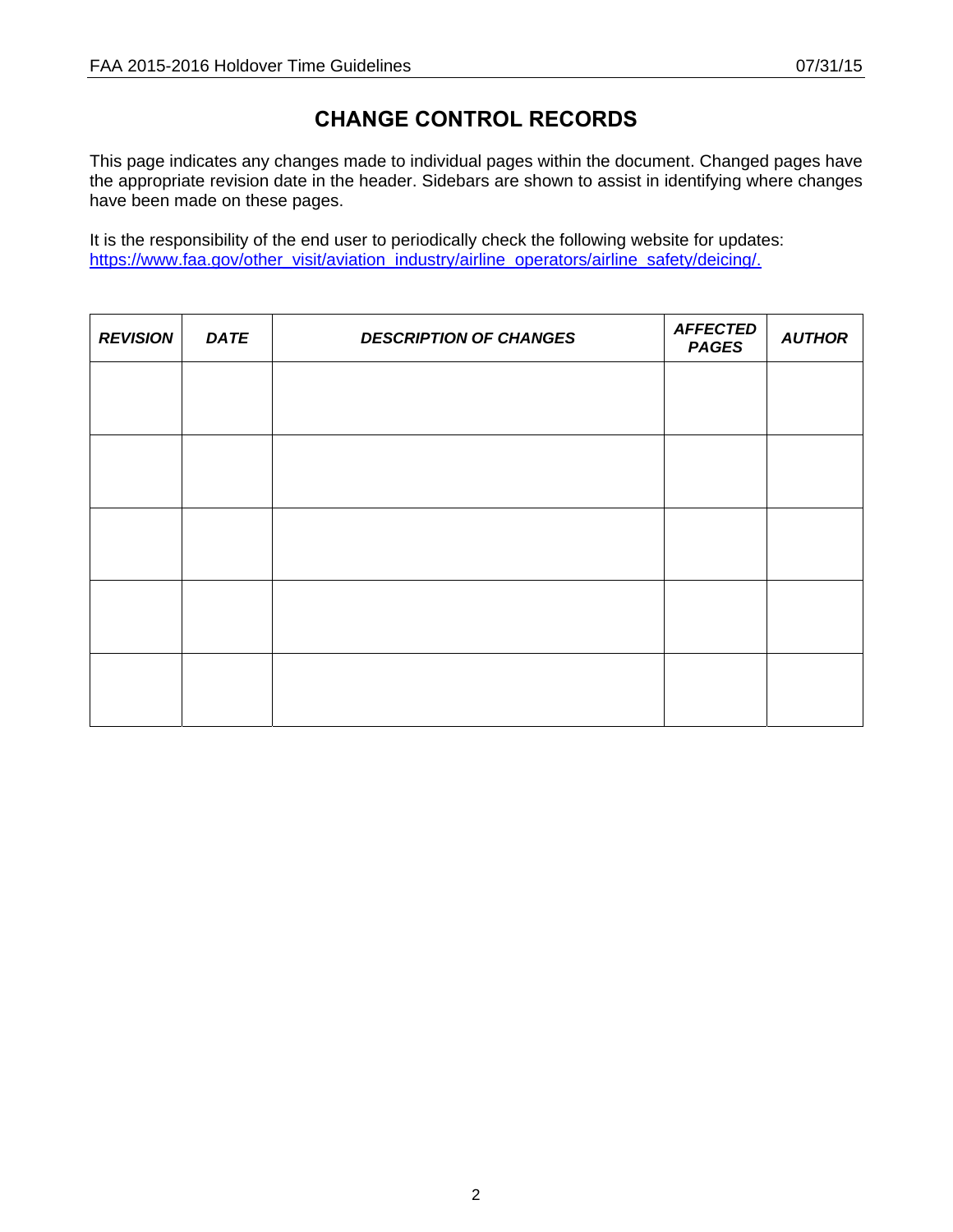# CHANGE CONTROL RECORDS

This page indicates any changes made to individual pages within the document. Changed pages have the appropriate revision date in the header. Sidebars are shown to assist in identifying where changes have been made on these pages.

It is the responsibility of the end user to periodically check the following website for updates: [https://www.faa.gov/other_visit/aviation_industry/airline_operators/airline_safety/deicing/.](https://www.faa.gov/other_visit/aviation_industry/airline_operators/airline_safety/deicing/)

| ***REVISION*** | ***DATE*** | ***DESCRIPTION OF CHANGES*** | ***AFFECTED PAGES*** | ***AUTHOR*** |
|---|---|---|---|---|
| | | | | |
| | | | | |
| | | | | |
| | | | | |
| | | | | |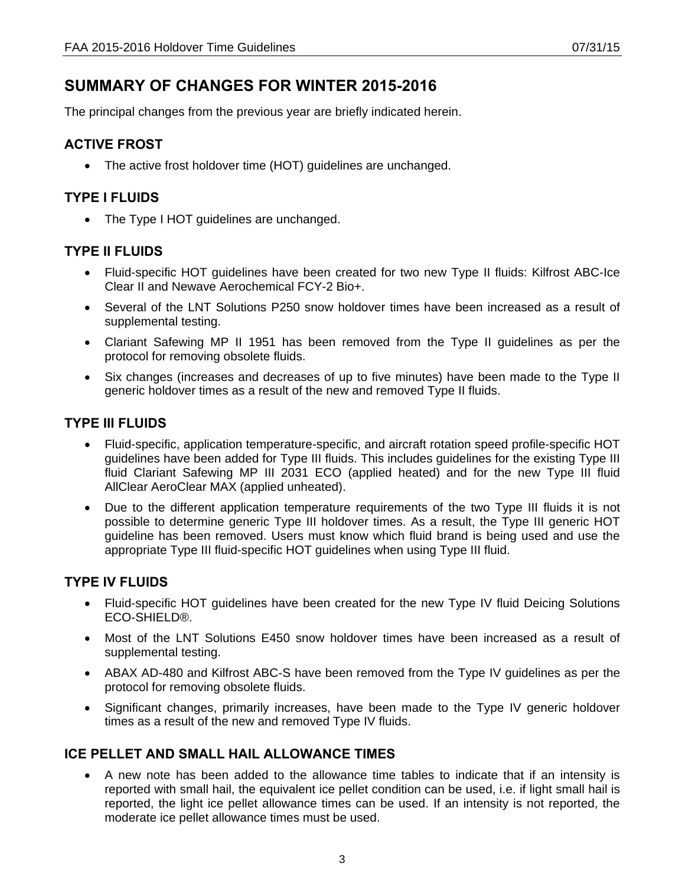# SUMMARY OF CHANGES FOR WINTER 2015-2016

The principal changes from the previous year are briefly indicated herein.

## ACTIVE FROST

- The active frost holdover time (HOT) guidelines are unchanged.

## TYPE I FLUIDS

- The Type I HOT guidelines are unchanged.

## TYPE II FLUIDS

- Fluid-specific HOT guidelines have been created for two new Type II fluids: Kilfrost ABC-Ice Clear II and Newave Aerochemical FCY-2 Bio+.
- Several of the LNT Solutions P250 snow holdover times have been increased as a result of supplemental testing.
- Clariant Safewing MP II 1951 has been removed from the Type II guidelines as per the protocol for removing obsolete fluids.
- Six changes (increases and decreases of up to five minutes) have been made to the Type II generic holdover times as a result of the new and removed Type II fluids.

## TYPE III FLUIDS

- Fluid-specific, application temperature-specific, and aircraft rotation speed profile-specific HOT guidelines have been added for Type III fluids. This includes guidelines for the existing Type III fluid Clariant Safewing MP III 2031 ECO (applied heated) and for the new Type III fluid AllClear AeroClear MAX (applied unheated).
- Due to the different application temperature requirements of the two Type III fluids it is not possible to determine generic Type III holdover times. As a result, the Type III generic HOT guideline has been removed. Users must know which fluid brand is being used and use the appropriate Type III fluid-specific HOT guidelines when using Type III fluid.

## TYPE IV FLUIDS

- Fluid-specific HOT guidelines have been created for the new Type IV fluid Deicing Solutions ECO-SHIELD®.
- Most of the LNT Solutions E450 snow holdover times have been increased as a result of supplemental testing.
- ABAX AD-480 and Kilfrost ABC-S have been removed from the Type IV guidelines as per the protocol for removing obsolete fluids.
- Significant changes, primarily increases, have been made to the Type IV generic holdover times as a result of the new and removed Type IV fluids.

## ICE PELLET AND SMALL HAIL ALLOWANCE TIMES

- A new note has been added to the allowance time tables to indicate that if an intensity is reported with small hail, the equivalent ice pellet condition can be used, i.e. if light small hail is reported, the light ice pellet allowance times can be used. If an intensity is not reported, the moderate ice pellet allowance times must be used.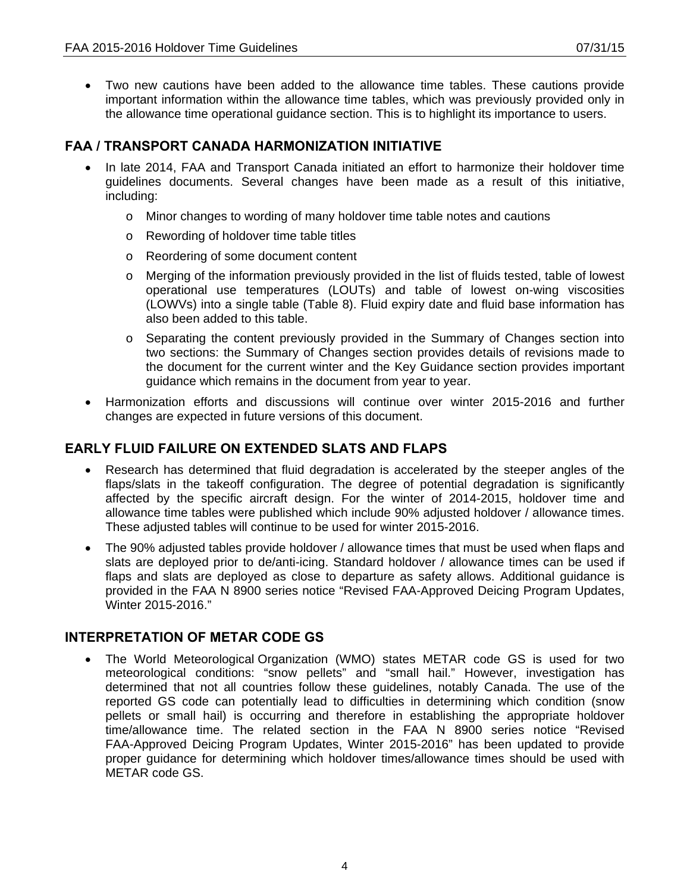- Two new cautions have been added to the allowance time tables. These cautions provide important information within the allowance time tables, which was previously provided only in the allowance time operational guidance section. This is to highlight its importance to users.

## FAA / TRANSPORT CANADA HARMONIZATION INITIATIVE

- In late 2014, FAA and Transport Canada initiated an effort to harmonize their holdover time guidelines documents. Several changes have been made as a result of this initiative, including:
  - Minor changes to wording of many holdover time table notes and cautions
  - Rewording of holdover time table titles
  - Reordering of some document content
  - Merging of the information previously provided in the list of fluids tested, table of lowest operational use temperatures (LOUTs) and table of lowest on-wing viscosities (LOWVs) into a single table (Table 8). Fluid expiry date and fluid base information has also been added to this table.
  - Separating the content previously provided in the Summary of Changes section into two sections: the Summary of Changes section provides details of revisions made to the document for the current winter and the Key Guidance section provides important guidance which remains in the document from year to year.
- Harmonization efforts and discussions will continue over winter 2015-2016 and further changes are expected in future versions of this document.

## EARLY FLUID FAILURE ON EXTENDED SLATS AND FLAPS

- Research has determined that fluid degradation is accelerated by the steeper angles of the flaps/slats in the takeoff configuration. The degree of potential degradation is significantly affected by the specific aircraft design. For the winter of 2014-2015, holdover time and allowance time tables were published which include 90% adjusted holdover / allowance times. These adjusted tables will continue to be used for winter 2015-2016.
- The 90% adjusted tables provide holdover / allowance times that must be used when flaps and slats are deployed prior to de/anti-icing. Standard holdover / allowance times can be used if flaps and slats are deployed as close to departure as safety allows. Additional guidance is provided in the FAA N 8900 series notice "Revised FAA-Approved Deicing Program Updates, Winter 2015-2016."

## INTERPRETATION OF METAR CODE GS

- The World Meteorological Organization (WMO) states METAR code GS is used for two meteorological conditions: "snow pellets" and "small hail." However, investigation has determined that not all countries follow these guidelines, notably Canada. The use of the reported GS code can potentially lead to difficulties in determining which condition (snow pellets or small hail) is occurring and therefore in establishing the appropriate holdover time/allowance time. The related section in the FAA N 8900 series notice "Revised FAA-Approved Deicing Program Updates, Winter 2015-2016" has been updated to provide proper guidance for determining which holdover times/allowance times should be used with METAR code GS.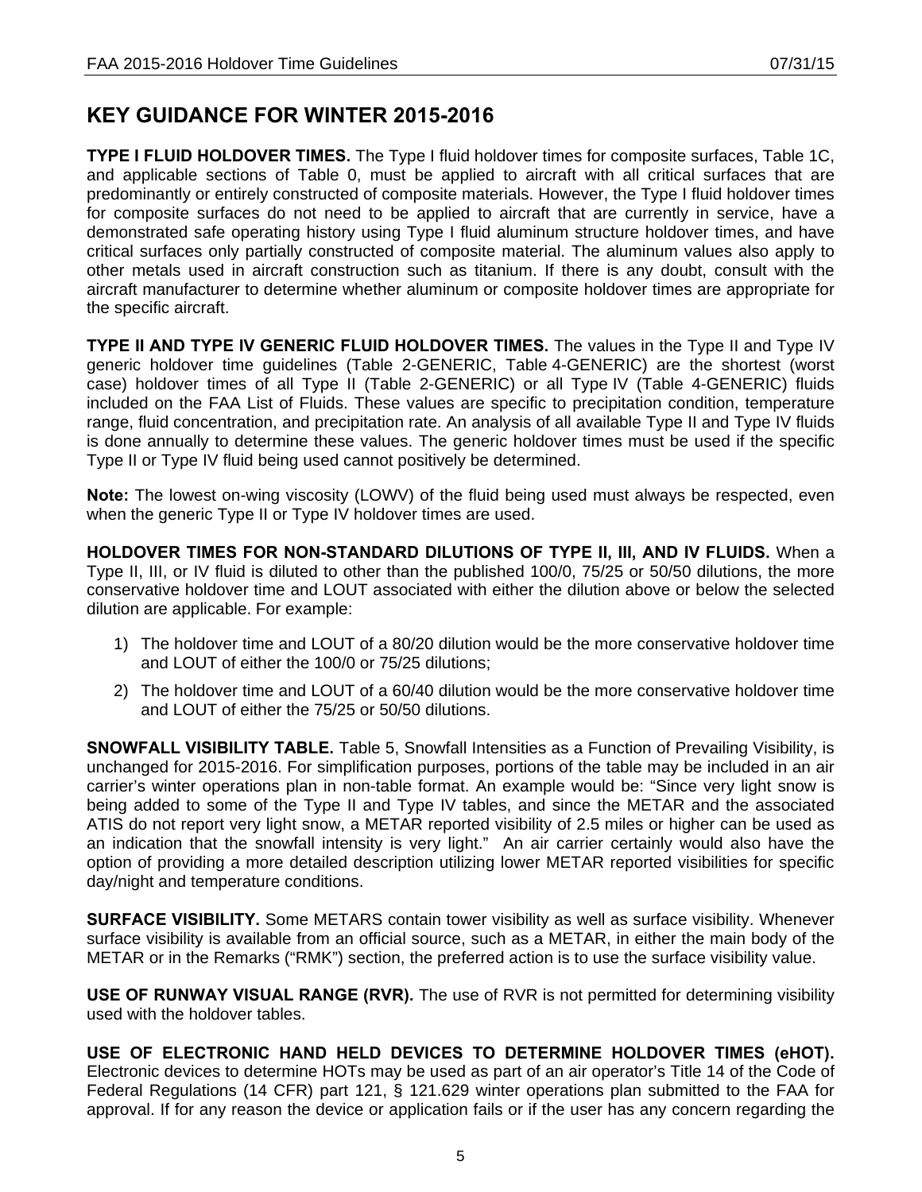## KEY GUIDANCE FOR WINTER 2015-2016

**TYPE I FLUID HOLDOVER TIMES.** The Type I fluid holdover times for composite surfaces, Table 1C, and applicable sections of Table 0, must be applied to aircraft with all critical surfaces that are predominantly or entirely constructed of composite materials. However, the Type I fluid holdover times for composite surfaces do not need to be applied to aircraft that are currently in service, have a demonstrated safe operating history using Type I fluid aluminum structure holdover times, and have critical surfaces only partially constructed of composite material. The aluminum values also apply to other metals used in aircraft construction such as titanium. If there is any doubt, consult with the aircraft manufacturer to determine whether aluminum or composite holdover times are appropriate for the specific aircraft.

**TYPE II AND TYPE IV GENERIC FLUID HOLDOVER TIMES.** The values in the Type II and Type IV generic holdover time guidelines (Table 2-GENERIC, Table 4-GENERIC) are the shortest (worst case) holdover times of all Type II (Table 2-GENERIC) or all Type IV (Table 4-GENERIC) fluids included on the FAA List of Fluids. These values are specific to precipitation condition, temperature range, fluid concentration, and precipitation rate. An analysis of all available Type II and Type IV fluids is done annually to determine these values. The generic holdover times must be used if the specific Type II or Type IV fluid being used cannot positively be determined.

**Note:** The lowest on-wing viscosity (LOWV) of the fluid being used must always be respected, even when the generic Type II or Type IV holdover times are used.

**HOLDOVER TIMES FOR NON-STANDARD DILUTIONS OF TYPE II, III, AND IV FLUIDS.** When a Type II, III, or IV fluid is diluted to other than the published 100/0, 75/25 or 50/50 dilutions, the more conservative holdover time and LOUT associated with either the dilution above or below the selected dilution are applicable. For example:

1) The holdover time and LOUT of a 80/20 dilution would be the more conservative holdover time and LOUT of either the 100/0 or 75/25 dilutions;
2) The holdover time and LOUT of a 60/40 dilution would be the more conservative holdover time and LOUT of either the 75/25 or 50/50 dilutions.

**SNOWFALL VISIBILITY TABLE.** Table 5, Snowfall Intensities as a Function of Prevailing Visibility, is unchanged for 2015-2016. For simplification purposes, portions of the table may be included in an air carrier's winter operations plan in non-table format. An example would be: "Since very light snow is being added to some of the Type II and Type IV tables, and since the METAR and the associated ATIS do not report very light snow, a METAR reported visibility of 2.5 miles or higher can be used as an indication that the snowfall intensity is very light." An air carrier certainly would also have the option of providing a more detailed description utilizing lower METAR reported visibilities for specific day/night and temperature conditions.

**SURFACE VISIBILITY.** Some METARS contain tower visibility as well as surface visibility. Whenever surface visibility is available from an official source, such as a METAR, in either the main body of the METAR or in the Remarks ("RMK") section, the preferred action is to use the surface visibility value.

**USE OF RUNWAY VISUAL RANGE (RVR).** The use of RVR is not permitted for determining visibility used with the holdover tables.

**USE OF ELECTRONIC HAND HELD DEVICES TO DETERMINE HOLDOVER TIMES (eHOT).** Electronic devices to determine HOTs may be used as part of an air operator's Title 14 of the Code of Federal Regulations (14 CFR) part 121, § 121.629 winter operations plan submitted to the FAA for approval. If for any reason the device or application fails or if the user has any concern regarding the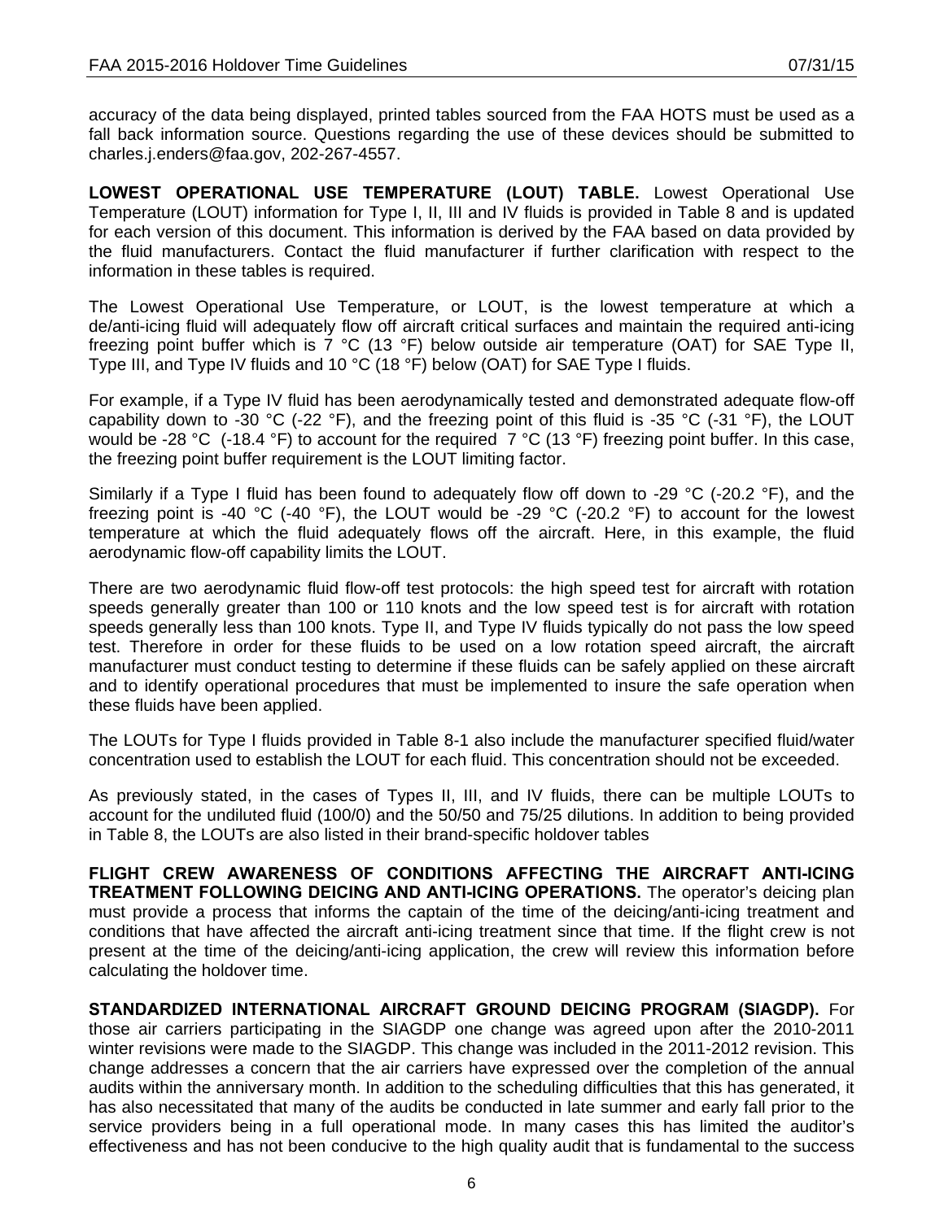accuracy of the data being displayed, printed tables sourced from the FAA HOTS must be used as a fall back information source. Questions regarding the use of these devices should be submitted to charles.j.enders@faa.gov, 202-267-4557.

**LOWEST OPERATIONAL USE TEMPERATURE (LOUT) TABLE.** Lowest Operational Use Temperature (LOUT) information for Type I, II, III and IV fluids is provided in Table 8 and is updated for each version of this document. This information is derived by the FAA based on data provided by the fluid manufacturers. Contact the fluid manufacturer if further clarification with respect to the information in these tables is required.

The Lowest Operational Use Temperature, or LOUT, is the lowest temperature at which a de/anti-icing fluid will adequately flow off aircraft critical surfaces and maintain the required anti-icing freezing point buffer which is 7 °C (13 °F) below outside air temperature (OAT) for SAE Type II, Type III, and Type IV fluids and 10 °C (18 °F) below (OAT) for SAE Type I fluids.

For example, if a Type IV fluid has been aerodynamically tested and demonstrated adequate flow-off capability down to -30 °C (-22 °F), and the freezing point of this fluid is -35 °C (-31 °F), the LOUT would be -28 °C (-18.4 °F) to account for the required 7 °C (13 °F) freezing point buffer. In this case, the freezing point buffer requirement is the LOUT limiting factor.

Similarly if a Type I fluid has been found to adequately flow off down to -29 °C (-20.2 °F), and the freezing point is -40 °C (-40 °F), the LOUT would be -29 °C (-20.2 °F) to account for the lowest temperature at which the fluid adequately flows off the aircraft. Here, in this example, the fluid aerodynamic flow-off capability limits the LOUT.

There are two aerodynamic fluid flow-off test protocols: the high speed test for aircraft with rotation speeds generally greater than 100 or 110 knots and the low speed test is for aircraft with rotation speeds generally less than 100 knots. Type II, and Type IV fluids typically do not pass the low speed test. Therefore in order for these fluids to be used on a low rotation speed aircraft, the aircraft manufacturer must conduct testing to determine if these fluids can be safely applied on these aircraft and to identify operational procedures that must be implemented to insure the safe operation when these fluids have been applied.

The LOUTs for Type I fluids provided in Table 8-1 also include the manufacturer specified fluid/water concentration used to establish the LOUT for each fluid. This concentration should not be exceeded.

As previously stated, in the cases of Types II, III, and IV fluids, there can be multiple LOUTs to account for the undiluted fluid (100/0) and the 50/50 and 75/25 dilutions. In addition to being provided in Table 8, the LOUTs are also listed in their brand-specific holdover tables

**FLIGHT CREW AWARENESS OF CONDITIONS AFFECTING THE AIRCRAFT ANTI-ICING TREATMENT FOLLOWING DEICING AND ANTI-ICING OPERATIONS.** The operator's deicing plan must provide a process that informs the captain of the time of the deicing/anti-icing treatment and conditions that have affected the aircraft anti-icing treatment since that time. If the flight crew is not present at the time of the deicing/anti-icing application, the crew will review this information before calculating the holdover time.

**STANDARDIZED INTERNATIONAL AIRCRAFT GROUND DEICING PROGRAM (SIAGDP).** For those air carriers participating in the SIAGDP one change was agreed upon after the 2010-2011 winter revisions were made to the SIAGDP. This change was included in the 2011-2012 revision. This change addresses a concern that the air carriers have expressed over the completion of the annual audits within the anniversary month. In addition to the scheduling difficulties that this has generated, it has also necessitated that many of the audits be conducted in late summer and early fall prior to the service providers being in a full operational mode. In many cases this has limited the auditor's effectiveness and has not been conducive to the high quality audit that is fundamental to the success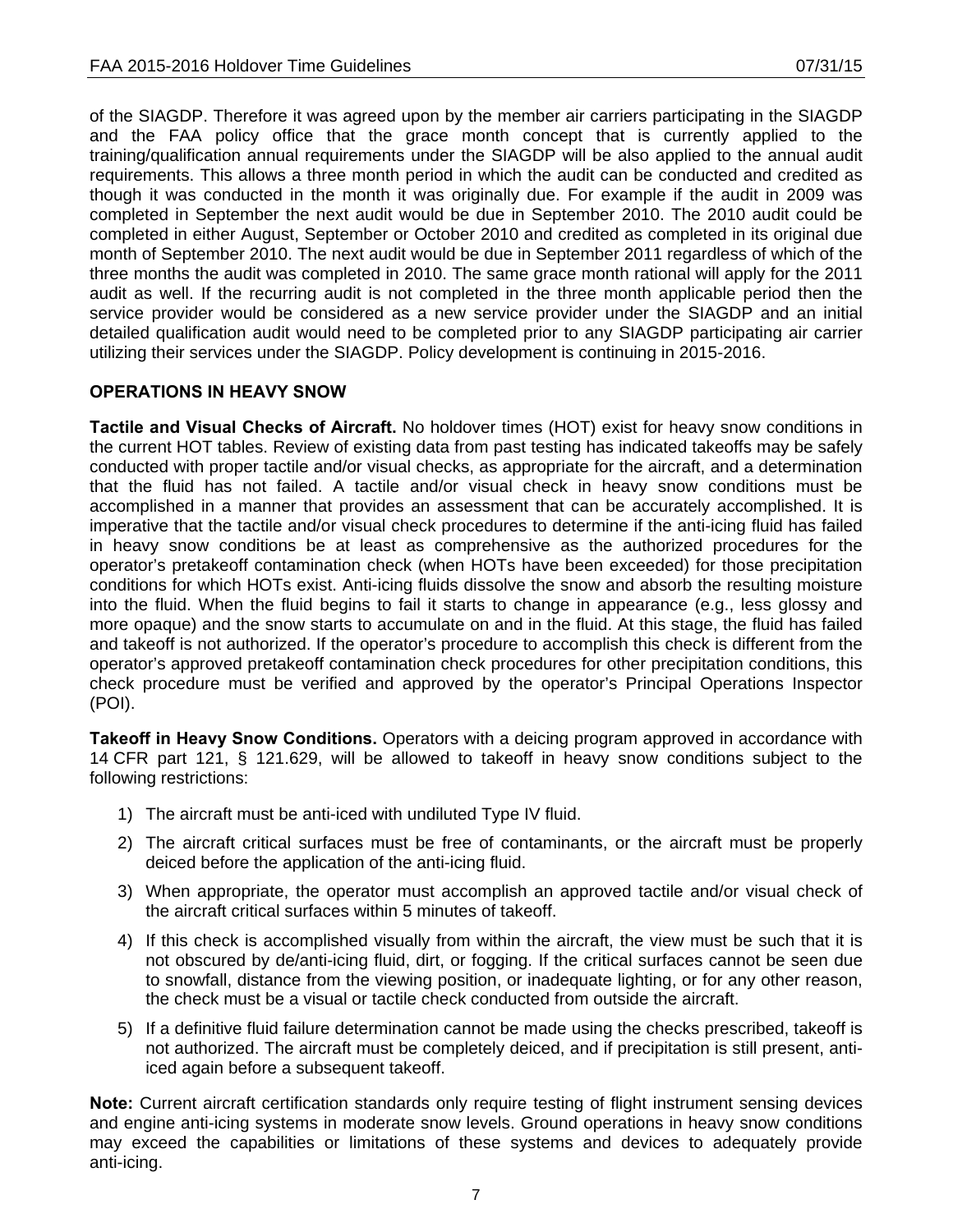of the SIAGDP. Therefore it was agreed upon by the member air carriers participating in the SIAGDP and the FAA policy office that the grace month concept that is currently applied to the training/qualification annual requirements under the SIAGDP will be also applied to the annual audit requirements. This allows a three month period in which the audit can be conducted and credited as though it was conducted in the month it was originally due. For example if the audit in 2009 was completed in September the next audit would be due in September 2010. The 2010 audit could be completed in either August, September or October 2010 and credited as completed in its original due month of September 2010. The next audit would be due in September 2011 regardless of which of the three months the audit was completed in 2010. The same grace month rational will apply for the 2011 audit as well. If the recurring audit is not completed in the three month applicable period then the service provider would be considered as a new service provider under the SIAGDP and an initial detailed qualification audit would need to be completed prior to any SIAGDP participating air carrier utilizing their services under the SIAGDP. Policy development is continuing in 2015-2016.

## OPERATIONS IN HEAVY SNOW

**Tactile and Visual Checks of Aircraft.** No holdover times (HOT) exist for heavy snow conditions in the current HOT tables. Review of existing data from past testing has indicated takeoffs may be safely conducted with proper tactile and/or visual checks, as appropriate for the aircraft, and a determination that the fluid has not failed. A tactile and/or visual check in heavy snow conditions must be accomplished in a manner that provides an assessment that can be accurately accomplished. It is imperative that the tactile and/or visual check procedures to determine if the anti-icing fluid has failed in heavy snow conditions be at least as comprehensive as the authorized procedures for the operator's pretakeoff contamination check (when HOTs have been exceeded) for those precipitation conditions for which HOTs exist. Anti-icing fluids dissolve the snow and absorb the resulting moisture into the fluid. When the fluid begins to fail it starts to change in appearance (e.g., less glossy and more opaque) and the snow starts to accumulate on and in the fluid. At this stage, the fluid has failed and takeoff is not authorized. If the operator's procedure to accomplish this check is different from the operator's approved pretakeoff contamination check procedures for other precipitation conditions, this check procedure must be verified and approved by the operator's Principal Operations Inspector (POI).

**Takeoff in Heavy Snow Conditions.** Operators with a deicing program approved in accordance with 14 CFR part 121, § 121.629, will be allowed to takeoff in heavy snow conditions subject to the following restrictions:

1) The aircraft must be anti-iced with undiluted Type IV fluid.
2) The aircraft critical surfaces must be free of contaminants, or the aircraft must be properly deiced before the application of the anti-icing fluid.
3) When appropriate, the operator must accomplish an approved tactile and/or visual check of the aircraft critical surfaces within 5 minutes of takeoff.
4) If this check is accomplished visually from within the aircraft, the view must be such that it is not obscured by de/anti-icing fluid, dirt, or fogging. If the critical surfaces cannot be seen due to snowfall, distance from the viewing position, or inadequate lighting, or for any other reason, the check must be a visual or tactile check conducted from outside the aircraft.
5) If a definitive fluid failure determination cannot be made using the checks prescribed, takeoff is not authorized. The aircraft must be completely deiced, and if precipitation is still present, anti-iced again before a subsequent takeoff.

**Note:** Current aircraft certification standards only require testing of flight instrument sensing devices and engine anti-icing systems in moderate snow levels. Ground operations in heavy snow conditions may exceed the capabilities or limitations of these systems and devices to adequately provide anti-icing.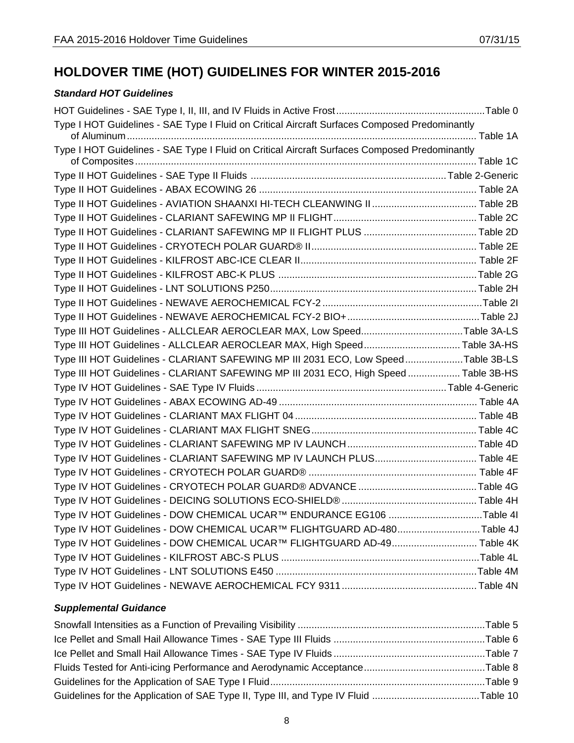# HOLDOVER TIME (HOT) GUIDELINES FOR WINTER 2015-2016

### *Standard HOT Guidelines*

HOT Guidelines - SAE Type I, II, III, and IV Fluids in Active Frost ...................................................... Table 0

Type I HOT Guidelines - SAE Type I Fluid on Critical Aircraft Surfaces Composed Predominantly of Aluminum ................................................................................................................................ Table 1A

Type I HOT Guidelines - SAE Type I Fluid on Critical Aircraft Surfaces Composed Predominantly of Composites ............................................................................................................................ Table 1C

Type II HOT Guidelines - SAE Type II Fluids ...................................................................... Table 2-Generic

Type II HOT Guidelines - ABAX ECOWING 26 ............................................................................... Table 2A

Type II HOT Guidelines - AVIATION SHAANXI HI-TECH CLEANWING II ...................................... Table 2B

Type II HOT Guidelines - CLARIANT SAFEWING MP II FLIGHT .................................................... Table 2C

Type II HOT Guidelines - CLARIANT SAFEWING MP II FLIGHT PLUS ......................................... Table 2D

Type II HOT Guidelines - CRYOTECH POLAR GUARD® II ............................................................ Table 2E

Type II HOT Guidelines - KILFROST ABC-ICE CLEAR II ................................................................ Table 2F

Type II HOT Guidelines - KILFROST ABC-K PLUS ......................................................................... Table 2G

Type II HOT Guidelines - LNT SOLUTIONS P250 ........................................................................... Table 2H

Type II HOT Guidelines - NEWAVE AEROCHEMICAL FCY-2 .......................................................... Table 2I

Type II HOT Guidelines - NEWAVE AEROCHEMICAL FCY-2 BIO+ ................................................ Table 2J

Type III HOT Guidelines - ALLCLEAR AEROCLEAR MAX, Low Speed ..................................... Table 3A-LS

Type III HOT Guidelines - ALLCLEAR AEROCLEAR MAX, High Speed ................................... Table 3A-HS

Type III HOT Guidelines - CLARIANT SAFEWING MP III 2031 ECO, Low Speed ..................... Table 3B-LS

Type III HOT Guidelines - CLARIANT SAFEWING MP III 2031 ECO, High Speed ................... Table 3B-HS

Type IV HOT Guidelines - SAE Type IV Fluids ..................................................................... Table 4-Generic

Type IV HOT Guidelines - ABAX ECOWING AD-49 ........................................................................ Table 4A

Type IV HOT Guidelines - CLARIANT MAX FLIGHT 04 .................................................................. Table 4B

Type IV HOT Guidelines - CLARIANT MAX FLIGHT SNEG ............................................................ Table 4C

Type IV HOT Guidelines - CLARIANT SAFEWING MP IV LAUNCH ............................................... Table 4D

Type IV HOT Guidelines - CLARIANT SAFEWING MP IV LAUNCH PLUS ..................................... Table 4E

Type IV HOT Guidelines - CRYOTECH POLAR GUARD® ............................................................. Table 4F

Type IV HOT Guidelines - CRYOTECH POLAR GUARD® ADVANCE ........................................... Table 4G

Type IV HOT Guidelines - DEICING SOLUTIONS ECO-SHIELD® ................................................. Table 4H

Type IV HOT Guidelines - DOW CHEMICAL UCAR™ ENDURANCE EG106 .................................. Table 4I

Type IV HOT Guidelines - DOW CHEMICAL UCAR™ FLIGHTGUARD AD-480 .............................. Table 4J

Type IV HOT Guidelines - DOW CHEMICAL UCAR™ FLIGHTGUARD AD-49 ............................... Table 4K

Type IV HOT Guidelines - KILFROST ABC-S PLUS ........................................................................ Table 4L

Type IV HOT Guidelines - LNT SOLUTIONS E450 ......................................................................... Table 4M

Type IV HOT Guidelines - NEWAVE AEROCHEMICAL FCY 9311 ................................................. Table 4N

### *Supplemental Guidance*

Snowfall Intensities as a Function of Prevailing Visibility .................................................................... Table 5

Ice Pellet and Small Hail Allowance Times - SAE Type III Fluids ........................................................ Table 6

Ice Pellet and Small Hail Allowance Times - SAE Type IV Fluids ........................................................ Table 7

Fluids Tested for Anti-icing Performance and Aerodynamic Acceptance ............................................ Table 8

Guidelines for the Application of SAE Type I Fluid .............................................................................. Table 9

Guidelines for the Application of SAE Type II, Type III, and Type IV Fluid ....................................... Table 10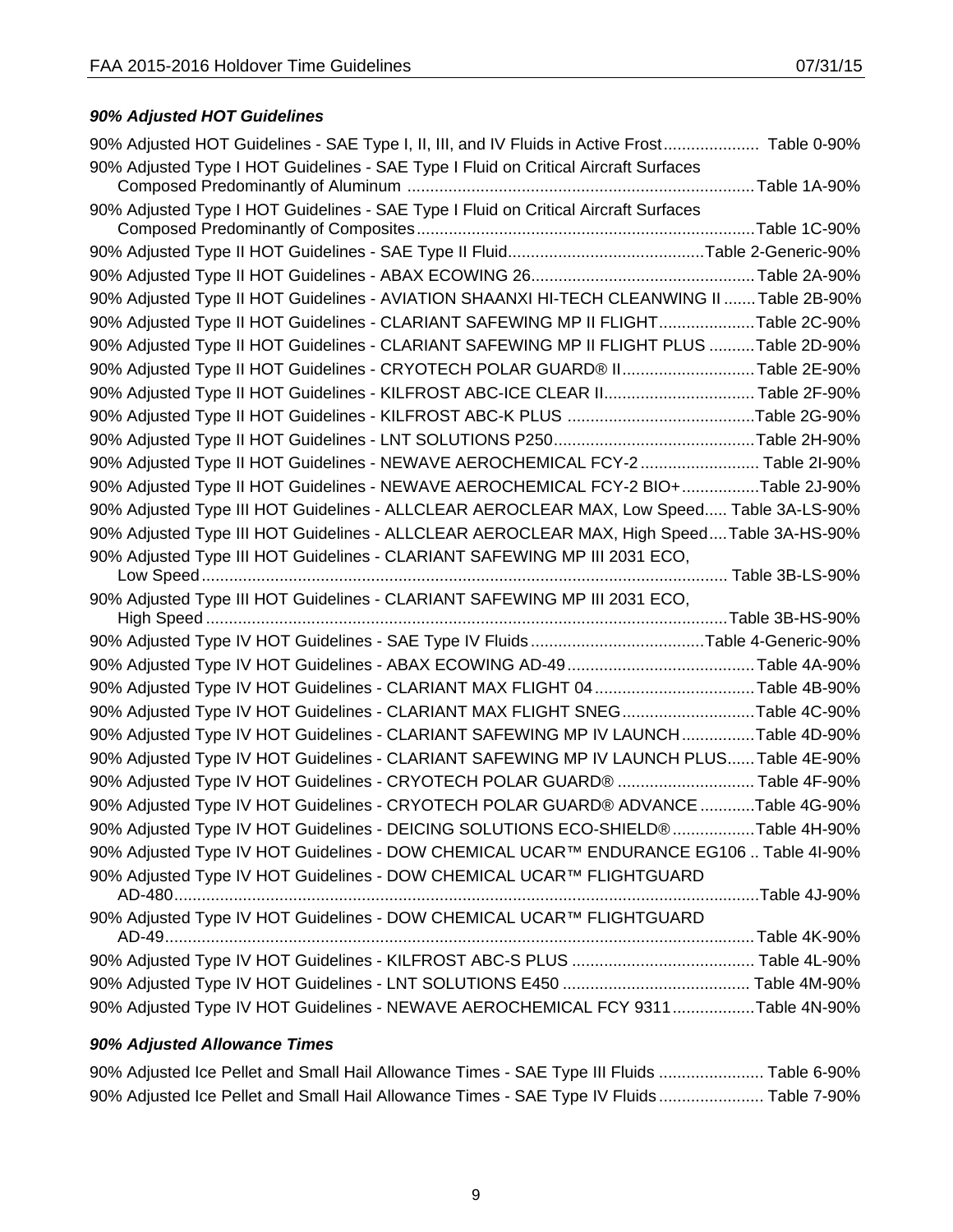### *90% Adjusted HOT Guidelines*

90% Adjusted HOT Guidelines - SAE Type I, II, III, and IV Fluids in Active Frost..................... Table 0-90%

90% Adjusted Type I HOT Guidelines - SAE Type I Fluid on Critical Aircraft Surfaces Composed Predominantly of Aluminum ............................................................................Table 1A-90%

90% Adjusted Type I HOT Guidelines - SAE Type I Fluid on Critical Aircraft Surfaces Composed Predominantly of Composites..........................................................................Table 1C-90%

90% Adjusted Type II HOT Guidelines - SAE Type II Fluid...........................................Table 2-Generic-90%

90% Adjusted Type II HOT Guidelines - ABAX ECOWING 26.................................................Table 2A-90%

90% Adjusted Type II HOT Guidelines - AVIATION SHAANXI HI-TECH CLEANWING II .......Table 2B-90%

90% Adjusted Type II HOT Guidelines - CLARIANT SAFEWING MP II FLIGHT.....................Table 2C-90%

90% Adjusted Type II HOT Guidelines - CLARIANT SAFEWING MP II FLIGHT PLUS ..........Table 2D-90%

90% Adjusted Type II HOT Guidelines - CRYOTECH POLAR GUARD® II.............................Table 2E-90%

90% Adjusted Type II HOT Guidelines - KILFROST ABC-ICE CLEAR II................................. Table 2F-90%

90% Adjusted Type II HOT Guidelines - KILFROST ABC-K PLUS .........................................Table 2G-90%

90% Adjusted Type II HOT Guidelines - LNT SOLUTIONS P250............................................Table 2H-90%

90% Adjusted Type II HOT Guidelines - NEWAVE AEROCHEMICAL FCY-2 .......................... Table 2I-90%

90% Adjusted Type II HOT Guidelines - NEWAVE AEROCHEMICAL FCY-2 BIO+.................Table 2J-90%

90% Adjusted Type III HOT Guidelines - ALLCLEAR AEROCLEAR MAX, Low Speed..... Table 3A-LS-90%

90% Adjusted Type III HOT Guidelines - ALLCLEAR AEROCLEAR MAX, High Speed....Table 3A-HS-90%

90% Adjusted Type III HOT Guidelines - CLARIANT SAFEWING MP III 2031 ECO, Low Speed................................................................................................................. Table 3B-LS-90%

90% Adjusted Type III HOT Guidelines - CLARIANT SAFEWING MP III 2031 ECO, High Speed ................................................................................................................Table 3B-HS-90%

90% Adjusted Type IV HOT Guidelines - SAE Type IV Fluids ......................................Table 4-Generic-90%

90% Adjusted Type IV HOT Guidelines - ABAX ECOWING AD-49.........................................Table 4A-90%

90% Adjusted Type IV HOT Guidelines - CLARIANT MAX FLIGHT 04 ...................................Table 4B-90%

90% Adjusted Type IV HOT Guidelines - CLARIANT MAX FLIGHT SNEG.............................Table 4C-90%

90% Adjusted Type IV HOT Guidelines - CLARIANT SAFEWING MP IV LAUNCH................Table 4D-90%

90% Adjusted Type IV HOT Guidelines - CLARIANT SAFEWING MP IV LAUNCH PLUS......Table 4E-90%

90% Adjusted Type IV HOT Guidelines - CRYOTECH POLAR GUARD® .............................. Table 4F-90%

90% Adjusted Type IV HOT Guidelines - CRYOTECH POLAR GUARD® ADVANCE ............Table 4G-90%

90% Adjusted Type IV HOT Guidelines - DEICING SOLUTIONS ECO-SHIELD®..................Table 4H-90%

90% Adjusted Type IV HOT Guidelines - DOW CHEMICAL UCAR™ ENDURANCE EG106 .. Table 4I-90%

90% Adjusted Type IV HOT Guidelines - DOW CHEMICAL UCAR™ FLIGHTGUARD AD-480...............................................................................................................................Table 4J-90%

90% Adjusted Type IV HOT Guidelines - DOW CHEMICAL UCAR™ FLIGHTGUARD AD-49................................................................................................................................Table 4K-90%

90% Adjusted Type IV HOT Guidelines - KILFROST ABC-S PLUS ........................................ Table 4L-90%

90% Adjusted Type IV HOT Guidelines - LNT SOLUTIONS E450 ......................................... Table 4M-90%

90% Adjusted Type IV HOT Guidelines - NEWAVE AEROCHEMICAL FCY 9311..................Table 4N-90%

### *90% Adjusted Allowance Times*

90% Adjusted Ice Pellet and Small Hail Allowance Times - SAE Type III Fluids ....................... Table 6-90%

90% Adjusted Ice Pellet and Small Hail Allowance Times - SAE Type IV Fluids....................... Table 7-90%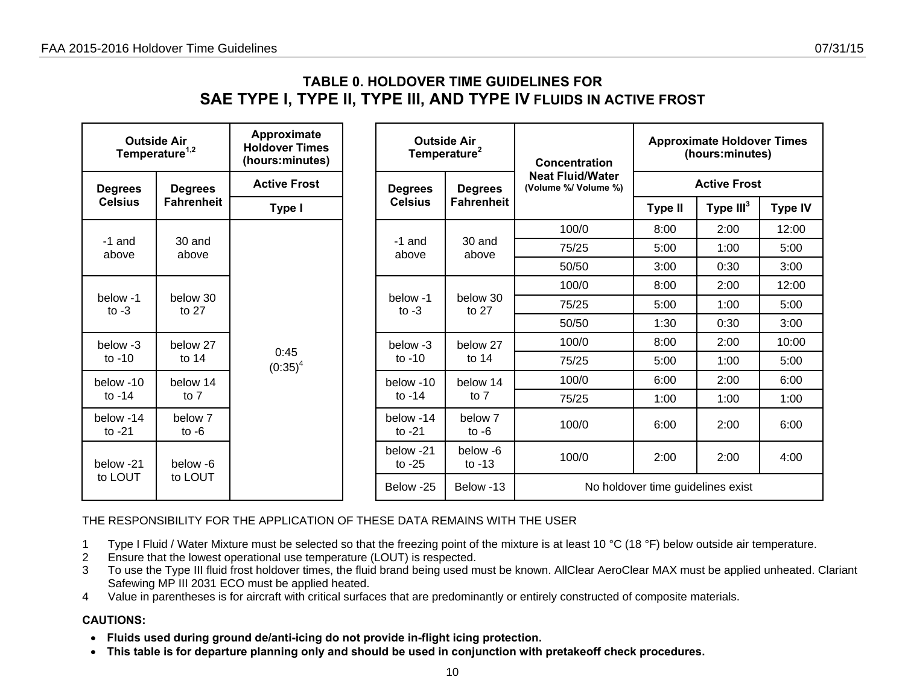## TABLE 0. HOLDOVER TIME GUIDELINES FOR SAE TYPE I, TYPE II, TYPE III, AND TYPE IV FLUIDS IN ACTIVE FROST

| Outside Air Temperature[1,2] | | Approximate Holdover Times (hours:minutes) |
|---|---|---|
| | | Active Frost |
| Degrees Celsius | Degrees Fahrenheit | Type I |
| -1 and above | 30 and above | 0:45 (0:35)[4] |
| below -1 to -3 | below 30 to 27 | |
| below -3 to -10 | below 27 to 14 | |
| below -10 to -14 | below 14 to 7 | |
| below -14 to -21 | below 7 to -6 | |
| below -21 to LOUT | below -6 to LOUT | |

| Outside Air Temperature[2] | | Concentration Neat Fluid/Water (Volume %/ Volume %) | Approximate Holdover Times (hours:minutes) | | |
|---|---|---|---|---|---|
| | | | Active Frost | | |
| Degrees Celsius | Degrees Fahrenheit | | Type II | Type III[3] | Type IV |
| -1 and above | 30 and above | 100/0 | 8:00 | 2:00 | 12:00 |
| | | 75/25 | 5:00 | 1:00 | 5:00 |
| | | 50/50 | 3:00 | 0:30 | 3:00 |
| below -1 to -3 | below 30 to 27 | 100/0 | 8:00 | 2:00 | 12:00 |
| | | 75/25 | 5:00 | 1:00 | 5:00 |
| | | 50/50 | 1:30 | 0:30 | 3:00 |
| below -3 to -10 | below 27 to 14 | 100/0 | 8:00 | 2:00 | 10:00 |
| | | 75/25 | 5:00 | 1:00 | 5:00 |
| below -10 to -14 | below 14 to 7 | 100/0 | 6:00 | 2:00 | 6:00 |
| | | 75/25 | 1:00 | 1:00 | 1:00 |
| below -14 to -21 | below 7 to -6 | 100/0 | 6:00 | 2:00 | 6:00 |
| below -21 to -25 | below -6 to -13 | 100/0 | 2:00 | 2:00 | 4:00 |
| Below -25 | Below -13 | No holdover time guidelines exist | | | |

THE RESPONSIBILITY FOR THE APPLICATION OF THESE DATA REMAINS WITH THE USER

1. Type I Fluid / Water Mixture must be selected so that the freezing point of the mixture is at least 10 °C (18 °F) below outside air temperature.
2. Ensure that the lowest operational use temperature (LOUT) is respected.
3. To use the Type III fluid frost holdover times, the fluid brand being used must be known. AllClear AeroClear MAX must be applied unheated. Clariant Safewing MP III 2031 ECO must be applied heated.
4. Value in parentheses is for aircraft with critical surfaces that are predominantly or entirely constructed of composite materials.

**CAUTIONS:**

- **Fluids used during ground de/anti-icing do not provide in-flight icing protection.**
- **This table is for departure planning only and should be used in conjunction with pretakeoff check procedures.**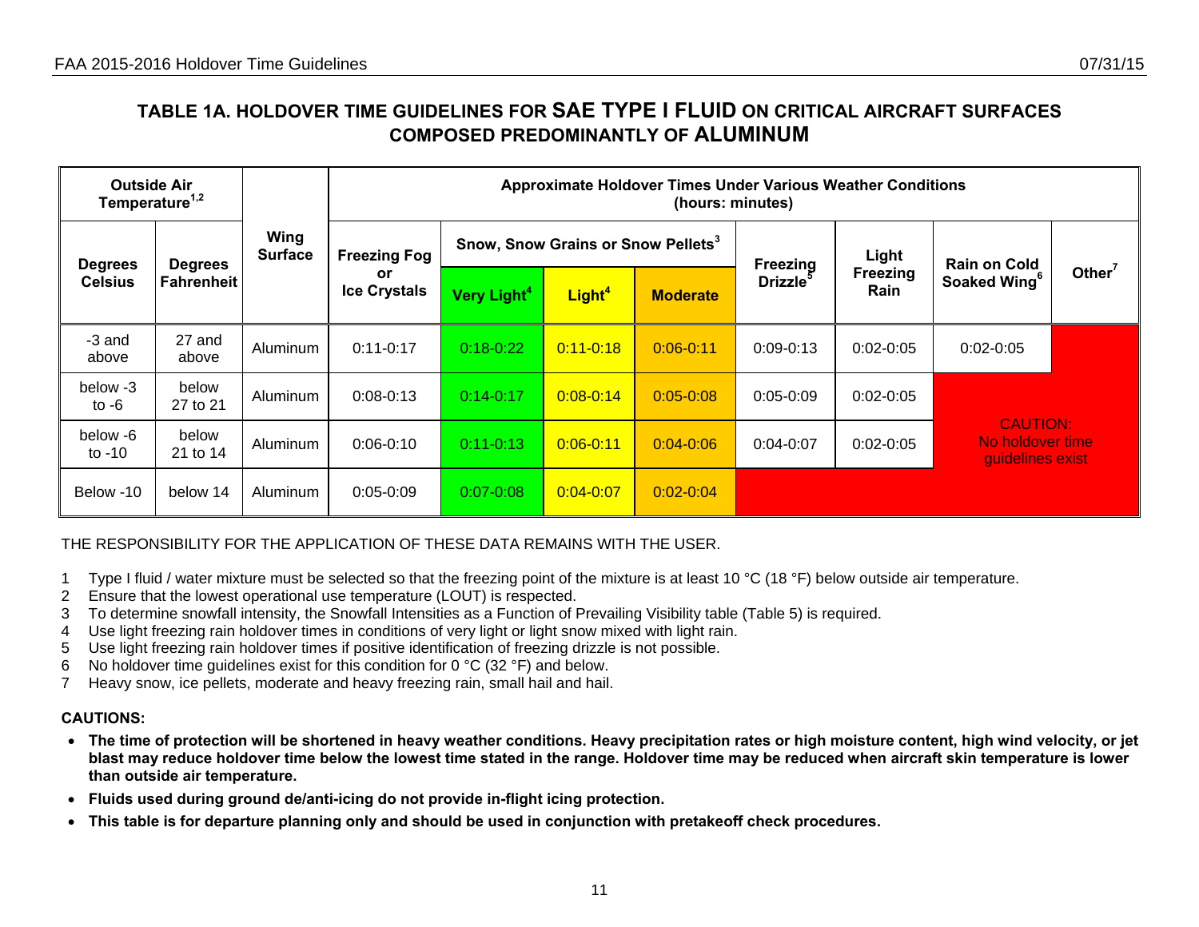## TABLE 1A. HOLDOVER TIME GUIDELINES FOR SAE TYPE I FLUID ON CRITICAL AIRCRAFT SURFACES COMPOSED PREDOMINANTLY OF ALUMINUM

| Outside Air Temperature[1,2] | | Wing Surface | Approximate Holdover Times Under Various Weather Conditions (hours: minutes) | | | | | | | |
|---|---|---|---|---|---|---|---|---|---|---|
| Degrees Celsius | Degrees Fahrenheit | | Freezing Fog or Ice Crystals | Snow, Snow Grains or Snow Pellets[3] | | | Freezing Drizzle[5] | Light Freezing Rain | Rain on Cold Soaked Wing[6] | Other[7] |
| | | | | Very Light[4] | Light[4] | Moderate | | | | |
| -3 and above | 27 and above | Aluminum | 0:11-0:17 | 0:18-0:22 | 0:11-0:18 | 0:06-0:11 | 0:09-0:13 | 0:02-0:05 | 0:02-0:05 | CAUTION: No holdover time guidelines exist |
| below -3 to -6 | below 27 to 21 | Aluminum | 0:08-0:13 | 0:14-0:17 | 0:08-0:14 | 0:05-0:08 | 0:05-0:09 | 0:02-0:05 | CAUTION: No holdover time guidelines exist | CAUTION: No holdover time guidelines exist |
| below -6 to -10 | below 21 to 14 | Aluminum | 0:06-0:10 | 0:11-0:13 | 0:06-0:11 | 0:04-0:06 | 0:04-0:07 | 0:02-0:05 | CAUTION: No holdover time guidelines exist | CAUTION: No holdover time guidelines exist |
| Below -10 | below 14 | Aluminum | 0:05-0:09 | 0:07-0:08 | 0:04-0:07 | 0:02-0:04 | CAUTION: No holdover time guidelines exist | CAUTION: No holdover time guidelines exist | CAUTION: No holdover time guidelines exist | CAUTION: No holdover time guidelines exist |

THE RESPONSIBILITY FOR THE APPLICATION OF THESE DATA REMAINS WITH THE USER.

1. Type I fluid / water mixture must be selected so that the freezing point of the mixture is at least 10 °C (18 °F) below outside air temperature.
2. Ensure that the lowest operational use temperature (LOUT) is respected.
3. To determine snowfall intensity, the Snowfall Intensities as a Function of Prevailing Visibility table (Table 5) is required.
4. Use light freezing rain holdover times in conditions of very light or light snow mixed with light rain.
5. Use light freezing rain holdover times if positive identification of freezing drizzle is not possible.
6. No holdover time guidelines exist for this condition for 0 °C (32 °F) and below.
7. Heavy snow, ice pellets, moderate and heavy freezing rain, small hail and hail.

**CAUTIONS:**

- **The time of protection will be shortened in heavy weather conditions. Heavy precipitation rates or high moisture content, high wind velocity, or jet blast may reduce holdover time below the lowest time stated in the range. Holdover time may be reduced when aircraft skin temperature is lower than outside air temperature.**
- **Fluids used during ground de/anti-icing do not provide in-flight icing protection.**
- **This table is for departure planning only and should be used in conjunction with pretakeoff check procedures.**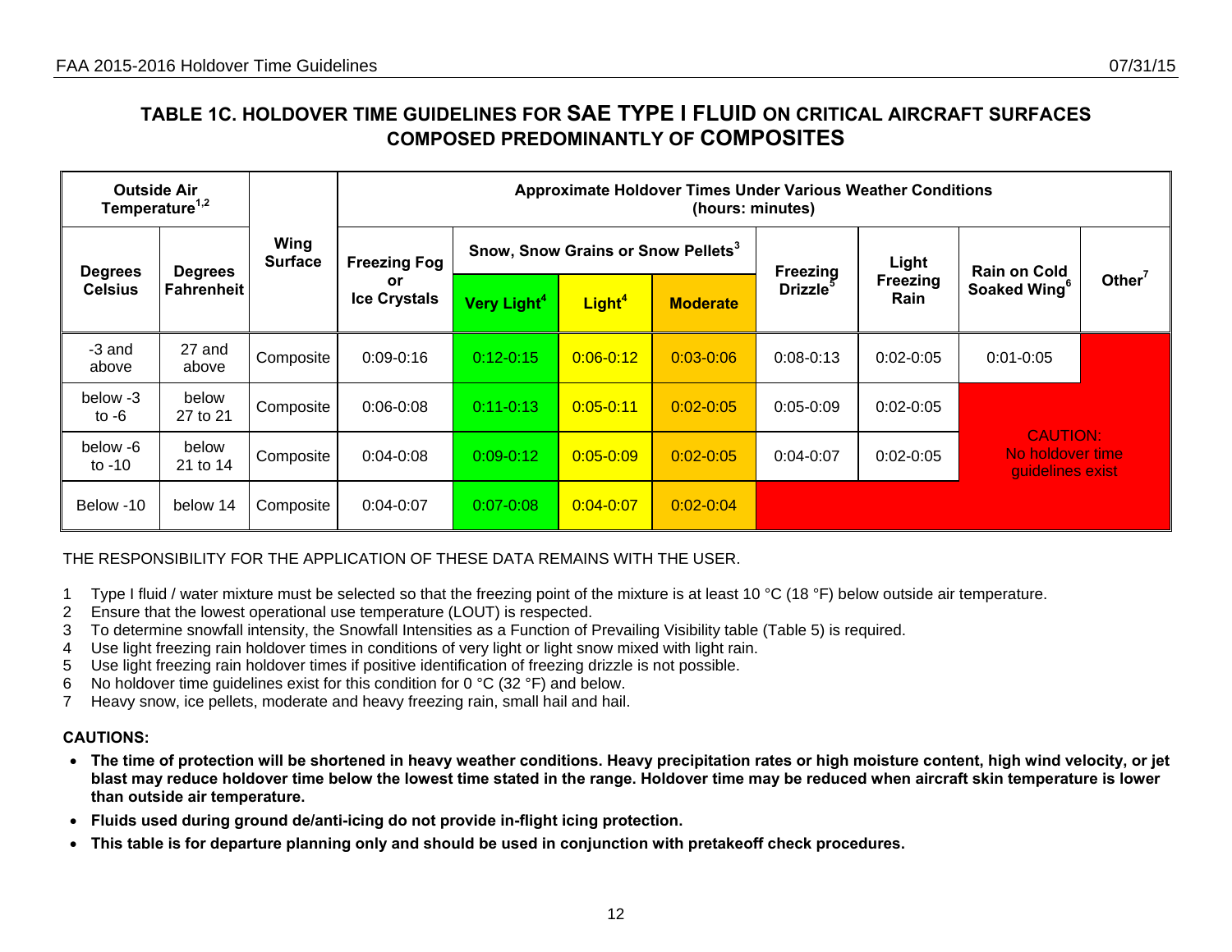## TABLE 1C. HOLDOVER TIME GUIDELINES FOR SAE TYPE I FLUID ON CRITICAL AIRCRAFT SURFACES COMPOSED PREDOMINANTLY OF COMPOSITES

| Outside Air Temperature[1,2] | | Wing Surface | Approximate Holdover Times Under Various Weather Conditions (hours: minutes) | | | | | | | |
|---|---|---|---|---|---|---|---|---|---|---|
| Degrees Celsius | Degrees Fahrenheit | | Freezing Fog or Ice Crystals | Snow, Snow Grains or Snow Pellets[3] | | | Freezing Drizzle[5] | Light Freezing Rain | Rain on Cold Soaked Wing[6] | Other[7] |
| | | | | Very Light[4] | Light[4] | Moderate | | | | |
| -3 and above | 27 and above | Composite | 0:09-0:16 | 0:12-0:15 | 0:06-0:12 | 0:03-0:06 | 0:08-0:13 | 0:02-0:05 | 0:01-0:05 | CAUTION: No holdover time guidelines exist |
| below -3 to -6 | below 27 to 21 | Composite | 0:06-0:08 | 0:11-0:13 | 0:05-0:11 | 0:02-0:05 | 0:05-0:09 | 0:02-0:05 | CAUTION: No holdover time guidelines exist | CAUTION: No holdover time guidelines exist |
| below -6 to -10 | below 21 to 14 | Composite | 0:04-0:08 | 0:09-0:12 | 0:05-0:09 | 0:02-0:05 | 0:04-0:07 | 0:02-0:05 | CAUTION: No holdover time guidelines exist | CAUTION: No holdover time guidelines exist |
| Below -10 | below 14 | Composite | 0:04-0:07 | 0:07-0:08 | 0:04-0:07 | 0:02-0:04 | CAUTION: No holdover time guidelines exist | CAUTION: No holdover time guidelines exist | CAUTION: No holdover time guidelines exist | CAUTION: No holdover time guidelines exist |

THE RESPONSIBILITY FOR THE APPLICATION OF THESE DATA REMAINS WITH THE USER.

1 Type I fluid / water mixture must be selected so that the freezing point of the mixture is at least 10 °C (18 °F) below outside air temperature.
2 Ensure that the lowest operational use temperature (LOUT) is respected.
3 To determine snowfall intensity, the Snowfall Intensities as a Function of Prevailing Visibility table (Table 5) is required.
4 Use light freezing rain holdover times in conditions of very light or light snow mixed with light rain.
5 Use light freezing rain holdover times if positive identification of freezing drizzle is not possible.
6 No holdover time guidelines exist for this condition for 0 °C (32 °F) and below.
7 Heavy snow, ice pellets, moderate and heavy freezing rain, small hail and hail.

**CAUTIONS:**

- **The time of protection will be shortened in heavy weather conditions. Heavy precipitation rates or high moisture content, high wind velocity, or jet blast may reduce holdover time below the lowest time stated in the range. Holdover time may be reduced when aircraft skin temperature is lower than outside air temperature.**
- **Fluids used during ground de/anti-icing do not provide in-flight icing protection.**
- **This table is for departure planning only and should be used in conjunction with pretakeoff check procedures.**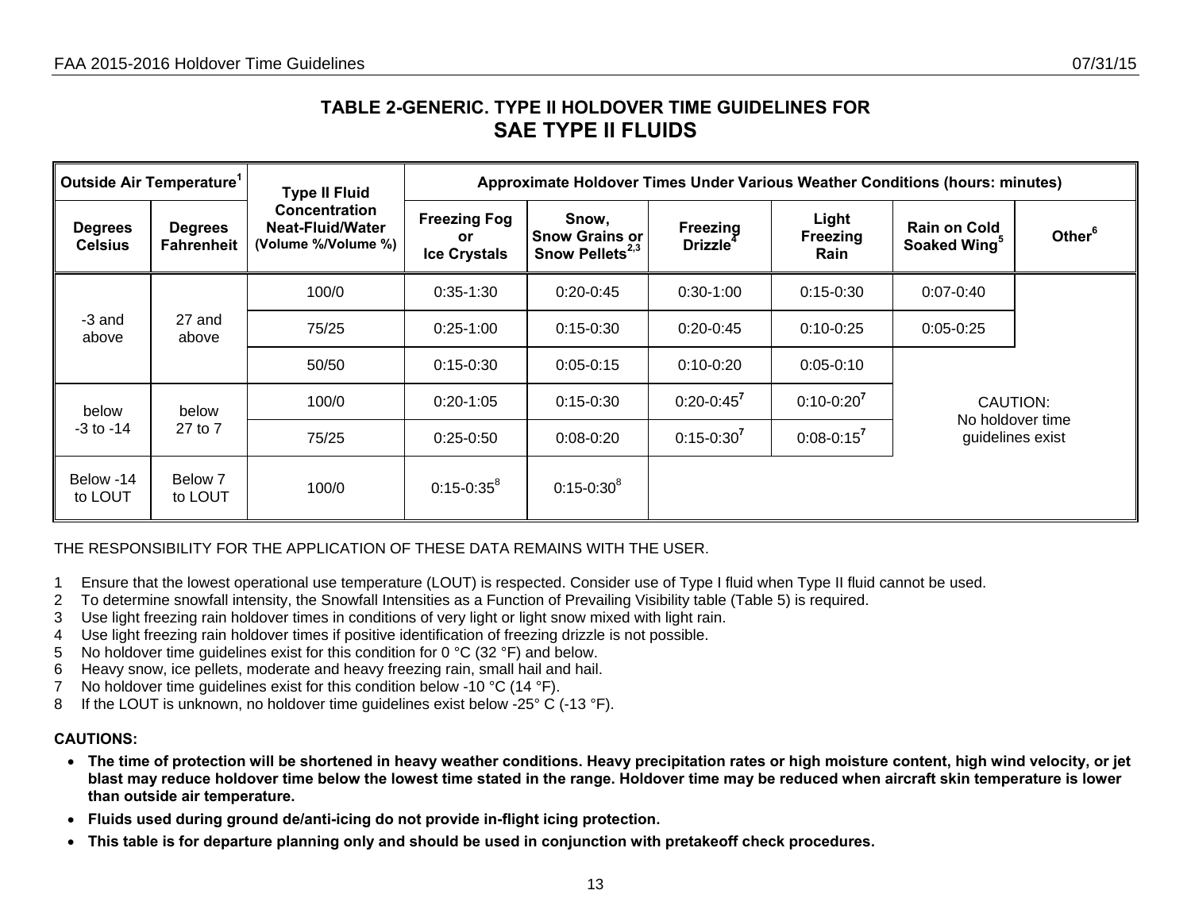## TABLE 2-GENERIC. TYPE II HOLDOVER TIME GUIDELINES FOR SAE TYPE II FLUIDS

| Outside Air Temperature[1] | | Type II Fluid Concentration Neat-Fluid/Water (Volume %/Volume %) | Approximate Holdover Times Under Various Weather Conditions (hours: minutes) | | | | | |
|---|---|---|---|---|---|---|---|---|
| Degrees Celsius | Degrees Fahrenheit | | Freezing Fog or Ice Crystals | Snow, Snow Grains or Snow Pellets[2,3] | Freezing Drizzle[4] | Light Freezing Rain | Rain on Cold Soaked Wing[5] | Other[6] |
| -3 and above | 27 and above | 100/0 | 0:35-1:30 | 0:20-0:45 | 0:30-1:00 | 0:15-0:30 | 0:07-0:40 | CAUTION: No holdover time guidelines exist |
| | | 75/25 | 0:25-1:00 | 0:15-0:30 | 0:20-0:45 | 0:10-0:25 | 0:05-0:25 | |
| | | 50/50 | 0:15-0:30 | 0:05-0:15 | 0:10-0:20 | 0:05-0:10 | CAUTION: No holdover time guidelines exist | |
| below -3 to -14 | below 27 to 7 | 100/0 | 0:20-1:05 | 0:15-0:30 | 0:20-0:45[7] | 0:10-0:20[7] | | |
| | | 75/25 | 0:25-0:50 | 0:08-0:20 | 0:15-0:30[7] | 0:08-0:15[7] | | |
| Below -14 to LOUT | Below 7 to LOUT | 100/0 | 0:15-0:35[8] | 0:15-0:30[8] | CAUTION: No holdover time guidelines exist | | | |

THE RESPONSIBILITY FOR THE APPLICATION OF THESE DATA REMAINS WITH THE USER.

1 Ensure that the lowest operational use temperature (LOUT) is respected. Consider use of Type I fluid when Type II fluid cannot be used.
2 To determine snowfall intensity, the Snowfall Intensities as a Function of Prevailing Visibility table (Table 5) is required.
3 Use light freezing rain holdover times in conditions of very light or light snow mixed with light rain.
4 Use light freezing rain holdover times if positive identification of freezing drizzle is not possible.
5 No holdover time guidelines exist for this condition for 0 °C (32 °F) and below.
6 Heavy snow, ice pellets, moderate and heavy freezing rain, small hail and hail.
7 No holdover time guidelines exist for this condition below -10 °C (14 °F).
8 If the LOUT is unknown, no holdover time guidelines exist below -25° C (-13 °F).

**CAUTIONS:**

- **The time of protection will be shortened in heavy weather conditions. Heavy precipitation rates or high moisture content, high wind velocity, or jet blast may reduce holdover time below the lowest time stated in the range. Holdover time may be reduced when aircraft skin temperature is lower than outside air temperature.**
- **Fluids used during ground de/anti-icing do not provide in-flight icing protection.**
- **This table is for departure planning only and should be used in conjunction with pretakeoff check procedures.**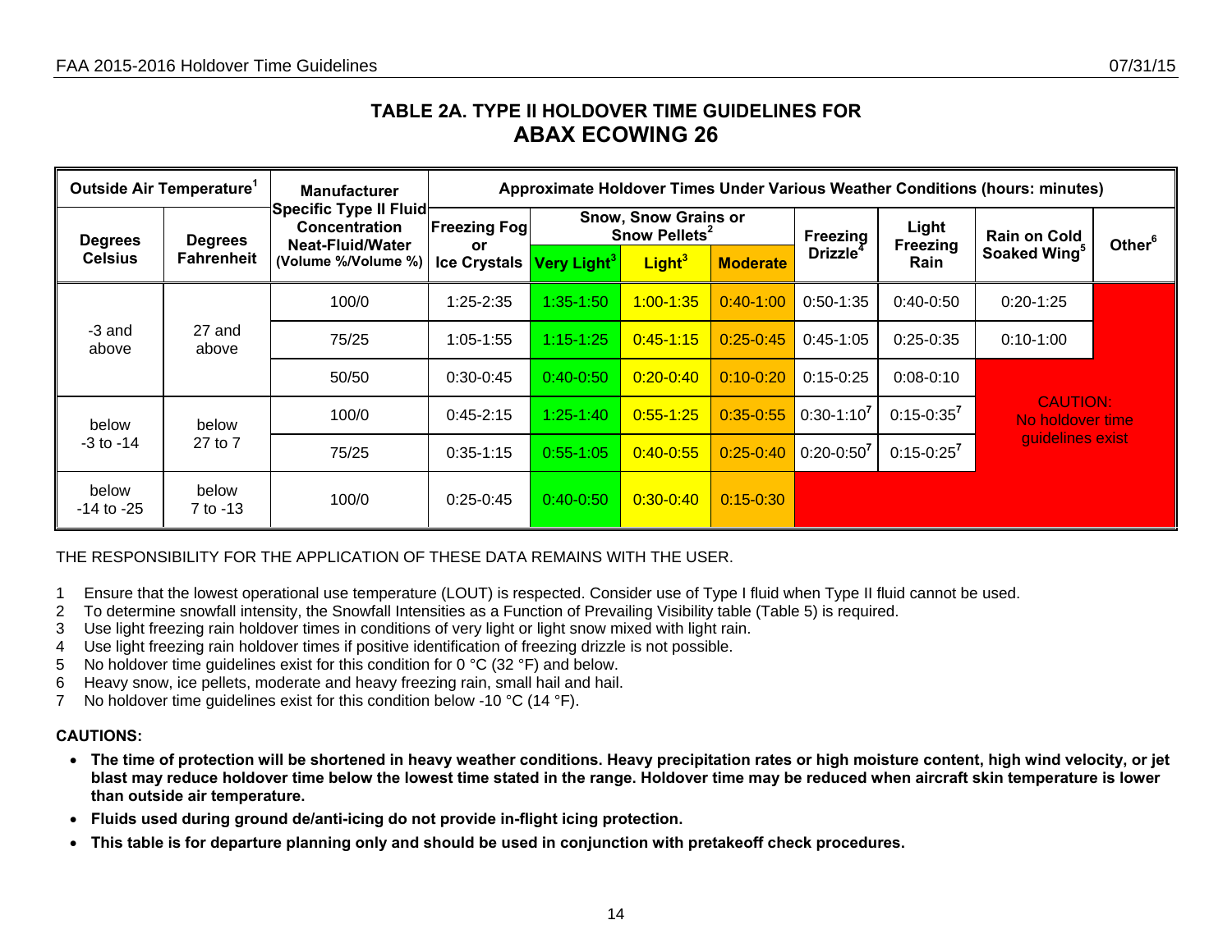## TABLE 2A. TYPE II HOLDOVER TIME GUIDELINES FOR

# ABAX ECOWING 26

| Outside Air Temperature[1] | | Manufacturer Specific Type II Fluid Concentration Neat-Fluid/Water (Volume %/Volume %) | Approximate Holdover Times Under Various Weather Conditions (hours: minutes) | | | | | | | |
|---|---|---|---|---|---|---|---|---|---|---|
| | | | Freezing Fog or Ice Crystals | Snow, Snow Grains or Snow Pellets[2] | | | Freezing Drizzle[4] | Light Freezing Rain | Rain on Cold Soaked Wing[5] | Other[6] |
| Degrees Celsius | Degrees Fahrenheit | | | Very Light[3] | Light[3] | Moderate | | | | |
| -3 and above | 27 and above | 100/0 | 1:25-2:35 | 1:35-1:50 | 1:00-1:35 | 0:40-1:00 | 0:50-1:35 | 0:40-0:50 | 0:20-1:25 | CAUTION: No holdover time guidelines exist |
| | | 75/25 | 1:05-1:55 | 1:15-1:25 | 0:45-1:15 | 0:25-0:45 | 0:45-1:05 | 0:25-0:35 | 0:10-1:00 | CAUTION: No holdover time guidelines exist |
| | | 50/50 | 0:30-0:45 | 0:40-0:50 | 0:20-0:40 | 0:10-0:20 | 0:15-0:25 | 0:08-0:10 | CAUTION: No holdover time guidelines exist | CAUTION: No holdover time guidelines exist |
| below -3 to -14 | below 27 to 7 | 100/0 | 0:45-2:15 | 1:25-1:40 | 0:55-1:25 | 0:35-0:55 | 0:30-1:10[7] | 0:15-0:35[7] | CAUTION: No holdover time guidelines exist | CAUTION: No holdover time guidelines exist |
| | | 75/25 | 0:35-1:15 | 0:55-1:05 | 0:40-0:55 | 0:25-0:40 | 0:20-0:50[7] | 0:15-0:25[7] | CAUTION: No holdover time guidelines exist | CAUTION: No holdover time guidelines exist |
| below -14 to -25 | below 7 to -13 | 100/0 | 0:25-0:45 | 0:40-0:50 | 0:30-0:40 | 0:15-0:30 | CAUTION: No holdover time guidelines exist | CAUTION: No holdover time guidelines exist | CAUTION: No holdover time guidelines exist | CAUTION: No holdover time guidelines exist |

THE RESPONSIBILITY FOR THE APPLICATION OF THESE DATA REMAINS WITH THE USER.

1 Ensure that the lowest operational use temperature (LOUT) is respected. Consider use of Type I fluid when Type II fluid cannot be used.
2 To determine snowfall intensity, the Snowfall Intensities as a Function of Prevailing Visibility table (Table 5) is required.
3 Use light freezing rain holdover times in conditions of very light or light snow mixed with light rain.
4 Use light freezing rain holdover times if positive identification of freezing drizzle is not possible.
5 No holdover time guidelines exist for this condition for 0 °C (32 °F) and below.
6 Heavy snow, ice pellets, moderate and heavy freezing rain, small hail and hail.
7 No holdover time guidelines exist for this condition below -10 °C (14 °F).

**CAUTIONS:**

- **The time of protection will be shortened in heavy weather conditions. Heavy precipitation rates or high moisture content, high wind velocity, or jet blast may reduce holdover time below the lowest time stated in the range. Holdover time may be reduced when aircraft skin temperature is lower than outside air temperature.**
- **Fluids used during ground de/anti-icing do not provide in-flight icing protection.**
- **This table is for departure planning only and should be used in conjunction with pretakeoff check procedures.**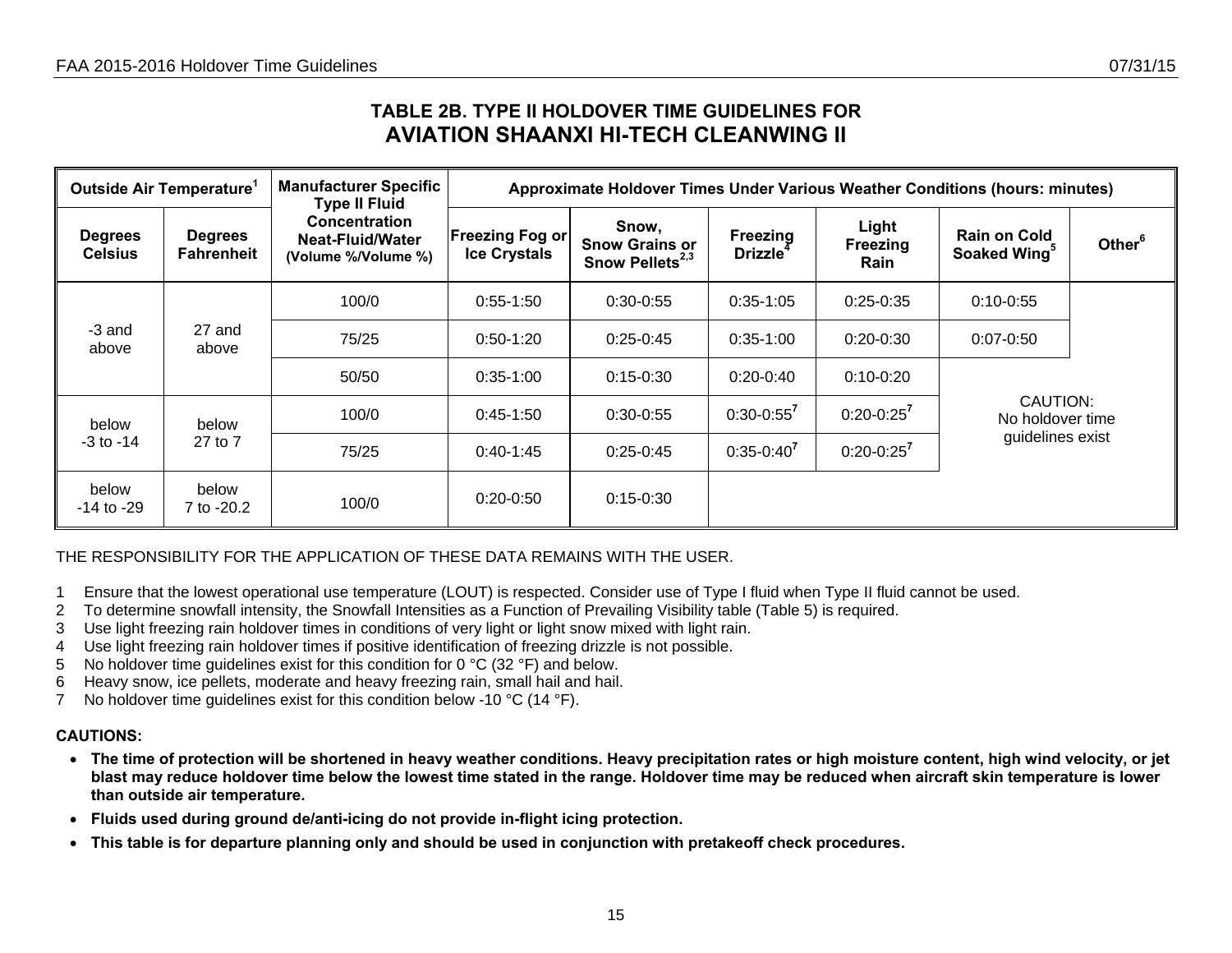## TABLE 2B. TYPE II HOLDOVER TIME GUIDELINES FOR AVIATION SHAANXI HI-TECH CLEANWING II

| Outside Air Temperature[1] | | Manufacturer Specific Type II Fluid Concentration Neat-Fluid/Water (Volume %/Volume %) | Approximate Holdover Times Under Various Weather Conditions (hours: minutes) | | | | | |
|---|---|---|---|---|---|---|---|---|
| Degrees Celsius | Degrees Fahrenheit | | Freezing Fog or Ice Crystals | Snow, Snow Grains or Snow Pellets[2,3] | Freezing Drizzle[4] | Light Freezing Rain | Rain on Cold Soaked Wing[5] | Other[6] |
| -3 and above | 27 and above | 100/0 | 0:55-1:50 | 0:30-0:55 | 0:35-1:05 | 0:25-0:35 | 0:10-0:55 | CAUTION: No holdover time guidelines exist |
| | | 75/25 | 0:50-1:20 | 0:25-0:45 | 0:35-1:00 | 0:20-0:30 | 0:07-0:50 | |
| | | 50/50 | 0:35-1:00 | 0:15-0:30 | 0:20-0:40 | 0:10-0:20 | | |
| below -3 to -14 | below 27 to 7 | 100/0 | 0:45-1:50 | 0:30-0:55 | 0:30-0:55[7] | 0:20-0:25[7] | | |
| | | 75/25 | 0:40-1:45 | 0:25-0:45 | 0:35-0:40[7] | 0:20-0:25[7] | | |
| below -14 to -29 | below 7 to -20.2 | 100/0 | 0:20-0:50 | 0:15-0:30 | | | | |

THE RESPONSIBILITY FOR THE APPLICATION OF THESE DATA REMAINS WITH THE USER.

1. Ensure that the lowest operational use temperature (LOUT) is respected. Consider use of Type I fluid when Type II fluid cannot be used.
2. To determine snowfall intensity, the Snowfall Intensities as a Function of Prevailing Visibility table (Table 5) is required.
3. Use light freezing rain holdover times in conditions of very light or light snow mixed with light rain.
4. Use light freezing rain holdover times if positive identification of freezing drizzle is not possible.
5. No holdover time guidelines exist for this condition for 0 °C (32 °F) and below.
6. Heavy snow, ice pellets, moderate and heavy freezing rain, small hail and hail.
7. No holdover time guidelines exist for this condition below -10 °C (14 °F).

**CAUTIONS:**

- **The time of protection will be shortened in heavy weather conditions. Heavy precipitation rates or high moisture content, high wind velocity, or jet blast may reduce holdover time below the lowest time stated in the range. Holdover time may be reduced when aircraft skin temperature is lower than outside air temperature.**
- **Fluids used during ground de/anti-icing do not provide in-flight icing protection.**
- **This table is for departure planning only and should be used in conjunction with pretakeoff check procedures.**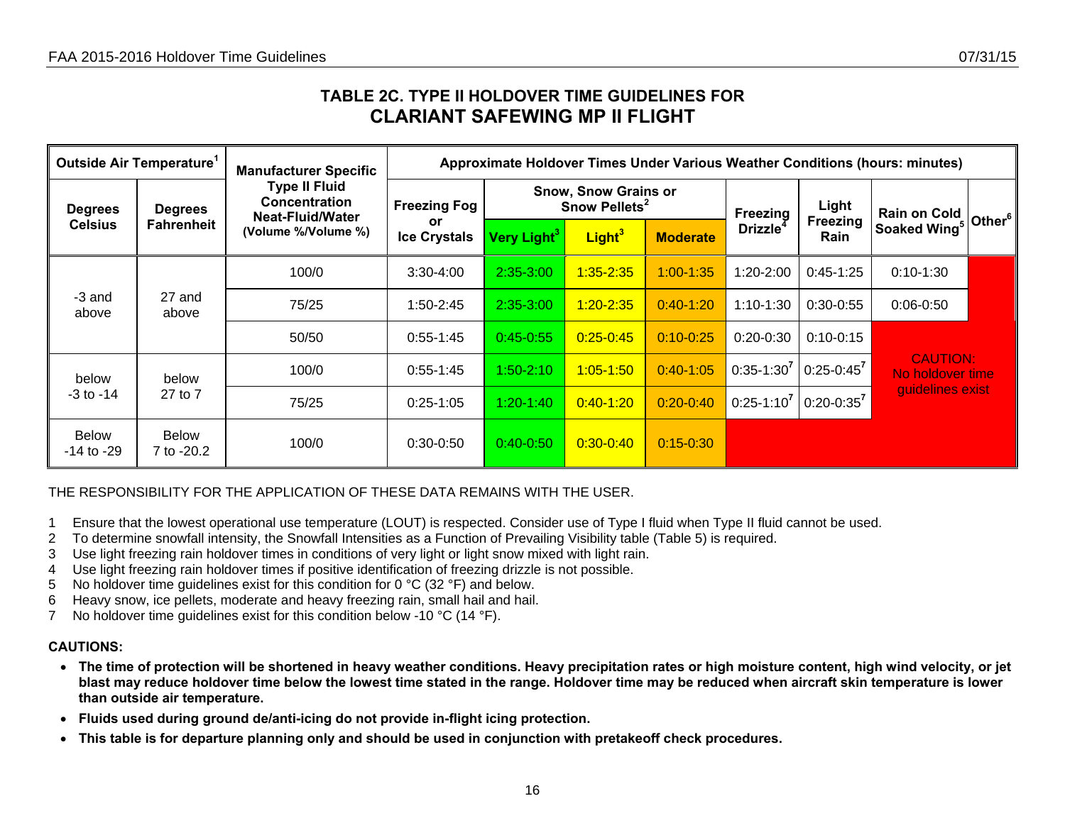## TABLE 2C. TYPE II HOLDOVER TIME GUIDELINES FOR CLARIANT SAFEWING MP II FLIGHT

| Outside Air Temperature[1] | | Manufacturer Specific Type II Fluid Concentration Neat-Fluid/Water (Volume %/Volume %) | Approximate Holdover Times Under Various Weather Conditions (hours: minutes) | | | | | | | |
|---|---|---|---|---|---|---|---|---|---|---|
| Degrees Celsius | Degrees Fahrenheit | | Freezing Fog or Ice Crystals | Snow, Snow Grains or Snow Pellets[2] | | | Freezing Drizzle[4] | Light Freezing Rain | Rain on Cold Soaked Wing[5] | Other[6] |
| | | | | Very Light[3] | Light[3] | Moderate | | | | |
| -3 and above | 27 and above | 100/0 | 3:30-4:00 | 2:35-3:00 | 1:35-2:35 | 1:00-1:35 | 1:20-2:00 | 0:45-1:25 | 0:10-1:30 | CAUTION: No holdover time guidelines exist |
| | | 75/25 | 1:50-2:45 | 2:35-3:00 | 1:20-2:35 | 0:40-1:20 | 1:10-1:30 | 0:30-0:55 | 0:06-0:50 | CAUTION: No holdover time guidelines exist |
| | | 50/50 | 0:55-1:45 | 0:45-0:55 | 0:25-0:45 | 0:10-0:25 | 0:20-0:30 | 0:10-0:15 | CAUTION: No holdover time guidelines exist | CAUTION: No holdover time guidelines exist |
| below -3 to -14 | below 27 to 7 | 100/0 | 0:55-1:45 | 1:50-2:10 | 1:05-1:50 | 0:40-1:05 | 0:35-1:30[7] | 0:25-0:45[7] | CAUTION: No holdover time guidelines exist | CAUTION: No holdover time guidelines exist |
| | | 75/25 | 0:25-1:05 | 1:20-1:40 | 0:40-1:20 | 0:20-0:40 | 0:25-1:10[7] | 0:20-0:35[7] | CAUTION: No holdover time guidelines exist | CAUTION: No holdover time guidelines exist |
| Below -14 to -29 | Below 7 to -20.2 | 100/0 | 0:30-0:50 | 0:40-0:50 | 0:30-0:40 | 0:15-0:30 | CAUTION: No holdover time guidelines exist | CAUTION: No holdover time guidelines exist | CAUTION: No holdover time guidelines exist | CAUTION: No holdover time guidelines exist |

THE RESPONSIBILITY FOR THE APPLICATION OF THESE DATA REMAINS WITH THE USER.

1 Ensure that the lowest operational use temperature (LOUT) is respected. Consider use of Type I fluid when Type II fluid cannot be used.
2 To determine snowfall intensity, the Snowfall Intensities as a Function of Prevailing Visibility table (Table 5) is required.
3 Use light freezing rain holdover times in conditions of very light or light snow mixed with light rain.
4 Use light freezing rain holdover times if positive identification of freezing drizzle is not possible.
5 No holdover time guidelines exist for this condition for 0 °C (32 °F) and below.
6 Heavy snow, ice pellets, moderate and heavy freezing rain, small hail and hail.
7 No holdover time guidelines exist for this condition below -10 °C (14 °F).

**CAUTIONS:**

- **The time of protection will be shortened in heavy weather conditions. Heavy precipitation rates or high moisture content, high wind velocity, or jet blast may reduce holdover time below the lowest time stated in the range. Holdover time may be reduced when aircraft skin temperature is lower than outside air temperature.**
- **Fluids used during ground de/anti-icing do not provide in-flight icing protection.**
- **This table is for departure planning only and should be used in conjunction with pretakeoff check procedures.**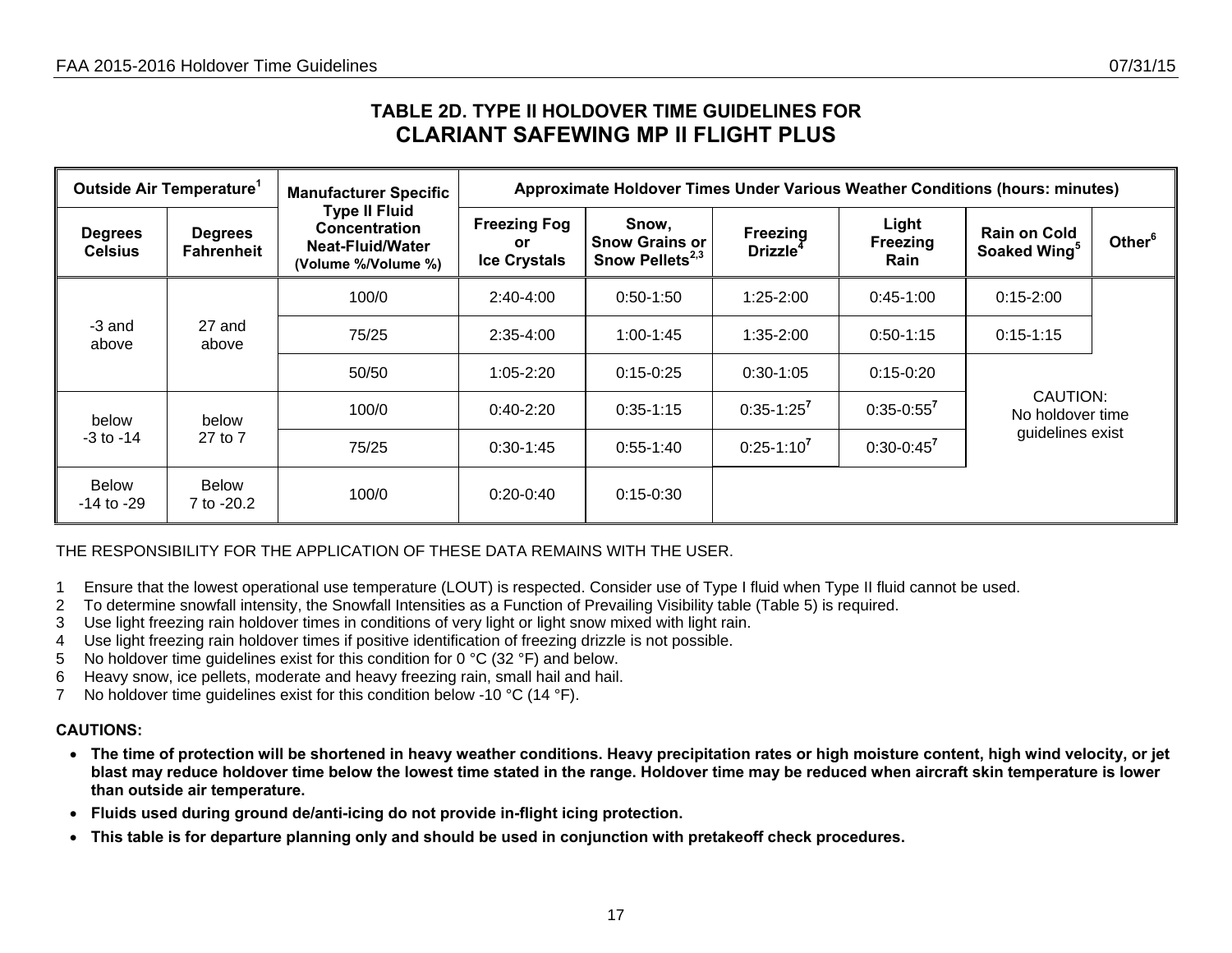## TABLE 2D. TYPE II HOLDOVER TIME GUIDELINES FOR CLARIANT SAFEWING MP II FLIGHT PLUS

| Outside Air Temperature[1] | | Manufacturer Specific Type II Fluid Concentration Neat-Fluid/Water (Volume %/Volume %) | Approximate Holdover Times Under Various Weather Conditions (hours: minutes) | | | | | |
|---|---|---|---|---|---|---|---|---|
| Degrees Celsius | Degrees Fahrenheit | | Freezing Fog or Ice Crystals | Snow, Snow Grains or Snow Pellets[2,3] | Freezing Drizzle[4] | Light Freezing Rain | Rain on Cold Soaked Wing[5] | Other[6] |
| -3 and above | 27 and above | 100/0 | 2:40-4:00 | 0:50-1:50 | 1:25-2:00 | 0:45-1:00 | 0:15-2:00 | CAUTION: No holdover time guidelines exist |
| | | 75/25 | 2:35-4:00 | 1:00-1:45 | 1:35-2:00 | 0:50-1:15 | 0:15-1:15 | |
| | | 50/50 | 1:05-2:20 | 0:15-0:25 | 0:30-1:05 | 0:15-0:20 | CAUTION: No holdover time guidelines exist | |
| below -3 to -14 | below 27 to 7 | 100/0 | 0:40-2:20 | 0:35-1:15 | 0:35-1:25[7] | 0:35-0:55[7] | | |
| | | 75/25 | 0:30-1:45 | 0:55-1:40 | 0:25-1:10[7] | 0:30-0:45[7] | | |
| Below -14 to -29 | Below 7 to -20.2 | 100/0 | 0:20-0:40 | 0:15-0:30 | CAUTION: No holdover time guidelines exist | | | |

THE RESPONSIBILITY FOR THE APPLICATION OF THESE DATA REMAINS WITH THE USER.

1. Ensure that the lowest operational use temperature (LOUT) is respected. Consider use of Type I fluid when Type II fluid cannot be used.
2. To determine snowfall intensity, the Snowfall Intensities as a Function of Prevailing Visibility table (Table 5) is required.
3. Use light freezing rain holdover times in conditions of very light or light snow mixed with light rain.
4. Use light freezing rain holdover times if positive identification of freezing drizzle is not possible.
5. No holdover time guidelines exist for this condition for 0 °C (32 °F) and below.
6. Heavy snow, ice pellets, moderate and heavy freezing rain, small hail and hail.
7. No holdover time guidelines exist for this condition below -10 °C (14 °F).

**CAUTIONS:**

- **The time of protection will be shortened in heavy weather conditions. Heavy precipitation rates or high moisture content, high wind velocity, or jet blast may reduce holdover time below the lowest time stated in the range. Holdover time may be reduced when aircraft skin temperature is lower than outside air temperature.**
- **Fluids used during ground de/anti-icing do not provide in-flight icing protection.**
- **This table is for departure planning only and should be used in conjunction with pretakeoff check procedures.**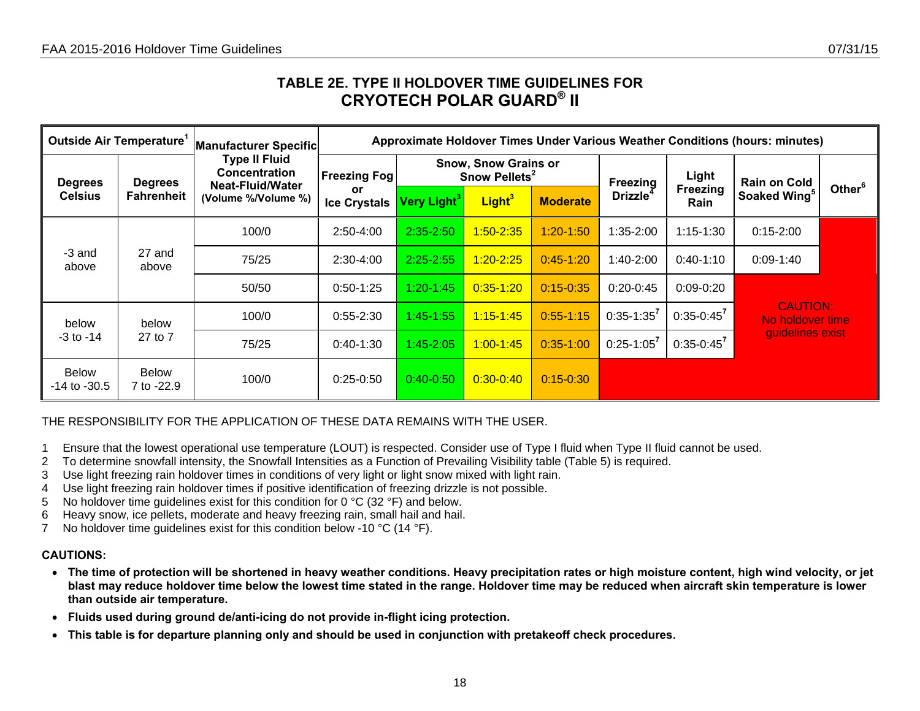## TABLE 2E. TYPE II HOLDOVER TIME GUIDELINES FOR CRYOTECH POLAR GUARD® II

| Outside Air Temperature[1] | | Manufacturer Specific Type II Fluid Concentration Neat-Fluid/Water (Volume %/Volume %) | Approximate Holdover Times Under Various Weather Conditions (hours: minutes) | | | | | | | |
|---|---|---|---|---|---|---|---|---|---|---|
| Degrees Celsius | Degrees Fahrenheit | | Freezing Fog or Ice Crystals | Snow, Snow Grains or Snow Pellets[2] | | | Freezing Drizzle[4] | Light Freezing Rain | Rain on Cold Soaked Wing[5] | Other[6] |
| | | | | Very Light[3] | Light[3] | Moderate | | | | |
| -3 and above | 27 and above | 100/0 | 2:50-4:00 | 2:35-2:50 | 1:50-2:35 | 1:20-1:50 | 1:35-2:00 | 1:15-1:30 | 0:15-2:00 | CAUTION: No holdover time guidelines exist |
| | | 75/25 | 2:30-4:00 | 2:25-2:55 | 1:20-2:25 | 0:45-1:20 | 1:40-2:00 | 0:40-1:10 | 0:09-1:40 | |
| | | 50/50 | 0:50-1:25 | 1:20-1:45 | 0:35-1:20 | 0:15-0:35 | 0:20-0:45 | 0:09-0:20 | | |
| below -3 to -14 | below 27 to 7 | 100/0 | 0:55-2:30 | 1:45-1:55 | 1:15-1:45 | 0:55-1:15 | 0:35-1:35[7] | 0:35-0:45[7] | | |
| | | 75/25 | 0:40-1:30 | 1:45-2:05 | 1:00-1:45 | 0:35-1:00 | 0:25-1:05[7] | 0:35-0:45[7] | | |
| Below -14 to -30.5 | Below 7 to -22.9 | 100/0 | 0:25-0:50 | 0:40-0:50 | 0:30-0:40 | 0:15-0:30 | | | | |

THE RESPONSIBILITY FOR THE APPLICATION OF THESE DATA REMAINS WITH THE USER.

1 Ensure that the lowest operational use temperature (LOUT) is respected. Consider use of Type I fluid when Type II fluid cannot be used.
2 To determine snowfall intensity, the Snowfall Intensities as a Function of Prevailing Visibility table (Table 5) is required.
3 Use light freezing rain holdover times in conditions of very light or light snow mixed with light rain.
4 Use light freezing rain holdover times if positive identification of freezing drizzle is not possible.
5 No holdover time guidelines exist for this condition for 0 °C (32 °F) and below.
6 Heavy snow, ice pellets, moderate and heavy freezing rain, small hail and hail.
7 No holdover time guidelines exist for this condition below -10 °C (14 °F).

**CAUTIONS:**

- **The time of protection will be shortened in heavy weather conditions. Heavy precipitation rates or high moisture content, high wind velocity, or jet blast may reduce holdover time below the lowest time stated in the range. Holdover time may be reduced when aircraft skin temperature is lower than outside air temperature.**
- **Fluids used during ground de/anti-icing do not provide in-flight icing protection.**
- **This table is for departure planning only and should be used in conjunction with pretakeoff check procedures.**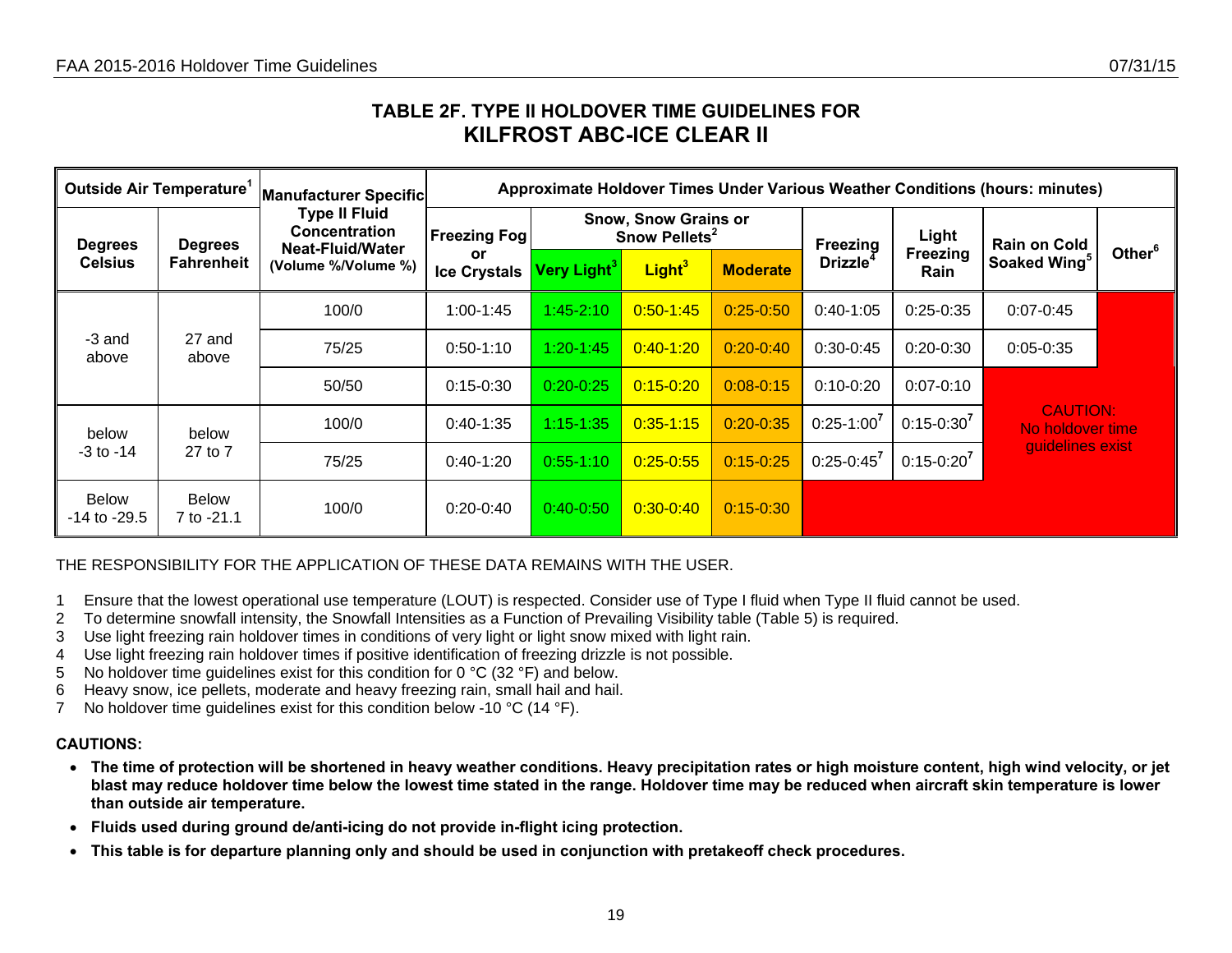## TABLE 2F. TYPE II HOLDOVER TIME GUIDELINES FOR
# KILFROST ABC-ICE CLEAR II

| Outside Air Temperature[1] | | Manufacturer Specific Type II Fluid Concentration Neat-Fluid/Water (Volume %/Volume %) | Approximate Holdover Times Under Various Weather Conditions (hours: minutes) | | | | | | | |
|---|---|---|---|---|---|---|---|---|---|---|
| Degrees Celsius | Degrees Fahrenheit | | Freezing Fog or Ice Crystals | Snow, Snow Grains or Snow Pellets[2] Very Light[3] | Snow, Snow Grains or Snow Pellets[2] Light[3] | Snow, Snow Grains or Snow Pellets[2] Moderate | Freezing Drizzle[4] | Light Freezing Rain | Rain on Cold Soaked Wing[5] | Other[6] |
| -3 and above | 27 and above | 100/0 | 1:00-1:45 | 1:45-2:10 | 0:50-1:45 | 0:25-0:50 | 0:40-1:05 | 0:25-0:35 | 0:07-0:45 | CAUTION: No holdover time guidelines exist |
| | | 75/25 | 0:50-1:10 | 1:20-1:45 | 0:40-1:20 | 0:20-0:40 | 0:30-0:45 | 0:20-0:30 | 0:05-0:35 | CAUTION: No holdover time guidelines exist |
| | | 50/50 | 0:15-0:30 | 0:20-0:25 | 0:15-0:20 | 0:08-0:15 | 0:10-0:20 | 0:07-0:10 | CAUTION: No holdover time guidelines exist | CAUTION: No holdover time guidelines exist |
| below -3 to -14 | below 27 to 7 | 100/0 | 0:40-1:35 | 1:15-1:35 | 0:35-1:15 | 0:20-0:35 | 0:25-1:00[7] | 0:15-0:30[7] | CAUTION: No holdover time guidelines exist | CAUTION: No holdover time guidelines exist |
| | | 75/25 | 0:40-1:20 | 0:55-1:10 | 0:25-0:55 | 0:15-0:25 | 0:25-0:45[7] | 0:15-0:20[7] | CAUTION: No holdover time guidelines exist | CAUTION: No holdover time guidelines exist |
| Below -14 to -29.5 | Below 7 to -21.1 | 100/0 | 0:20-0:40 | 0:40-0:50 | 0:30-0:40 | 0:15-0:30 | CAUTION: No holdover time guidelines exist | CAUTION: No holdover time guidelines exist | CAUTION: No holdover time guidelines exist | CAUTION: No holdover time guidelines exist |

THE RESPONSIBILITY FOR THE APPLICATION OF THESE DATA REMAINS WITH THE USER.

1. Ensure that the lowest operational use temperature (LOUT) is respected. Consider use of Type I fluid when Type II fluid cannot be used.
2. To determine snowfall intensity, the Snowfall Intensities as a Function of Prevailing Visibility table (Table 5) is required.
3. Use light freezing rain holdover times in conditions of very light or light snow mixed with light rain.
4. Use light freezing rain holdover times if positive identification of freezing drizzle is not possible.
5. No holdover time guidelines exist for this condition for 0 °C (32 °F) and below.
6. Heavy snow, ice pellets, moderate and heavy freezing rain, small hail and hail.
7. No holdover time guidelines exist for this condition below -10 °C (14 °F).

**CAUTIONS:**

- **The time of protection will be shortened in heavy weather conditions. Heavy precipitation rates or high moisture content, high wind velocity, or jet blast may reduce holdover time below the lowest time stated in the range. Holdover time may be reduced when aircraft skin temperature is lower than outside air temperature.**
- **Fluids used during ground de/anti-icing do not provide in-flight icing protection.**
- **This table is for departure planning only and should be used in conjunction with pretakeoff check procedures.**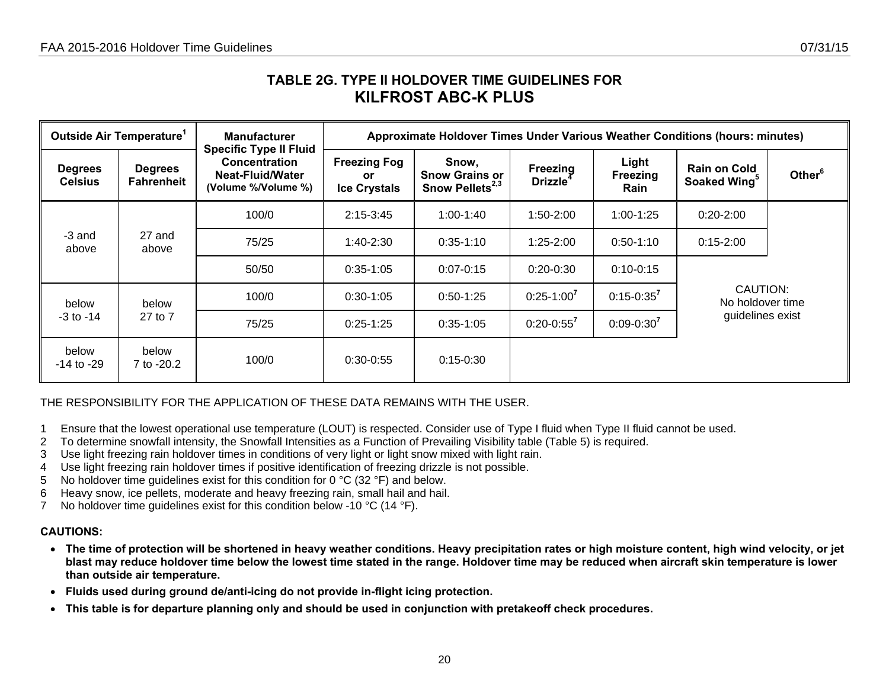## TABLE 2G. TYPE II HOLDOVER TIME GUIDELINES FOR KILFROST ABC-K PLUS

| Outside Air Temperature[1] | | Manufacturer Specific Type II Fluid Concentration Neat-Fluid/Water (Volume %/Volume %) | Approximate Holdover Times Under Various Weather Conditions (hours: minutes) | | | | | |
|---|---|---|---|---|---|---|---|---|
| Degrees Celsius | Degrees Fahrenheit | | Freezing Fog or Ice Crystals | Snow, Snow Grains or Snow Pellets[2,3] | Freezing Drizzle[4] | Light Freezing Rain | Rain on Cold Soaked Wing[5] | Other[6] |
| -3 and above | 27 and above | 100/0 | 2:15-3:45 | 1:00-1:40 | 1:50-2:00 | 1:00-1:25 | 0:20-2:00 | CAUTION: No holdover time guidelines exist |
| | | 75/25 | 1:40-2:30 | 0:35-1:10 | 1:25-2:00 | 0:50-1:10 | 0:15-2:00 | |
| | | 50/50 | 0:35-1:05 | 0:07-0:15 | 0:20-0:30 | 0:10-0:15 | | |
| below -3 to -14 | below 27 to 7 | 100/0 | 0:30-1:05 | 0:50-1:25 | 0:25-1:00[7] | 0:15-0:35[7] | | |
| | | 75/25 | 0:25-1:25 | 0:35-1:05 | 0:20-0:55[7] | 0:09-0:30[7] | | |
| below -14 to -29 | below 7 to -20.2 | 100/0 | 0:30-0:55 | 0:15-0:30 | | | | |

THE RESPONSIBILITY FOR THE APPLICATION OF THESE DATA REMAINS WITH THE USER.

1 Ensure that the lowest operational use temperature (LOUT) is respected. Consider use of Type I fluid when Type II fluid cannot be used.
2 To determine snowfall intensity, the Snowfall Intensities as a Function of Prevailing Visibility table (Table 5) is required.
3 Use light freezing rain holdover times in conditions of very light or light snow mixed with light rain.
4 Use light freezing rain holdover times if positive identification of freezing drizzle is not possible.
5 No holdover time guidelines exist for this condition for 0 °C (32 °F) and below.
6 Heavy snow, ice pellets, moderate and heavy freezing rain, small hail and hail.
7 No holdover time guidelines exist for this condition below -10 °C (14 °F).

**CAUTIONS:**

- **The time of protection will be shortened in heavy weather conditions. Heavy precipitation rates or high moisture content, high wind velocity, or jet blast may reduce holdover time below the lowest time stated in the range. Holdover time may be reduced when aircraft skin temperature is lower than outside air temperature.**
- **Fluids used during ground de/anti-icing do not provide in-flight icing protection.**
- **This table is for departure planning only and should be used in conjunction with pretakeoff check procedures.**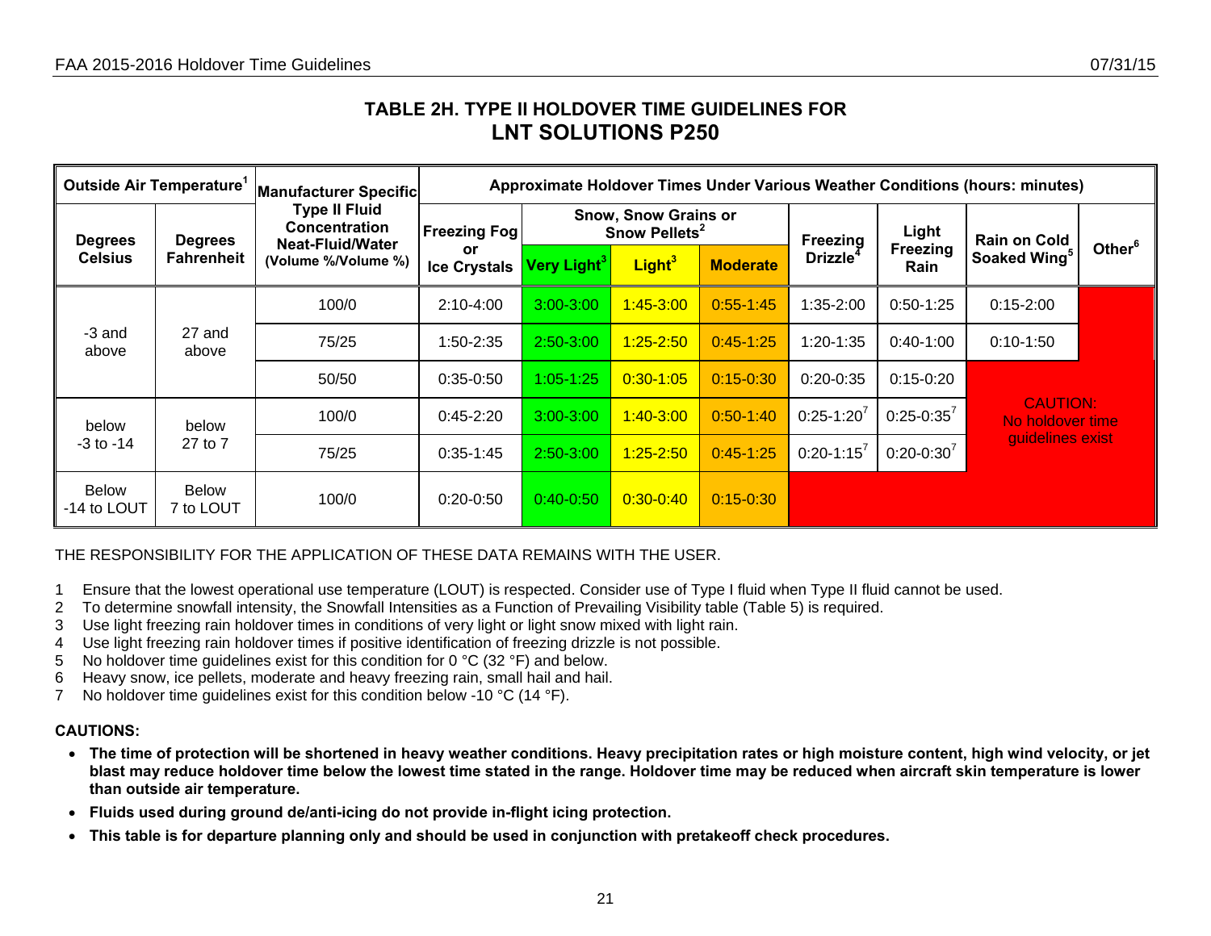## TABLE 2H. TYPE II HOLDOVER TIME GUIDELINES FOR
# LNT SOLUTIONS P250

| Outside Air Temperature[1] | | Manufacturer Specific Type II Fluid Concentration Neat-Fluid/Water (Volume %/Volume %) | Approximate Holdover Times Under Various Weather Conditions (hours: minutes) | | | | | | | |
|---|---|---|---|---|---|---|---|---|---|---|
| Degrees Celsius | Degrees Fahrenheit | | Freezing Fog or Ice Crystals | Snow, Snow Grains or Snow Pellets[2] Very Light[3] | Light[3] | Moderate | Freezing Drizzle[4] | Light Freezing Rain | Rain on Cold Soaked Wing[5] | Other[6] |
| -3 and above | 27 and above | 100/0 | 2:10-4:00 | 3:00-3:00 | 1:45-3:00 | 0:55-1:45 | 1:35-2:00 | 0:50-1:25 | 0:15-2:00 | |
| | | 75/25 | 1:50-2:35 | 2:50-3:00 | 1:25-2:50 | 0:45-1:25 | 1:20-1:35 | 0:40-1:00 | 0:10-1:50 | |
| | | 50/50 | 0:35-0:50 | 1:05-1:25 | 0:30-1:05 | 0:15-0:30 | 0:20-0:35 | 0:15-0:20 | CAUTION: No holdover time guidelines exist | |
| below -3 to -14 | below 27 to 7 | 100/0 | 0:45-2:20 | 3:00-3:00 | 1:40-3:00 | 0:50-1:40 | 0:25-1:20[7] | 0:25-0:35[7] | | |
| | | 75/25 | 0:35-1:45 | 2:50-3:00 | 1:25-2:50 | 0:45-1:25 | 0:20-1:15[7] | 0:20-0:30[7] | | |
| Below -14 to LOUT | Below 7 to LOUT | 100/0 | 0:20-0:50 | 0:40-0:50 | 0:30-0:40 | 0:15-0:30 | | | | |

THE RESPONSIBILITY FOR THE APPLICATION OF THESE DATA REMAINS WITH THE USER.

1 Ensure that the lowest operational use temperature (LOUT) is respected. Consider use of Type I fluid when Type II fluid cannot be used.
2 To determine snowfall intensity, the Snowfall Intensities as a Function of Prevailing Visibility table (Table 5) is required.
3 Use light freezing rain holdover times in conditions of very light or light snow mixed with light rain.
4 Use light freezing rain holdover times if positive identification of freezing drizzle is not possible.
5 No holdover time guidelines exist for this condition for 0 °C (32 °F) and below.
6 Heavy snow, ice pellets, moderate and heavy freezing rain, small hail and hail.
7 No holdover time guidelines exist for this condition below -10 °C (14 °F).

**CAUTIONS:**

- **The time of protection will be shortened in heavy weather conditions. Heavy precipitation rates or high moisture content, high wind velocity, or jet blast may reduce holdover time below the lowest time stated in the range. Holdover time may be reduced when aircraft skin temperature is lower than outside air temperature.**
- **Fluids used during ground de/anti-icing do not provide in-flight icing protection.**
- **This table is for departure planning only and should be used in conjunction with pretakeoff check procedures.**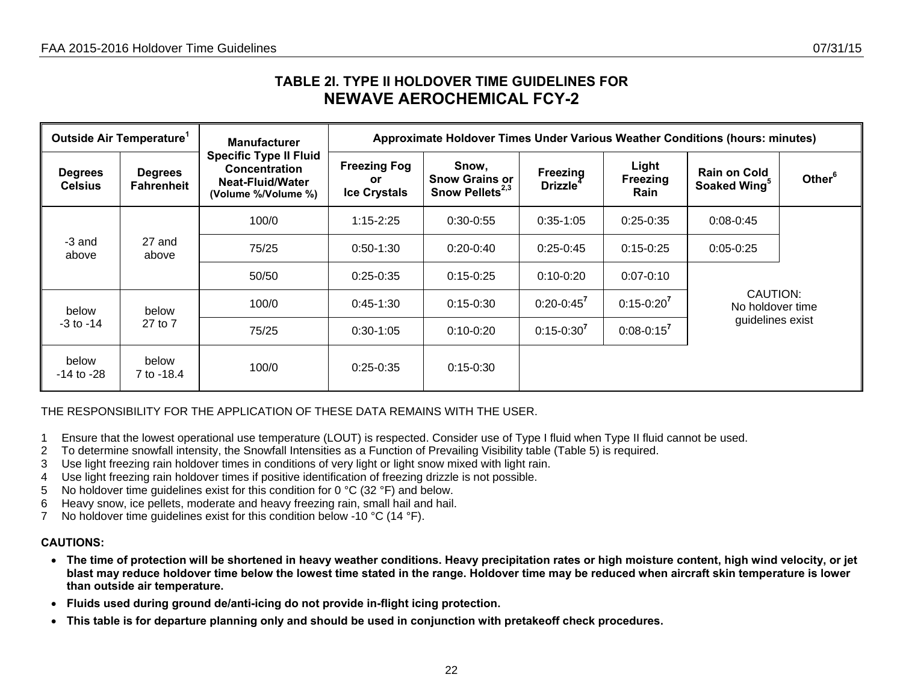## TABLE 2I. TYPE II HOLDOVER TIME GUIDELINES FOR NEWAVE AEROCHEMICAL FCY-2

| Outside Air Temperature[1] | | Manufacturer Specific Type II Fluid Concentration Neat-Fluid/Water (Volume %/Volume %) | Approximate Holdover Times Under Various Weather Conditions (hours: minutes) | | | | | |
|---|---|---|---|---|---|---|---|---|
| Degrees Celsius | Degrees Fahrenheit | | Freezing Fog or Ice Crystals | Snow, Snow Grains or Snow Pellets[2,3] | Freezing Drizzle[4] | Light Freezing Rain | Rain on Cold Soaked Wing[5] | Other[6] |
| -3 and above | 27 and above | 100/0 | 1:15-2:25 | 0:30-0:55 | 0:35-1:05 | 0:25-0:35 | 0:08-0:45 | CAUTION: No holdover time guidelines exist |
| | | 75/25 | 0:50-1:30 | 0:20-0:40 | 0:25-0:45 | 0:15-0:25 | 0:05-0:25 | |
| | | 50/50 | 0:25-0:35 | 0:15-0:25 | 0:10-0:20 | 0:07-0:10 | CAUTION: No holdover time guidelines exist | |
| below -3 to -14 | below 27 to 7 | 100/0 | 0:45-1:30 | 0:15-0:30 | 0:20-0:45[7] | 0:15-0:20[7] | | |
| | | 75/25 | 0:30-1:05 | 0:10-0:20 | 0:15-0:30[7] | 0:08-0:15[7] | | |
| below -14 to -28 | below 7 to -18.4 | 100/0 | 0:25-0:35 | 0:15-0:30 | CAUTION: No holdover time guidelines exist | | | |

THE RESPONSIBILITY FOR THE APPLICATION OF THESE DATA REMAINS WITH THE USER.

1 Ensure that the lowest operational use temperature (LOUT) is respected. Consider use of Type I fluid when Type II fluid cannot be used.
2 To determine snowfall intensity, the Snowfall Intensities as a Function of Prevailing Visibility table (Table 5) is required.
3 Use light freezing rain holdover times in conditions of very light or light snow mixed with light rain.
4 Use light freezing rain holdover times if positive identification of freezing drizzle is not possible.
5 No holdover time guidelines exist for this condition for 0 °C (32 °F) and below.
6 Heavy snow, ice pellets, moderate and heavy freezing rain, small hail and hail.
7 No holdover time guidelines exist for this condition below -10 °C (14 °F).

**CAUTIONS:**

- **The time of protection will be shortened in heavy weather conditions. Heavy precipitation rates or high moisture content, high wind velocity, or jet blast may reduce holdover time below the lowest time stated in the range. Holdover time may be reduced when aircraft skin temperature is lower than outside air temperature.**
- **Fluids used during ground de/anti-icing do not provide in-flight icing protection.**
- **This table is for departure planning only and should be used in conjunction with pretakeoff check procedures.**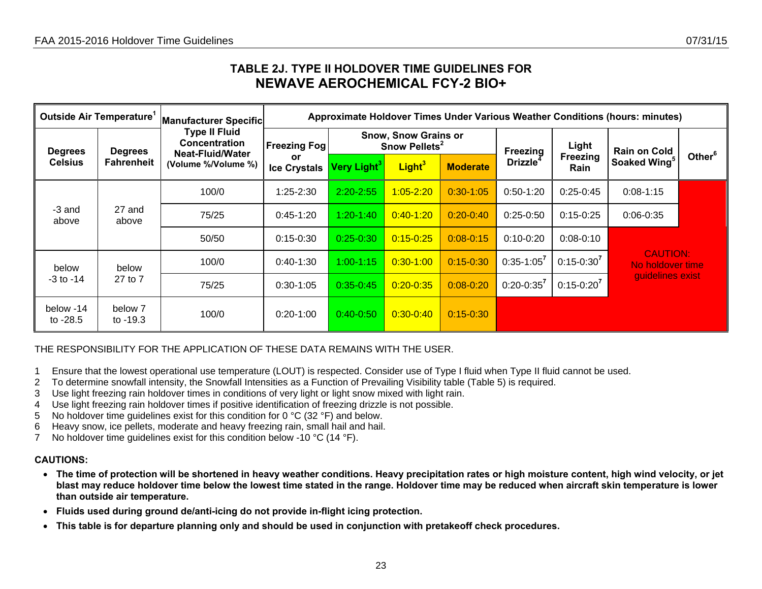## TABLE 2J. TYPE II HOLDOVER TIME GUIDELINES FOR NEWAVE AEROCHEMICAL FCY-2 BIO+

| Outside Air Temperature[1] | | Manufacturer Specific Type II Fluid Concentration Neat-Fluid/Water (Volume %/Volume %) | Approximate Holdover Times Under Various Weather Conditions (hours: minutes) | | | | | | | |
|---|---|---|---|---|---|---|---|---|---|---|
| Degrees Celsius | Degrees Fahrenheit | | Freezing Fog or Ice Crystals | Snow, Snow Grains or Snow Pellets[2] Very Light[3] | Snow, Snow Grains or Snow Pellets[2] Light[3] | Snow, Snow Grains or Snow Pellets[2] Moderate | Freezing Drizzle[4] | Light Freezing Rain | Rain on Cold Soaked Wing[5] | Other[6] |
| -3 and above | 27 and above | 100/0 | 1:25-2:30 | 2:20-2:55 | 1:05-2:20 | 0:30-1:05 | 0:50-1:20 | 0:25-0:45 | 0:08-1:15 | CAUTION: No holdover time guidelines exist |
| | | 75/25 | 0:45-1:20 | 1:20-1:40 | 0:40-1:20 | 0:20-0:40 | 0:25-0:50 | 0:15-0:25 | 0:06-0:35 | CAUTION: No holdover time guidelines exist |
| | | 50/50 | 0:15-0:30 | 0:25-0:30 | 0:15-0:25 | 0:08-0:15 | 0:10-0:20 | 0:08-0:10 | CAUTION: No holdover time guidelines exist | CAUTION: No holdover time guidelines exist |
| below -3 to -14 | below 27 to 7 | 100/0 | 0:40-1:30 | 1:00-1:15 | 0:30-1:00 | 0:15-0:30 | 0:35-1:05[7] | 0:15-0:30[7] | CAUTION: No holdover time guidelines exist | CAUTION: No holdover time guidelines exist |
| | | 75/25 | 0:30-1:05 | 0:35-0:45 | 0:20-0:35 | 0:08-0:20 | 0:20-0:35[7] | 0:15-0:20[7] | CAUTION: No holdover time guidelines exist | CAUTION: No holdover time guidelines exist |
| below -14 to -28.5 | below 7 to -19.3 | 100/0 | 0:20-1:00 | 0:40-0:50 | 0:30-0:40 | 0:15-0:30 | CAUTION: No holdover time guidelines exist | CAUTION: No holdover time guidelines exist | CAUTION: No holdover time guidelines exist | CAUTION: No holdover time guidelines exist |

THE RESPONSIBILITY FOR THE APPLICATION OF THESE DATA REMAINS WITH THE USER.

1 Ensure that the lowest operational use temperature (LOUT) is respected. Consider use of Type I fluid when Type II fluid cannot be used.
2 To determine snowfall intensity, the Snowfall Intensities as a Function of Prevailing Visibility table (Table 5) is required.
3 Use light freezing rain holdover times in conditions of very light or light snow mixed with light rain.
4 Use light freezing rain holdover times if positive identification of freezing drizzle is not possible.
5 No holdover time guidelines exist for this condition for 0 °C (32 °F) and below.
6 Heavy snow, ice pellets, moderate and heavy freezing rain, small hail and hail.
7 No holdover time guidelines exist for this condition below -10 °C (14 °F).

**CAUTIONS:**

- **The time of protection will be shortened in heavy weather conditions. Heavy precipitation rates or high moisture content, high wind velocity, or jet blast may reduce holdover time below the lowest time stated in the range. Holdover time may be reduced when aircraft skin temperature is lower than outside air temperature.**
- **Fluids used during ground de/anti-icing do not provide in-flight icing protection.**
- **This table is for departure planning only and should be used in conjunction with pretakeoff check procedures.**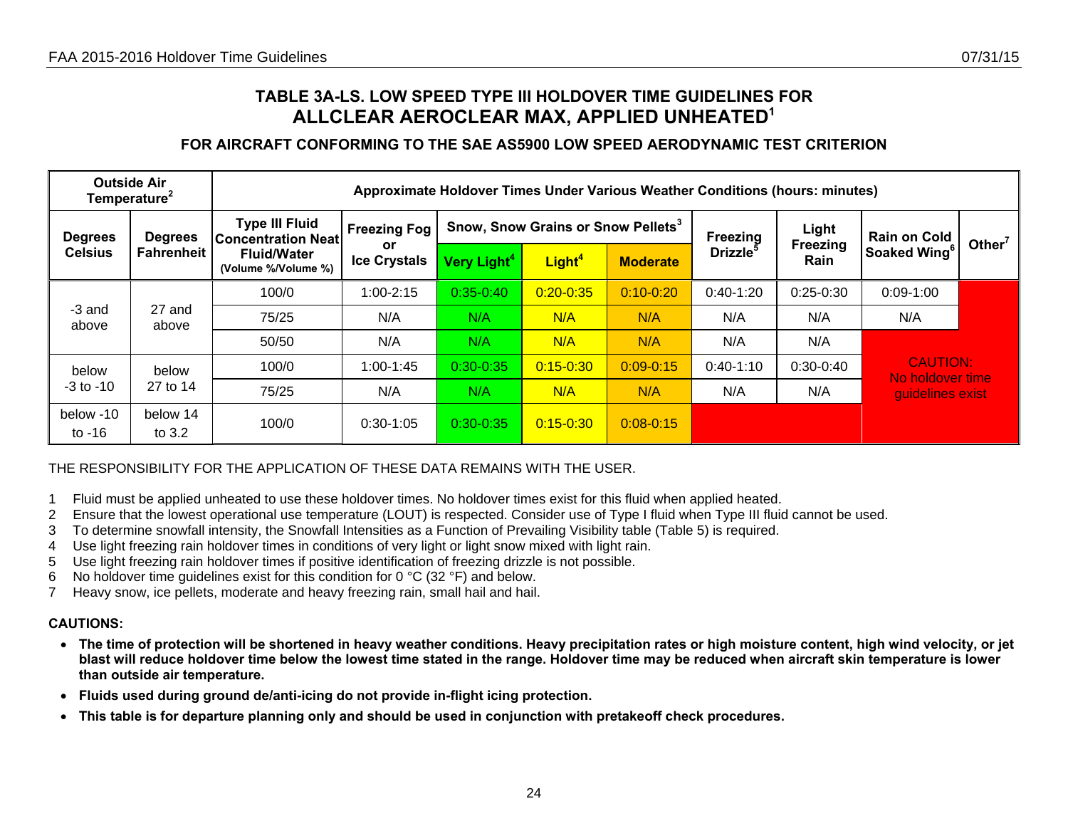## TABLE 3A-LS. LOW SPEED TYPE III HOLDOVER TIME GUIDELINES FOR ALLCLEAR AEROCLEAR MAX, APPLIED UNHEATED[1]

### FOR AIRCRAFT CONFORMING TO THE SAE AS5900 LOW SPEED AERODYNAMIC TEST CRITERION

| Outside Air Temperature[2] | | Approximate Holdover Times Under Various Weather Conditions (hours: minutes) | | | | | | | | |
|---|---|---|---|---|---|---|---|---|---|---|
| Degrees Celsius | Degrees Fahrenheit | Type III Fluid Concentration Neat Fluid/Water (Volume %/Volume %) | Freezing Fog or Ice Crystals | Snow, Snow Grains or Snow Pellets[3] | | | Freezing Drizzle[5] | Light Freezing Rain | Rain on Cold Soaked Wing[6] | Other[7] |
| | | | | Very Light[4] | Light[4] | Moderate | | | | |
| -3 and above | 27 and above | 100/0 | 1:00-2:15 | 0:35-0:40 | 0:20-0:35 | 0:10-0:20 | 0:40-1:20 | 0:25-0:30 | 0:09-1:00 | CAUTION: No holdover time guidelines exist |
| | | 75/25 | N/A | N/A | N/A | N/A | N/A | N/A | N/A | |
| | | 50/50 | N/A | N/A | N/A | N/A | N/A | N/A | CAUTION: No holdover time guidelines exist | |
| below -3 to -10 | below 27 to 14 | 100/0 | 1:00-1:45 | 0:30-0:35 | 0:15-0:30 | 0:09-0:15 | 0:40-1:10 | 0:30-0:40 | | |
| | | 75/25 | N/A | N/A | N/A | N/A | N/A | N/A | | |
| below -10 to -16 | below 14 to 3.2 | 100/0 | 0:30-1:05 | 0:30-0:35 | 0:15-0:30 | 0:08-0:15 | | | | |

THE RESPONSIBILITY FOR THE APPLICATION OF THESE DATA REMAINS WITH THE USER.

1 Fluid must be applied unheated to use these holdover times. No holdover times exist for this fluid when applied heated.
2 Ensure that the lowest operational use temperature (LOUT) is respected. Consider use of Type I fluid when Type III fluid cannot be used.
3 To determine snowfall intensity, the Snowfall Intensities as a Function of Prevailing Visibility table (Table 5) is required.
4 Use light freezing rain holdover times in conditions of very light or light snow mixed with light rain.
5 Use light freezing rain holdover times if positive identification of freezing drizzle is not possible.
6 No holdover time guidelines exist for this condition for 0 °C (32 °F) and below.
7 Heavy snow, ice pellets, moderate and heavy freezing rain, small hail and hail.

**CAUTIONS:**

- **The time of protection will be shortened in heavy weather conditions. Heavy precipitation rates or high moisture content, high wind velocity, or jet blast will reduce holdover time below the lowest time stated in the range. Holdover time may be reduced when aircraft skin temperature is lower than outside air temperature.**
- **Fluids used during ground de/anti-icing do not provide in-flight icing protection.**
- **This table is for departure planning only and should be used in conjunction with pretakeoff check procedures.**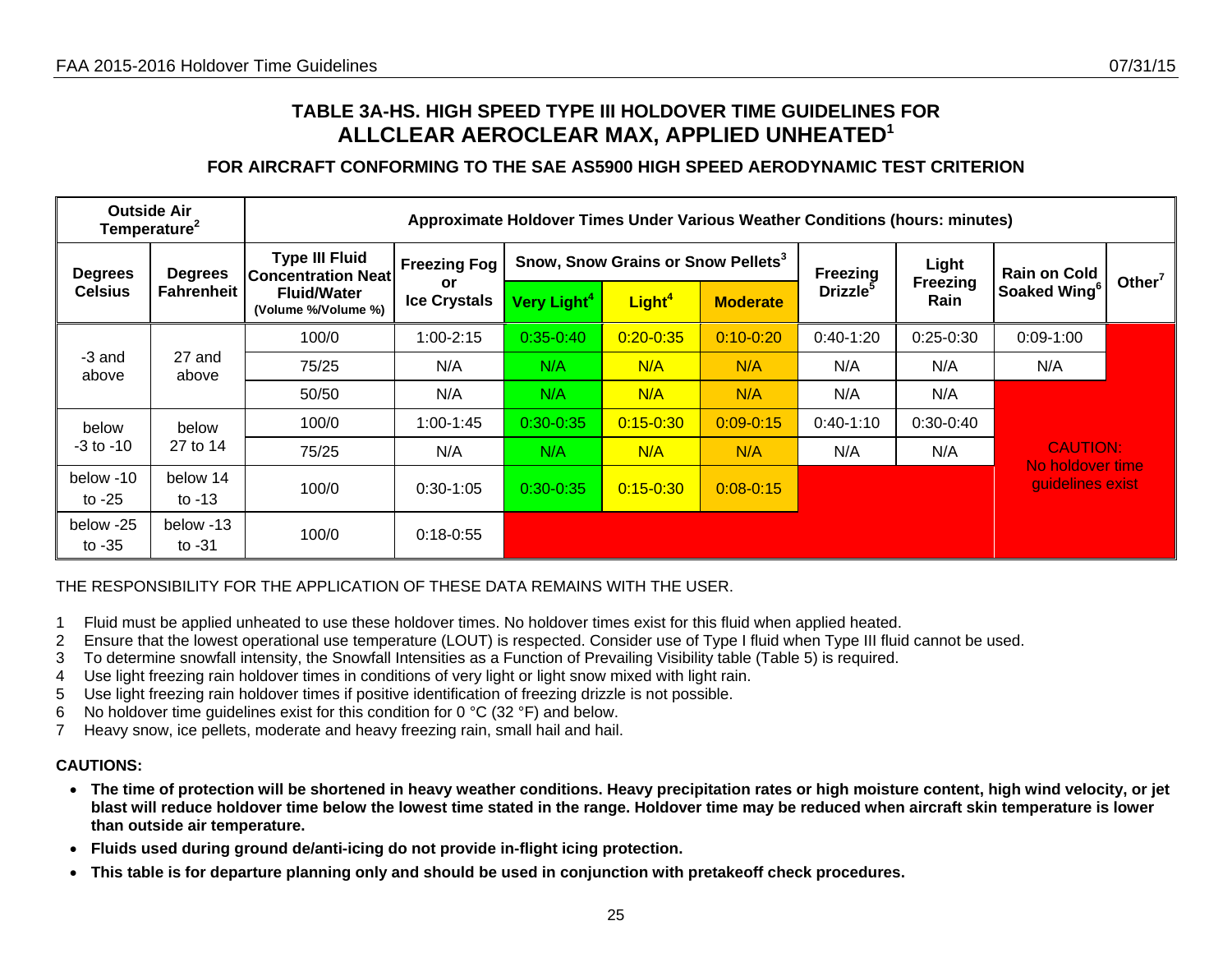## TABLE 3A-HS. HIGH SPEED TYPE III HOLDOVER TIME GUIDELINES FOR ALLCLEAR AEROCLEAR MAX, APPLIED UNHEATED[1]

### FOR AIRCRAFT CONFORMING TO THE SAE AS5900 HIGH SPEED AERODYNAMIC TEST CRITERION

| Outside Air Temperature[2] | | Approximate Holdover Times Under Various Weather Conditions (hours: minutes) | | | | | | | | |
|---|---|---|---|---|---|---|---|---|---|---|
| Degrees Celsius | Degrees Fahrenheit | Type III Fluid Concentration Neat Fluid/Water (Volume %/Volume %) | Freezing Fog or Ice Crystals | Snow, Snow Grains or Snow Pellets[3] Very Light[4] | Light[4] | Moderate | Freezing Drizzle[5] | Light Freezing Rain | Rain on Cold Soaked Wing[6] | Other[7] |
| -3 and above | 27 and above | 100/0 | 1:00-2:15 | 0:35-0:40 | 0:20-0:35 | 0:10-0:20 | 0:40-1:20 | 0:25-0:30 | 0:09-1:00 | CAUTION: No holdover time guidelines exist |
| | | 75/25 | N/A | N/A | N/A | N/A | N/A | N/A | N/A | CAUTION: No holdover time guidelines exist |
| | | 50/50 | N/A | N/A | N/A | N/A | N/A | N/A | CAUTION: No holdover time guidelines exist | CAUTION: No holdover time guidelines exist |
| below -3 to -10 | below 27 to 14 | 100/0 | 1:00-1:45 | 0:30-0:35 | 0:15-0:30 | 0:09-0:15 | 0:40-1:10 | 0:30-0:40 | CAUTION: No holdover time guidelines exist | CAUTION: No holdover time guidelines exist |
| | | 75/25 | N/A | N/A | N/A | N/A | N/A | N/A | CAUTION: No holdover time guidelines exist | CAUTION: No holdover time guidelines exist |
| below -10 to -25 | below 14 to -13 | 100/0 | 0:30-1:05 | 0:30-0:35 | 0:15-0:30 | 0:08-0:15 | CAUTION: No holdover time guidelines exist | CAUTION: No holdover time guidelines exist | CAUTION: No holdover time guidelines exist | CAUTION: No holdover time guidelines exist |
| below -25 to -35 | below -13 to -31 | 100/0 | 0:18-0:55 | CAUTION: No holdover time guidelines exist | CAUTION: No holdover time guidelines exist | CAUTION: No holdover time guidelines exist | CAUTION: No holdover time guidelines exist | CAUTION: No holdover time guidelines exist | CAUTION: No holdover time guidelines exist | CAUTION: No holdover time guidelines exist |

THE RESPONSIBILITY FOR THE APPLICATION OF THESE DATA REMAINS WITH THE USER.

1 Fluid must be applied unheated to use these holdover times. No holdover times exist for this fluid when applied heated.
2 Ensure that the lowest operational use temperature (LOUT) is respected. Consider use of Type I fluid when Type III fluid cannot be used.
3 To determine snowfall intensity, the Snowfall Intensities as a Function of Prevailing Visibility table (Table 5) is required.
4 Use light freezing rain holdover times in conditions of very light or light snow mixed with light rain.
5 Use light freezing rain holdover times if positive identification of freezing drizzle is not possible.
6 No holdover time guidelines exist for this condition for 0 °C (32 °F) and below.
7 Heavy snow, ice pellets, moderate and heavy freezing rain, small hail and hail.

**CAUTIONS:**

- **The time of protection will be shortened in heavy weather conditions. Heavy precipitation rates or high moisture content, high wind velocity, or jet blast will reduce holdover time below the lowest time stated in the range. Holdover time may be reduced when aircraft skin temperature is lower than outside air temperature.**
- **Fluids used during ground de/anti-icing do not provide in-flight icing protection.**
- **This table is for departure planning only and should be used in conjunction with pretakeoff check procedures.**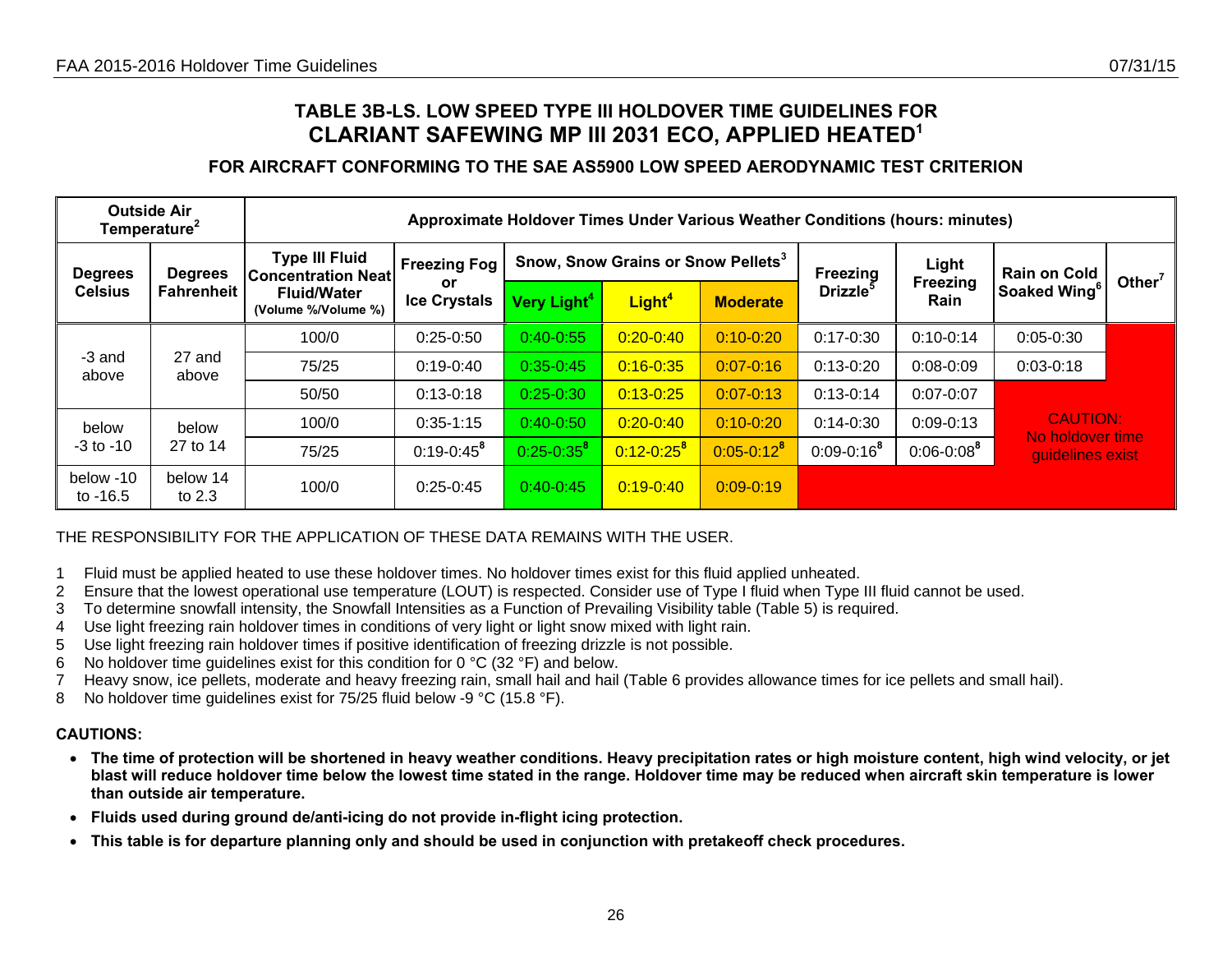## TABLE 3B-LS. LOW SPEED TYPE III HOLDOVER TIME GUIDELINES FOR CLARIANT SAFEWING MP III 2031 ECO, APPLIED HEATED[1]

### FOR AIRCRAFT CONFORMING TO THE SAE AS5900 LOW SPEED AERODYNAMIC TEST CRITERION

| Outside Air Temperature[2] | | Approximate Holdover Times Under Various Weather Conditions (hours: minutes) | | | | | | | | |
|---|---|---|---|---|---|---|---|---|---|---|
| Degrees Celsius | Degrees Fahrenheit | Type III Fluid Concentration Neat Fluid/Water (Volume %/Volume %) | Freezing Fog or Ice Crystals | Snow, Snow Grains or Snow Pellets[3] | | | Freezing Drizzle[5] | Light Freezing Rain | Rain on Cold Soaked Wing[6] | Other[7] |
| | | | | Very Light[4] | Light[4] | Moderate | | | | |
| -3 and above | 27 and above | 100/0 | 0:25-0:50 | 0:40-0:55 | 0:20-0:40 | 0:10-0:20 | 0:17-0:30 | 0:10-0:14 | 0:05-0:30 | |
| | | 75/25 | 0:19-0:40 | 0:35-0:45 | 0:16-0:35 | 0:07-0:16 | 0:13-0:20 | 0:08-0:09 | 0:03-0:18 | |
| | | 50/50 | 0:13-0:18 | 0:25-0:30 | 0:13-0:25 | 0:07-0:13 | 0:13-0:14 | 0:07-0:07 | CAUTION: No holdover time guidelines exist | |
| below -3 to -10 | below 27 to 14 | 100/0 | 0:35-1:15 | 0:40-0:50 | 0:20-0:40 | 0:10-0:20 | 0:14-0:30 | 0:09-0:13 | | |
| | | 75/25 | 0:19-0:45[8] | 0:25-0:35[8] | 0:12-0:25[8] | 0:05-0:12[8] | 0:09-0:16[8] | 0:06-0:08[8] | | |
| below -10 to -16.5 | below 14 to 2.3 | 100/0 | 0:25-0:45 | 0:40-0:45 | 0:19-0:40 | 0:09-0:19 | | | | |

THE RESPONSIBILITY FOR THE APPLICATION OF THESE DATA REMAINS WITH THE USER.

1. Fluid must be applied heated to use these holdover times. No holdover times exist for this fluid applied unheated.
2. Ensure that the lowest operational use temperature (LOUT) is respected. Consider use of Type I fluid when Type III fluid cannot be used.
3. To determine snowfall intensity, the Snowfall Intensities as a Function of Prevailing Visibility table (Table 5) is required.
4. Use light freezing rain holdover times in conditions of very light or light snow mixed with light rain.
5. Use light freezing rain holdover times if positive identification of freezing drizzle is not possible.
6. No holdover time guidelines exist for this condition for 0 °C (32 °F) and below.
7. Heavy snow, ice pellets, moderate and heavy freezing rain, small hail and hail (Table 6 provides allowance times for ice pellets and small hail).
8. No holdover time guidelines exist for 75/25 fluid below -9 °C (15.8 °F).

**CAUTIONS:**

- **The time of protection will be shortened in heavy weather conditions. Heavy precipitation rates or high moisture content, high wind velocity, or jet blast will reduce holdover time below the lowest time stated in the range. Holdover time may be reduced when aircraft skin temperature is lower than outside air temperature.**
- **Fluids used during ground de/anti-icing do not provide in-flight icing protection.**
- **This table is for departure planning only and should be used in conjunction with pretakeoff check procedures.**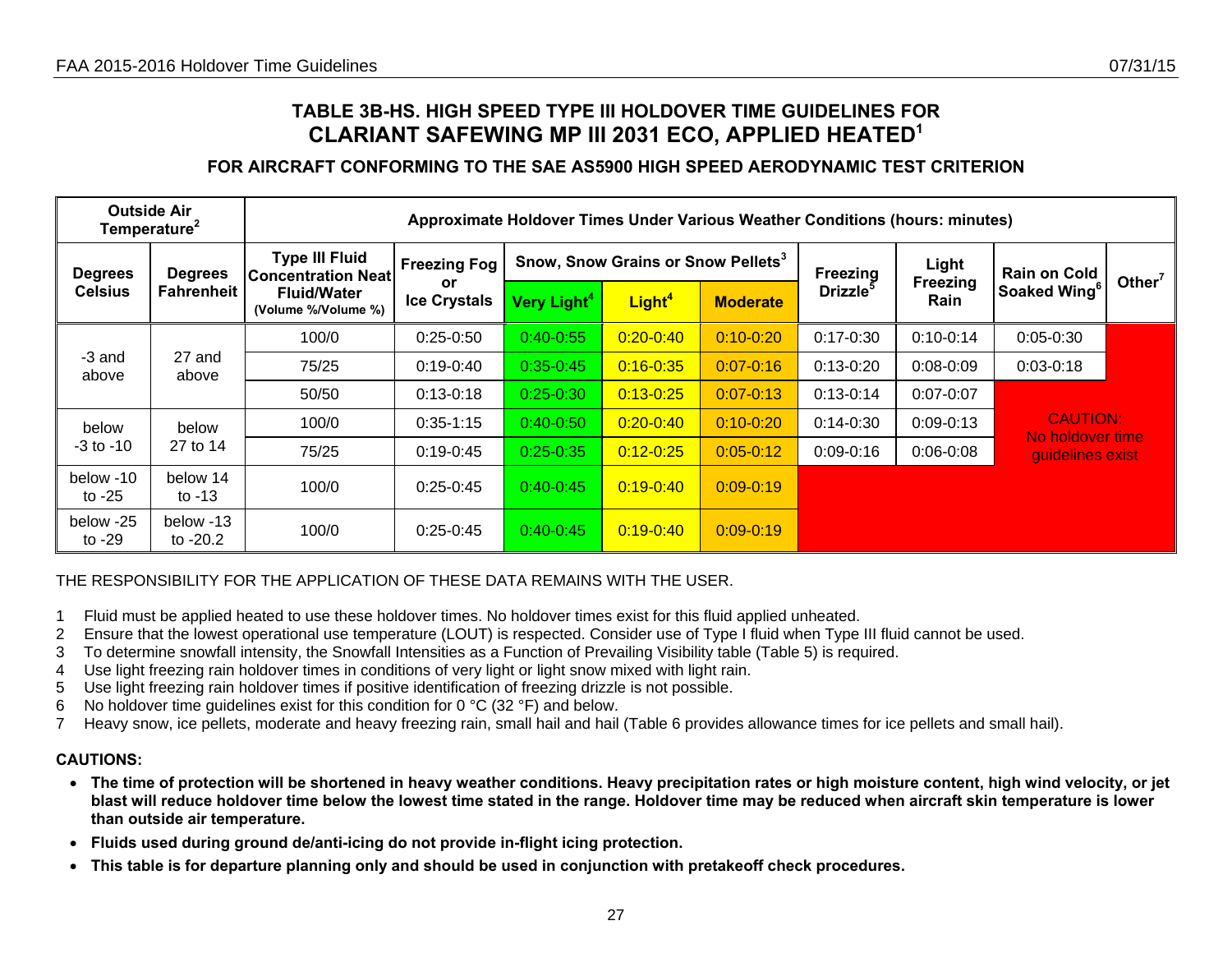## TABLE 3B-HS. HIGH SPEED TYPE III HOLDOVER TIME GUIDELINES FOR CLARIANT SAFEWING MP III 2031 ECO, APPLIED HEATED[1]

### FOR AIRCRAFT CONFORMING TO THE SAE AS5900 HIGH SPEED AERODYNAMIC TEST CRITERION

| Outside Air Temperature[2] | | Approximate Holdover Times Under Various Weather Conditions (hours: minutes) | | | | | | | | |
|---|---|---|---|---|---|---|---|---|---|---|
| Degrees Celsius | Degrees Fahrenheit | Type III Fluid Concentration Neat Fluid/Water (Volume %/Volume %) | Freezing Fog or Ice Crystals | Snow, Snow Grains or Snow Pellets[3] | | | Freezing Drizzle[5] | Light Freezing Rain | Rain on Cold Soaked Wing[6] | Other[7] |
| | | | | Very Light[4] | Light[4] | Moderate | | | | |
| -3 and above | 27 and above | 100/0 | 0:25-0:50 | 0:40-0:55 | 0:20-0:40 | 0:10-0:20 | 0:17-0:30 | 0:10-0:14 | 0:05-0:30 | |
| | | 75/25 | 0:19-0:40 | 0:35-0:45 | 0:16-0:35 | 0:07-0:16 | 0:13-0:20 | 0:08-0:09 | 0:03-0:18 | |
| | | 50/50 | 0:13-0:18 | 0:25-0:30 | 0:13-0:25 | 0:07-0:13 | 0:13-0:14 | 0:07-0:07 | CAUTION: No holdover time guidelines exist | |
| below -3 to -10 | below 27 to 14 | 100/0 | 0:35-1:15 | 0:40-0:50 | 0:20-0:40 | 0:10-0:20 | 0:14-0:30 | 0:09-0:13 | | |
| | | 75/25 | 0:19-0:45 | 0:25-0:35 | 0:12-0:25 | 0:05-0:12 | 0:09-0:16 | 0:06-0:08 | | |
| below -10 to -25 | below 14 to -13 | 100/0 | 0:25-0:45 | 0:40-0:45 | 0:19-0:40 | 0:09-0:19 | | | | |
| below -25 to -29 | below -13 to -20.2 | 100/0 | 0:25-0:45 | 0:40-0:45 | 0:19-0:40 | 0:09-0:19 | | | | |

THE RESPONSIBILITY FOR THE APPLICATION OF THESE DATA REMAINS WITH THE USER.

1. Fluid must be applied heated to use these holdover times. No holdover times exist for this fluid applied unheated.
2. Ensure that the lowest operational use temperature (LOUT) is respected. Consider use of Type I fluid when Type III fluid cannot be used.
3. To determine snowfall intensity, the Snowfall Intensities as a Function of Prevailing Visibility table (Table 5) is required.
4. Use light freezing rain holdover times in conditions of very light or light snow mixed with light rain.
5. Use light freezing rain holdover times if positive identification of freezing drizzle is not possible.
6. No holdover time guidelines exist for this condition for 0 °C (32 °F) and below.
7. Heavy snow, ice pellets, moderate and heavy freezing rain, small hail and hail (Table 6 provides allowance times for ice pellets and small hail).

**CAUTIONS:**

- **The time of protection will be shortened in heavy weather conditions. Heavy precipitation rates or high moisture content, high wind velocity, or jet blast will reduce holdover time below the lowest time stated in the range. Holdover time may be reduced when aircraft skin temperature is lower than outside air temperature.**
- **Fluids used during ground de/anti-icing do not provide in-flight icing protection.**
- **This table is for departure planning only and should be used in conjunction with pretakeoff check procedures.**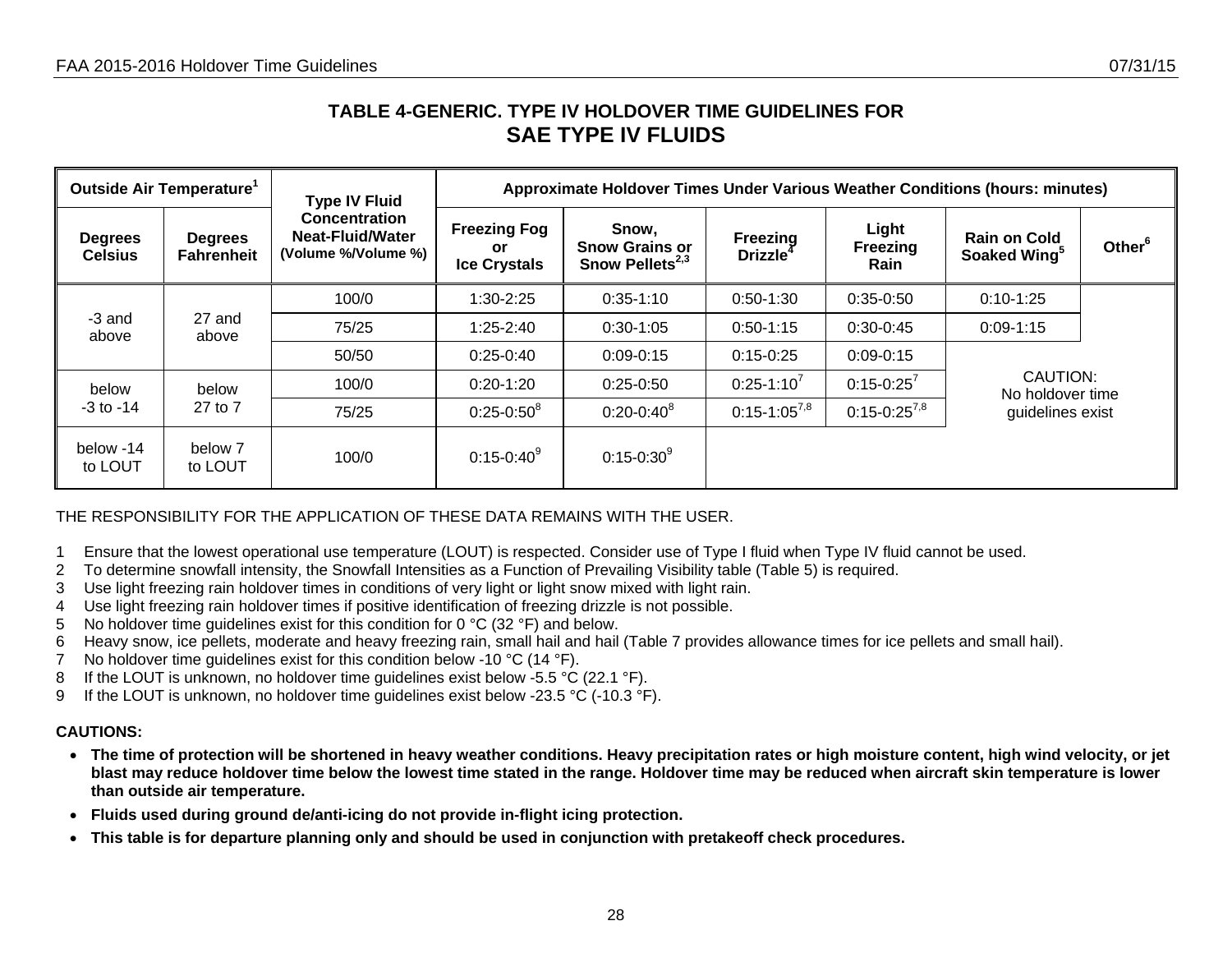## TABLE 4-GENERIC. TYPE IV HOLDOVER TIME GUIDELINES FOR SAE TYPE IV FLUIDS

| Outside Air Temperature[1] | | Type IV Fluid Concentration Neat-Fluid/Water (Volume %/Volume %) | Approximate Holdover Times Under Various Weather Conditions (hours: minutes) | | | | | |
|---|---|---|---|---|---|---|---|---|
| Degrees Celsius | Degrees Fahrenheit | | Freezing Fog or Ice Crystals | Snow, Snow Grains or Snow Pellets[2,3] | Freezing Drizzle[4] | Light Freezing Rain | Rain on Cold Soaked Wing[5] | Other[6] |
| -3 and above | 27 and above | 100/0 | 1:30-2:25 | 0:35-1:10 | 0:50-1:30 | 0:35-0:50 | 0:10-1:25 | CAUTION: No holdover time guidelines exist |
| | | 75/25 | 1:25-2:40 | 0:30-1:05 | 0:50-1:15 | 0:30-0:45 | 0:09-1:15 | |
| | | 50/50 | 0:25-0:40 | 0:09-0:15 | 0:15-0:25 | 0:09-0:15 | | |
| below -3 to -14 | below 27 to 7 | 100/0 | 0:20-1:20 | 0:25-0:50 | 0:25-1:10[7] | 0:15-0:25[7] | | |
| | | 75/25 | 0:25-0:50[8] | 0:20-0:40[8] | 0:15-1:05[7,8] | 0:15-0:25[7,8] | | |
| below -14 to LOUT | below 7 to LOUT | 100/0 | 0:15-0:40[9] | 0:15-0:30[9] | | | | |

THE RESPONSIBILITY FOR THE APPLICATION OF THESE DATA REMAINS WITH THE USER.

1 Ensure that the lowest operational use temperature (LOUT) is respected. Consider use of Type I fluid when Type IV fluid cannot be used.
2 To determine snowfall intensity, the Snowfall Intensities as a Function of Prevailing Visibility table (Table 5) is required.
3 Use light freezing rain holdover times in conditions of very light or light snow mixed with light rain.
4 Use light freezing rain holdover times if positive identification of freezing drizzle is not possible.
5 No holdover time guidelines exist for this condition for 0 °C (32 °F) and below.
6 Heavy snow, ice pellets, moderate and heavy freezing rain, small hail and hail (Table 7 provides allowance times for ice pellets and small hail).
7 No holdover time guidelines exist for this condition below -10 °C (14 °F).
8 If the LOUT is unknown, no holdover time guidelines exist below -5.5 °C (22.1 °F).
9 If the LOUT is unknown, no holdover time guidelines exist below -23.5 °C (-10.3 °F).

**CAUTIONS:**

- **The time of protection will be shortened in heavy weather conditions. Heavy precipitation rates or high moisture content, high wind velocity, or jet blast may reduce holdover time below the lowest time stated in the range. Holdover time may be reduced when aircraft skin temperature is lower than outside air temperature.**
- **Fluids used during ground de/anti-icing do not provide in-flight icing protection.**
- **This table is for departure planning only and should be used in conjunction with pretakeoff check procedures.**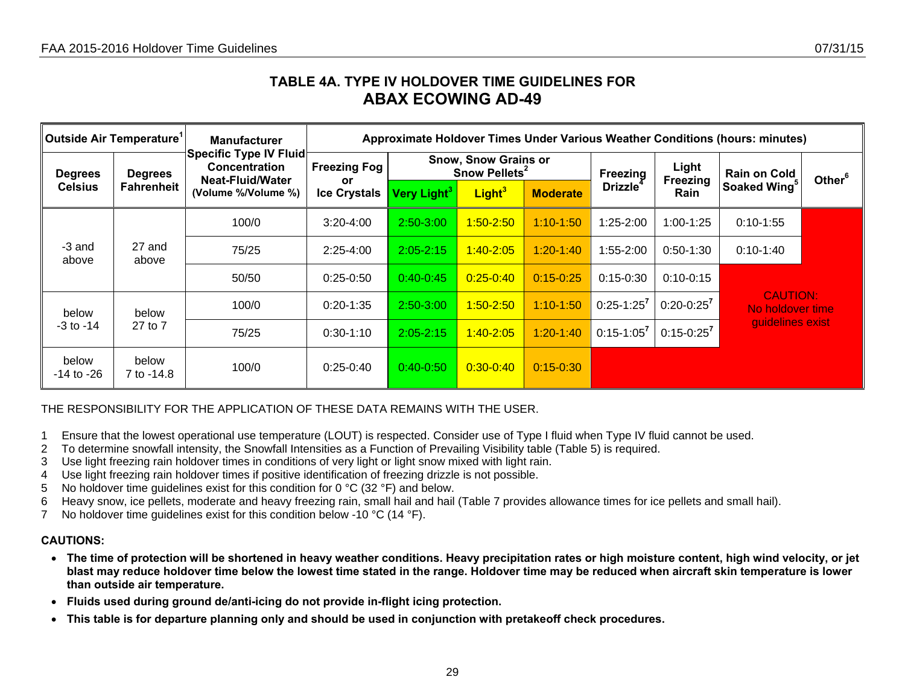## TABLE 4A. TYPE IV HOLDOVER TIME GUIDELINES FOR
# ABAX ECOWING AD-49

| Outside Air Temperature[1] | | Manufacturer Specific Type IV Fluid Concentration Neat-Fluid/Water (Volume %/Volume %) | Approximate Holdover Times Under Various Weather Conditions (hours: minutes) | | | | | | | |
|---|---|---|---|---|---|---|---|---|---|---|
| Degrees Celsius | Degrees Fahrenheit | | Freezing Fog or Ice Crystals | Snow, Snow Grains or Snow Pellets[2] | | | Freezing Drizzle[4] | Light Freezing Rain | Rain on Cold Soaked Wing[5] | Other[6] |
| | | | | Very Light[3] | Light[3] | Moderate | | | | |
| -3 and above | 27 and above | 100/0 | 3:20-4:00 | 2:50-3:00 | 1:50-2:50 | 1:10-1:50 | 1:25-2:00 | 1:00-1:25 | 0:10-1:55 | CAUTION: No holdover time guidelines exist |
| | | 75/25 | 2:25-4:00 | 2:05-2:15 | 1:40-2:05 | 1:20-1:40 | 1:55-2:00 | 0:50-1:30 | 0:10-1:40 | |
| | | 50/50 | 0:25-0:50 | 0:40-0:45 | 0:25-0:40 | 0:15-0:25 | 0:15-0:30 | 0:10-0:15 | | |
| below -3 to -14 | below 27 to 7 | 100/0 | 0:20-1:35 | 2:50-3:00 | 1:50-2:50 | 1:10-1:50 | 0:25-1:25[7] | 0:20-0:25[7] | | |
| | | 75/25 | 0:30-1:10 | 2:05-2:15 | 1:40-2:05 | 1:20-1:40 | 0:15-1:05[7] | 0:15-0:25[7] | | |
| below -14 to -26 | below 7 to -14.8 | 100/0 | 0:25-0:40 | 0:40-0:50 | 0:30-0:40 | 0:15-0:30 | | | | |

THE RESPONSIBILITY FOR THE APPLICATION OF THESE DATA REMAINS WITH THE USER.

1 Ensure that the lowest operational use temperature (LOUT) is respected. Consider use of Type I fluid when Type IV fluid cannot be used.
2 To determine snowfall intensity, the Snowfall Intensities as a Function of Prevailing Visibility table (Table 5) is required.
3 Use light freezing rain holdover times in conditions of very light or light snow mixed with light rain.
4 Use light freezing rain holdover times if positive identification of freezing drizzle is not possible.
5 No holdover time guidelines exist for this condition for 0 °C (32 °F) and below.
6 Heavy snow, ice pellets, moderate and heavy freezing rain, small hail and hail (Table 7 provides allowance times for ice pellets and small hail).
7 No holdover time guidelines exist for this condition below -10 °C (14 °F).

**CAUTIONS:**

- **The time of protection will be shortened in heavy weather conditions. Heavy precipitation rates or high moisture content, high wind velocity, or jet blast may reduce holdover time below the lowest time stated in the range. Holdover time may be reduced when aircraft skin temperature is lower than outside air temperature.**
- **Fluids used during ground de/anti-icing do not provide in-flight icing protection.**
- **This table is for departure planning only and should be used in conjunction with pretakeoff check procedures.**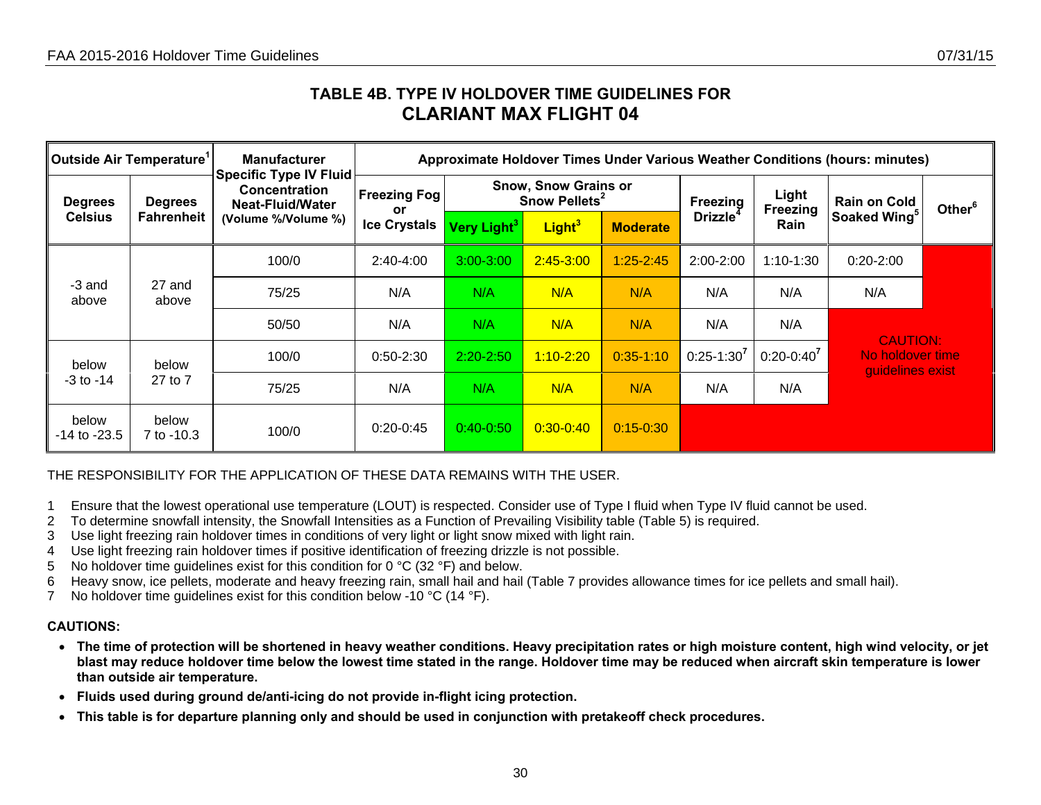## TABLE 4B. TYPE IV HOLDOVER TIME GUIDELINES FOR
# CLARIANT MAX FLIGHT 04

| Outside Air Temperature[1] | | Manufacturer Specific Type IV Fluid Concentration Neat-Fluid/Water (Volume %/Volume %) | Approximate Holdover Times Under Various Weather Conditions (hours: minutes) | | | | | | | |
|---|---|---|---|---|---|---|---|---|---|---|
| Degrees Celsius | Degrees Fahrenheit | | Freezing Fog or Ice Crystals | Snow, Snow Grains or Snow Pellets[2] | | | Freezing Drizzle[4] | Light Freezing Rain | Rain on Cold Soaked Wing[5] | Other[6] |
| | | | | Very Light[3] | Light[3] | Moderate | | | | |
| -3 and above | 27 and above | 100/0 | 2:40-4:00 | 3:00-3:00 | 2:45-3:00 | 1:25-2:45 | 2:00-2:00 | 1:10-1:30 | 0:20-2:00 | CAUTION: No holdover time guidelines exist |
| | | 75/25 | N/A | N/A | N/A | N/A | N/A | N/A | N/A | |
| | | 50/50 | N/A | N/A | N/A | N/A | N/A | N/A | CAUTION: No holdover time guidelines exist | |
| below -3 to -14 | below 27 to 7 | 100/0 | 0:50-2:30 | 2:20-2:50 | 1:10-2:20 | 0:35-1:10 | 0:25-1:30[7] | 0:20-0:40[7] | | |
| | | 75/25 | N/A | N/A | N/A | N/A | N/A | N/A | | |
| below -14 to -23.5 | below 7 to -10.3 | 100/0 | 0:20-0:45 | 0:40-0:50 | 0:30-0:40 | 0:15-0:30 | CAUTION: No holdover time guidelines exist | | | |

THE RESPONSIBILITY FOR THE APPLICATION OF THESE DATA REMAINS WITH THE USER.

1 Ensure that the lowest operational use temperature (LOUT) is respected. Consider use of Type I fluid when Type IV fluid cannot be used.
2 To determine snowfall intensity, the Snowfall Intensities as a Function of Prevailing Visibility table (Table 5) is required.
3 Use light freezing rain holdover times in conditions of very light or light snow mixed with light rain.
4 Use light freezing rain holdover times if positive identification of freezing drizzle is not possible.
5 No holdover time guidelines exist for this condition for 0 °C (32 °F) and below.
6 Heavy snow, ice pellets, moderate and heavy freezing rain, small hail and hail (Table 7 provides allowance times for ice pellets and small hail).
7 No holdover time guidelines exist for this condition below -10 °C (14 °F).

**CAUTIONS:**

- **The time of protection will be shortened in heavy weather conditions. Heavy precipitation rates or high moisture content, high wind velocity, or jet blast may reduce holdover time below the lowest time stated in the range. Holdover time may be reduced when aircraft skin temperature is lower than outside air temperature.**
- **Fluids used during ground de/anti-icing do not provide in-flight icing protection.**
- **This table is for departure planning only and should be used in conjunction with pretakeoff check procedures.**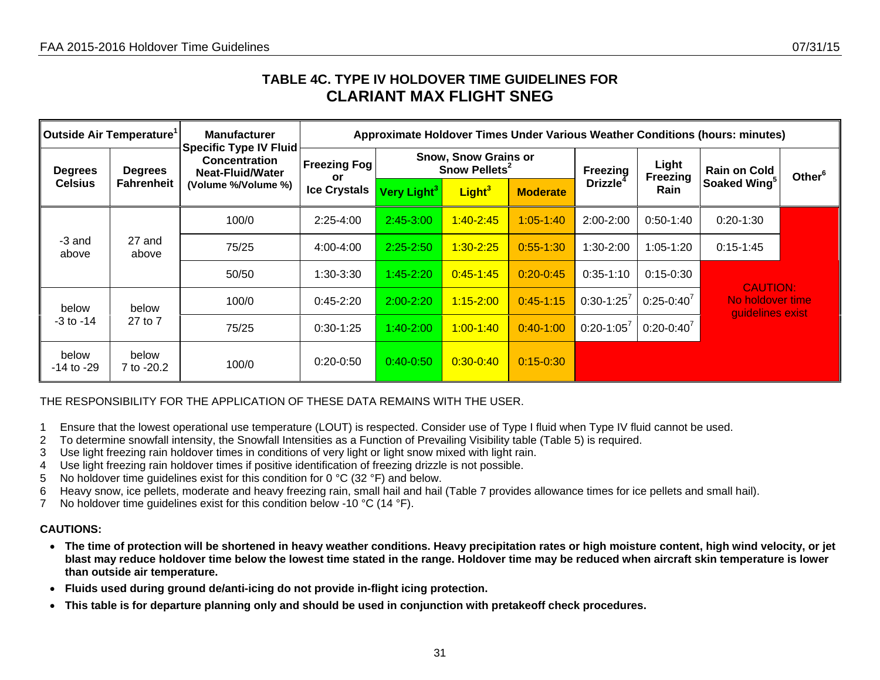# TABLE 4C. TYPE IV HOLDOVER TIME GUIDELINES FOR CLARIANT MAX FLIGHT SNEG

| Outside Air Temperature[1] | | Manufacturer Specific Type IV Fluid Concentration Neat-Fluid/Water (Volume %/Volume %) | Approximate Holdover Times Under Various Weather Conditions (hours: minutes) | | | | | | | |
|---|---|---|---|---|---|---|---|---|---|---|
| Degrees Celsius | Degrees Fahrenheit | | Freezing Fog or Ice Crystals | Snow, Snow Grains or Snow Pellets[2] | | | Freezing Drizzle[4] | Light Freezing Rain | Rain on Cold Soaked Wing[5] | Other[6] |
| | | | | Very Light[3] | Light[3] | Moderate | | | | |
| -3 and above | 27 and above | 100/0 | 2:25-4:00 | 2:45-3:00 | 1:40-2:45 | 1:05-1:40 | 2:00-2:00 | 0:50-1:40 | 0:20-1:30 | CAUTION: No holdover time guidelines exist |
| | | 75/25 | 4:00-4:00 | 2:25-2:50 | 1:30-2:25 | 0:55-1:30 | 1:30-2:00 | 1:05-1:20 | 0:15-1:45 | |
| | | 50/50 | 1:30-3:30 | 1:45-2:20 | 0:45-1:45 | 0:20-0:45 | 0:35-1:10 | 0:15-0:30 | CAUTION: No holdover time guidelines exist | |
| below -3 to -14 | below 27 to 7 | 100/0 | 0:45-2:20 | 2:00-2:20 | 1:15-2:00 | 0:45-1:15 | 0:30-1:25[7] | 0:25-0:40[7] | | |
| | | 75/25 | 0:30-1:25 | 1:40-2:00 | 1:00-1:40 | 0:40-1:00 | 0:20-1:05[7] | 0:20-0:40[7] | | |
| below -14 to -29 | below 7 to -20.2 | 100/0 | 0:20-0:50 | 0:40-0:50 | 0:30-0:40 | 0:15-0:30 | CAUTION: No holdover time guidelines exist | | | |

THE RESPONSIBILITY FOR THE APPLICATION OF THESE DATA REMAINS WITH THE USER.

1 Ensure that the lowest operational use temperature (LOUT) is respected. Consider use of Type I fluid when Type IV fluid cannot be used.
2 To determine snowfall intensity, the Snowfall Intensities as a Function of Prevailing Visibility table (Table 5) is required.
3 Use light freezing rain holdover times in conditions of very light or light snow mixed with light rain.
4 Use light freezing rain holdover times if positive identification of freezing drizzle is not possible.
5 No holdover time guidelines exist for this condition for 0 °C (32 °F) and below.
6 Heavy snow, ice pellets, moderate and heavy freezing rain, small hail and hail (Table 7 provides allowance times for ice pellets and small hail).
7 No holdover time guidelines exist for this condition below -10 °C (14 °F).

**CAUTIONS:**

- **The time of protection will be shortened in heavy weather conditions. Heavy precipitation rates or high moisture content, high wind velocity, or jet blast may reduce holdover time below the lowest time stated in the range. Holdover time may be reduced when aircraft skin temperature is lower than outside air temperature.**
- **Fluids used during ground de/anti-icing do not provide in-flight icing protection.**
- **This table is for departure planning only and should be used in conjunction with pretakeoff check procedures.**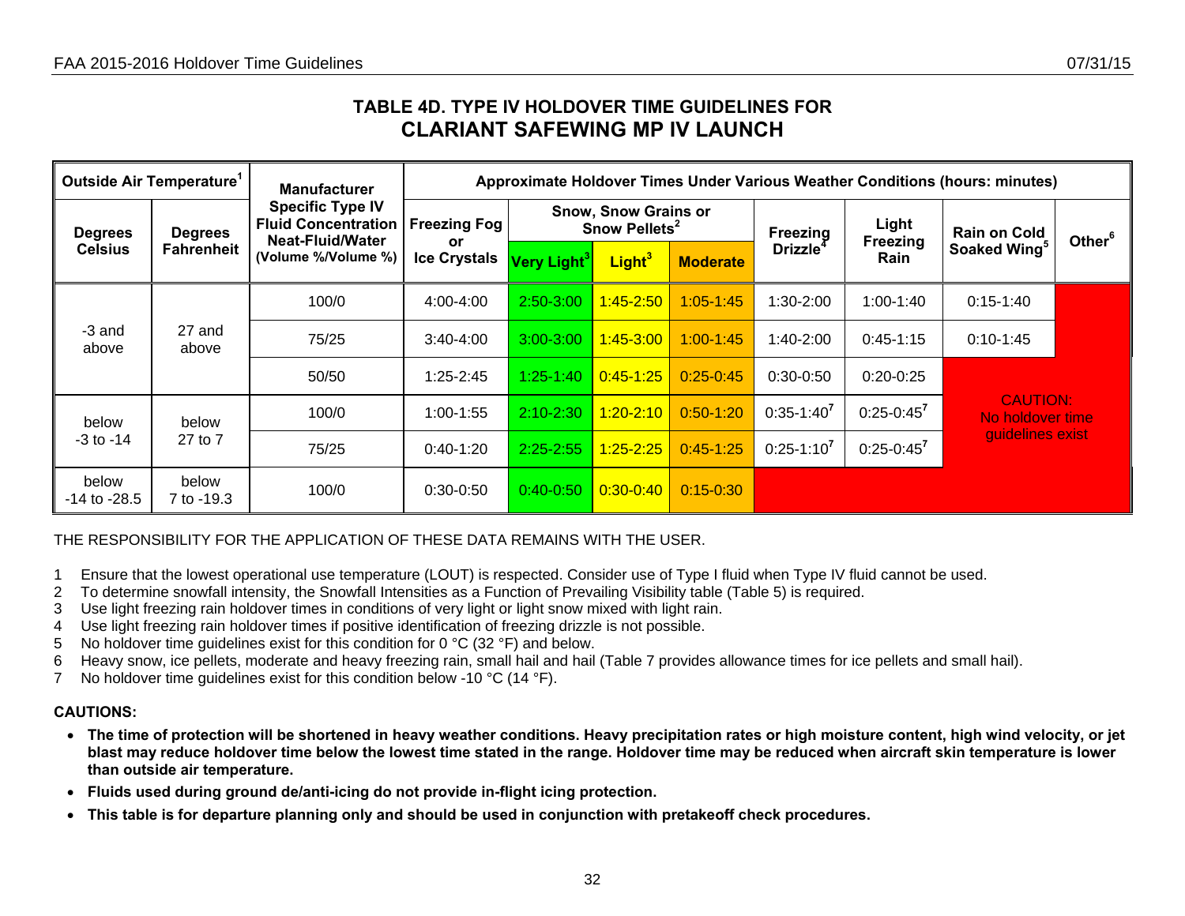## TABLE 4D. TYPE IV HOLDOVER TIME GUIDELINES FOR
## CLARIANT SAFEWING MP IV LAUNCH

| Outside Air Temperature[1] | | Manufacturer Specific Type IV Fluid Concentration Neat-Fluid/Water (Volume %/Volume %) | Approximate Holdover Times Under Various Weather Conditions (hours: minutes) | | | | | | | |
|---|---|---|---|---|---|---|---|---|---|---|
| Degrees Celsius | Degrees Fahrenheit | | Freezing Fog or Ice Crystals | Snow, Snow Grains or Snow Pellets[2] | | | Freezing Drizzle[4] | Light Freezing Rain | Rain on Cold Soaked Wing[5] | Other[6] |
| | | | | Very Light[3] | Light[3] | Moderate | | | | |
| -3 and above | 27 and above | 100/0 | 4:00-4:00 | 2:50-3:00 | 1:45-2:50 | 1:05-1:45 | 1:30-2:00 | 1:00-1:40 | 0:15-1:40 | CAUTION: No holdover time guidelines exist |
| | | 75/25 | 3:40-4:00 | 3:00-3:00 | 1:45-3:00 | 1:00-1:45 | 1:40-2:00 | 0:45-1:15 | 0:10-1:45 | |
| | | 50/50 | 1:25-2:45 | 1:25-1:40 | 0:45-1:25 | 0:25-0:45 | 0:30-0:50 | 0:20-0:25 | | |
| below -3 to -14 | below 27 to 7 | 100/0 | 1:00-1:55 | 2:10-2:30 | 1:20-2:10 | 0:50-1:20 | 0:35-1:40[7] | 0:25-0:45[7] | | |
| | | 75/25 | 0:40-1:20 | 2:25-2:55 | 1:25-2:25 | 0:45-1:25 | 0:25-1:10[7] | 0:25-0:45[7] | | |
| below -14 to -28.5 | below 7 to -19.3 | 100/0 | 0:30-0:50 | 0:40-0:50 | 0:30-0:40 | 0:15-0:30 | | | | |

THE RESPONSIBILITY FOR THE APPLICATION OF THESE DATA REMAINS WITH THE USER.

1 Ensure that the lowest operational use temperature (LOUT) is respected. Consider use of Type I fluid when Type IV fluid cannot be used.
2 To determine snowfall intensity, the Snowfall Intensities as a Function of Prevailing Visibility table (Table 5) is required.
3 Use light freezing rain holdover times in conditions of very light or light snow mixed with light rain.
4 Use light freezing rain holdover times if positive identification of freezing drizzle is not possible.
5 No holdover time guidelines exist for this condition for 0 °C (32 °F) and below.
6 Heavy snow, ice pellets, moderate and heavy freezing rain, small hail and hail (Table 7 provides allowance times for ice pellets and small hail).
7 No holdover time guidelines exist for this condition below -10 °C (14 °F).

**CAUTIONS:**

- **The time of protection will be shortened in heavy weather conditions. Heavy precipitation rates or high moisture content, high wind velocity, or jet blast may reduce holdover time below the lowest time stated in the range. Holdover time may be reduced when aircraft skin temperature is lower than outside air temperature.**
- **Fluids used during ground de/anti-icing do not provide in-flight icing protection.**
- **This table is for departure planning only and should be used in conjunction with pretakeoff check procedures.**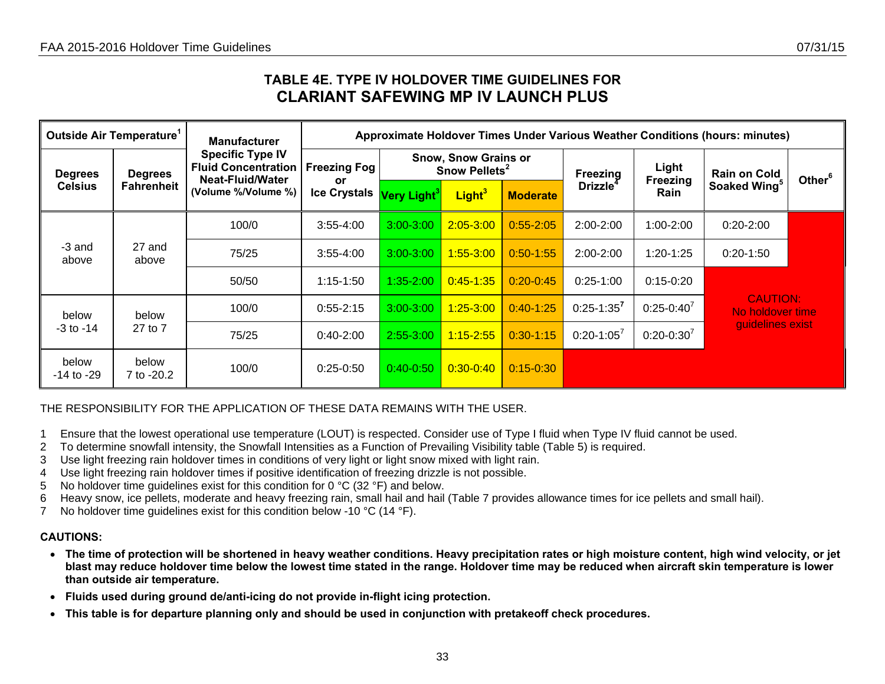## TABLE 4E. TYPE IV HOLDOVER TIME GUIDELINES FOR CLARIANT SAFEWING MP IV LAUNCH PLUS

| Outside Air Temperature[1] | | Manufacturer Specific Type IV Fluid Concentration Neat-Fluid/Water (Volume %/Volume %) | Approximate Holdover Times Under Various Weather Conditions (hours: minutes) | | | | | | | |
|---|---|---|---|---|---|---|---|---|---|---|
| Degrees Celsius | Degrees Fahrenheit | | Freezing Fog or Ice Crystals | Snow, Snow Grains or Snow Pellets[2] | | | Freezing Drizzle[4] | Light Freezing Rain | Rain on Cold Soaked Wing[5] | Other[6] |
| | | | | Very Light[3] | Light[3] | Moderate | | | | |
| -3 and above | 27 and above | 100/0 | 3:55-4:00 | 3:00-3:00 | 2:05-3:00 | 0:55-2:05 | 2:00-2:00 | 1:00-2:00 | 0:20-2:00 | |
| | | 75/25 | 3:55-4:00 | 3:00-3:00 | 1:55-3:00 | 0:50-1:55 | 2:00-2:00 | 1:20-1:25 | 0:20-1:50 | |
| | | 50/50 | 1:15-1:50 | 1:35-2:00 | 0:45-1:35 | 0:20-0:45 | 0:25-1:00 | 0:15-0:20 | CAUTION: No holdover time guidelines exist | |
| below -3 to -14 | below 27 to 7 | 100/0 | 0:55-2:15 | 3:00-3:00 | 1:25-3:00 | 0:40-1:25 | 0:25-1:35[7] | 0:25-0:40[7] | | |
| | | 75/25 | 0:40-2:00 | 2:55-3:00 | 1:15-2:55 | 0:30-1:15 | 0:20-1:05[7] | 0:20-0:30[7] | | |
| below -14 to -29 | below 7 to -20.2 | 100/0 | 0:25-0:50 | 0:40-0:50 | 0:30-0:40 | 0:15-0:30 | | | | |

THE RESPONSIBILITY FOR THE APPLICATION OF THESE DATA REMAINS WITH THE USER.

1. Ensure that the lowest operational use temperature (LOUT) is respected. Consider use of Type I fluid when Type IV fluid cannot be used.
2. To determine snowfall intensity, the Snowfall Intensities as a Function of Prevailing Visibility table (Table 5) is required.
3. Use light freezing rain holdover times in conditions of very light or light snow mixed with light rain.
4. Use light freezing rain holdover times if positive identification of freezing drizzle is not possible.
5. No holdover time guidelines exist for this condition for 0 °C (32 °F) and below.
6. Heavy snow, ice pellets, moderate and heavy freezing rain, small hail and hail (Table 7 provides allowance times for ice pellets and small hail).
7. No holdover time guidelines exist for this condition below -10 °C (14 °F).

**CAUTIONS:**

- **The time of protection will be shortened in heavy weather conditions. Heavy precipitation rates or high moisture content, high wind velocity, or jet blast may reduce holdover time below the lowest time stated in the range. Holdover time may be reduced when aircraft skin temperature is lower than outside air temperature.**
- **Fluids used during ground de/anti-icing do not provide in-flight icing protection.**
- **This table is for departure planning only and should be used in conjunction with pretakeoff check procedures.**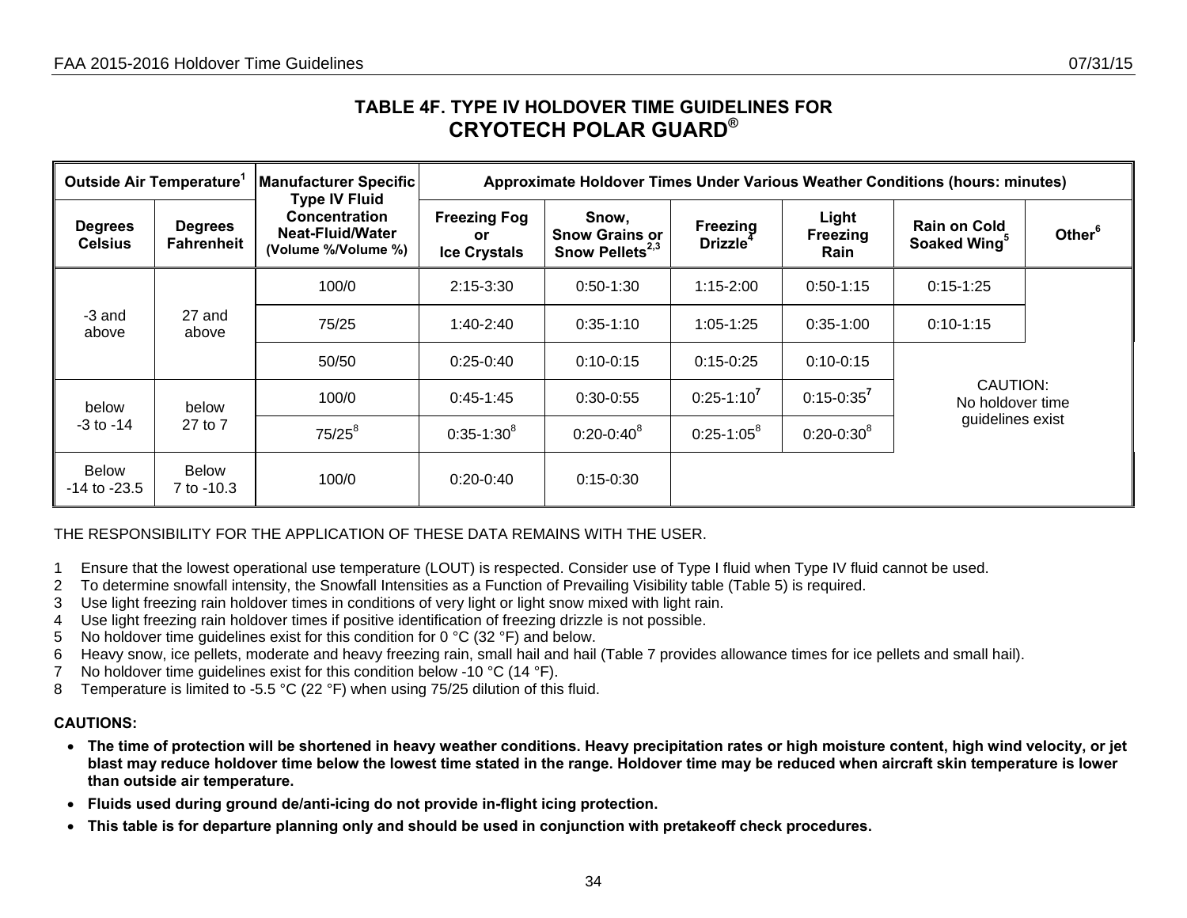## TABLE 4F. TYPE IV HOLDOVER TIME GUIDELINES FOR CRYOTECH POLAR GUARD®

| Outside Air Temperature[1] | | Manufacturer Specific Type IV Fluid Concentration Neat-Fluid/Water (Volume %/Volume %) | Approximate Holdover Times Under Various Weather Conditions (hours: minutes) | | | | | |
|---|---|---|---|---|---|---|---|---|
| Degrees Celsius | Degrees Fahrenheit | | Freezing Fog or Ice Crystals | Snow, Snow Grains or Snow Pellets[2,3] | Freezing Drizzle[4] | Light Freezing Rain | Rain on Cold Soaked Wing[5] | Other[6] |
| -3 and above | 27 and above | 100/0 | 2:15-3:30 | 0:50-1:30 | 1:15-2:00 | 0:50-1:15 | 0:15-1:25 | CAUTION: No holdover time guidelines exist |
| | | 75/25 | 1:40-2:40 | 0:35-1:10 | 1:05-1:25 | 0:35-1:00 | 0:10-1:15 | |
| | | 50/50 | 0:25-0:40 | 0:10-0:15 | 0:15-0:25 | 0:10-0:15 | | |
| below -3 to -14 | below 27 to 7 | 100/0 | 0:45-1:45 | 0:30-0:55 | 0:25-1:10[7] | 0:15-0:35[7] | | |
| | | 75/25[8] | 0:35-1:30[8] | 0:20-0:40[8] | 0:25-1:05[8] | 0:20-0:30[8] | | |
| Below -14 to -23.5 | Below 7 to -10.3 | 100/0 | 0:20-0:40 | 0:15-0:30 | | | | |

THE RESPONSIBILITY FOR THE APPLICATION OF THESE DATA REMAINS WITH THE USER.

1. Ensure that the lowest operational use temperature (LOUT) is respected. Consider use of Type I fluid when Type IV fluid cannot be used.
2. To determine snowfall intensity, the Snowfall Intensities as a Function of Prevailing Visibility table (Table 5) is required.
3. Use light freezing rain holdover times in conditions of very light or light snow mixed with light rain.
4. Use light freezing rain holdover times if positive identification of freezing drizzle is not possible.
5. No holdover time guidelines exist for this condition for 0 °C (32 °F) and below.
6. Heavy snow, ice pellets, moderate and heavy freezing rain, small hail and hail (Table 7 provides allowance times for ice pellets and small hail).
7. No holdover time guidelines exist for this condition below -10 °C (14 °F).
8. Temperature is limited to -5.5 °C (22 °F) when using 75/25 dilution of this fluid.

**CAUTIONS:**

- **The time of protection will be shortened in heavy weather conditions. Heavy precipitation rates or high moisture content, high wind velocity, or jet blast may reduce holdover time below the lowest time stated in the range. Holdover time may be reduced when aircraft skin temperature is lower than outside air temperature.**
- **Fluids used during ground de/anti-icing do not provide in-flight icing protection.**
- **This table is for departure planning only and should be used in conjunction with pretakeoff check procedures.**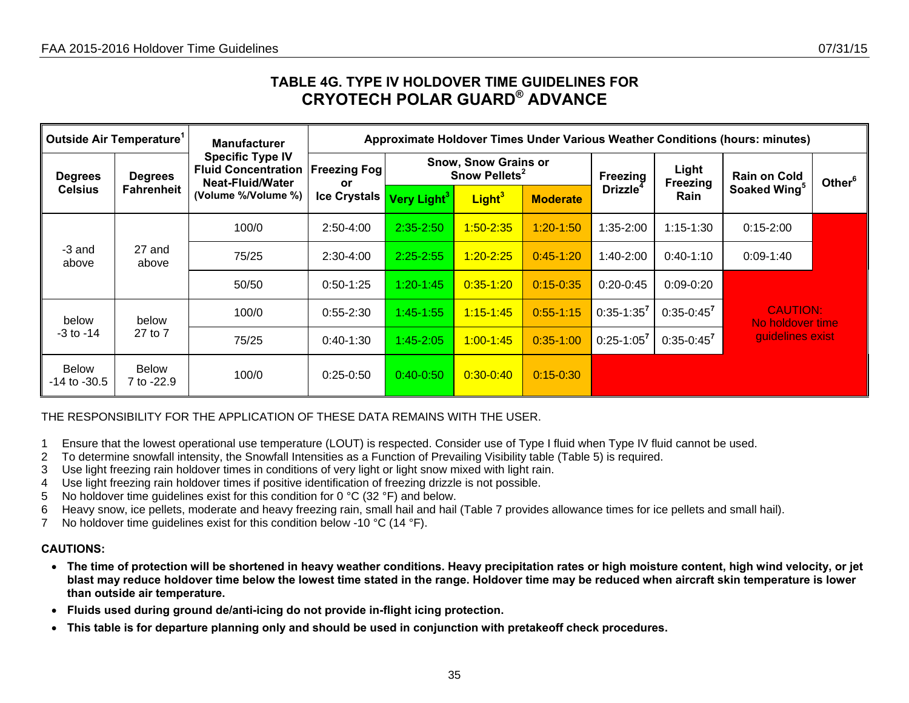## TABLE 4G. TYPE IV HOLDOVER TIME GUIDELINES FOR CRYOTECH POLAR GUARD® ADVANCE

| Outside Air Temperature[1] | | Manufacturer Specific Type IV Fluid Concentration Neat-Fluid/Water (Volume %/Volume %) | Approximate Holdover Times Under Various Weather Conditions (hours: minutes) | | | | | | | |
|---|---|---|---|---|---|---|---|---|---|---|
| Degrees Celsius | Degrees Fahrenheit | | Freezing Fog or Ice Crystals | Snow, Snow Grains or Snow Pellets[2] | | | Freezing Drizzle[4] | Light Freezing Rain | Rain on Cold Soaked Wing[5] | Other[6] |
| | | | | Very Light[3] | Light[3] | Moderate | | | | |
| -3 and above | 27 and above | 100/0 | 2:50-4:00 | 2:35-2:50 | 1:50-2:35 | 1:20-1:50 | 1:35-2:00 | 1:15-1:30 | 0:15-2:00 | |
| | | 75/25 | 2:30-4:00 | 2:25-2:55 | 1:20-2:25 | 0:45-1:20 | 1:40-2:00 | 0:40-1:10 | 0:09-1:40 | |
| | | 50/50 | 0:50-1:25 | 1:20-1:45 | 0:35-1:20 | 0:15-0:35 | 0:20-0:45 | 0:09-0:20 | CAUTION: No holdover time guidelines exist | |
| below -3 to -14 | below 27 to 7 | 100/0 | 0:55-2:30 | 1:45-1:55 | 1:15-1:45 | 0:55-1:15 | 0:35-1:35[7] | 0:35-0:45[7] | | |
| | | 75/25 | 0:40-1:30 | 1:45-2:05 | 1:00-1:45 | 0:35-1:00 | 0:25-1:05[7] | 0:35-0:45[7] | | |
| Below -14 to -30.5 | Below 7 to -22.9 | 100/0 | 0:25-0:50 | 0:40-0:50 | 0:30-0:40 | 0:15-0:30 | | | | |

THE RESPONSIBILITY FOR THE APPLICATION OF THESE DATA REMAINS WITH THE USER.

1 Ensure that the lowest operational use temperature (LOUT) is respected. Consider use of Type I fluid when Type IV fluid cannot be used.
2 To determine snowfall intensity, the Snowfall Intensities as a Function of Prevailing Visibility table (Table 5) is required.
3 Use light freezing rain holdover times in conditions of very light or light snow mixed with light rain.
4 Use light freezing rain holdover times if positive identification of freezing drizzle is not possible.
5 No holdover time guidelines exist for this condition for 0 °C (32 °F) and below.
6 Heavy snow, ice pellets, moderate and heavy freezing rain, small hail and hail (Table 7 provides allowance times for ice pellets and small hail).
7 No holdover time guidelines exist for this condition below -10 °C (14 °F).

**CAUTIONS:**

- **The time of protection will be shortened in heavy weather conditions. Heavy precipitation rates or high moisture content, high wind velocity, or jet blast may reduce holdover time below the lowest time stated in the range. Holdover time may be reduced when aircraft skin temperature is lower than outside air temperature.**
- **Fluids used during ground de/anti-icing do not provide in-flight icing protection.**
- **This table is for departure planning only and should be used in conjunction with pretakeoff check procedures.**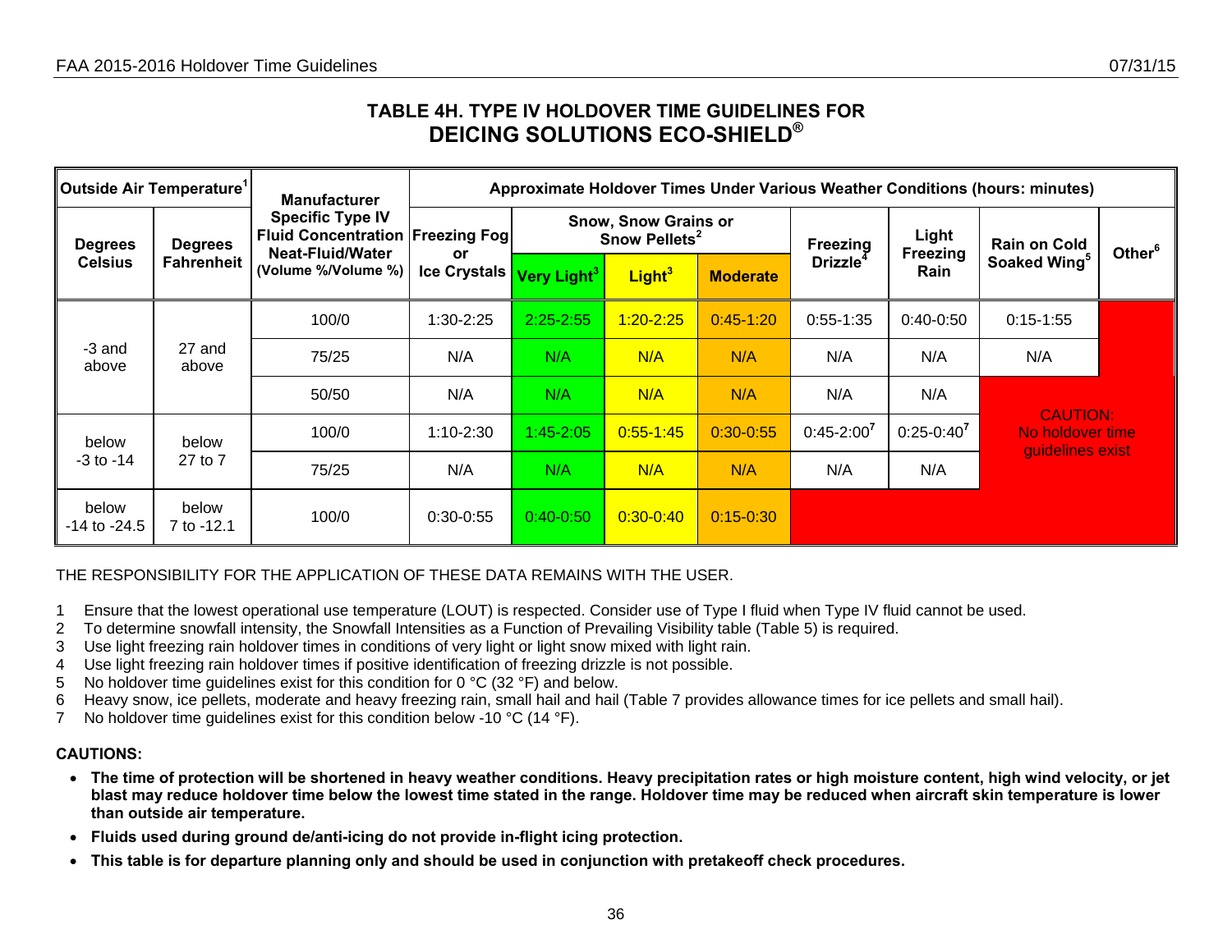## TABLE 4H. TYPE IV HOLDOVER TIME GUIDELINES FOR DEICING SOLUTIONS ECO-SHIELD®

| Outside Air Temperature[1] | | Manufacturer Specific Type IV Fluid Concentration Neat-Fluid/Water (Volume %/Volume %) | Approximate Holdover Times Under Various Weather Conditions (hours: minutes) | | | | | | | |
|---|---|---|---|---|---|---|---|---|---|---|
| | | | Freezing Fog or Ice Crystals | Snow, Snow Grains or Snow Pellets[2] | | | Freezing Drizzle[4] | Light Freezing Rain | Rain on Cold Soaked Wing[5] | Other[6] |
| Degrees Celsius | Degrees Fahrenheit | | | Very Light[3] | Light[3] | Moderate | | | | |
| -3 and above | 27 and above | 100/0 | 1:30-2:25 | 2:25-2:55 | 1:20-2:25 | 0:45-1:20 | 0:55-1:35 | 0:40-0:50 | 0:15-1:55 | |
| | | 75/25 | N/A | N/A | N/A | N/A | N/A | N/A | N/A | |
| | | 50/50 | N/A | N/A | N/A | N/A | N/A | N/A | CAUTION: No holdover time guidelines exist | |
| below -3 to -14 | below 27 to 7 | 100/0 | 1:10-2:30 | 1:45-2:05 | 0:55-1:45 | 0:30-0:55 | 0:45-2:00[7] | 0:25-0:40[7] | | |
| | | 75/25 | N/A | N/A | N/A | N/A | N/A | N/A | | |
| below -14 to -24.5 | below 7 to -12.1 | 100/0 | 0:30-0:55 | 0:40-0:50 | 0:30-0:40 | 0:15-0:30 | | | | |

THE RESPONSIBILITY FOR THE APPLICATION OF THESE DATA REMAINS WITH THE USER.

1 Ensure that the lowest operational use temperature (LOUT) is respected. Consider use of Type I fluid when Type IV fluid cannot be used.
2 To determine snowfall intensity, the Snowfall Intensities as a Function of Prevailing Visibility table (Table 5) is required.
3 Use light freezing rain holdover times in conditions of very light or light snow mixed with light rain.
4 Use light freezing rain holdover times if positive identification of freezing drizzle is not possible.
5 No holdover time guidelines exist for this condition for 0 °C (32 °F) and below.
6 Heavy snow, ice pellets, moderate and heavy freezing rain, small hail and hail (Table 7 provides allowance times for ice pellets and small hail).
7 No holdover time guidelines exist for this condition below -10 °C (14 °F).

**CAUTIONS:**

- **The time of protection will be shortened in heavy weather conditions. Heavy precipitation rates or high moisture content, high wind velocity, or jet blast may reduce holdover time below the lowest time stated in the range. Holdover time may be reduced when aircraft skin temperature is lower than outside air temperature.**
- **Fluids used during ground de/anti-icing do not provide in-flight icing protection.**
- **This table is for departure planning only and should be used in conjunction with pretakeoff check procedures.**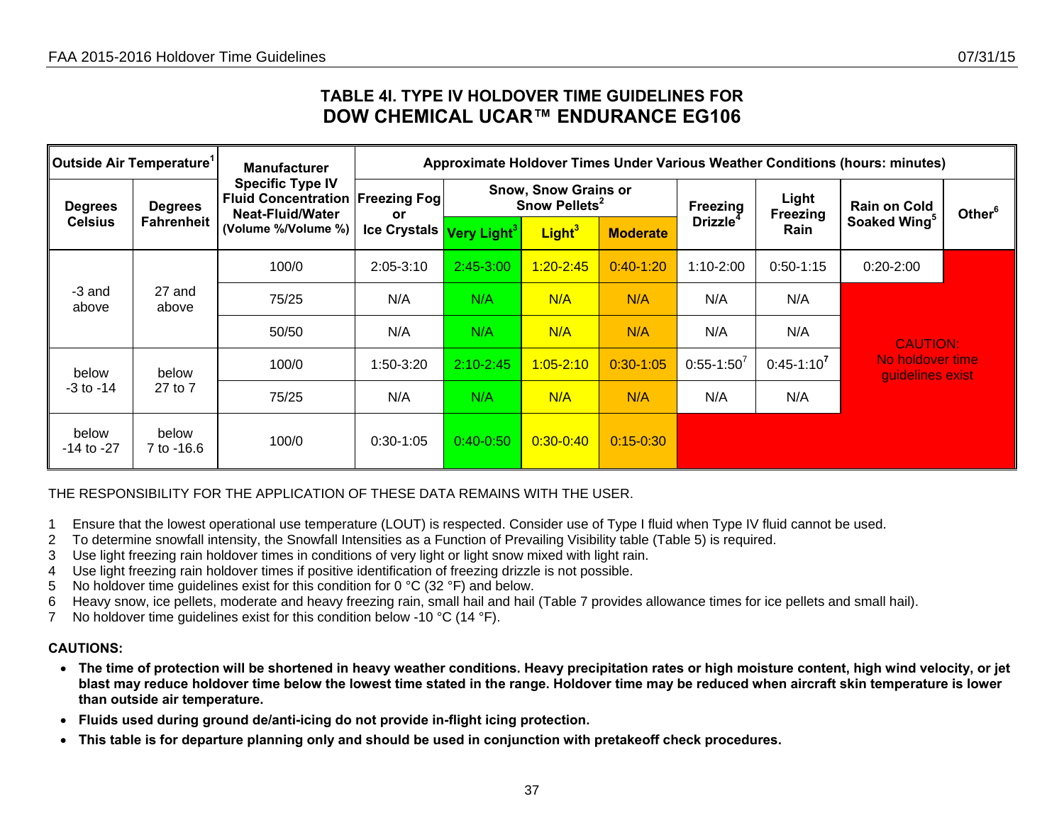## TABLE 4I. TYPE IV HOLDOVER TIME GUIDELINES FOR DOW CHEMICAL UCAR™ ENDURANCE EG106

| Outside Air Temperature[1] | | Manufacturer Specific Type IV Fluid Concentration Neat-Fluid/Water (Volume %/Volume %) | Approximate Holdover Times Under Various Weather Conditions (hours: minutes) | | | | | | | |
|---|---|---|---|---|---|---|---|---|---|---|
| Degrees Celsius | Degrees Fahrenheit | | Freezing Fog or Ice Crystals | Snow, Snow Grains or Snow Pellets[2] Very Light[3] | Light[3] | Moderate | Freezing Drizzle[4] | Light Freezing Rain | Rain on Cold Soaked Wing[5] | Other[6] |
| -3 and above | 27 and above | 100/0 | 2:05-3:10 | 2:45-3:00 | 1:20-2:45 | 0:40-1:20 | 1:10-2:00 | 0:50-1:15 | 0:20-2:00 | CAUTION: No holdover time guidelines exist |
| | | 75/25 | N/A | N/A | N/A | N/A | N/A | N/A | CAUTION: No holdover time guidelines exist | |
| | | 50/50 | N/A | N/A | N/A | N/A | N/A | N/A | | |
| below -3 to -14 | below 27 to 7 | 100/0 | 1:50-3:20 | 2:10-2:45 | 1:05-2:10 | 0:30-1:05 | 0:55-1:50[7] | 0:45-1:10[7] | | |
| | | 75/25 | N/A | N/A | N/A | N/A | N/A | N/A | | |
| below -14 to -27 | below 7 to -16.6 | 100/0 | 0:30-1:05 | 0:40-0:50 | 0:30-0:40 | 0:15-0:30 | CAUTION: No holdover time guidelines exist | | | |

THE RESPONSIBILITY FOR THE APPLICATION OF THESE DATA REMAINS WITH THE USER.

1. Ensure that the lowest operational use temperature (LOUT) is respected. Consider use of Type I fluid when Type IV fluid cannot be used.
2. To determine snowfall intensity, the Snowfall Intensities as a Function of Prevailing Visibility table (Table 5) is required.
3. Use light freezing rain holdover times in conditions of very light or light snow mixed with light rain.
4. Use light freezing rain holdover times if positive identification of freezing drizzle is not possible.
5. No holdover time guidelines exist for this condition for 0 °C (32 °F) and below.
6. Heavy snow, ice pellets, moderate and heavy freezing rain, small hail and hail (Table 7 provides allowance times for ice pellets and small hail).
7. No holdover time guidelines exist for this condition below -10 °C (14 °F).

**CAUTIONS:**

- **The time of protection will be shortened in heavy weather conditions. Heavy precipitation rates or high moisture content, high wind velocity, or jet blast may reduce holdover time below the lowest time stated in the range. Holdover time may be reduced when aircraft skin temperature is lower than outside air temperature.**
- **Fluids used during ground de/anti-icing do not provide in-flight icing protection.**
- **This table is for departure planning only and should be used in conjunction with pretakeoff check procedures.**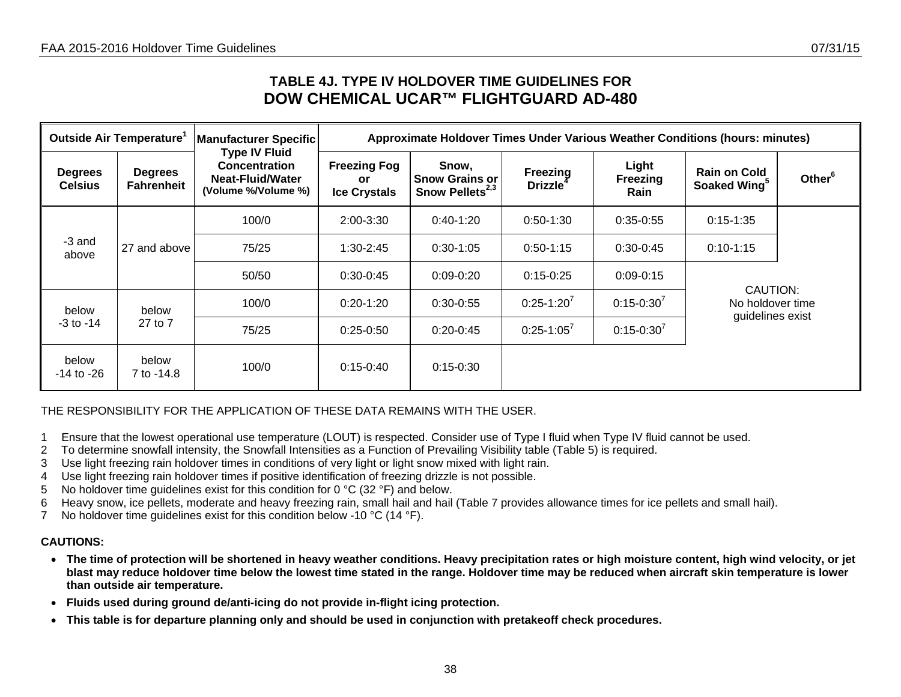# TABLE 4J. TYPE IV HOLDOVER TIME GUIDELINES FOR DOW CHEMICAL UCAR™ FLIGHTGUARD AD-480

| Outside Air Temperature[1] | | Manufacturer Specific Type IV Fluid Concentration Neat-Fluid/Water (Volume %/Volume %) | Approximate Holdover Times Under Various Weather Conditions (hours: minutes) | | | | | |
|---|---|---|---|---|---|---|---|---|
| Degrees Celsius | Degrees Fahrenheit | | Freezing Fog or Ice Crystals | Snow, Snow Grains or Snow Pellets[2,3] | Freezing Drizzle[4] | Light Freezing Rain | Rain on Cold Soaked Wing[5] | Other[6] |
| -3 and above | 27 and above | 100/0 | 2:00-3:30 | 0:40-1:20 | 0:50-1:30 | 0:35-0:55 | 0:15-1:35 | CAUTION: No holdover time guidelines exist |
| | | 75/25 | 1:30-2:45 | 0:30-1:05 | 0:50-1:15 | 0:30-0:45 | 0:10-1:15 | |
| | | 50/50 | 0:30-0:45 | 0:09-0:20 | 0:15-0:25 | 0:09-0:15 | | |
| below -3 to -14 | below 27 to 7 | 100/0 | 0:20-1:20 | 0:30-0:55 | 0:25-1:20[7] | 0:15-0:30[7] | | |
| | | 75/25 | 0:25-0:50 | 0:20-0:45 | 0:25-1:05[7] | 0:15-0:30[7] | | |
| below -14 to -26 | below 7 to -14.8 | 100/0 | 0:15-0:40 | 0:15-0:30 | | | | |

THE RESPONSIBILITY FOR THE APPLICATION OF THESE DATA REMAINS WITH THE USER.

1 Ensure that the lowest operational use temperature (LOUT) is respected. Consider use of Type I fluid when Type IV fluid cannot be used.
2 To determine snowfall intensity, the Snowfall Intensities as a Function of Prevailing Visibility table (Table 5) is required.
3 Use light freezing rain holdover times in conditions of very light or light snow mixed with light rain.
4 Use light freezing rain holdover times if positive identification of freezing drizzle is not possible.
5 No holdover time guidelines exist for this condition for 0 °C (32 °F) and below.
6 Heavy snow, ice pellets, moderate and heavy freezing rain, small hail and hail (Table 7 provides allowance times for ice pellets and small hail).
7 No holdover time guidelines exist for this condition below -10 °C (14 °F).

**CAUTIONS:**

- **The time of protection will be shortened in heavy weather conditions. Heavy precipitation rates or high moisture content, high wind velocity, or jet blast may reduce holdover time below the lowest time stated in the range. Holdover time may be reduced when aircraft skin temperature is lower than outside air temperature.**
- **Fluids used during ground de/anti-icing do not provide in-flight icing protection.**
- **This table is for departure planning only and should be used in conjunction with pretakeoff check procedures.**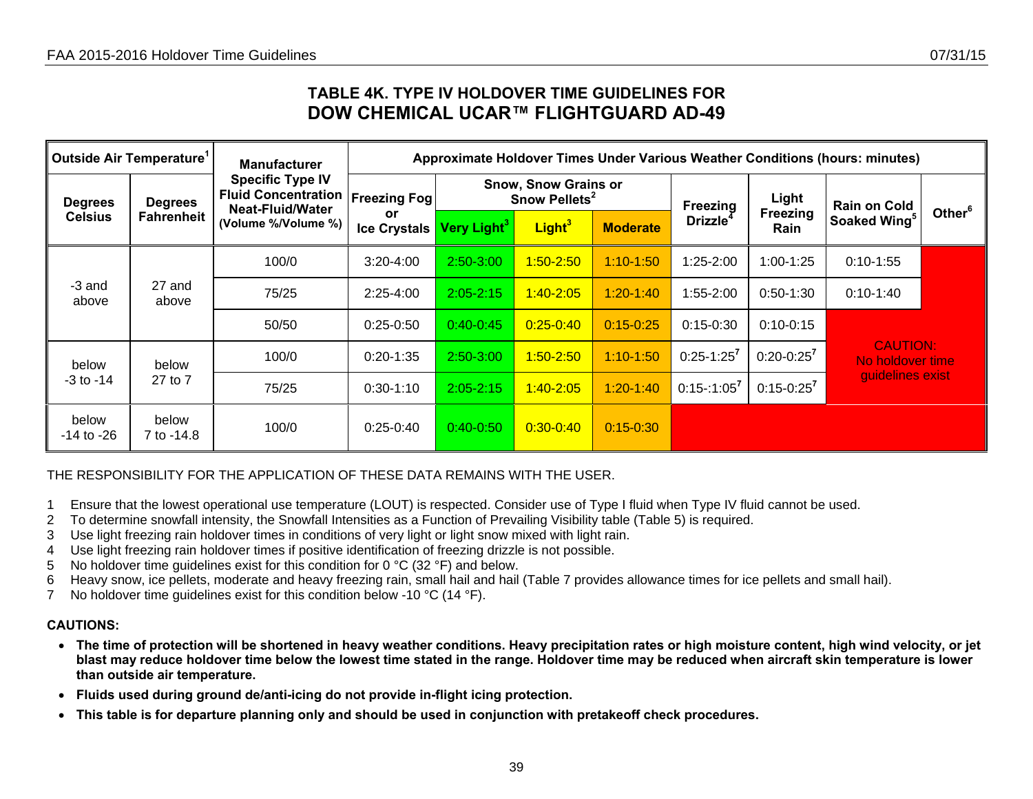## TABLE 4K. TYPE IV HOLDOVER TIME GUIDELINES FOR DOW CHEMICAL UCAR™ FLIGHTGUARD AD-49

| Outside Air Temperature[1] | | Manufacturer Specific Type IV Fluid Concentration Neat-Fluid/Water (Volume %/Volume %) | Approximate Holdover Times Under Various Weather Conditions (hours: minutes) | | | | | | | |
|---|---|---|---|---|---|---|---|---|---|---|
| Degrees Celsius | Degrees Fahrenheit | | Freezing Fog or Ice Crystals | Snow, Snow Grains or Snow Pellets[2] Very Light[3] | Snow, Snow Grains or Snow Pellets[2] Light[3] | Snow, Snow Grains or Snow Pellets[2] Moderate | Freezing Drizzle[4] | Light Freezing Rain | Rain on Cold Soaked Wing[5] | Other[6] |
| -3 and above | 27 and above | 100/0 | 3:20-4:00 | 2:50-3:00 | 1:50-2:50 | 1:10-1:50 | 1:25-2:00 | 1:00-1:25 | 0:10-1:55 | |
| | | 75/25 | 2:25-4:00 | 2:05-2:15 | 1:40-2:05 | 1:20-1:40 | 1:55-2:00 | 0:50-1:30 | 0:10-1:40 | |
| | | 50/50 | 0:25-0:50 | 0:40-0:45 | 0:25-0:40 | 0:15-0:25 | 0:15-0:30 | 0:10-0:15 | CAUTION: No holdover time guidelines exist | |
| below -3 to -14 | below 27 to 7 | 100/0 | 0:20-1:35 | 2:50-3:00 | 1:50-2:50 | 1:10-1:50 | 0:25-1:25[7] | 0:20-0:25[7] | | |
| | | 75/25 | 0:30-1:10 | 2:05-2:15 | 1:40-2:05 | 1:20-1:40 | 0:15-:1:05[7] | 0:15-0:25[7] | | |
| below -14 to -26 | below 7 to -14.8 | 100/0 | 0:25-0:40 | 0:40-0:50 | 0:30-0:40 | 0:15-0:30 | | | | |

THE RESPONSIBILITY FOR THE APPLICATION OF THESE DATA REMAINS WITH THE USER.

1 Ensure that the lowest operational use temperature (LOUT) is respected. Consider use of Type I fluid when Type IV fluid cannot be used.
2 To determine snowfall intensity, the Snowfall Intensities as a Function of Prevailing Visibility table (Table 5) is required.
3 Use light freezing rain holdover times in conditions of very light or light snow mixed with light rain.
4 Use light freezing rain holdover times if positive identification of freezing drizzle is not possible.
5 No holdover time guidelines exist for this condition for 0 °C (32 °F) and below.
6 Heavy snow, ice pellets, moderate and heavy freezing rain, small hail and hail (Table 7 provides allowance times for ice pellets and small hail).
7 No holdover time guidelines exist for this condition below -10 °C (14 °F).

**CAUTIONS:**

- **The time of protection will be shortened in heavy weather conditions. Heavy precipitation rates or high moisture content, high wind velocity, or jet blast may reduce holdover time below the lowest time stated in the range. Holdover time may be reduced when aircraft skin temperature is lower than outside air temperature.**
- **Fluids used during ground de/anti-icing do not provide in-flight icing protection.**
- **This table is for departure planning only and should be used in conjunction with pretakeoff check procedures.**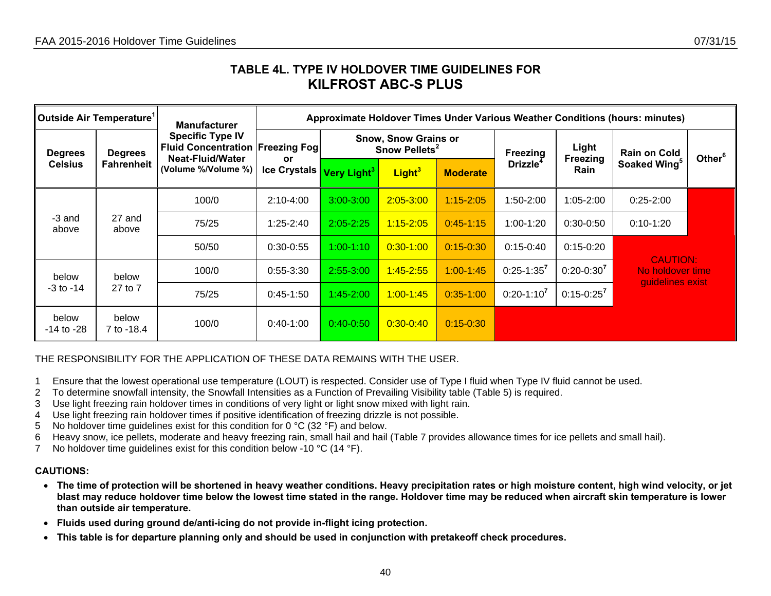# TABLE 4L. TYPE IV HOLDOVER TIME GUIDELINES FOR KILFROST ABC-S PLUS

| Outside Air Temperature[1] | | Manufacturer Specific Type IV Fluid Concentration Neat-Fluid/Water (Volume %/Volume %) | Approximate Holdover Times Under Various Weather Conditions (hours: minutes) | | | | | | | |
|---|---|---|---|---|---|---|---|---|---|---|
| Degrees Celsius | Degrees Fahrenheit | | Freezing Fog or Ice Crystals | Snow, Snow Grains or Snow Pellets[2] Very Light[3] | Snow, Snow Grains or Snow Pellets[2] Light[3] | Snow, Snow Grains or Snow Pellets[2] Moderate | Freezing Drizzle[4] | Light Freezing Rain | Rain on Cold Soaked Wing[5] | Other[6] |
| -3 and above | 27 and above | 100/0 | 2:10-4:00 | 3:00-3:00 | 2:05-3:00 | 1:15-2:05 | 1:50-2:00 | 1:05-2:00 | 0:25-2:00 | |
| | | 75/25 | 1:25-2:40 | 2:05-2:25 | 1:15-2:05 | 0:45-1:15 | 1:00-1:20 | 0:30-0:50 | 0:10-1:20 | |
| | | 50/50 | 0:30-0:55 | 1:00-1:10 | 0:30-1:00 | 0:15-0:30 | 0:15-0:40 | 0:15-0:20 | CAUTION: No holdover time guidelines exist | |
| below -3 to -14 | below 27 to 7 | 100/0 | 0:55-3:30 | 2:55-3:00 | 1:45-2:55 | 1:00-1:45 | 0:25-1:35[7] | 0:20-0:30[7] | | |
| | | 75/25 | 0:45-1:50 | 1:45-2:00 | 1:00-1:45 | 0:35-1:00 | 0:20-1:10[7] | 0:15-0:25[7] | | |
| below -14 to -28 | below 7 to -18.4 | 100/0 | 0:40-1:00 | 0:40-0:50 | 0:30-0:40 | 0:15-0:30 | | | | |

THE RESPONSIBILITY FOR THE APPLICATION OF THESE DATA REMAINS WITH THE USER.

1. Ensure that the lowest operational use temperature (LOUT) is respected. Consider use of Type I fluid when Type IV fluid cannot be used.
2. To determine snowfall intensity, the Snowfall Intensities as a Function of Prevailing Visibility table (Table 5) is required.
3. Use light freezing rain holdover times in conditions of very light or light snow mixed with light rain.
4. Use light freezing rain holdover times if positive identification of freezing drizzle is not possible.
5. No holdover time guidelines exist for this condition for 0 °C (32 °F) and below.
6. Heavy snow, ice pellets, moderate and heavy freezing rain, small hail and hail (Table 7 provides allowance times for ice pellets and small hail).
7. No holdover time guidelines exist for this condition below -10 °C (14 °F).

**CAUTIONS:**

- **The time of protection will be shortened in heavy weather conditions. Heavy precipitation rates or high moisture content, high wind velocity, or jet blast may reduce holdover time below the lowest time stated in the range. Holdover time may be reduced when aircraft skin temperature is lower than outside air temperature.**
- **Fluids used during ground de/anti-icing do not provide in-flight icing protection.**
- **This table is for departure planning only and should be used in conjunction with pretakeoff check procedures.**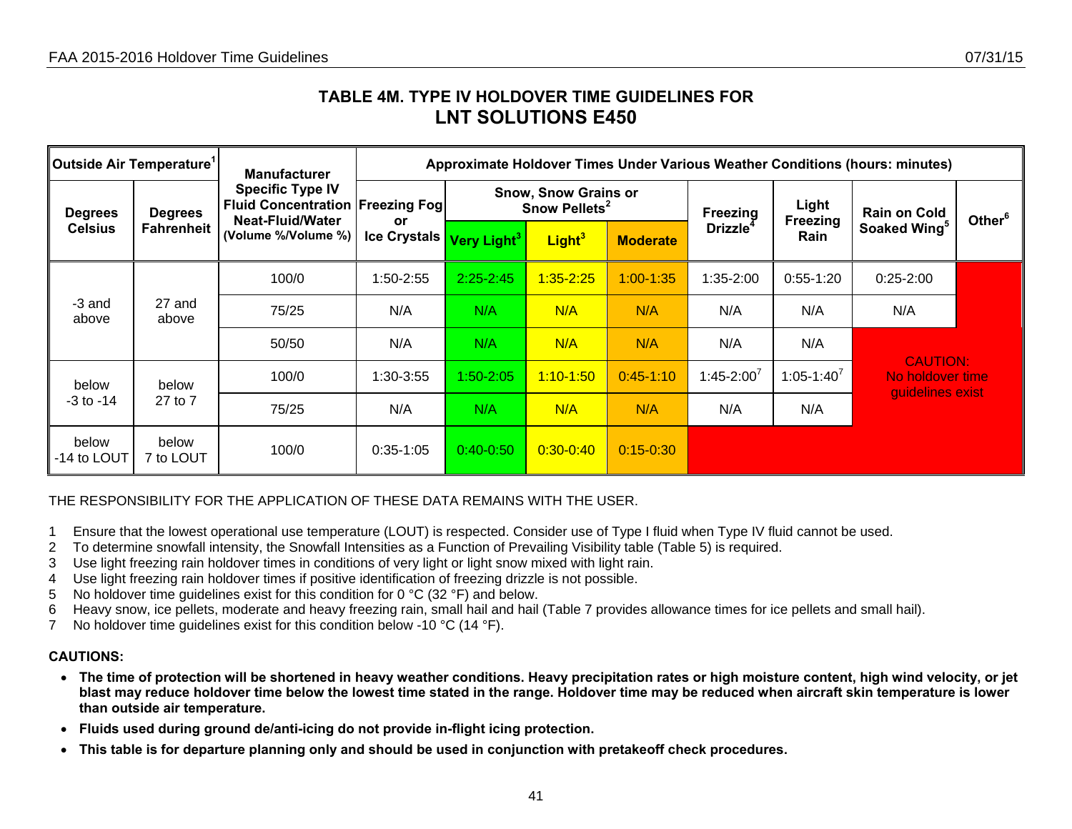## TABLE 4M. TYPE IV HOLDOVER TIME GUIDELINES FOR
# LNT SOLUTIONS E450

| Outside Air Temperature[1] | | Manufacturer Specific Type IV Fluid Concentration Neat-Fluid/Water (Volume %/Volume %) | Approximate Holdover Times Under Various Weather Conditions (hours: minutes) | | | | | | | |
|---|---|---|---|---|---|---|---|---|---|---|
| Degrees Celsius | Degrees Fahrenheit | | Freezing Fog or Ice Crystals | Snow, Snow Grains or Snow Pellets[2] Very Light[3] | Snow, Snow Grains or Snow Pellets[2] Light[3] | Snow, Snow Grains or Snow Pellets[2] Moderate | Freezing Drizzle[4] | Light Freezing Rain | Rain on Cold Soaked Wing[5] | Other[6] |
| -3 and above | 27 and above | 100/0 | 1:50-2:55 | 2:25-2:45 | 1:35-2:25 | 1:00-1:35 | 1:35-2:00 | 0:55-1:20 | 0:25-2:00 | |
| | | 75/25 | N/A | N/A | N/A | N/A | N/A | N/A | N/A | |
| | | 50/50 | N/A | N/A | N/A | N/A | N/A | N/A | CAUTION: No holdover time guidelines exist | |
| below -3 to -14 | below 27 to 7 | 100/0 | 1:30-3:55 | 1:50-2:05 | 1:10-1:50 | 0:45-1:10 | 1:45-2:00[7] | 1:05-1:40[7] | | |
| | | 75/25 | N/A | N/A | N/A | N/A | N/A | N/A | | |
| below -14 to LOUT | below 7 to LOUT | 100/0 | 0:35-1:05 | 0:40-0:50 | 0:30-0:40 | 0:15-0:30 | | | | |

THE RESPONSIBILITY FOR THE APPLICATION OF THESE DATA REMAINS WITH THE USER.

1 Ensure that the lowest operational use temperature (LOUT) is respected. Consider use of Type I fluid when Type IV fluid cannot be used.
2 To determine snowfall intensity, the Snowfall Intensities as a Function of Prevailing Visibility table (Table 5) is required.
3 Use light freezing rain holdover times in conditions of very light or light snow mixed with light rain.
4 Use light freezing rain holdover times if positive identification of freezing drizzle is not possible.
5 No holdover time guidelines exist for this condition for 0 °C (32 °F) and below.
6 Heavy snow, ice pellets, moderate and heavy freezing rain, small hail and hail (Table 7 provides allowance times for ice pellets and small hail).
7 No holdover time guidelines exist for this condition below -10 °C (14 °F).

**CAUTIONS:**

- **The time of protection will be shortened in heavy weather conditions. Heavy precipitation rates or high moisture content, high wind velocity, or jet blast may reduce holdover time below the lowest time stated in the range. Holdover time may be reduced when aircraft skin temperature is lower than outside air temperature.**
- **Fluids used during ground de/anti-icing do not provide in-flight icing protection.**
- **This table is for departure planning only and should be used in conjunction with pretakeoff check procedures.**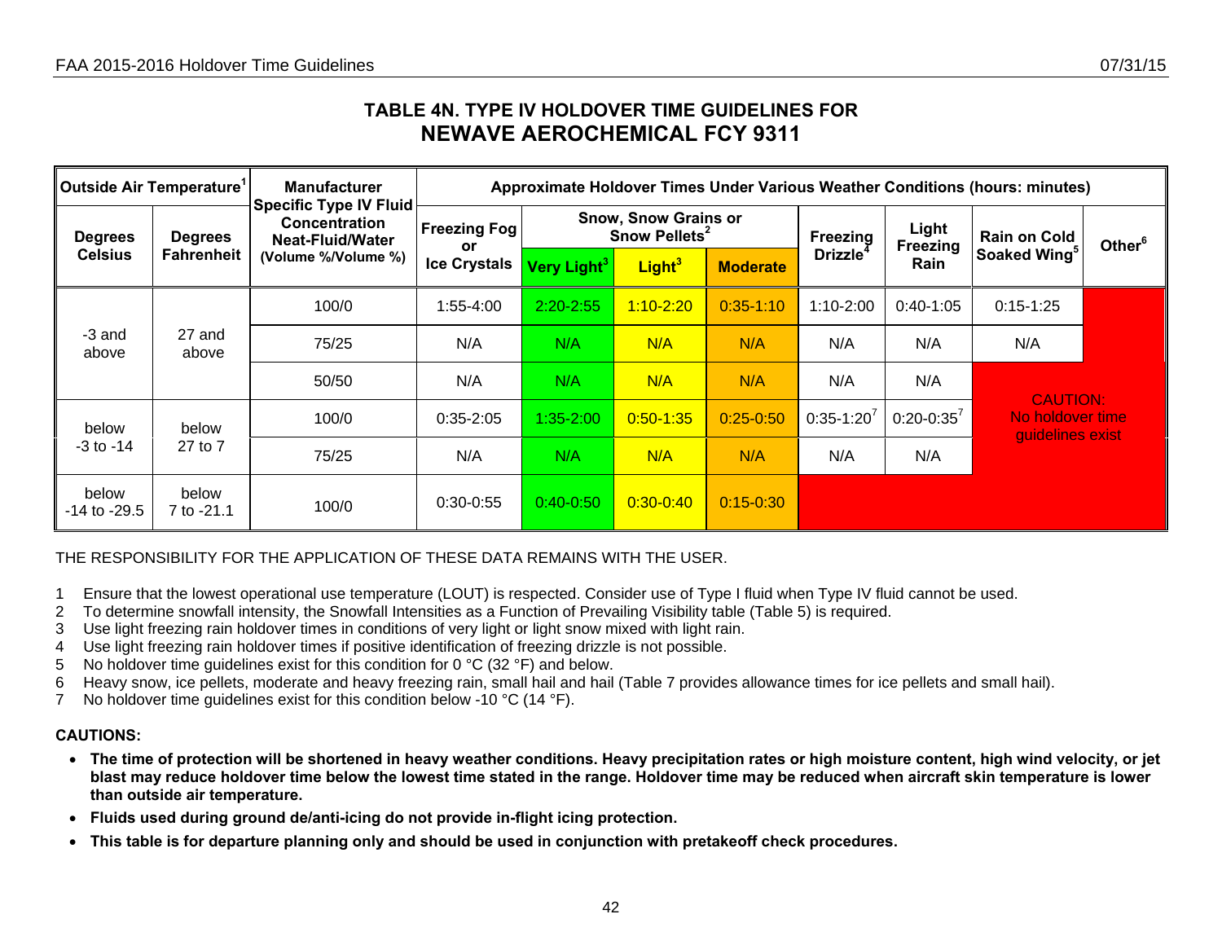## TABLE 4N. TYPE IV HOLDOVER TIME GUIDELINES FOR NEWAVE AEROCHEMICAL FCY 9311

| Outside Air Temperature[1] | | Manufacturer Specific Type IV Fluid Concentration Neat-Fluid/Water (Volume %/Volume %) | Approximate Holdover Times Under Various Weather Conditions (hours: minutes) | | | | | | | |
|---|---|---|---|---|---|---|---|---|---|---|
| Degrees Celsius | Degrees Fahrenheit | | Freezing Fog or Ice Crystals | Snow, Snow Grains or Snow Pellets[2] Very Light[3] | Snow, Snow Grains or Snow Pellets[2] Light[3] | Snow, Snow Grains or Snow Pellets[2] Moderate | Freezing Drizzle[4] | Light Freezing Rain | Rain on Cold Soaked Wing[5] | Other[6] |
| -3 and above | 27 and above | 100/0 | 1:55-4:00 | 2:20-2:55 | 1:10-2:20 | 0:35-1:10 | 1:10-2:00 | 0:40-1:05 | 0:15-1:25 | CAUTION: No holdover time guidelines exist |
| | | 75/25 | N/A | N/A | N/A | N/A | N/A | N/A | N/A | CAUTION: No holdover time guidelines exist |
| | | 50/50 | N/A | N/A | N/A | N/A | N/A | N/A | CAUTION: No holdover time guidelines exist | CAUTION: No holdover time guidelines exist |
| below -3 to -14 | below 27 to 7 | 100/0 | 0:35-2:05 | 1:35-2:00 | 0:50-1:35 | 0:25-0:50 | 0:35-1:20[7] | 0:20-0:35[7] | CAUTION: No holdover time guidelines exist | CAUTION: No holdover time guidelines exist |
| | | 75/25 | N/A | N/A | N/A | N/A | N/A | N/A | CAUTION: No holdover time guidelines exist | CAUTION: No holdover time guidelines exist |
| below -14 to -29.5 | below 7 to -21.1 | 100/0 | 0:30-0:55 | 0:40-0:50 | 0:30-0:40 | 0:15-0:30 | CAUTION: No holdover time guidelines exist | CAUTION: No holdover time guidelines exist | CAUTION: No holdover time guidelines exist | CAUTION: No holdover time guidelines exist |

THE RESPONSIBILITY FOR THE APPLICATION OF THESE DATA REMAINS WITH THE USER.

1 Ensure that the lowest operational use temperature (LOUT) is respected. Consider use of Type I fluid when Type IV fluid cannot be used.
2 To determine snowfall intensity, the Snowfall Intensities as a Function of Prevailing Visibility table (Table 5) is required.
3 Use light freezing rain holdover times in conditions of very light or light snow mixed with light rain.
4 Use light freezing rain holdover times if positive identification of freezing drizzle is not possible.
5 No holdover time guidelines exist for this condition for 0 °C (32 °F) and below.
6 Heavy snow, ice pellets, moderate and heavy freezing rain, small hail and hail (Table 7 provides allowance times for ice pellets and small hail).
7 No holdover time guidelines exist for this condition below -10 °C (14 °F).

**CAUTIONS:**

- **The time of protection will be shortened in heavy weather conditions. Heavy precipitation rates or high moisture content, high wind velocity, or jet blast may reduce holdover time below the lowest time stated in the range. Holdover time may be reduced when aircraft skin temperature is lower than outside air temperature.**
- **Fluids used during ground de/anti-icing do not provide in-flight icing protection.**
- **This table is for departure planning only and should be used in conjunction with pretakeoff check procedures.**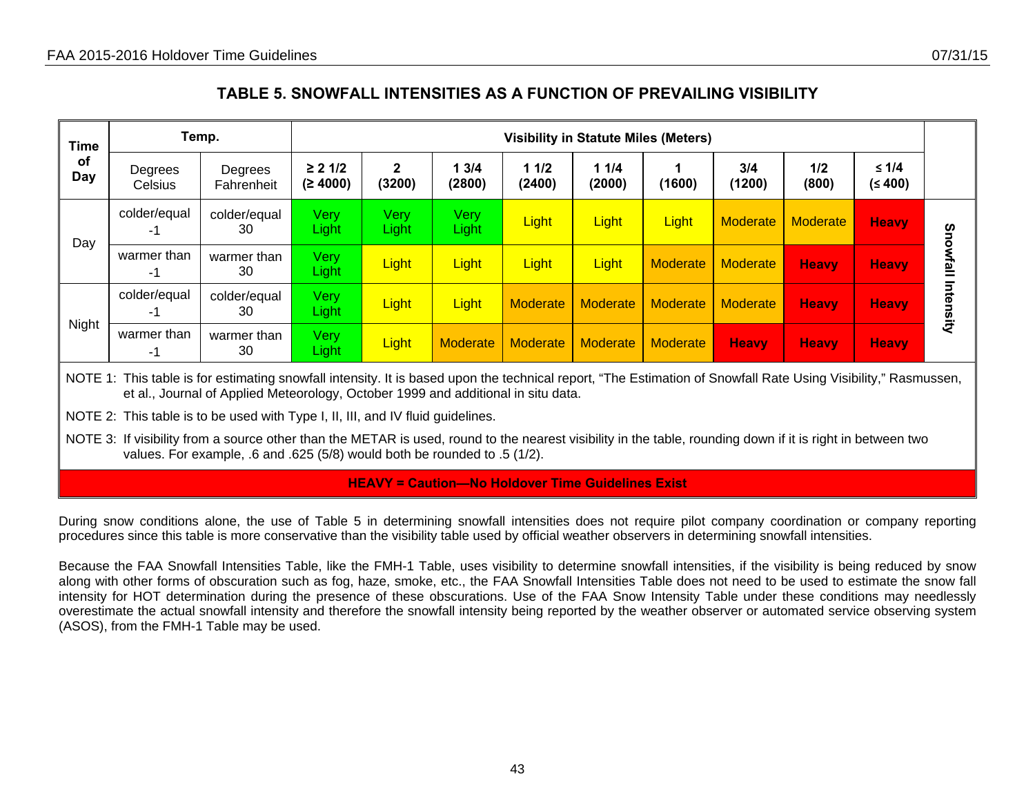## TABLE 5. SNOWFALL INTENSITIES AS A FUNCTION OF PREVAILING VISIBILITY

| Time of Day | Temp. Degrees Celsius | Temp. Degrees Fahrenheit | Visibility in Statute Miles (Meters) ≥ 2 1/2 (≥ 4000) | 2 (3200) | 1 3/4 (2800) | 1 1/2 (2400) | 1 1/4 (2000) | 1 (1600) | 3/4 (1200) | 1/2 (800) | ≤ 1/4 (≤ 400) |
|---|---|---|---|---|---|---|---|---|---|---|---|
| Day | colder/equal -1 | colder/equal 30 | Very Light | Very Light | Very Light | Light | Light | Light | Moderate | Moderate | **Heavy** |
| Day | warmer than -1 | warmer than 30 | Very Light | Light | Light | Light | Light | Moderate | Moderate | **Heavy** | **Heavy** |
| Night | colder/equal -1 | colder/equal 30 | Very Light | Light | Light | Moderate | Moderate | Moderate | Moderate | **Heavy** | **Heavy** |
| Night | warmer than -1 | warmer than 30 | Very Light | Light | Moderate | Moderate | Moderate | Moderate | **Heavy** | **Heavy** | **Heavy** |

Snowfall Intensity

NOTE 1: This table is for estimating snowfall intensity. It is based upon the technical report, "The Estimation of Snowfall Rate Using Visibility," Rasmussen, et al., Journal of Applied Meteorology, October 1999 and additional in situ data.

NOTE 2: This table is to be used with Type I, II, III, and IV fluid guidelines.

NOTE 3: If visibility from a source other than the METAR is used, round to the nearest visibility in the table, rounding down if it is right in between two values. For example, .6 and .625 (5/8) would both be rounded to .5 (1/2).

**HEAVY = Caution—No Holdover Time Guidelines Exist**

During snow conditions alone, the use of Table 5 in determining snowfall intensities does not require pilot company coordination or company reporting procedures since this table is more conservative than the visibility table used by official weather observers in determining snowfall intensities.

Because the FAA Snowfall Intensities Table, like the FMH-1 Table, uses visibility to determine snowfall intensities, if the visibility is being reduced by snow along with other forms of obscuration such as fog, haze, smoke, etc., the FAA Snowfall Intensities Table does not need to be used to estimate the snow fall intensity for HOT determination during the presence of these obscurations. Use of the FAA Snow Intensity Table under these conditions may needlessly overestimate the actual snowfall intensity and therefore the snowfall intensity being reported by the weather observer or automated service observing system (ASOS), from the FMH-1 Table may be used.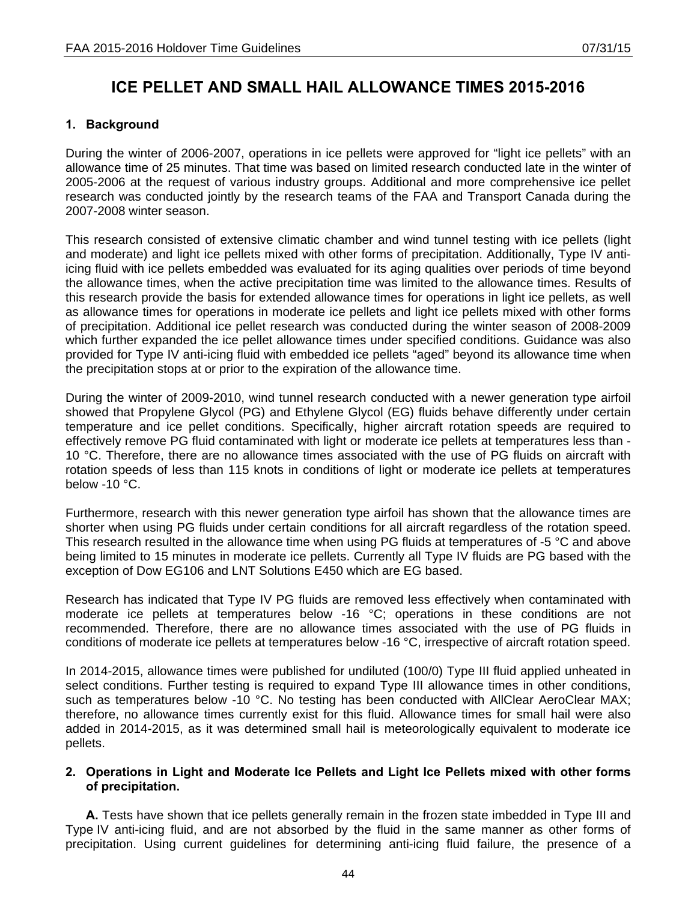# ICE PELLET AND SMALL HAIL ALLOWANCE TIMES 2015-2016

## 1. Background

During the winter of 2006-2007, operations in ice pellets were approved for "light ice pellets" with an allowance time of 25 minutes. That time was based on limited research conducted late in the winter of 2005-2006 at the request of various industry groups. Additional and more comprehensive ice pellet research was conducted jointly by the research teams of the FAA and Transport Canada during the 2007-2008 winter season.

This research consisted of extensive climatic chamber and wind tunnel testing with ice pellets (light and moderate) and light ice pellets mixed with other forms of precipitation. Additionally, Type IV anti-icing fluid with ice pellets embedded was evaluated for its aging qualities over periods of time beyond the allowance times, when the active precipitation time was limited to the allowance times. Results of this research provide the basis for extended allowance times for operations in light ice pellets, as well as allowance times for operations in moderate ice pellets and light ice pellets mixed with other forms of precipitation. Additional ice pellet research was conducted during the winter season of 2008-2009 which further expanded the ice pellet allowance times under specified conditions. Guidance was also provided for Type IV anti-icing fluid with embedded ice pellets "aged" beyond its allowance time when the precipitation stops at or prior to the expiration of the allowance time.

During the winter of 2009-2010, wind tunnel research conducted with a newer generation type airfoil showed that Propylene Glycol (PG) and Ethylene Glycol (EG) fluids behave differently under certain temperature and ice pellet conditions. Specifically, higher aircraft rotation speeds are required to effectively remove PG fluid contaminated with light or moderate ice pellets at temperatures less than -10 °C. Therefore, there are no allowance times associated with the use of PG fluids on aircraft with rotation speeds of less than 115 knots in conditions of light or moderate ice pellets at temperatures below -10 °C.

Furthermore, research with this newer generation type airfoil has shown that the allowance times are shorter when using PG fluids under certain conditions for all aircraft regardless of the rotation speed. This research resulted in the allowance time when using PG fluids at temperatures of -5 °C and above being limited to 15 minutes in moderate ice pellets. Currently all Type IV fluids are PG based with the exception of Dow EG106 and LNT Solutions E450 which are EG based.

Research has indicated that Type IV PG fluids are removed less effectively when contaminated with moderate ice pellets at temperatures below -16 °C; operations in these conditions are not recommended. Therefore, there are no allowance times associated with the use of PG fluids in conditions of moderate ice pellets at temperatures below -16 °C, irrespective of aircraft rotation speed.

In 2014-2015, allowance times were published for undiluted (100/0) Type III fluid applied unheated in select conditions. Further testing is required to expand Type III allowance times in other conditions, such as temperatures below -10 °C. No testing has been conducted with AllClear AeroClear MAX; therefore, no allowance times currently exist for this fluid. Allowance times for small hail were also added in 2014-2015, as it was determined small hail is meteorologically equivalent to moderate ice pellets.

## 2. Operations in Light and Moderate Ice Pellets and Light Ice Pellets mixed with other forms of precipitation.

**A.** Tests have shown that ice pellets generally remain in the frozen state imbedded in Type III and Type IV anti-icing fluid, and are not absorbed by the fluid in the same manner as other forms of precipitation. Using current guidelines for determining anti-icing fluid failure, the presence of a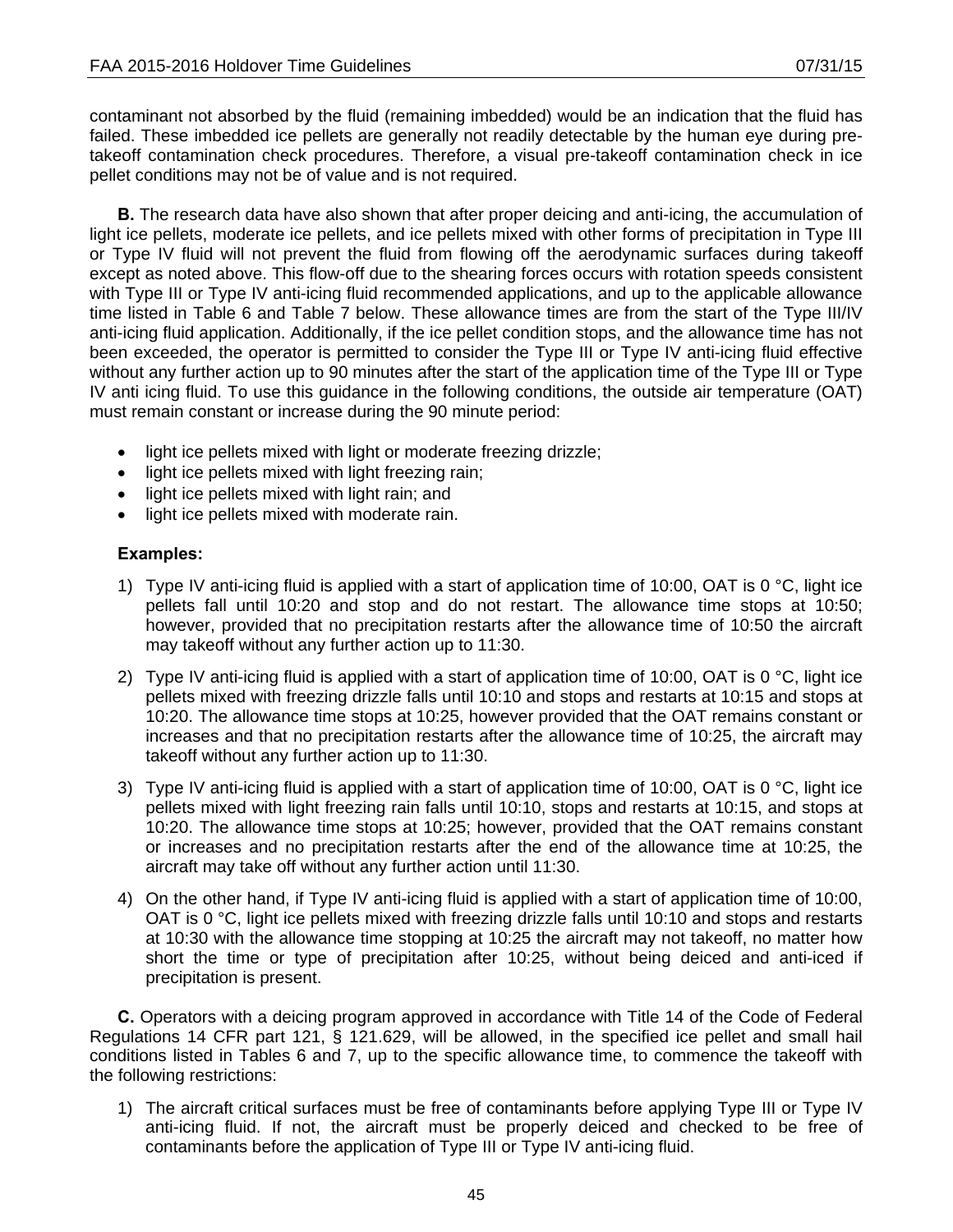contaminant not absorbed by the fluid (remaining imbedded) would be an indication that the fluid has failed. These imbedded ice pellets are generally not readily detectable by the human eye during pre-takeoff contamination check procedures. Therefore, a visual pre-takeoff contamination check in ice pellet conditions may not be of value and is not required.

**B.** The research data have also shown that after proper deicing and anti-icing, the accumulation of light ice pellets, moderate ice pellets, and ice pellets mixed with other forms of precipitation in Type III or Type IV fluid will not prevent the fluid from flowing off the aerodynamic surfaces during takeoff except as noted above. This flow-off due to the shearing forces occurs with rotation speeds consistent with Type III or Type IV anti-icing fluid recommended applications, and up to the applicable allowance time listed in Table 6 and Table 7 below. These allowance times are from the start of the Type III/IV anti-icing fluid application. Additionally, if the ice pellet condition stops, and the allowance time has not been exceeded, the operator is permitted to consider the Type III or Type IV anti-icing fluid effective without any further action up to 90 minutes after the start of the application time of the Type III or Type IV anti icing fluid. To use this guidance in the following conditions, the outside air temperature (OAT) must remain constant or increase during the 90 minute period:

- light ice pellets mixed with light or moderate freezing drizzle;
- light ice pellets mixed with light freezing rain;
- light ice pellets mixed with light rain; and
- light ice pellets mixed with moderate rain.

**Examples:**

1) Type IV anti-icing fluid is applied with a start of application time of 10:00, OAT is 0 °C, light ice pellets fall until 10:20 and stop and do not restart. The allowance time stops at 10:50; however, provided that no precipitation restarts after the allowance time of 10:50 the aircraft may takeoff without any further action up to 11:30.

2) Type IV anti-icing fluid is applied with a start of application time of 10:00, OAT is 0 °C, light ice pellets mixed with freezing drizzle falls until 10:10 and stops and restarts at 10:15 and stops at 10:20. The allowance time stops at 10:25, however provided that the OAT remains constant or increases and that no precipitation restarts after the allowance time of 10:25, the aircraft may takeoff without any further action up to 11:30.

3) Type IV anti-icing fluid is applied with a start of application time of 10:00, OAT is 0 °C, light ice pellets mixed with light freezing rain falls until 10:10, stops and restarts at 10:15, and stops at 10:20. The allowance time stops at 10:25; however, provided that the OAT remains constant or increases and no precipitation restarts after the end of the allowance time at 10:25, the aircraft may take off without any further action until 11:30.

4) On the other hand, if Type IV anti-icing fluid is applied with a start of application time of 10:00, OAT is 0 °C, light ice pellets mixed with freezing drizzle falls until 10:10 and stops and restarts at 10:30 with the allowance time stopping at 10:25 the aircraft may not takeoff, no matter how short the time or type of precipitation after 10:25, without being deiced and anti-iced if precipitation is present.

**C.** Operators with a deicing program approved in accordance with Title 14 of the Code of Federal Regulations 14 CFR part 121, § 121.629, will be allowed, in the specified ice pellet and small hail conditions listed in Tables 6 and 7, up to the specific allowance time, to commence the takeoff with the following restrictions:

1) The aircraft critical surfaces must be free of contaminants before applying Type III or Type IV anti-icing fluid. If not, the aircraft must be properly deiced and checked to be free of contaminants before the application of Type III or Type IV anti-icing fluid.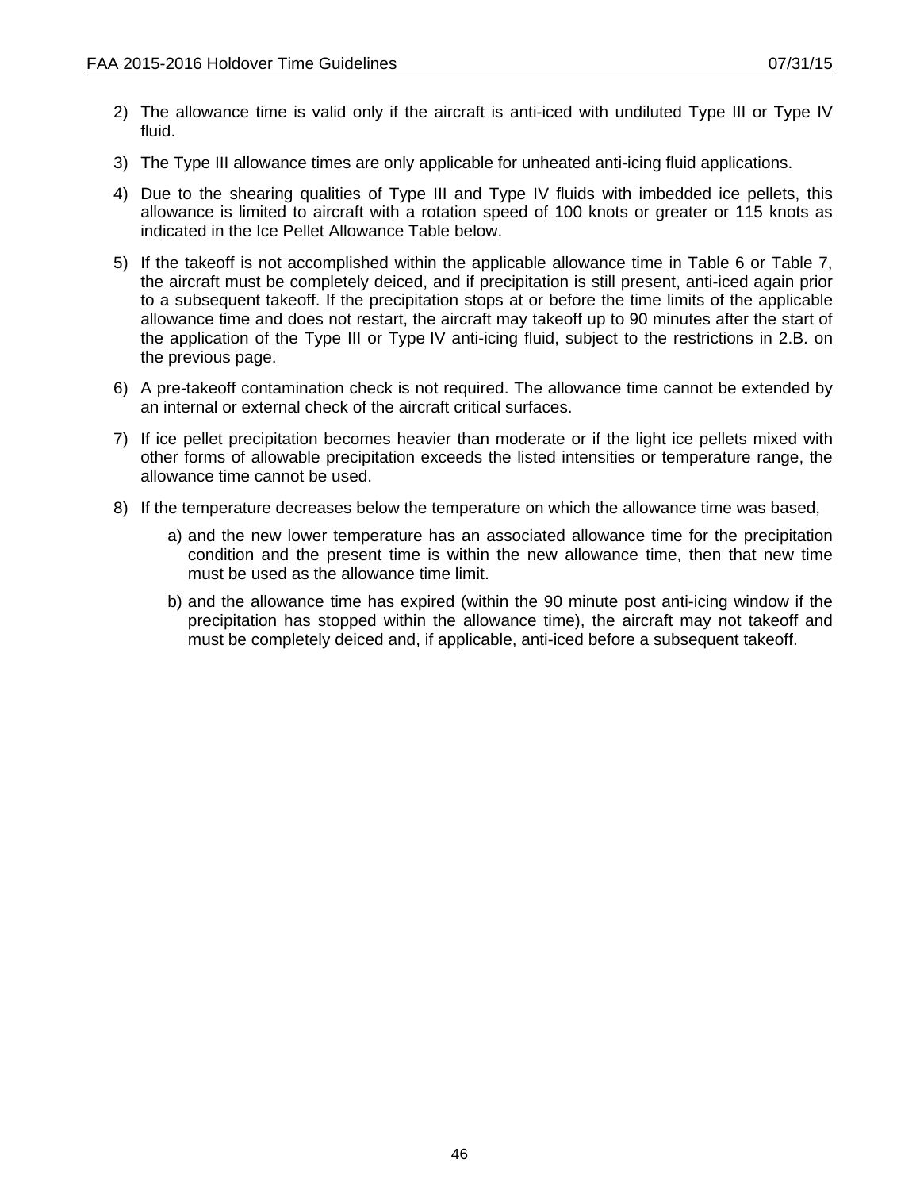2) The allowance time is valid only if the aircraft is anti-iced with undiluted Type III or Type IV fluid.

3) The Type III allowance times are only applicable for unheated anti-icing fluid applications.

4) Due to the shearing qualities of Type III and Type IV fluids with imbedded ice pellets, this allowance is limited to aircraft with a rotation speed of 100 knots or greater or 115 knots as indicated in the Ice Pellet Allowance Table below.

5) If the takeoff is not accomplished within the applicable allowance time in Table 6 or Table 7, the aircraft must be completely deiced, and if precipitation is still present, anti-iced again prior to a subsequent takeoff. If the precipitation stops at or before the time limits of the applicable allowance time and does not restart, the aircraft may takeoff up to 90 minutes after the start of the application of the Type III or Type IV anti-icing fluid, subject to the restrictions in 2.B. on the previous page.

6) A pre-takeoff contamination check is not required. The allowance time cannot be extended by an internal or external check of the aircraft critical surfaces.

7) If ice pellet precipitation becomes heavier than moderate or if the light ice pellets mixed with other forms of allowable precipitation exceeds the listed intensities or temperature range, the allowance time cannot be used.

8) If the temperature decreases below the temperature on which the allowance time was based,

   a) and the new lower temperature has an associated allowance time for the precipitation condition and the present time is within the new allowance time, then that new time must be used as the allowance time limit.

   b) and the allowance time has expired (within the 90 minute post anti-icing window if the precipitation has stopped within the allowance time), the aircraft may not takeoff and must be completely deiced and, if applicable, anti-iced before a subsequent takeoff.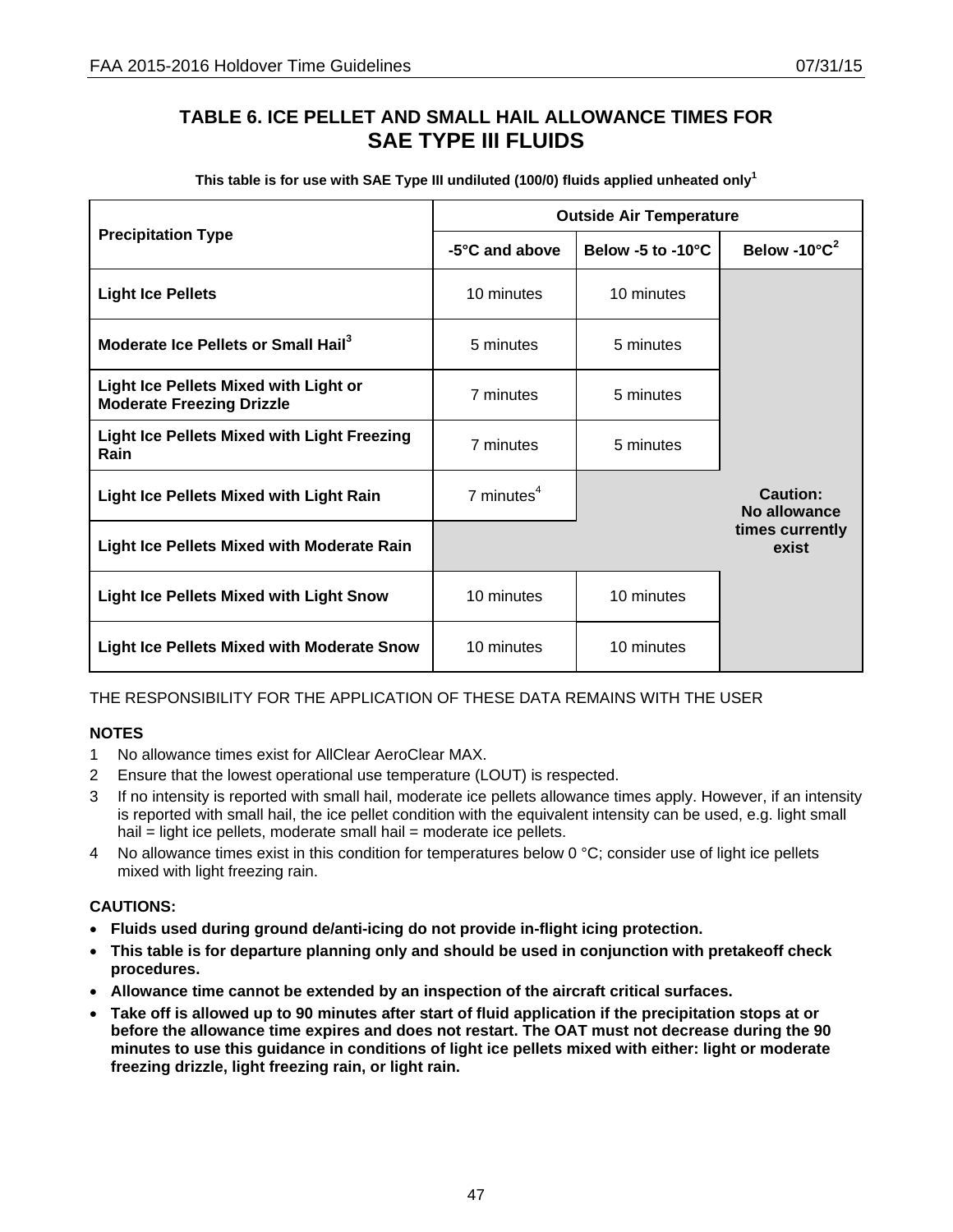# TABLE 6. ICE PELLET AND SMALL HAIL ALLOWANCE TIMES FOR SAE TYPE III FLUIDS

**This table is for use with SAE Type III undiluted (100/0) fluids applied unheated only[1]**

| Precipitation Type | Outside Air Temperature | | |
|---|---|---|---|
| | -5°C and above | Below -5 to -10°C | Below -10°C[2] |
| **Light Ice Pellets** | 10 minutes | 10 minutes | **Caution: No allowance times currently exist** |
| **Moderate Ice Pellets or Small Hail[3]** | 5 minutes | 5 minutes | |
| **Light Ice Pellets Mixed with Light or Moderate Freezing Drizzle** | 7 minutes | 5 minutes | |
| **Light Ice Pellets Mixed with Light Freezing Rain** | 7 minutes | 5 minutes | |
| **Light Ice Pellets Mixed with Light Rain** | 7 minutes[4] | | |
| **Light Ice Pellets Mixed with Moderate Rain** | | | |
| **Light Ice Pellets Mixed with Light Snow** | 10 minutes | 10 minutes | |
| **Light Ice Pellets Mixed with Moderate Snow** | 10 minutes | 10 minutes | |

THE RESPONSIBILITY FOR THE APPLICATION OF THESE DATA REMAINS WITH THE USER

**NOTES**

1. No allowance times exist for AllClear AeroClear MAX.
2. Ensure that the lowest operational use temperature (LOUT) is respected.
3. If no intensity is reported with small hail, moderate ice pellets allowance times apply. However, if an intensity is reported with small hail, the ice pellet condition with the equivalent intensity can be used, e.g. light small hail = light ice pellets, moderate small hail = moderate ice pellets.
4. No allowance times exist in this condition for temperatures below 0 °C; consider use of light ice pellets mixed with light freezing rain.

**CAUTIONS:**

- **Fluids used during ground de/anti-icing do not provide in-flight icing protection.**
- **This table is for departure planning only and should be used in conjunction with pretakeoff check procedures.**
- **Allowance time cannot be extended by an inspection of the aircraft critical surfaces.**
- **Take off is allowed up to 90 minutes after start of fluid application if the precipitation stops at or before the allowance time expires and does not restart. The OAT must not decrease during the 90 minutes to use this guidance in conditions of light ice pellets mixed with either: light or moderate freezing drizzle, light freezing rain, or light rain.**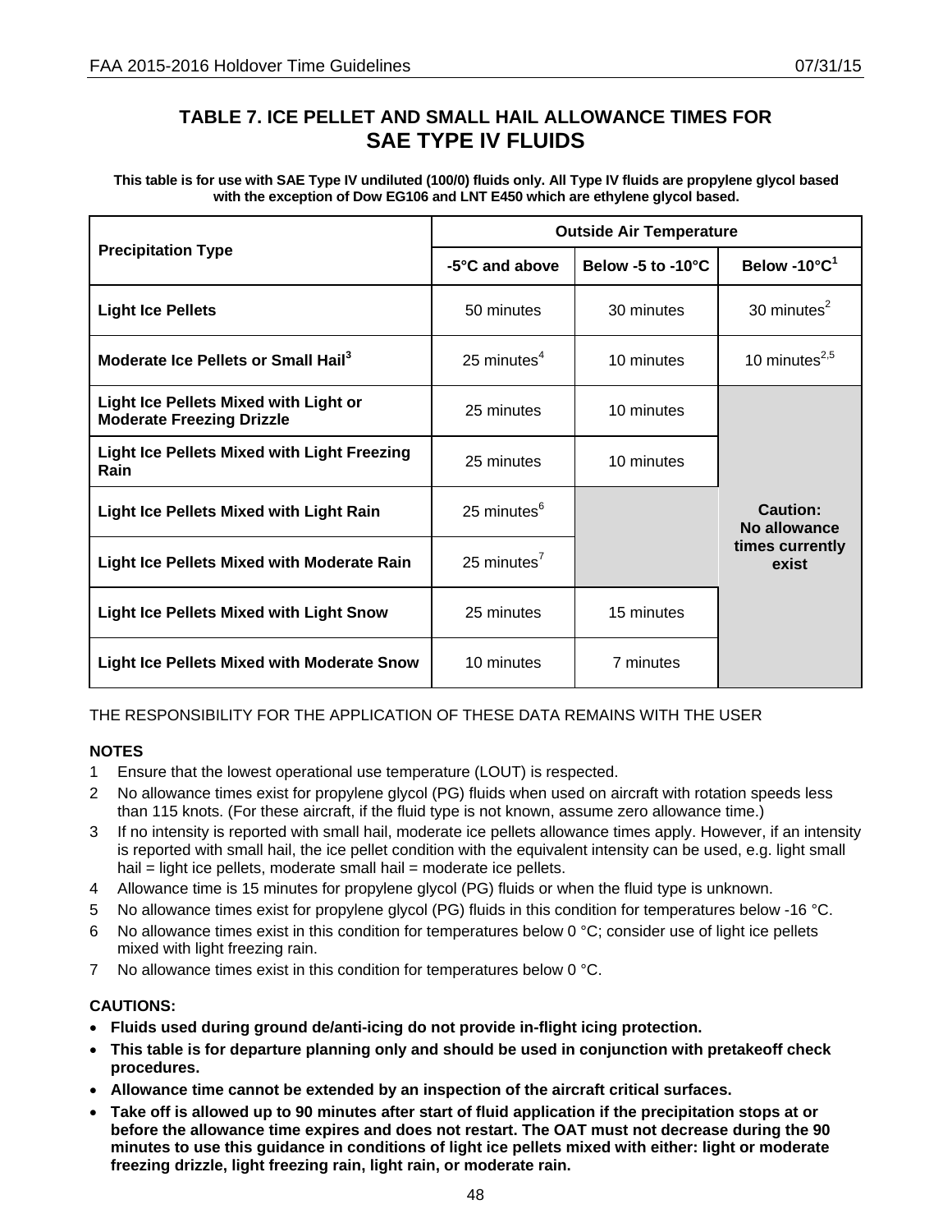## TABLE 7. ICE PELLET AND SMALL HAIL ALLOWANCE TIMES FOR SAE TYPE IV FLUIDS

**This table is for use with SAE Type IV undiluted (100/0) fluids only. All Type IV fluids are propylene glycol based with the exception of Dow EG106 and LNT E450 which are ethylene glycol based.**

| Precipitation Type | Outside Air Temperature | | |
|---|---|---|---|
| | -5°C and above | Below -5 to -10°C | Below -10°C[1] |
| **Light Ice Pellets** | 50 minutes | 30 minutes | 30 minutes[2] |
| **Moderate Ice Pellets or Small Hail[3]** | 25 minutes[4] | 10 minutes | 10 minutes[2,5] |
| **Light Ice Pellets Mixed with Light or Moderate Freezing Drizzle** | 25 minutes | 10 minutes | **Caution: No allowance times currently exist** |
| **Light Ice Pellets Mixed with Light Freezing Rain** | 25 minutes | 10 minutes | **Caution: No allowance times currently exist** |
| **Light Ice Pellets Mixed with Light Rain** | 25 minutes[6] | | **Caution: No allowance times currently exist** |
| **Light Ice Pellets Mixed with Moderate Rain** | 25 minutes[7] | | **Caution: No allowance times currently exist** |
| **Light Ice Pellets Mixed with Light Snow** | 25 minutes | 15 minutes | **Caution: No allowance times currently exist** |
| **Light Ice Pellets Mixed with Moderate Snow** | 10 minutes | 7 minutes | **Caution: No allowance times currently exist** |

THE RESPONSIBILITY FOR THE APPLICATION OF THESE DATA REMAINS WITH THE USER

**NOTES**

1. Ensure that the lowest operational use temperature (LOUT) is respected.
2. No allowance times exist for propylene glycol (PG) fluids when used on aircraft with rotation speeds less than 115 knots. (For these aircraft, if the fluid type is not known, assume zero allowance time.)
3. If no intensity is reported with small hail, moderate ice pellets allowance times apply. However, if an intensity is reported with small hail, the ice pellet condition with the equivalent intensity can be used, e.g. light small hail = light ice pellets, moderate small hail = moderate ice pellets.
4. Allowance time is 15 minutes for propylene glycol (PG) fluids or when the fluid type is unknown.
5. No allowance times exist for propylene glycol (PG) fluids in this condition for temperatures below -16 °C.
6. No allowance times exist in this condition for temperatures below 0 °C; consider use of light ice pellets mixed with light freezing rain.
7. No allowance times exist in this condition for temperatures below 0 °C.

**CAUTIONS:**

- **Fluids used during ground de/anti-icing do not provide in-flight icing protection.**
- **This table is for departure planning only and should be used in conjunction with pretakeoff check procedures.**
- **Allowance time cannot be extended by an inspection of the aircraft critical surfaces.**
- **Take off is allowed up to 90 minutes after start of fluid application if the precipitation stops at or before the allowance time expires and does not restart. The OAT must not decrease during the 90 minutes to use this guidance in conditions of light ice pellets mixed with either: light or moderate freezing drizzle, light freezing rain, light rain, or moderate rain.**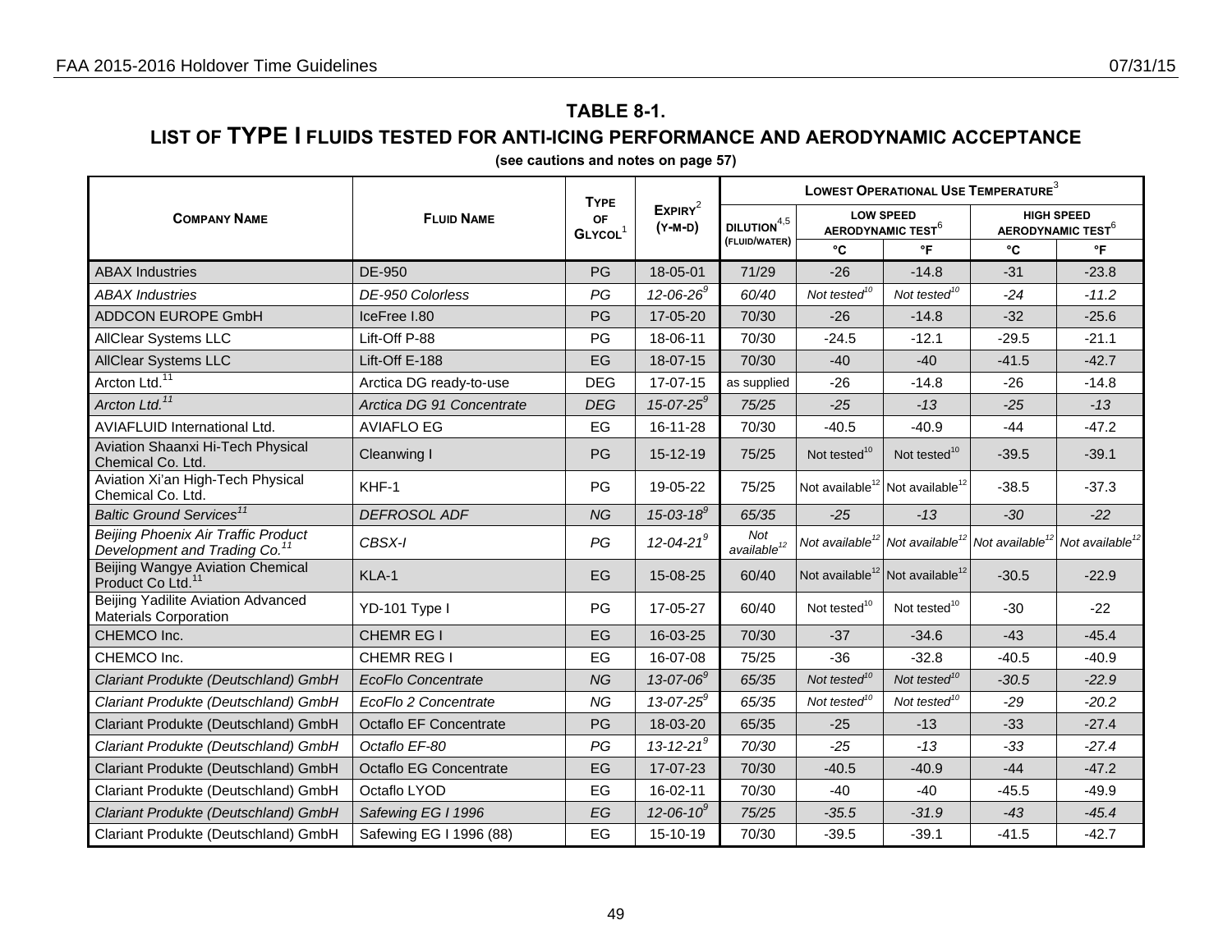## TABLE 8-1.

## LIST OF TYPE I FLUIDS TESTED FOR ANTI-ICING PERFORMANCE AND AERODYNAMIC ACCEPTANCE

**(see cautions and notes on page 57)**

| COMPANY NAME | FLUID NAME | TYPE OF GLYCOL[1] | EXPIRY[2] (Y-M-D) | LOWEST OPERATIONAL USE TEMPERATURE[3] | | | | |
|---|---|---|---|---|---|---|---|---|
| | | | | DILUTION[4,5] (FLUID/WATER) | LOW SPEED AERODYNAMIC TEST[6] | | HIGH SPEED AERODYNAMIC TEST[6] | |
| | | | | | °C | °F | °C | °F |
| ABAX Industries | DE-950 | PG | 18-05-01 | 71/29 | -26 | -14.8 | -31 | -23.8 |
| *ABAX Industries* | *DE-950 Colorless* | *PG* | *12-06-26[9]* | *60/40* | *Not tested[10]* | *Not tested[10]* | *-24* | *-11.2* |
| ADDCON EUROPE GmbH | IceFree I.80 | PG | 17-05-20 | 70/30 | -26 | -14.8 | -32 | -25.6 |
| AllClear Systems LLC | Lift-Off P-88 | PG | 18-06-11 | 70/30 | -24.5 | -12.1 | -29.5 | -21.1 |
| AllClear Systems LLC | Lift-Off E-188 | EG | 18-07-15 | 70/30 | -40 | -40 | -41.5 | -42.7 |
| Arcton Ltd.[11] | Arctica DG ready-to-use | DEG | 17-07-15 | as supplied | -26 | -14.8 | -26 | -14.8 |
| *Arcton Ltd.[11]* | *Arctica DG 91 Concentrate* | *DEG* | *15-07-25[9]* | *75/25* | *-25* | *-13* | *-25* | *-13* |
| AVIAFLUID International Ltd. | AVIAFLO EG | EG | 16-11-28 | 70/30 | -40.5 | -40.9 | -44 | -47.2 |
| Aviation Shaanxi Hi-Tech Physical Chemical Co. Ltd. | Cleanwing I | PG | 15-12-19 | 75/25 | Not tested[10] | Not tested[10] | -39.5 | -39.1 |
| Aviation Xi'an High-Tech Physical Chemical Co. Ltd. | KHF-1 | PG | 19-05-22 | 75/25 | Not available[12] | Not available[12] | -38.5 | -37.3 |
| *Baltic Ground Services[11]* | *DEFROSOL ADF* | *NG* | *15-03-18[9]* | *65/35* | *-25* | *-13* | *-30* | *-22* |
| *Beijing Phoenix Air Traffic Product Development and Trading Co.[11]* | *CBSX-I* | *PG* | *12-04-21[9]* | *Not available[12]* | *Not available[12]* | *Not available[12]* | *Not available[12]* | *Not available[12]* |
| Beijing Wangye Aviation Chemical Product Co Ltd.[11] | KLA-1 | EG | 15-08-25 | 60/40 | Not available[12] | Not available[12] | -30.5 | -22.9 |
| Beijing Yadilite Aviation Advanced Materials Corporation | YD-101 Type I | PG | 17-05-27 | 60/40 | Not tested[10] | Not tested[10] | -30 | -22 |
| CHEMCO Inc. | CHEMR EG I | EG | 16-03-25 | 70/30 | -37 | -34.6 | -43 | -45.4 |
| CHEMCO Inc. | CHEMR REG I | EG | 16-07-08 | 75/25 | -36 | -32.8 | -40.5 | -40.9 |
| *Clariant Produkte (Deutschland) GmbH* | *EcoFlo Concentrate* | *NG* | *13-07-06[9]* | *65/35* | *Not tested[10]* | *Not tested[10]* | *-30.5* | *-22.9* |
| *Clariant Produkte (Deutschland) GmbH* | *EcoFlo 2 Concentrate* | *NG* | *13-07-25[9]* | *65/35* | *Not tested[10]* | *Not tested[10]* | *-29* | *-20.2* |
| Clariant Produkte (Deutschland) GmbH | Octaflo EF Concentrate | PG | 18-03-20 | 65/35 | -25 | -13 | -33 | -27.4 |
| *Clariant Produkte (Deutschland) GmbH* | *Octaflo EF-80* | *PG* | *13-12-21[9]* | *70/30* | *-25* | *-13* | *-33* | *-27.4* |
| Clariant Produkte (Deutschland) GmbH | Octaflo EG Concentrate | EG | 17-07-23 | 70/30 | -40.5 | -40.9 | -44 | -47.2 |
| Clariant Produkte (Deutschland) GmbH | Octaflo LYOD | EG | 16-02-11 | 70/30 | -40 | -40 | -45.5 | -49.9 |
| *Clariant Produkte (Deutschland) GmbH* | *Safewing EG I 1996* | *EG* | *12-06-10[9]* | *75/25* | *-35.5* | *-31.9* | *-43* | *-45.4* |
| Clariant Produkte (Deutschland) GmbH | Safewing EG I 1996 (88) | EG | 15-10-19 | 70/30 | -39.5 | -39.1 | -41.5 | -42.7 |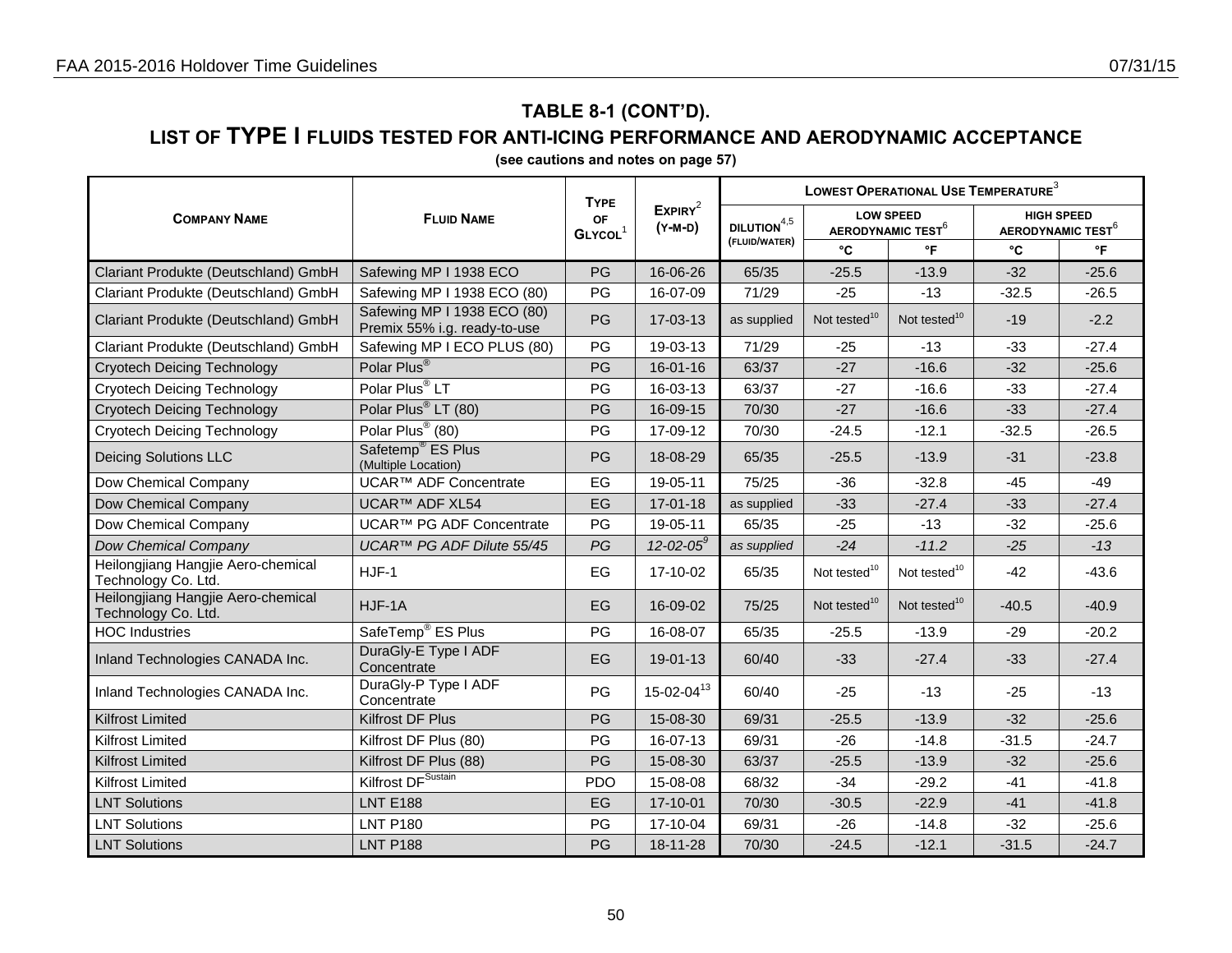## TABLE 8-1 (CONT'D).

## LIST OF TYPE I FLUIDS TESTED FOR ANTI-ICING PERFORMANCE AND AERODYNAMIC ACCEPTANCE

**(see cautions and notes on page 57)**

| COMPANY NAME | FLUID NAME | TYPE OF GLYCOL[1] | EXPIRY[2] (Y-M-D) | LOWEST OPERATIONAL USE TEMPERATURE[3] | | | | |
|---|---|---|---|---|---|---|---|---|
| | | | | DILUTION[4,5] (FLUID/WATER) | LOW SPEED AERODYNAMIC TEST[6] | | HIGH SPEED AERODYNAMIC TEST[6] | |
| | | | | | °C | °F | °C | °F |
| Clariant Produkte (Deutschland) GmbH | Safewing MP I 1938 ECO | PG | 16-06-26 | 65/35 | -25.5 | -13.9 | -32 | -25.6 |
| Clariant Produkte (Deutschland) GmbH | Safewing MP I 1938 ECO (80) | PG | 16-07-09 | 71/29 | -25 | -13 | -32.5 | -26.5 |
| Clariant Produkte (Deutschland) GmbH | Safewing MP I 1938 ECO (80) Premix 55% i.g. ready-to-use | PG | 17-03-13 | as supplied | Not tested[10] | Not tested[10] | -19 | -2.2 |
| Clariant Produkte (Deutschland) GmbH | Safewing MP I ECO PLUS (80) | PG | 19-03-13 | 71/29 | -25 | -13 | -33 | -27.4 |
| Cryotech Deicing Technology | Polar Plus® | PG | 16-01-16 | 63/37 | -27 | -16.6 | -32 | -25.6 |
| Cryotech Deicing Technology | Polar Plus® LT | PG | 16-03-13 | 63/37 | -27 | -16.6 | -33 | -27.4 |
| Cryotech Deicing Technology | Polar Plus® LT (80) | PG | 16-09-15 | 70/30 | -27 | -16.6 | -33 | -27.4 |
| Cryotech Deicing Technology | Polar Plus® (80) | PG | 17-09-12 | 70/30 | -24.5 | -12.1 | -32.5 | -26.5 |
| Deicing Solutions LLC | Safetemp® ES Plus (Multiple Location) | PG | 18-08-29 | 65/35 | -25.5 | -13.9 | -31 | -23.8 |
| Dow Chemical Company | UCAR™ ADF Concentrate | EG | 19-05-11 | 75/25 | -36 | -32.8 | -45 | -49 |
| Dow Chemical Company | UCAR™ ADF XL54 | EG | 17-01-18 | as supplied | -33 | -27.4 | -33 | -27.4 |
| Dow Chemical Company | UCAR™ PG ADF Concentrate | PG | 19-05-11 | 65/35 | -25 | -13 | -32 | -25.6 |
| *Dow Chemical Company* | *UCAR™ PG ADF Dilute 55/45* | *PG* | *12-02-05*[9] | *as supplied* | *-24* | *-11.2* | *-25* | *-13* |
| Heilongjiang Hangjie Aero-chemical Technology Co. Ltd. | HJF-1 | EG | 17-10-02 | 65/35 | Not tested[10] | Not tested[10] | -42 | -43.6 |
| Heilongjiang Hangjie Aero-chemical Technology Co. Ltd. | HJF-1A | EG | 16-09-02 | 75/25 | Not tested[10] | Not tested[10] | -40.5 | -40.9 |
| HOC Industries | SafeTemp® ES Plus | PG | 16-08-07 | 65/35 | -25.5 | -13.9 | -29 | -20.2 |
| Inland Technologies CANADA Inc. | DuraGly-E Type I ADF Concentrate | EG | 19-01-13 | 60/40 | -33 | -27.4 | -33 | -27.4 |
| Inland Technologies CANADA Inc. | DuraGly-P Type I ADF Concentrate | PG | 15-02-04[13] | 60/40 | -25 | -13 | -25 | -13 |
| Kilfrost Limited | Kilfrost DF Plus | PG | 15-08-30 | 69/31 | -25.5 | -13.9 | -32 | -25.6 |
| Kilfrost Limited | Kilfrost DF Plus (80) | PG | 16-07-13 | 69/31 | -26 | -14.8 | -31.5 | -24.7 |
| Kilfrost Limited | Kilfrost DF Plus (88) | PG | 15-08-30 | 63/37 | -25.5 | -13.9 | -32 | -25.6 |
| Kilfrost Limited | Kilfrost DF[Sustain] | PDO | 15-08-08 | 68/32 | -34 | -29.2 | -41 | -41.8 |
| LNT Solutions | LNT E188 | EG | 17-10-01 | 70/30 | -30.5 | -22.9 | -41 | -41.8 |
| LNT Solutions | LNT P180 | PG | 17-10-04 | 69/31 | -26 | -14.8 | -32 | -25.6 |
| LNT Solutions | LNT P188 | PG | 18-11-28 | 70/30 | -24.5 | -12.1 | -31.5 | -24.7 |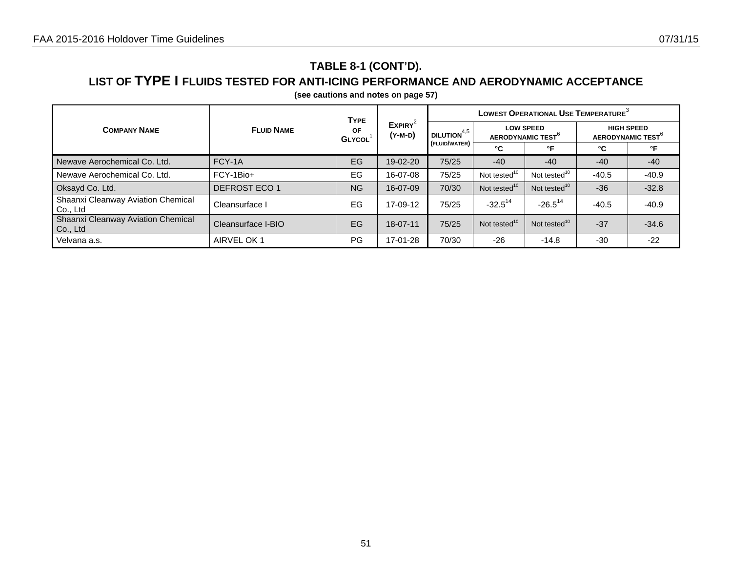## TABLE 8-1 (CONT'D).

## LIST OF TYPE I FLUIDS TESTED FOR ANTI-ICING PERFORMANCE AND AERODYNAMIC ACCEPTANCE

**(see cautions and notes on page 57)**

| COMPANY NAME | FLUID NAME | TYPE OF GLYCOL[1] | EXPIRY[2] (Y-M-D) | LOWEST OPERATIONAL USE TEMPERATURE[3] | | | | |
|---|---|---|---|---|---|---|---|---|
| | | | | DILUTION[4,5] (FLUID/WATER) | LOW SPEED AERODYNAMIC TEST[6] | | HIGH SPEED AERODYNAMIC TEST[6] | |
| | | | | | °C | °F | °C | °F |
| Newave Aerochemical Co. Ltd. | FCY-1A | EG | 19-02-20 | 75/25 | -40 | -40 | -40 | -40 |
| Newave Aerochemical Co. Ltd. | FCY-1Bio+ | EG | 16-07-08 | 75/25 | Not tested[10] | Not tested[10] | -40.5 | -40.9 |
| Oksayd Co. Ltd. | DEFROST ECO 1 | NG | 16-07-09 | 70/30 | Not tested[10] | Not tested[10] | -36 | -32.8 |
| Shaanxi Cleanway Aviation Chemical Co., Ltd | Cleansurface I | EG | 17-09-12 | 75/25 | -32.5[14] | -26.5[14] | -40.5 | -40.9 |
| Shaanxi Cleanway Aviation Chemical Co., Ltd | Cleansurface I-BIO | EG | 18-07-11 | 75/25 | Not tested[10] | Not tested[10] | -37 | -34.6 |
| Velvana a.s. | AIRVEL OK 1 | PG | 17-01-28 | 70/30 | -26 | -14.8 | -30 | -22 |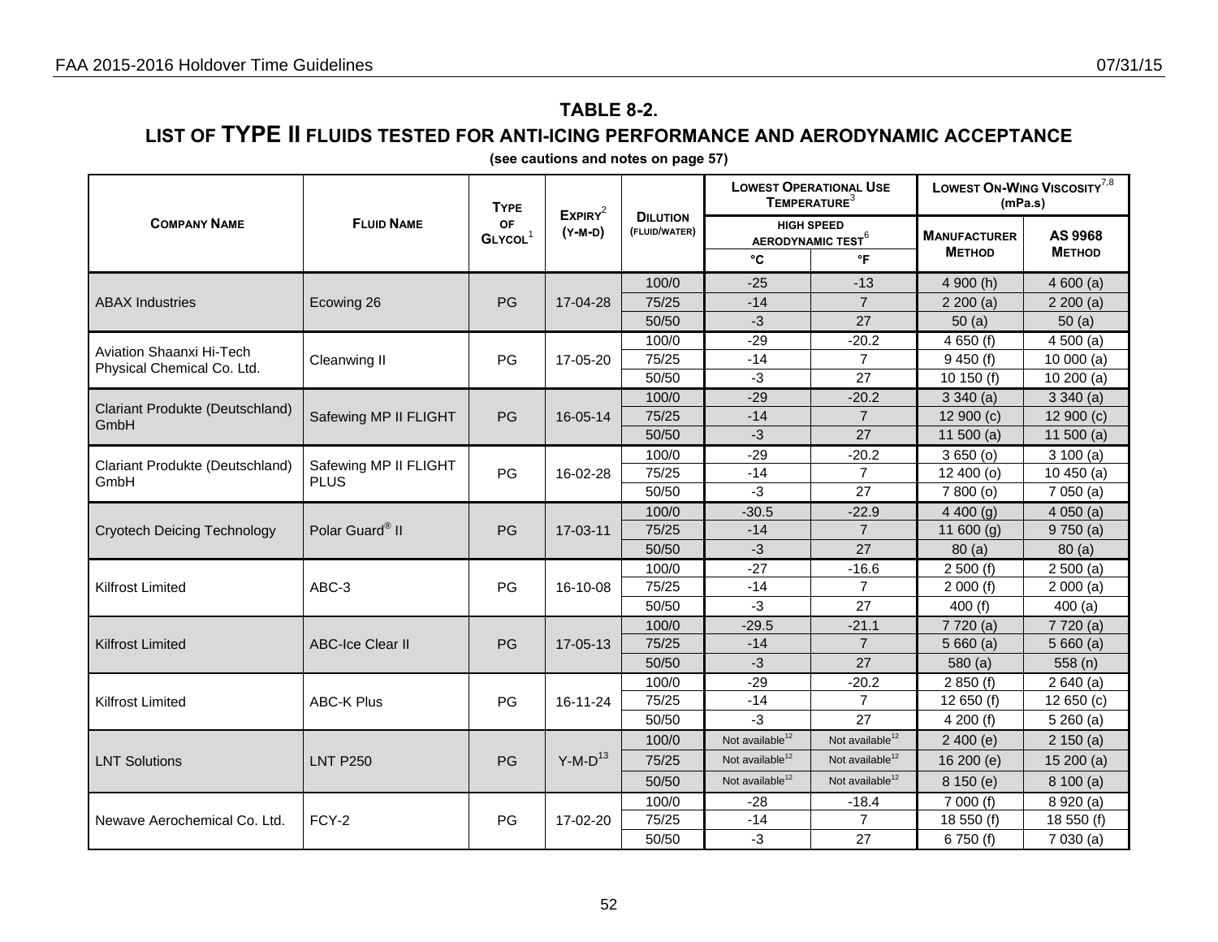## TABLE 8-2.

## LIST OF TYPE II FLUIDS TESTED FOR ANTI-ICING PERFORMANCE AND AERODYNAMIC ACCEPTANCE

**(see cautions and notes on page 57)**

| COMPANY NAME | FLUID NAME | TYPE OF GLYCOL[1] | EXPIRY[2] (Y-M-D) | DILUTION (FLUID/WATER) | LOWEST OPERATIONAL USE TEMPERATURE[3] HIGH SPEED AERODYNAMIC TEST[6] | | LOWEST ON-WING VISCOSITY[7,8] (mPa.s) | |
|---|---|---|---|---|---|---|---|---|
| | | | | | °C | °F | MANUFACTURER METHOD | AS 9968 METHOD |
| ABAX Industries | Ecowing 26 | PG | 17-04-28 | 100/0 | -25 | -13 | 4 900 (h) | 4 600 (a) |
| | | | | 75/25 | -14 | 7 | 2 200 (a) | 2 200 (a) |
| | | | | 50/50 | -3 | 27 | 50 (a) | 50 (a) |
| Aviation Shaanxi Hi-Tech Physical Chemical Co. Ltd. | Cleanwing II | PG | 17-05-20 | 100/0 | -29 | -20.2 | 4 650 (f) | 4 500 (a) |
| | | | | 75/25 | -14 | 7 | 9 450 (f) | 10 000 (a) |
| | | | | 50/50 | -3 | 27 | 10 150 (f) | 10 200 (a) |
| Clariant Produkte (Deutschland) GmbH | Safewing MP II FLIGHT | PG | 16-05-14 | 100/0 | -29 | -20.2 | 3 340 (a) | 3 340 (a) |
| | | | | 75/25 | -14 | 7 | 12 900 (c) | 12 900 (c) |
| | | | | 50/50 | -3 | 27 | 11 500 (a) | 11 500 (a) |
| Clariant Produkte (Deutschland) GmbH | Safewing MP II FLIGHT PLUS | PG | 16-02-28 | 100/0 | -29 | -20.2 | 3 650 (o) | 3 100 (a) |
| | | | | 75/25 | -14 | 7 | 12 400 (o) | 10 450 (a) |
| | | | | 50/50 | -3 | 27 | 7 800 (o) | 7 050 (a) |
| Cryotech Deicing Technology | Polar Guard® II | PG | 17-03-11 | 100/0 | -30.5 | -22.9 | 4 400 (g) | 4 050 (a) |
| | | | | 75/25 | -14 | 7 | 11 600 (g) | 9 750 (a) |
| | | | | 50/50 | -3 | 27 | 80 (a) | 80 (a) |
| Kilfrost Limited | ABC-3 | PG | 16-10-08 | 100/0 | -27 | -16.6 | 2 500 (f) | 2 500 (a) |
| | | | | 75/25 | -14 | 7 | 2 000 (f) | 2 000 (a) |
| | | | | 50/50 | -3 | 27 | 400 (f) | 400 (a) |
| Kilfrost Limited | ABC-Ice Clear II | PG | 17-05-13 | 100/0 | -29.5 | -21.1 | 7 720 (a) | 7 720 (a) |
| | | | | 75/25 | -14 | 7 | 5 660 (a) | 5 660 (a) |
| | | | | 50/50 | -3 | 27 | 580 (a) | 558 (n) |
| Kilfrost Limited | ABC-K Plus | PG | 16-11-24 | 100/0 | -29 | -20.2 | 2 850 (f) | 2 640 (a) |
| | | | | 75/25 | -14 | 7 | 12 650 (f) | 12 650 (c) |
| | | | | 50/50 | -3 | 27 | 4 200 (f) | 5 260 (a) |
| LNT Solutions | LNT P250 | PG | Y-M-D[13] | 100/0 | Not available[12] | Not available[12] | 2 400 (e) | 2 150 (a) |
| | | | | 75/25 | Not available[12] | Not available[12] | 16 200 (e) | 15 200 (a) |
| | | | | 50/50 | Not available[12] | Not available[12] | 8 150 (e) | 8 100 (a) |
| Newave Aerochemical Co. Ltd. | FCY-2 | PG | 17-02-20 | 100/0 | -28 | -18.4 | 7 000 (f) | 8 920 (a) |
| | | | | 75/25 | -14 | 7 | 18 550 (f) | 18 550 (f) |
| | | | | 50/50 | -3 | 27 | 6 750 (f) | 7 030 (a) |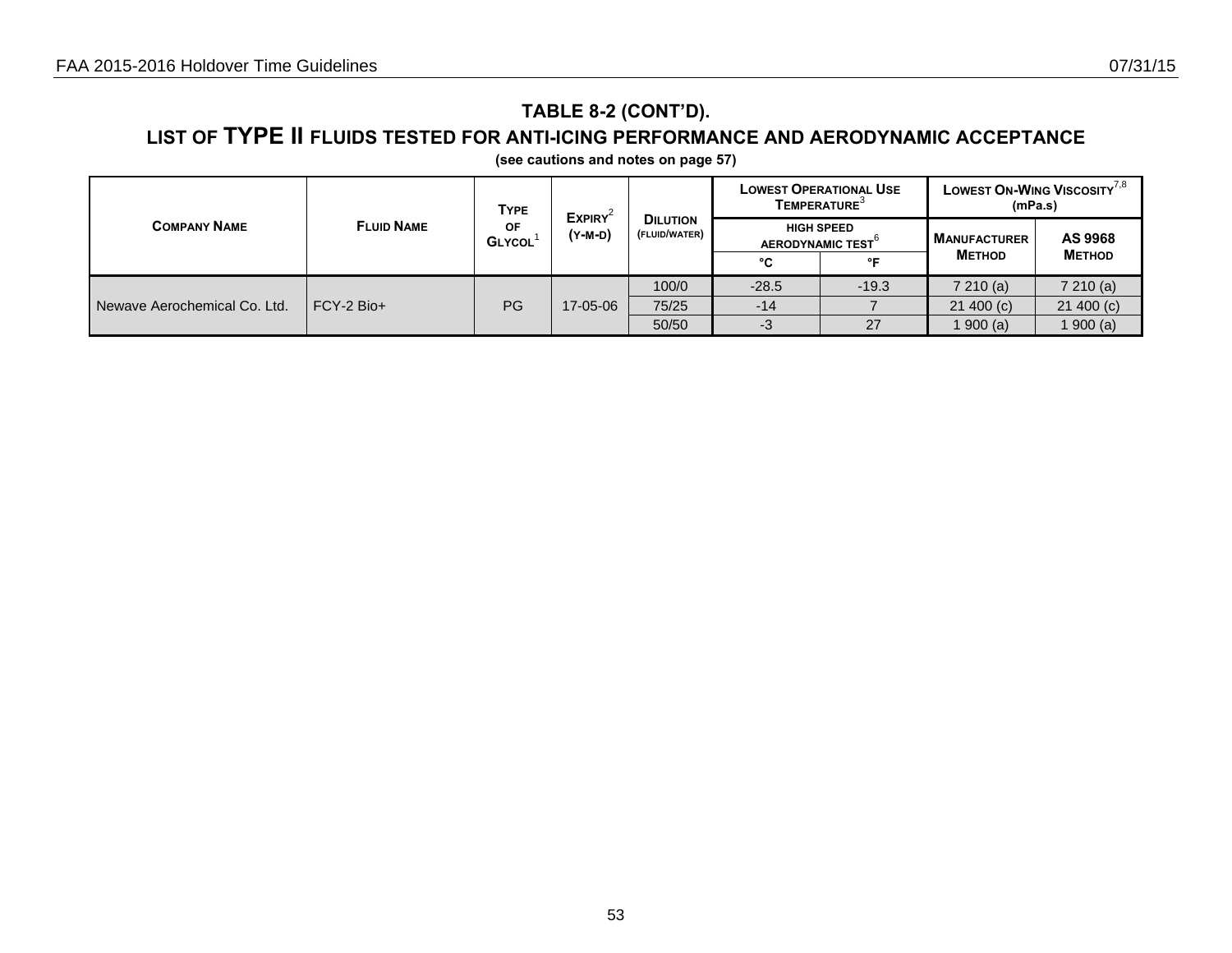## TABLE 8-2 (CONT'D).

## LIST OF TYPE II FLUIDS TESTED FOR ANTI-ICING PERFORMANCE AND AERODYNAMIC ACCEPTANCE

**(see cautions and notes on page 57)**

| COMPANY NAME | FLUID NAME | TYPE OF GLYCOL[1] | EXPIRY[2] (Y-M-D) | DILUTION (FLUID/WATER) | LOWEST OPERATIONAL USE TEMPERATURE[3] HIGH SPEED AERODYNAMIC TEST[6] | | LOWEST ON-WING VISCOSITY[7,8] (mPa.s) | |
|---|---|---|---|---|---|---|---|---|
| | | | | | °C | °F | MANUFACTURER METHOD | AS 9968 METHOD |
| Newave Aerochemical Co. Ltd. | FCY-2 Bio+ | PG | 17-05-06 | 100/0 | -28.5 | -19.3 | 7 210 (a) | 7 210 (a) |
| | | | | 75/25 | -14 | 7 | 21 400 (c) | 21 400 (c) |
| | | | | 50/50 | -3 | 27 | 1 900 (a) | 1 900 (a) |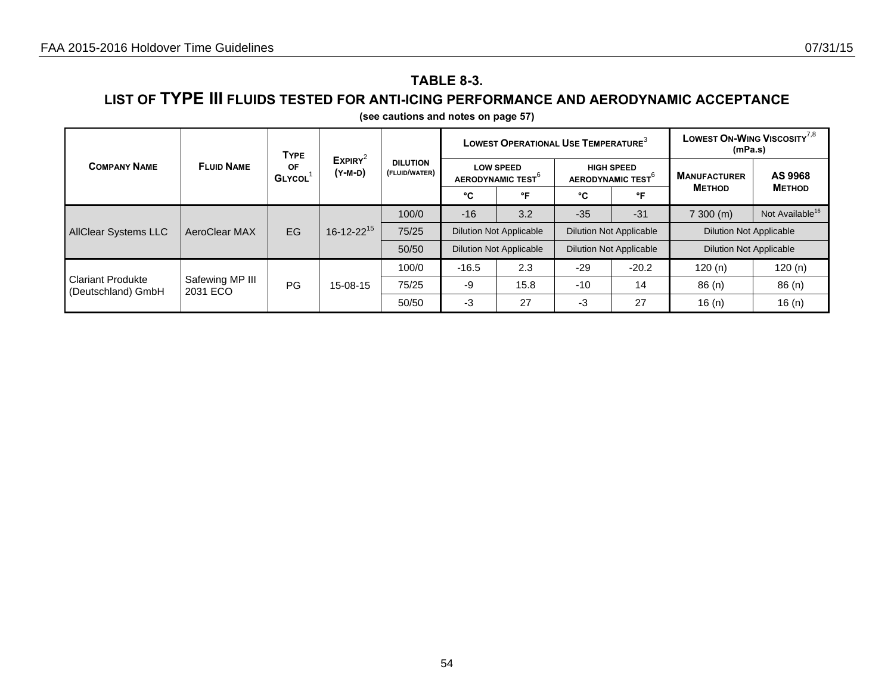## TABLE 8-3.

## LIST OF TYPE III FLUIDS TESTED FOR ANTI-ICING PERFORMANCE AND AERODYNAMIC ACCEPTANCE

**(see cautions and notes on page 57)**

| COMPANY NAME | FLUID NAME | TYPE OF GLYCOL[1] | EXPIRY[2] (Y-M-D) | DILUTION (FLUID/WATER) | LOWEST OPERATIONAL USE TEMPERATURE[3] | | | | LOWEST ON-WING VISCOSITY[7,8] (mPa.s) | |
|---|---|---|---|---|---|---|---|---|---|---|
| | | | | | LOW SPEED AERODYNAMIC TEST[6] | | HIGH SPEED AERODYNAMIC TEST[6] | | MANUFACTURER METHOD | AS 9968 METHOD |
| | | | | | °C | °F | °C | °F | | |
| AllClear Systems LLC | AeroClear MAX | EG | 16-12-22[15] | 100/0 | -16 | 3.2 | -35 | -31 | 7 300 (m) | Not Available[16] |
| | | | | 75/25 | Dilution Not Applicable | | Dilution Not Applicable | | Dilution Not Applicable | |
| | | | | 50/50 | Dilution Not Applicable | | Dilution Not Applicable | | Dilution Not Applicable | |
| Clariant Produkte (Deutschland) GmbH | Safewing MP III 2031 ECO | PG | 15-08-15 | 100/0 | -16.5 | 2.3 | -29 | -20.2 | 120 (n) | 120 (n) |
| | | | | 75/25 | -9 | 15.8 | -10 | 14 | 86 (n) | 86 (n) |
| | | | | 50/50 | -3 | 27 | -3 | 27 | 16 (n) | 16 (n) |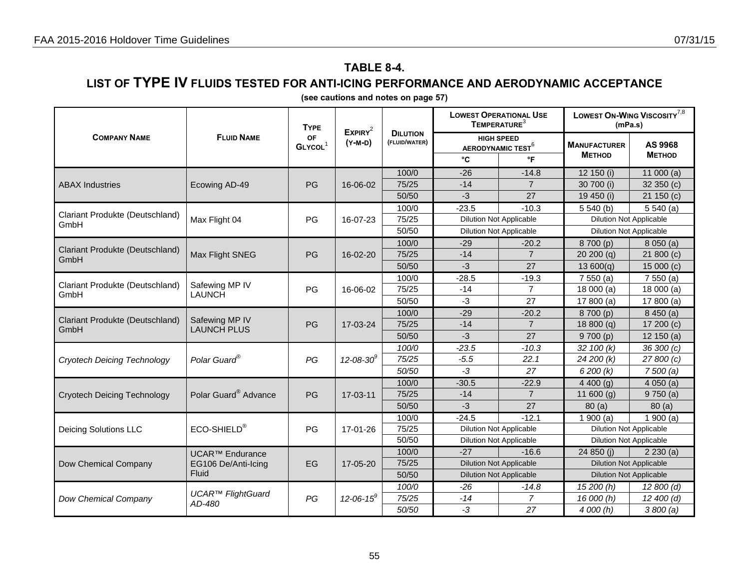## TABLE 8-4.

## LIST OF **TYPE IV** FLUIDS TESTED FOR ANTI-ICING PERFORMANCE AND AERODYNAMIC ACCEPTANCE

**(see cautions and notes on page 57)**

| Company Name | Fluid Name | Type of Glycol[1] | Expiry[2] (Y-M-D) | Dilution (Fluid/Water) | Lowest Operational Use Temperature[3] High Speed Aerodynamic Test[6] | | Lowest On-Wing Viscosity[7,8] (mPa.s) | |
|---|---|---|---|---|---|---|---|---|
| | | | | | °C | °F | Manufacturer Method | AS 9968 Method |
| ABAX Industries | Ecowing AD-49 | PG | 16-06-02 | 100/0 | -26 | -14.8 | 12 150 (i) | 11 000 (a) |
| | | | | 75/25 | -14 | 7 | 30 700 (i) | 32 350 (c) |
| | | | | 50/50 | -3 | 27 | 19 450 (i) | 21 150 (c) |
| Clariant Produkte (Deutschland) GmbH | Max Flight 04 | PG | 16-07-23 | 100/0 | -23.5 | -10.3 | 5 540 (b) | 5 540 (a) |
| | | | | 75/25 | Dilution Not Applicable | | Dilution Not Applicable | |
| | | | | 50/50 | Dilution Not Applicable | | Dilution Not Applicable | |
| Clariant Produkte (Deutschland) GmbH | Max Flight SNEG | PG | 16-02-20 | 100/0 | -29 | -20.2 | 8 700 (p) | 8 050 (a) |
| | | | | 75/25 | -14 | 7 | 20 200 (q) | 21 800 (c) |
| | | | | 50/50 | -3 | 27 | 13 600(q) | 15 000 (c) |
| Clariant Produkte (Deutschland) GmbH | Safewing MP IV LAUNCH | PG | 16-06-02 | 100/0 | -28.5 | -19.3 | 7 550 (a) | 7 550 (a) |
| | | | | 75/25 | -14 | 7 | 18 000 (a) | 18 000 (a) |
| | | | | 50/50 | -3 | 27 | 17 800 (a) | 17 800 (a) |
| Clariant Produkte (Deutschland) GmbH | Safewing MP IV LAUNCH PLUS | PG | 17-03-24 | 100/0 | -29 | -20.2 | 8 700 (p) | 8 450 (a) |
| | | | | 75/25 | -14 | 7 | 18 800 (q) | 17 200 (c) |
| | | | | 50/50 | -3 | 27 | 9 700 (p) | 12 150 (a) |
| *Cryotech Deicing Technology* | *Polar Guard®* | *PG* | *12-08-30[9]* | *100/0* | *-23.5* | *-10.3* | *32 100 (k)* | *36 300 (c)* |
| | | | | *75/25* | *-5.5* | *22.1* | *24 200 (k)* | *27 800 (c)* |
| | | | | *50/50* | *-3* | *27* | *6 200 (k)* | *7 500 (a)* |
| Cryotech Deicing Technology | Polar Guard® Advance | PG | 17-03-11 | 100/0 | -30.5 | -22.9 | 4 400 (g) | 4 050 (a) |
| | | | | 75/25 | -14 | 7 | 11 600 (g) | 9 750 (a) |
| | | | | 50/50 | -3 | 27 | 80 (a) | 80 (a) |
| Deicing Solutions LLC | ECO-SHIELD® | PG | 17-01-26 | 100/0 | -24.5 | -12.1 | 1 900 (a) | 1 900 (a) |
| | | | | 75/25 | Dilution Not Applicable | | Dilution Not Applicable | |
| | | | | 50/50 | Dilution Not Applicable | | Dilution Not Applicable | |
| Dow Chemical Company | UCAR™ Endurance EG106 De/Anti-Icing Fluid | EG | 17-05-20 | 100/0 | -27 | -16.6 | 24 850 (j) | 2 230 (a) |
| | | | | 75/25 | Dilution Not Applicable | | Dilution Not Applicable | |
| | | | | 50/50 | Dilution Not Applicable | | Dilution Not Applicable | |
| *Dow Chemical Company* | *UCAR™ FlightGuard AD-480* | *PG* | *12-06-15[9]* | *100/0* | *-26* | *-14.8* | *15 200 (h)* | *12 800 (d)* |
| | | | | *75/25* | *-14* | *7* | *16 000 (h)* | *12 400 (d)* |
| | | | | *50/50* | *-3* | *27* | *4 000 (h)* | *3 800 (a)* |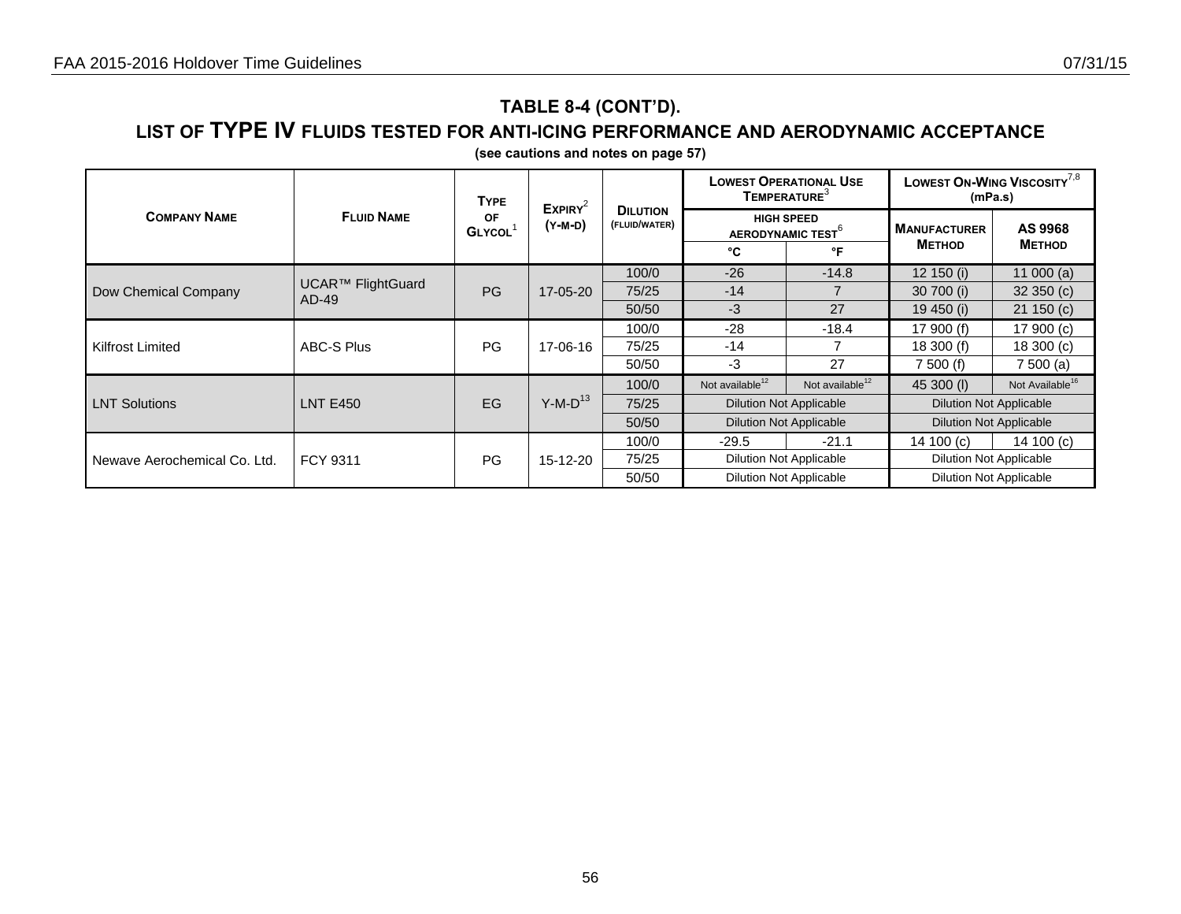## TABLE 8-4 (CONT'D).

## LIST OF TYPE IV FLUIDS TESTED FOR ANTI-ICING PERFORMANCE AND AERODYNAMIC ACCEPTANCE

**(see cautions and notes on page 57)**

| Company Name | Fluid Name | Type of Glycol[1] | Expiry[2] (Y-M-D) | Dilution (Fluid/Water) | Lowest Operational Use Temperature[3] High Speed Aerodynamic Test[6] | | Lowest On-Wing Viscosity[7,8] (mPa.s) | |
|---|---|---|---|---|---|---|---|---|
| | | | | | °C | °F | Manufacturer Method | AS 9968 Method |
| Dow Chemical Company | UCAR™ FlightGuard AD-49 | PG | 17-05-20 | 100/0 | -26 | -14.8 | 12 150 (i) | 11 000 (a) |
| | | | | 75/25 | -14 | 7 | 30 700 (i) | 32 350 (c) |
| | | | | 50/50 | -3 | 27 | 19 450 (i) | 21 150 (c) |
| Kilfrost Limited | ABC-S Plus | PG | 17-06-16 | 100/0 | -28 | -18.4 | 17 900 (f) | 17 900 (c) |
| | | | | 75/25 | -14 | 7 | 18 300 (f) | 18 300 (c) |
| | | | | 50/50 | -3 | 27 | 7 500 (f) | 7 500 (a) |
| LNT Solutions | LNT E450 | EG | Y-M-D[13] | 100/0 | Not available[12] | Not available[12] | 45 300 (l) | Not Available[16] |
| | | | | 75/25 | Dilution Not Applicable | | Dilution Not Applicable | |
| | | | | 50/50 | Dilution Not Applicable | | Dilution Not Applicable | |
| Newave Aerochemical Co. Ltd. | FCY 9311 | PG | 15-12-20 | 100/0 | -29.5 | -21.1 | 14 100 (c) | 14 100 (c) |
| | | | | 75/25 | Dilution Not Applicable | | Dilution Not Applicable | |
| | | | | 50/50 | Dilution Not Applicable | | Dilution Not Applicable | |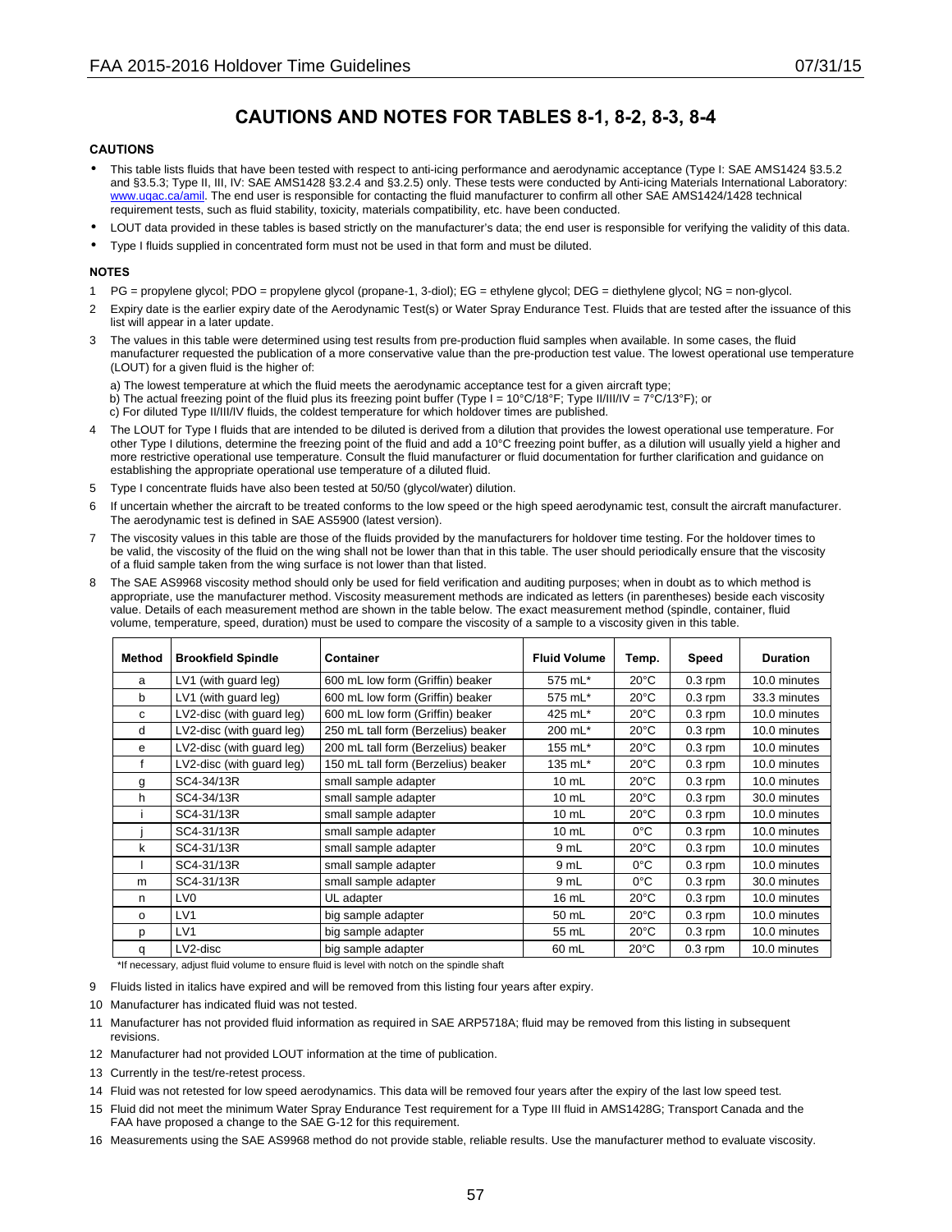# CAUTIONS AND NOTES FOR TABLES 8-1, 8-2, 8-3, 8-4

### CAUTIONS

- This table lists fluids that have been tested with respect to anti-icing performance and aerodynamic acceptance (Type I: SAE AMS1424 §3.5.2 and §3.5.3; Type II, III, IV: SAE AMS1428 §3.2.4 and §3.2.5) only. These tests were conducted by Anti-icing Materials International Laboratory: www.uqac.ca/amil. The end user is responsible for contacting the fluid manufacturer to confirm all other SAE AMS1424/1428 technical requirement tests, such as fluid stability, toxicity, materials compatibility, etc. have been conducted.
- LOUT data provided in these tables is based strictly on the manufacturer's data; the end user is responsible for verifying the validity of this data.
- Type I fluids supplied in concentrated form must not be used in that form and must be diluted.

### NOTES

1. PG = propylene glycol; PDO = propylene glycol (propane-1, 3-diol); EG = ethylene glycol; DEG = diethylene glycol; NG = non-glycol.
2. Expiry date is the earlier expiry date of the Aerodynamic Test(s) or Water Spray Endurance Test. Fluids that are tested after the issuance of this list will appear in a later update.
3. The values in this table were determined using test results from pre-production fluid samples when available. In some cases, the fluid manufacturer requested the publication of a more conservative value than the pre-production test value. The lowest operational use temperature (LOUT) for a given fluid is the higher of:

   a) The lowest temperature at which the fluid meets the aerodynamic acceptance test for a given aircraft type;
   b) The actual freezing point of the fluid plus its freezing point buffer (Type I = 10°C/18°F; Type II/III/IV = 7°C/13°F); or
   c) For diluted Type II/III/IV fluids, the coldest temperature for which holdover times are published.
4. The LOUT for Type I fluids that are intended to be diluted is derived from a dilution that provides the lowest operational use temperature. For other Type I dilutions, determine the freezing point of the fluid and add a 10°C freezing point buffer, as a dilution will usually yield a higher and more restrictive operational use temperature. Consult the fluid manufacturer or fluid documentation for further clarification and guidance on establishing the appropriate operational use temperature of a diluted fluid.
5. Type I concentrate fluids have also been tested at 50/50 (glycol/water) dilution.
6. If uncertain whether the aircraft to be treated conforms to the low speed or the high speed aerodynamic test, consult the aircraft manufacturer. The aerodynamic test is defined in SAE AS5900 (latest version).
7. The viscosity values in this table are those of the fluids provided by the manufacturers for holdover time testing. For the holdover times to be valid, the viscosity of the fluid on the wing shall not be lower than that in this table. The user should periodically ensure that the viscosity of a fluid sample taken from the wing surface is not lower than that listed.
8. The SAE AS9968 viscosity method should only be used for field verification and auditing purposes; when in doubt as to which method is appropriate, use the manufacturer method. Viscosity measurement methods are indicated as letters (in parentheses) beside each viscosity value. Details of each measurement method are shown in the table below. The exact measurement method (spindle, container, fluid volume, temperature, speed, duration) must be used to compare the viscosity of a sample to a viscosity given in this table.

| Method | Brookfield Spindle | Container | Fluid Volume | Temp. | Speed | Duration |
|---|---|---|---|---|---|---|
| a | LV1 (with guard leg) | 600 mL low form (Griffin) beaker | 575 mL* | 20°C | 0.3 rpm | 10.0 minutes |
| b | LV1 (with guard leg) | 600 mL low form (Griffin) beaker | 575 mL* | 20°C | 0.3 rpm | 33.3 minutes |
| c | LV2-disc (with guard leg) | 600 mL low form (Griffin) beaker | 425 mL* | 20°C | 0.3 rpm | 10.0 minutes |
| d | LV2-disc (with guard leg) | 250 mL tall form (Berzelius) beaker | 200 mL* | 20°C | 0.3 rpm | 10.0 minutes |
| e | LV2-disc (with guard leg) | 200 mL tall form (Berzelius) beaker | 155 mL* | 20°C | 0.3 rpm | 10.0 minutes |
| f | LV2-disc (with guard leg) | 150 mL tall form (Berzelius) beaker | 135 mL* | 20°C | 0.3 rpm | 10.0 minutes |
| g | SC4-34/13R | small sample adapter | 10 mL | 20°C | 0.3 rpm | 10.0 minutes |
| h | SC4-34/13R | small sample adapter | 10 mL | 20°C | 0.3 rpm | 30.0 minutes |
| i | SC4-31/13R | small sample adapter | 10 mL | 20°C | 0.3 rpm | 10.0 minutes |
| j | SC4-31/13R | small sample adapter | 10 mL | 0°C | 0.3 rpm | 10.0 minutes |
| k | SC4-31/13R | small sample adapter | 9 mL | 20°C | 0.3 rpm | 10.0 minutes |
| l | SC4-31/13R | small sample adapter | 9 mL | 0°C | 0.3 rpm | 10.0 minutes |
| m | SC4-31/13R | small sample adapter | 9 mL | 0°C | 0.3 rpm | 30.0 minutes |
| n | LV0 | UL adapter | 16 mL | 20°C | 0.3 rpm | 10.0 minutes |
| o | LV1 | big sample adapter | 50 mL | 20°C | 0.3 rpm | 10.0 minutes |
| p | LV1 | big sample adapter | 55 mL | 20°C | 0.3 rpm | 10.0 minutes |
| q | LV2-disc | big sample adapter | 60 mL | 20°C | 0.3 rpm | 10.0 minutes |

*If necessary, adjust fluid volume to ensure fluid is level with notch on the spindle shaft

9. Fluids listed in italics have expired and will be removed from this listing four years after expiry.
10. Manufacturer has indicated fluid was not tested.
11. Manufacturer has not provided fluid information as required in SAE ARP5718A; fluid may be removed from this listing in subsequent revisions.
12. Manufacturer had not provided LOUT information at the time of publication.
13. Currently in the test/re-retest process.
14. Fluid was not retested for low speed aerodynamics. This data will be removed four years after the expiry of the last low speed test.
15. Fluid did not meet the minimum Water Spray Endurance Test requirement for a Type III fluid in AMS1428G; Transport Canada and the FAA have proposed a change to the SAE G-12 for this requirement.
16. Measurements using the SAE AS9968 method do not provide stable, reliable results. Use the manufacturer method to evaluate viscosity.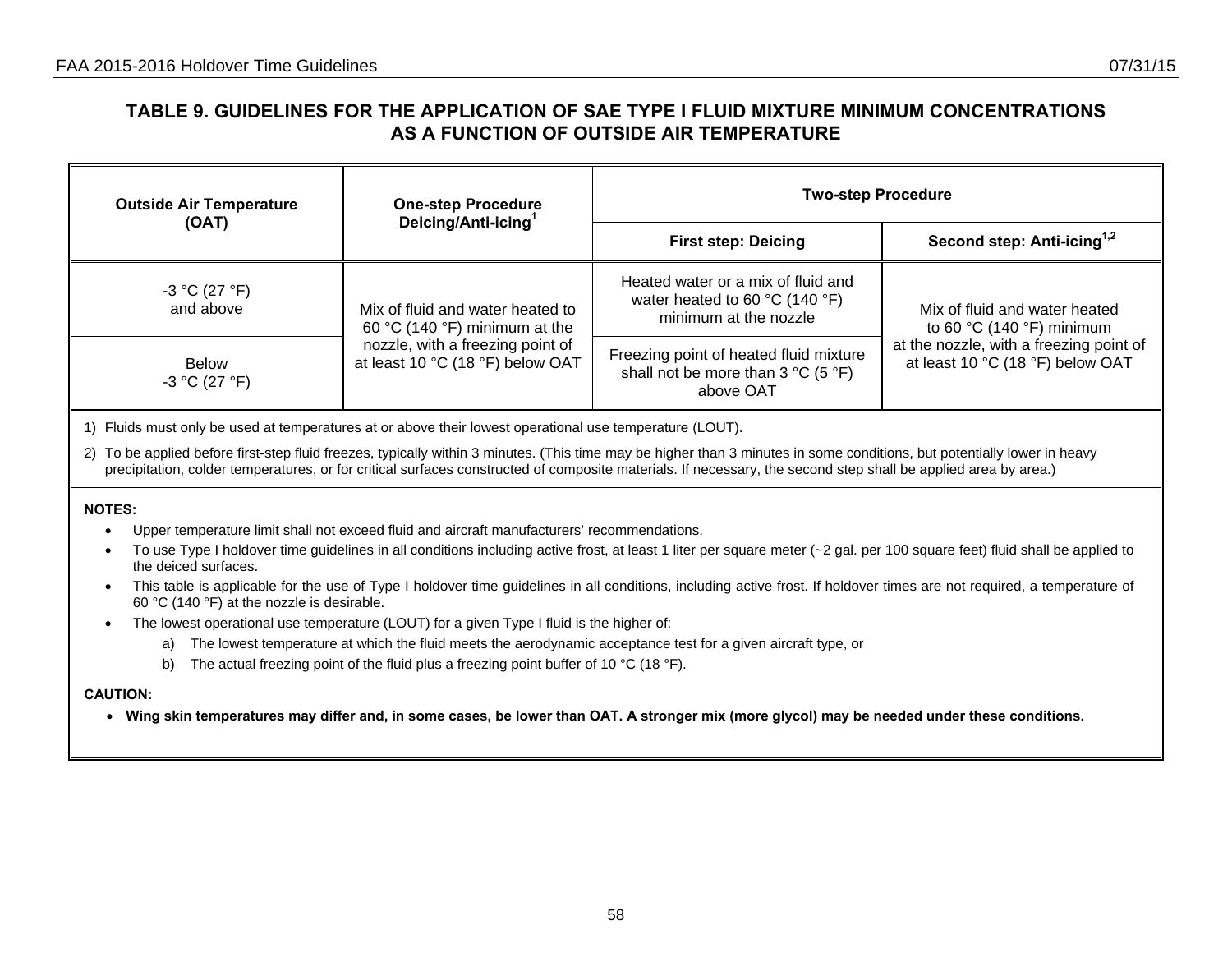# TABLE 9. GUIDELINES FOR THE APPLICATION OF SAE TYPE I FLUID MIXTURE MINIMUM CONCENTRATIONS AS A FUNCTION OF OUTSIDE AIR TEMPERATURE

| Outside Air Temperature (OAT) | One-step Procedure Deicing/Anti-icing[1] | Two-step Procedure | |
|---|---|---|---|
| | | First step: Deicing | Second step: Anti-icing[1,2] |
| -3 °C (27 °F) and above | Mix of fluid and water heated to 60 °C (140 °F) minimum at the nozzle, with a freezing point of at least 10 °C (18 °F) below OAT | Heated water or a mix of fluid and water heated to 60 °C (140 °F) minimum at the nozzle | Mix of fluid and water heated to 60 °C (140 °F) minimum at the nozzle, with a freezing point of at least 10 °C (18 °F) below OAT |
| Below -3 °C (27 °F) | | Freezing point of heated fluid mixture shall not be more than 3 °C (5 °F) above OAT | |

1) Fluids must only be used at temperatures at or above their lowest operational use temperature (LOUT).

2) To be applied before first-step fluid freezes, typically within 3 minutes. (This time may be higher than 3 minutes in some conditions, but potentially lower in heavy precipitation, colder temperatures, or for critical surfaces constructed of composite materials. If necessary, the second step shall be applied area by area.)

**NOTES:**

- Upper temperature limit shall not exceed fluid and aircraft manufacturers' recommendations.
- To use Type I holdover time guidelines in all conditions including active frost, at least 1 liter per square meter (~2 gal. per 100 square feet) fluid shall be applied to the deiced surfaces.
- This table is applicable for the use of Type I holdover time guidelines in all conditions, including active frost. If holdover times are not required, a temperature of 60 °C (140 °F) at the nozzle is desirable.
- The lowest operational use temperature (LOUT) for a given Type I fluid is the higher of:
  a) The lowest temperature at which the fluid meets the aerodynamic acceptance test for a given aircraft type, or
  b) The actual freezing point of the fluid plus a freezing point buffer of 10 °C (18 °F).

**CAUTION:**

- **Wing skin temperatures may differ and, in some cases, be lower than OAT. A stronger mix (more glycol) may be needed under these conditions.**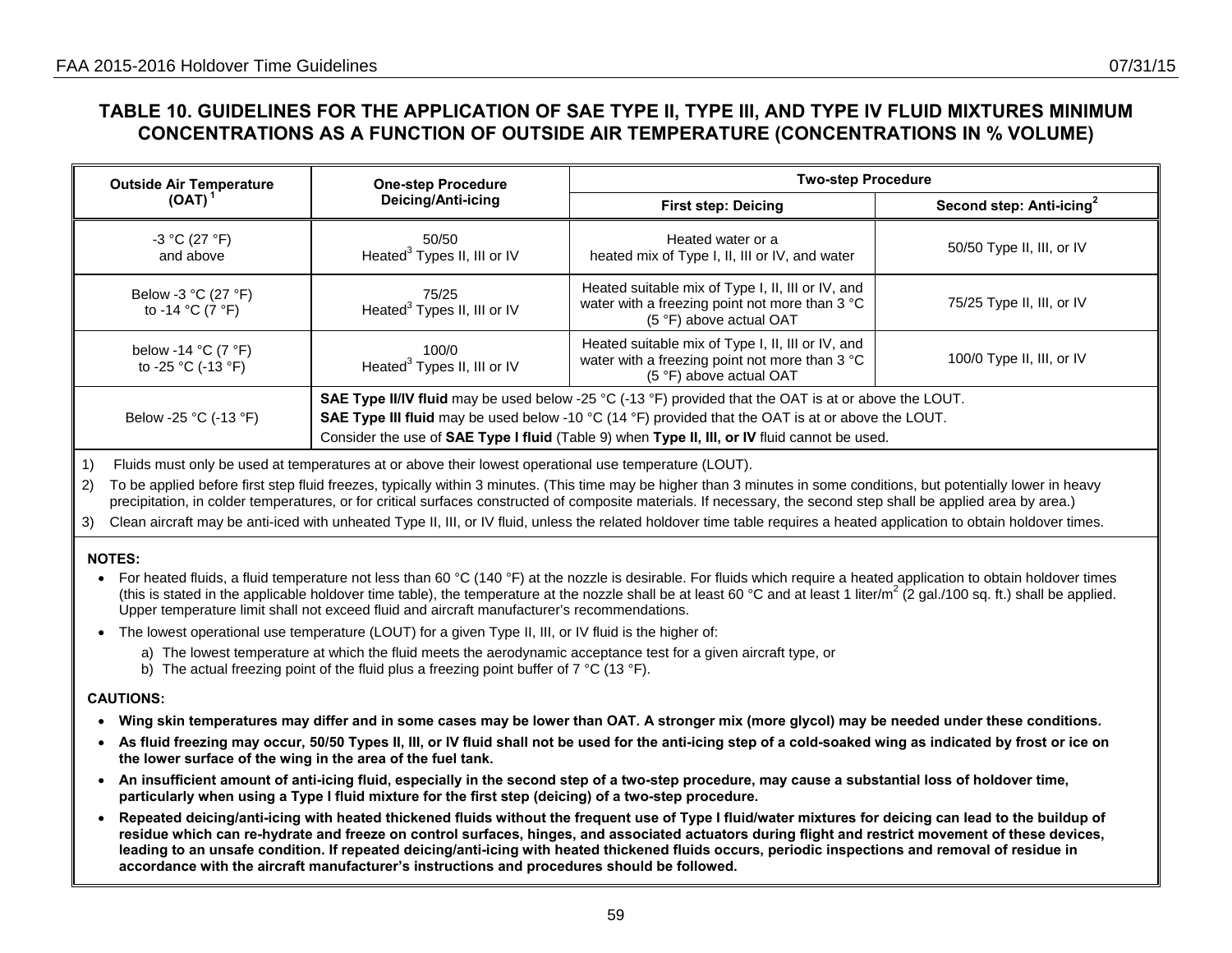# TABLE 10. GUIDELINES FOR THE APPLICATION OF SAE TYPE II, TYPE III, AND TYPE IV FLUID MIXTURES MINIMUM CONCENTRATIONS AS A FUNCTION OF OUTSIDE AIR TEMPERATURE (CONCENTRATIONS IN % VOLUME)

| Outside Air Temperature (OAT)[1] | One-step Procedure Deicing/Anti-icing | Two-step Procedure | |
|---|---|---|---|
| | | **First step: Deicing** | **Second step: Anti-icing[2]** |
| -3 °C (27 °F) and above | 50/50 Heated[3] Types II, III or IV | Heated water or a heated mix of Type I, II, III or IV, and water | 50/50 Type II, III, or IV |
| Below -3 °C (27 °F) to -14 °C (7 °F) | 75/25 Heated[3] Types II, III or IV | Heated suitable mix of Type I, II, III or IV, and water with a freezing point not more than 3 °C (5 °F) above actual OAT | 75/25 Type II, III, or IV |
| below -14 °C (7 °F) to -25 °C (-13 °F) | 100/0 Heated[3] Types II, III or IV | Heated suitable mix of Type I, II, III or IV, and water with a freezing point not more than 3 °C (5 °F) above actual OAT | 100/0 Type II, III, or IV |
| Below -25 °C (-13 °F) | **SAE Type II/IV fluid** may be used below -25 °C (-13 °F) provided that the OAT is at or above the LOUT. **SAE Type III fluid** may be used below -10 °C (14 °F) provided that the OAT is at or above the LOUT. Consider the use of **SAE Type I fluid** (Table 9) when **Type II, III, or IV** fluid cannot be used. | | |

1) Fluids must only be used at temperatures at or above their lowest operational use temperature (LOUT).

2) To be applied before first step fluid freezes, typically within 3 minutes. (This time may be higher than 3 minutes in some conditions, but potentially lower in heavy precipitation, in colder temperatures, or for critical surfaces constructed of composite materials. If necessary, the second step shall be applied area by area.)

3) Clean aircraft may be anti-iced with unheated Type II, III, or IV fluid, unless the related holdover time table requires a heated application to obtain holdover times.

**NOTES:**

- For heated fluids, a fluid temperature not less than 60 °C (140 °F) at the nozzle is desirable. For fluids which require a heated application to obtain holdover times (this is stated in the applicable holdover time table), the temperature at the nozzle shall be at least 60 °C and at least 1 liter/m$^2$ (2 gal./100 sq. ft.) shall be applied. Upper temperature limit shall not exceed fluid and aircraft manufacturer's recommendations.
- The lowest operational use temperature (LOUT) for a given Type II, III, or IV fluid is the higher of:
  a) The lowest temperature at which the fluid meets the aerodynamic acceptance test for a given aircraft type, or
  b) The actual freezing point of the fluid plus a freezing point buffer of 7 °C (13 °F).

**CAUTIONS:**

- **Wing skin temperatures may differ and in some cases may be lower than OAT. A stronger mix (more glycol) may be needed under these conditions.**
- **As fluid freezing may occur, 50/50 Types II, III, or IV fluid shall not be used for the anti-icing step of a cold-soaked wing as indicated by frost or ice on the lower surface of the wing in the area of the fuel tank.**
- **An insufficient amount of anti-icing fluid, especially in the second step of a two-step procedure, may cause a substantial loss of holdover time, particularly when using a Type I fluid mixture for the first step (deicing) of a two-step procedure.**
- **Repeated deicing/anti-icing with heated thickened fluids without the frequent use of Type I fluid/water mixtures for deicing can lead to the buildup of residue which can re-hydrate and freeze on control surfaces, hinges, and associated actuators during flight and restrict movement of these devices, leading to an unsafe condition. If repeated deicing/anti-icing with heated thickened fluids occurs, periodic inspections and removal of residue in accordance with the aircraft manufacturer's instructions and procedures should be followed.**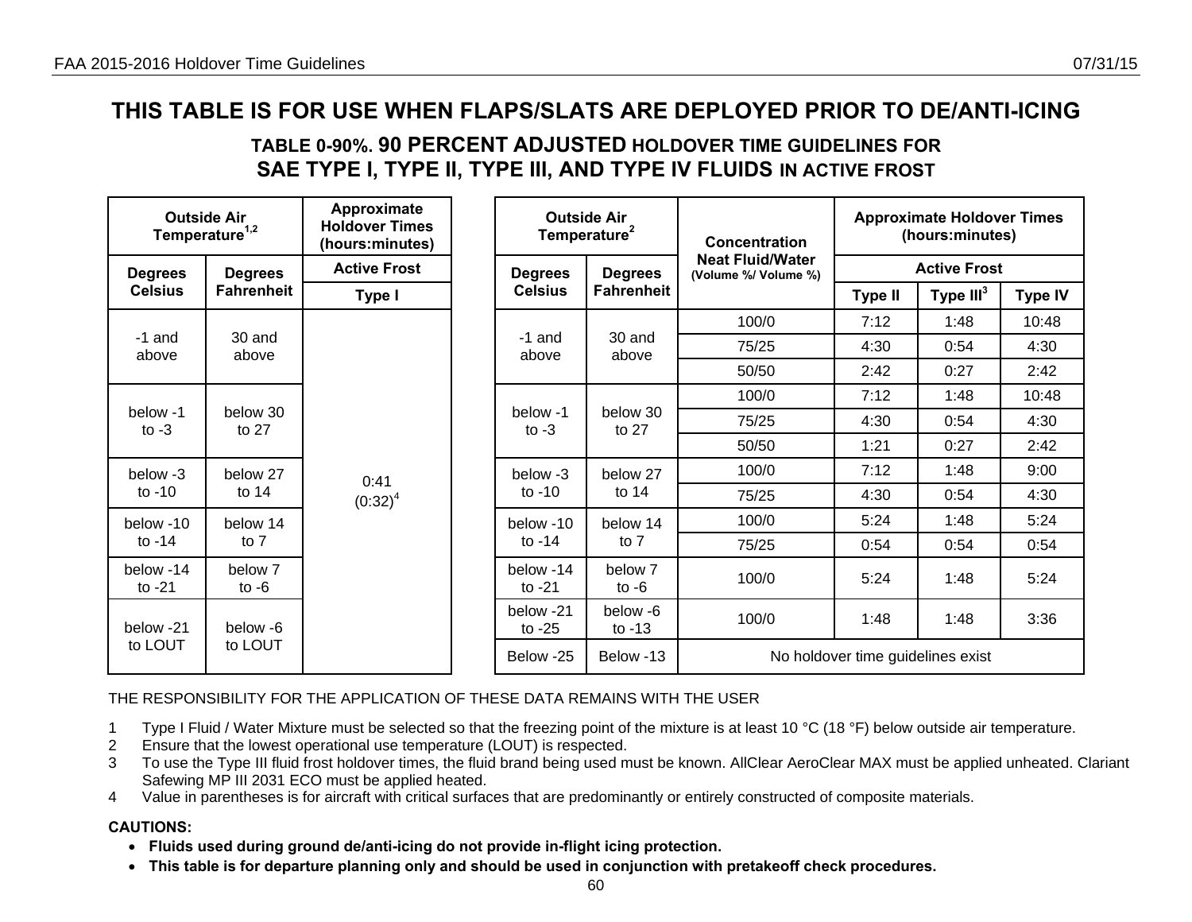# THIS TABLE IS FOR USE WHEN FLAPS/SLATS ARE DEPLOYED PRIOR TO DE/ANTI-ICING

## TABLE 0-90%. 90 PERCENT ADJUSTED HOLDOVER TIME GUIDELINES FOR SAE TYPE I, TYPE II, TYPE III, AND TYPE IV FLUIDS IN ACTIVE FROST

| Outside Air Temperature[1,2] | | Approximate Holdover Times (hours:minutes) |
|---|---|---|
| | | Active Frost |
| Degrees Celsius | Degrees Fahrenheit | Type I |
| -1 and above | 30 and above | 0:41 (0:32)[4] |
| below -1 to -3 | below 30 to 27 | |
| below -3 to -10 | below 27 to 14 | |
| below -10 to -14 | below 14 to 7 | |
| below -14 to -21 | below 7 to -6 | |
| below -21 to LOUT | below -6 to LOUT | |

| Outside Air Temperature[2] | | Concentration Neat Fluid/Water (Volume %/ Volume %) | Approximate Holdover Times (hours:minutes) | | |
|---|---|---|---|---|---|
| | | | Active Frost | | |
| Degrees Celsius | Degrees Fahrenheit | | Type II | Type III[3] | Type IV |
| -1 and above | 30 and above | 100/0 | 7:12 | 1:48 | 10:48 |
| | | 75/25 | 4:30 | 0:54 | 4:30 |
| | | 50/50 | 2:42 | 0:27 | 2:42 |
| below -1 to -3 | below 30 to 27 | 100/0 | 7:12 | 1:48 | 10:48 |
| | | 75/25 | 4:30 | 0:54 | 4:30 |
| | | 50/50 | 1:21 | 0:27 | 2:42 |
| below -3 to -10 | below 27 to 14 | 100/0 | 7:12 | 1:48 | 9:00 |
| | | 75/25 | 4:30 | 0:54 | 4:30 |
| below -10 to -14 | below 14 to 7 | 100/0 | 5:24 | 1:48 | 5:24 |
| | | 75/25 | 0:54 | 0:54 | 0:54 |
| below -14 to -21 | below 7 to -6 | 100/0 | 5:24 | 1:48 | 5:24 |
| below -21 to -25 | below -6 to -13 | 100/0 | 1:48 | 1:48 | 3:36 |
| Below -25 | Below -13 | No holdover time guidelines exist | | | |

THE RESPONSIBILITY FOR THE APPLICATION OF THESE DATA REMAINS WITH THE USER

1. Type I Fluid / Water Mixture must be selected so that the freezing point of the mixture is at least 10 °C (18 °F) below outside air temperature.
2. Ensure that the lowest operational use temperature (LOUT) is respected.
3. To use the Type III fluid frost holdover times, the fluid brand being used must be known. AllClear AeroClear MAX must be applied unheated. Clariant Safewing MP III 2031 ECO must be applied heated.
4. Value in parentheses is for aircraft with critical surfaces that are predominantly or entirely constructed of composite materials.

**CAUTIONS:**

- **Fluids used during ground de/anti-icing do not provide in-flight icing protection.**
- **This table is for departure planning only and should be used in conjunction with pretakeoff check procedures.**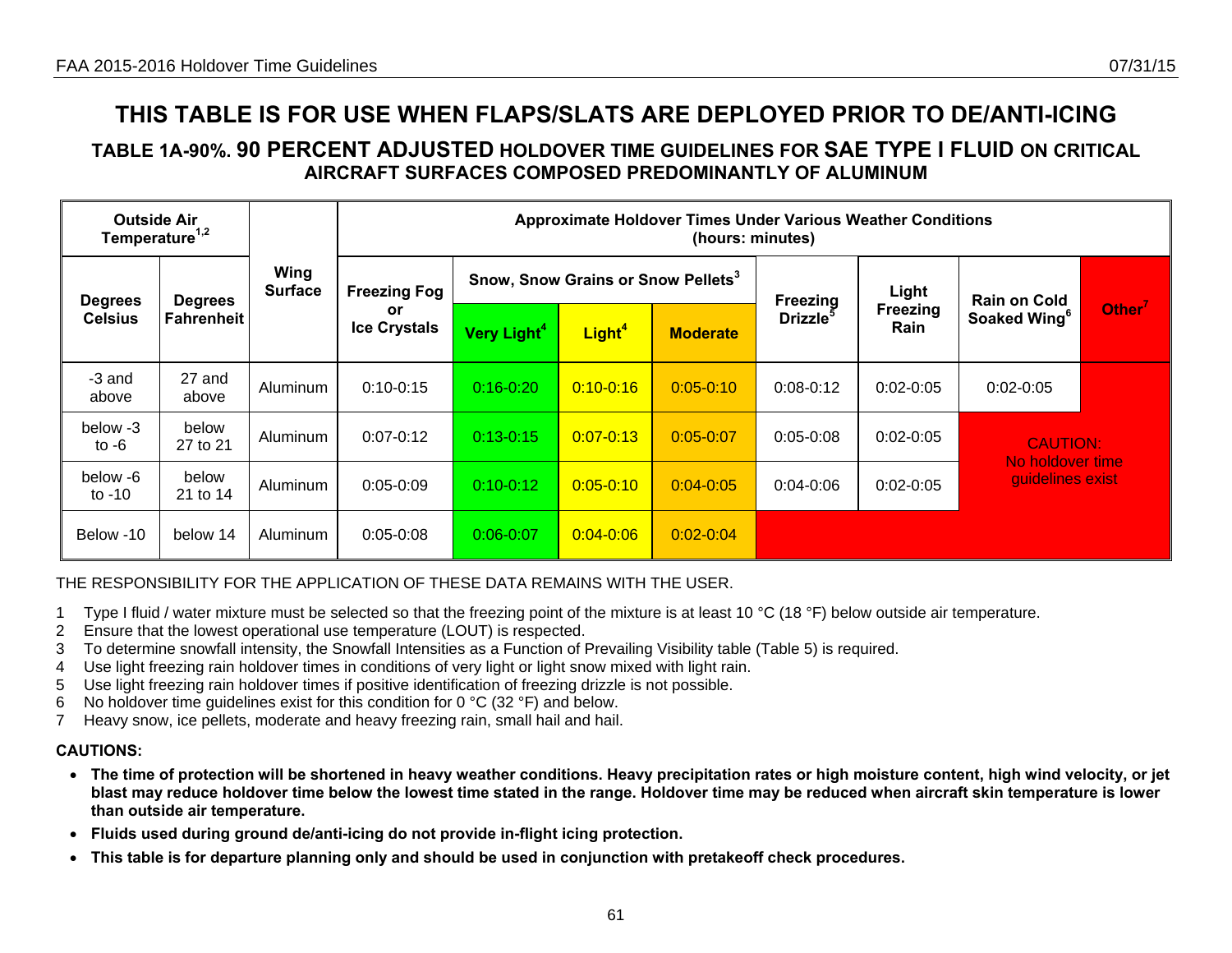# THIS TABLE IS FOR USE WHEN FLAPS/SLATS ARE DEPLOYED PRIOR TO DE/ANTI-ICING

## TABLE 1A-90%. 90 PERCENT ADJUSTED HOLDOVER TIME GUIDELINES FOR SAE TYPE I FLUID ON CRITICAL AIRCRAFT SURFACES COMPOSED PREDOMINANTLY OF ALUMINUM

| Outside Air Temperature[1,2] | | Wing Surface | Approximate Holdover Times Under Various Weather Conditions (hours: minutes) | | | | | | | |
|---|---|---|---|---|---|---|---|---|---|---|
| Degrees Celsius | Degrees Fahrenheit | | Freezing Fog or Ice Crystals | Snow, Snow Grains or Snow Pellets[3] | | | Freezing Drizzle[5] | Light Freezing Rain | Rain on Cold Soaked Wing[6] | Other[7] |
| | | | | Very Light[4] | Light[4] | Moderate | | | | |
| -3 and above | 27 and above | Aluminum | 0:10-0:15 | 0:16-0:20 | 0:10-0:16 | 0:05-0:10 | 0:08-0:12 | 0:02-0:05 | 0:02-0:05 | CAUTION: No holdover time guidelines exist |
| below -3 to -6 | below 27 to 21 | Aluminum | 0:07-0:12 | 0:13-0:15 | 0:07-0:13 | 0:05-0:07 | 0:05-0:08 | 0:02-0:05 | CAUTION: No holdover time guidelines exist | |
| below -6 to -10 | below 21 to 14 | Aluminum | 0:05-0:09 | 0:10-0:12 | 0:05-0:10 | 0:04-0:05 | 0:04-0:06 | 0:02-0:05 | | |
| Below -10 | below 14 | Aluminum | 0:05-0:08 | 0:06-0:07 | 0:04-0:06 | 0:02-0:04 | CAUTION: No holdover time guidelines exist | | | |

THE RESPONSIBILITY FOR THE APPLICATION OF THESE DATA REMAINS WITH THE USER.

1 Type I fluid / water mixture must be selected so that the freezing point of the mixture is at least 10 °C (18 °F) below outside air temperature.
2 Ensure that the lowest operational use temperature (LOUT) is respected.
3 To determine snowfall intensity, the Snowfall Intensities as a Function of Prevailing Visibility table (Table 5) is required.
4 Use light freezing rain holdover times in conditions of very light or light snow mixed with light rain.
5 Use light freezing rain holdover times if positive identification of freezing drizzle is not possible.
6 No holdover time guidelines exist for this condition for 0 °C (32 °F) and below.
7 Heavy snow, ice pellets, moderate and heavy freezing rain, small hail and hail.

**CAUTIONS:**

- **The time of protection will be shortened in heavy weather conditions. Heavy precipitation rates or high moisture content, high wind velocity, or jet blast may reduce holdover time below the lowest time stated in the range. Holdover time may be reduced when aircraft skin temperature is lower than outside air temperature.**
- **Fluids used during ground de/anti-icing do not provide in-flight icing protection.**
- **This table is for departure planning only and should be used in conjunction with pretakeoff check procedures.**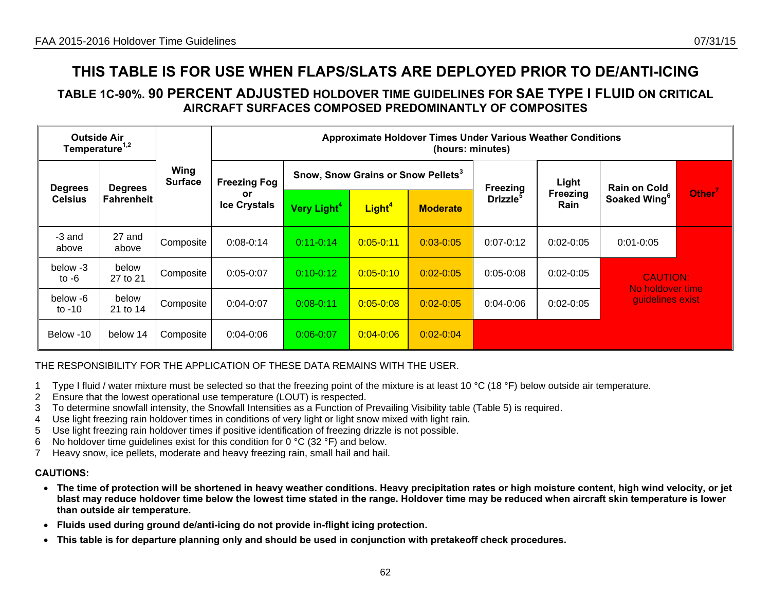# THIS TABLE IS FOR USE WHEN FLAPS/SLATS ARE DEPLOYED PRIOR TO DE/ANTI-ICING

## TABLE 1C-90%. 90 PERCENT ADJUSTED HOLDOVER TIME GUIDELINES FOR SAE TYPE I FLUID ON CRITICAL AIRCRAFT SURFACES COMPOSED PREDOMINANTLY OF COMPOSITES

| Outside Air Temperature[1,2] | | Wing Surface | Approximate Holdover Times Under Various Weather Conditions (hours: minutes) | | | | | | | |
|---|---|---|---|---|---|---|---|---|---|---|
| Degrees Celsius | Degrees Fahrenheit | | Freezing Fog or Ice Crystals | Snow, Snow Grains or Snow Pellets[3] | | | Freezing Drizzle[5] | Light Freezing Rain | Rain on Cold Soaked Wing[6] | Other[7] |
| | | | | Very Light[4] | Light[4] | Moderate | | | | |
| -3 and above | 27 and above | Composite | 0:08-0:14 | 0:11-0:14 | 0:05-0:11 | 0:03-0:05 | 0:07-0:12 | 0:02-0:05 | 0:01-0:05 | CAUTION: No holdover time guidelines exist |
| below -3 to -6 | below 27 to 21 | Composite | 0:05-0:07 | 0:10-0:12 | 0:05-0:10 | 0:02-0:05 | 0:05-0:08 | 0:02-0:05 | CAUTION: No holdover time guidelines exist | |
| below -6 to -10 | below 21 to 14 | Composite | 0:04-0:07 | 0:08-0:11 | 0:05-0:08 | 0:02-0:05 | 0:04-0:06 | 0:02-0:05 | | |
| Below -10 | below 14 | Composite | 0:04-0:06 | 0:06-0:07 | 0:04-0:06 | 0:02-0:04 | | | | |

THE RESPONSIBILITY FOR THE APPLICATION OF THESE DATA REMAINS WITH THE USER.

1 Type I fluid / water mixture must be selected so that the freezing point of the mixture is at least 10 °C (18 °F) below outside air temperature.
2 Ensure that the lowest operational use temperature (LOUT) is respected.
3 To determine snowfall intensity, the Snowfall Intensities as a Function of Prevailing Visibility table (Table 5) is required.
4 Use light freezing rain holdover times in conditions of very light or light snow mixed with light rain.
5 Use light freezing rain holdover times if positive identification of freezing drizzle is not possible.
6 No holdover time guidelines exist for this condition for 0 °C (32 °F) and below.
7 Heavy snow, ice pellets, moderate and heavy freezing rain, small hail and hail.

**CAUTIONS:**

- **The time of protection will be shortened in heavy weather conditions. Heavy precipitation rates or high moisture content, high wind velocity, or jet blast may reduce holdover time below the lowest time stated in the range. Holdover time may be reduced when aircraft skin temperature is lower than outside air temperature.**
- **Fluids used during ground de/anti-icing do not provide in-flight icing protection.**
- **This table is for departure planning only and should be used in conjunction with pretakeoff check procedures.**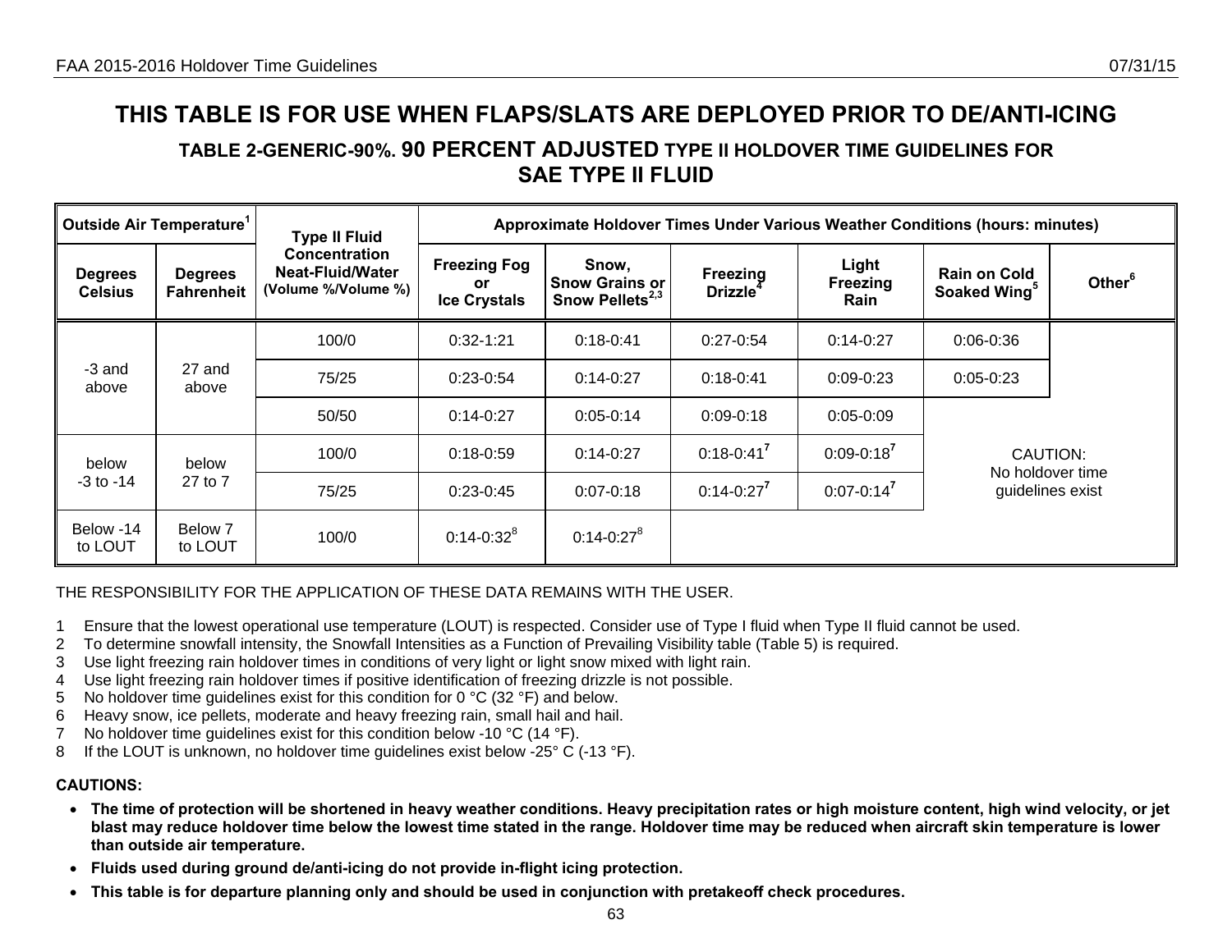# THIS TABLE IS FOR USE WHEN FLAPS/SLATS ARE DEPLOYED PRIOR TO DE/ANTI-ICING

## TABLE 2-GENERIC-90%. 90 PERCENT ADJUSTED TYPE II HOLDOVER TIME GUIDELINES FOR SAE TYPE II FLUID

| Outside Air Temperature[1] | | Type II Fluid Concentration Neat-Fluid/Water (Volume %/Volume %) | Approximate Holdover Times Under Various Weather Conditions (hours: minutes) | | | | | |
|---|---|---|---|---|---|---|---|---|
| Degrees Celsius | Degrees Fahrenheit | | Freezing Fog or Ice Crystals | Snow, Snow Grains or Snow Pellets[2,3] | Freezing Drizzle[4] | Light Freezing Rain | Rain on Cold Soaked Wing[5] | Other[6] |
| -3 and above | 27 and above | 100/0 | 0:32-1:21 | 0:18-0:41 | 0:27-0:54 | 0:14-0:27 | 0:06-0:36 | CAUTION: No holdover time guidelines exist |
| | | 75/25 | 0:23-0:54 | 0:14-0:27 | 0:18-0:41 | 0:09-0:23 | 0:05-0:23 | |
| | | 50/50 | 0:14-0:27 | 0:05-0:14 | 0:09-0:18 | 0:05-0:09 | | |
| below -3 to -14 | below 27 to 7 | 100/0 | 0:18-0:59 | 0:14-0:27 | 0:18-0:41[7] | 0:09-0:18[7] | | |
| | | 75/25 | 0:23-0:45 | 0:07-0:18 | 0:14-0:27[7] | 0:07-0:14[7] | | |
| Below -14 to LOUT | Below 7 to LOUT | 100/0 | 0:14-0:32[8] | 0:14-0:27[8] | | | | |

THE RESPONSIBILITY FOR THE APPLICATION OF THESE DATA REMAINS WITH THE USER.

1 Ensure that the lowest operational use temperature (LOUT) is respected. Consider use of Type I fluid when Type II fluid cannot be used.
2 To determine snowfall intensity, the Snowfall Intensities as a Function of Prevailing Visibility table (Table 5) is required.
3 Use light freezing rain holdover times in conditions of very light or light snow mixed with light rain.
4 Use light freezing rain holdover times if positive identification of freezing drizzle is not possible.
5 No holdover time guidelines exist for this condition for 0 °C (32 °F) and below.
6 Heavy snow, ice pellets, moderate and heavy freezing rain, small hail and hail.
7 No holdover time guidelines exist for this condition below -10 °C (14 °F).
8 If the LOUT is unknown, no holdover time guidelines exist below -25° C (-13 °F).

**CAUTIONS:**

- **The time of protection will be shortened in heavy weather conditions. Heavy precipitation rates or high moisture content, high wind velocity, or jet blast may reduce holdover time below the lowest time stated in the range. Holdover time may be reduced when aircraft skin temperature is lower than outside air temperature.**
- **Fluids used during ground de/anti-icing do not provide in-flight icing protection.**
- **This table is for departure planning only and should be used in conjunction with pretakeoff check procedures.**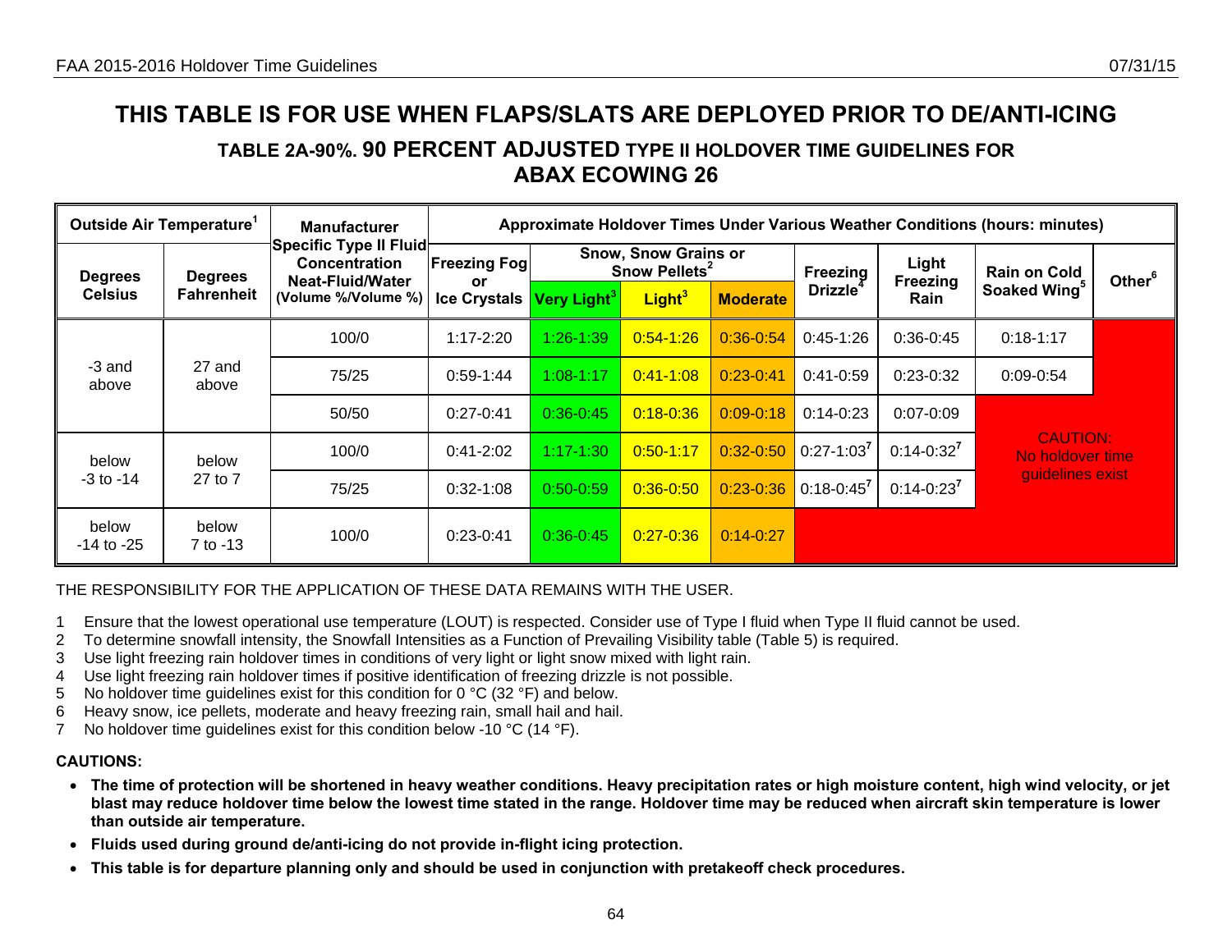# THIS TABLE IS FOR USE WHEN FLAPS/SLATS ARE DEPLOYED PRIOR TO DE/ANTI-ICING

## TABLE 2A-90%. 90 PERCENT ADJUSTED TYPE II HOLDOVER TIME GUIDELINES FOR ABAX ECOWING 26

| Outside Air Temperature[1] | | Manufacturer Specific Type II Fluid Concentration Neat-Fluid/Water (Volume %/Volume %) | Approximate Holdover Times Under Various Weather Conditions (hours: minutes) | | | | | | | |
|---|---|---|---|---|---|---|---|---|---|---|
| Degrees Celsius | Degrees Fahrenheit | | Freezing Fog or Ice Crystals | Snow, Snow Grains or Snow Pellets[2] Very Light[3] | Light[3] | Moderate | Freezing Drizzle[4] | Light Freezing Rain | Rain on Cold Soaked Wing[5] | Other[6] |
| -3 and above | 27 and above | 100/0 | 1:17-2:20 | 1:26-1:39 | 0:54-1:26 | 0:36-0:54 | 0:45-1:26 | 0:36-0:45 | 0:18-1:17 | |
| | | 75/25 | 0:59-1:44 | 1:08-1:17 | 0:41-1:08 | 0:23-0:41 | 0:41-0:59 | 0:23-0:32 | 0:09-0:54 | |
| | | 50/50 | 0:27-0:41 | 0:36-0:45 | 0:18-0:36 | 0:09-0:18 | 0:14-0:23 | 0:07-0:09 | CAUTION: No holdover time guidelines exist | |
| below -3 to -14 | below 27 to 7 | 100/0 | 0:41-2:02 | 1:17-1:30 | 0:50-1:17 | 0:32-0:50 | 0:27-1:03[7] | 0:14-0:32[7] | | |
| | | 75/25 | 0:32-1:08 | 0:50-0:59 | 0:36-0:50 | 0:23-0:36 | 0:18-0:45[7] | 0:14-0:23[7] | | |
| below -14 to -25 | below 7 to -13 | 100/0 | 0:23-0:41 | 0:36-0:45 | 0:27-0:36 | 0:14-0:27 | | | | |

THE RESPONSIBILITY FOR THE APPLICATION OF THESE DATA REMAINS WITH THE USER.

1 Ensure that the lowest operational use temperature (LOUT) is respected. Consider use of Type I fluid when Type II fluid cannot be used.
2 To determine snowfall intensity, the Snowfall Intensities as a Function of Prevailing Visibility table (Table 5) is required.
3 Use light freezing rain holdover times in conditions of very light or light snow mixed with light rain.
4 Use light freezing rain holdover times if positive identification of freezing drizzle is not possible.
5 No holdover time guidelines exist for this condition for 0 °C (32 °F) and below.
6 Heavy snow, ice pellets, moderate and heavy freezing rain, small hail and hail.
7 No holdover time guidelines exist for this condition below -10 °C (14 °F).

**CAUTIONS:**

- **The time of protection will be shortened in heavy weather conditions. Heavy precipitation rates or high moisture content, high wind velocity, or jet blast may reduce holdover time below the lowest time stated in the range. Holdover time may be reduced when aircraft skin temperature is lower than outside air temperature.**
- **Fluids used during ground de/anti-icing do not provide in-flight icing protection.**
- **This table is for departure planning only and should be used in conjunction with pretakeoff check procedures.**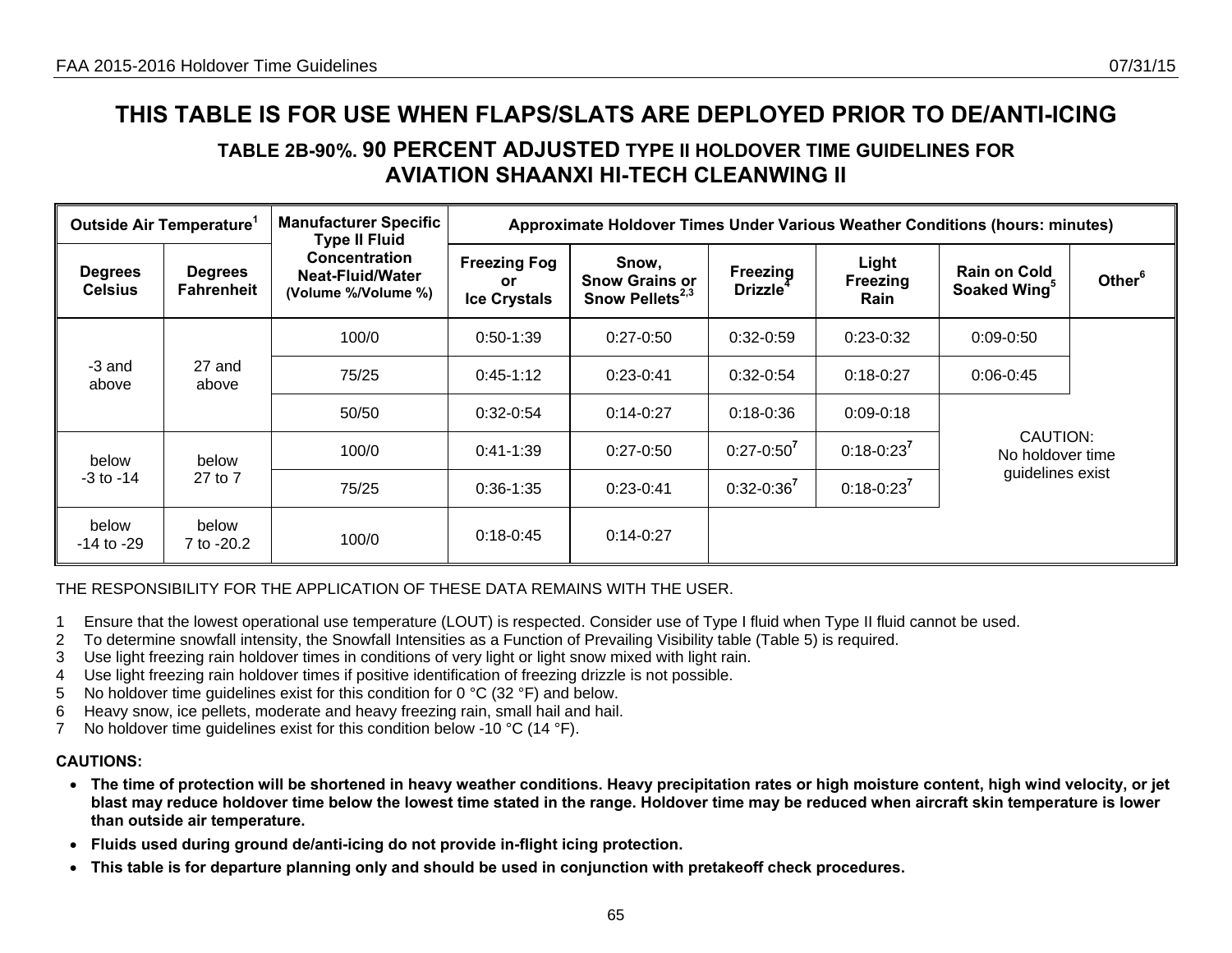# THIS TABLE IS FOR USE WHEN FLAPS/SLATS ARE DEPLOYED PRIOR TO DE/ANTI-ICING

## TABLE 2B-90%. 90 PERCENT ADJUSTED TYPE II HOLDOVER TIME GUIDELINES FOR AVIATION SHAANXI HI-TECH CLEANWING II

| Outside Air Temperature[1] | | Manufacturer Specific Type II Fluid Concentration Neat-Fluid/Water (Volume %/Volume %) | Approximate Holdover Times Under Various Weather Conditions (hours: minutes) | | | | | |
|---|---|---|---|---|---|---|---|---|
| Degrees Celsius | Degrees Fahrenheit | | Freezing Fog or Ice Crystals | Snow, Snow Grains or Snow Pellets[2,3] | Freezing Drizzle[4] | Light Freezing Rain | Rain on Cold Soaked Wing[5] | Other[6] |
| -3 and above | 27 and above | 100/0 | 0:50-1:39 | 0:27-0:50 | 0:32-0:59 | 0:23-0:32 | 0:09-0:50 | CAUTION: No holdover time guidelines exist |
| | | 75/25 | 0:45-1:12 | 0:23-0:41 | 0:32-0:54 | 0:18-0:27 | 0:06-0:45 | |
| | | 50/50 | 0:32-0:54 | 0:14-0:27 | 0:18-0:36 | 0:09-0:18 | CAUTION: No holdover time guidelines exist | |
| below -3 to -14 | below 27 to 7 | 100/0 | 0:41-1:39 | 0:27-0:50 | 0:27-0:50[7] | 0:18-0:23[7] | | |
| | | 75/25 | 0:36-1:35 | 0:23-0:41 | 0:32-0:36[7] | 0:18-0:23[7] | | |
| below -14 to -29 | below 7 to -20.2 | 100/0 | 0:18-0:45 | 0:14-0:27 | CAUTION: No holdover time guidelines exist | | | |

THE RESPONSIBILITY FOR THE APPLICATION OF THESE DATA REMAINS WITH THE USER.

1. Ensure that the lowest operational use temperature (LOUT) is respected. Consider use of Type I fluid when Type II fluid cannot be used.
2. To determine snowfall intensity, the Snowfall Intensities as a Function of Prevailing Visibility table (Table 5) is required.
3. Use light freezing rain holdover times in conditions of very light or light snow mixed with light rain.
4. Use light freezing rain holdover times if positive identification of freezing drizzle is not possible.
5. No holdover time guidelines exist for this condition for 0 °C (32 °F) and below.
6. Heavy snow, ice pellets, moderate and heavy freezing rain, small hail and hail.
7. No holdover time guidelines exist for this condition below -10 °C (14 °F).

**CAUTIONS:**

- **The time of protection will be shortened in heavy weather conditions. Heavy precipitation rates or high moisture content, high wind velocity, or jet blast may reduce holdover time below the lowest time stated in the range. Holdover time may be reduced when aircraft skin temperature is lower than outside air temperature.**
- **Fluids used during ground de/anti-icing do not provide in-flight icing protection.**
- **This table is for departure planning only and should be used in conjunction with pretakeoff check procedures.**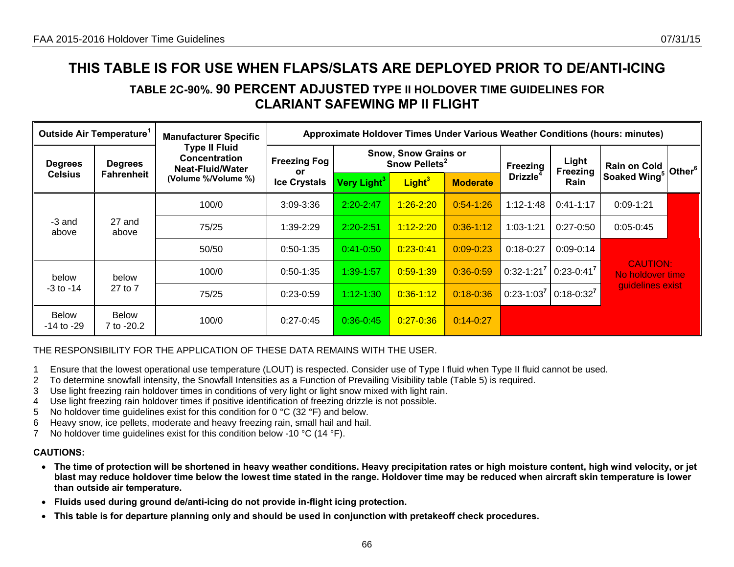# THIS TABLE IS FOR USE WHEN FLAPS/SLATS ARE DEPLOYED PRIOR TO DE/ANTI-ICING

## TABLE 2C-90%. 90 PERCENT ADJUSTED TYPE II HOLDOVER TIME GUIDELINES FOR CLARIANT SAFEWING MP II FLIGHT

| Outside Air Temperature[1] | | Manufacturer Specific Type II Fluid Concentration Neat-Fluid/Water (Volume %/Volume %) | Approximate Holdover Times Under Various Weather Conditions (hours: minutes) | | | | | | | |
|---|---|---|---|---|---|---|---|---|---|---|
| Degrees Celsius | Degrees Fahrenheit | | Freezing Fog or Ice Crystals | Snow, Snow Grains or Snow Pellets[2] | | | Freezing Drizzle[4] | Light Freezing Rain | Rain on Cold Soaked Wing[5] | Other[6] |
| | | | | Very Light[3] | Light[3] | Moderate | | | | |
| -3 and above | 27 and above | 100/0 | 3:09-3:36 | 2:20-2:47 | 1:26-2:20 | 0:54-1:26 | 1:12-1:48 | 0:41-1:17 | 0:09-1:21 | |
| | | 75/25 | 1:39-2:29 | 2:20-2:51 | 1:12-2:20 | 0:36-1:12 | 1:03-1:21 | 0:27-0:50 | 0:05-0:45 | |
| | | 50/50 | 0:50-1:35 | 0:41-0:50 | 0:23-0:41 | 0:09-0:23 | 0:18-0:27 | 0:09-0:14 | CAUTION: No holdover time guidelines exist | |
| below -3 to -14 | below 27 to 7 | 100/0 | 0:50-1:35 | 1:39-1:57 | 0:59-1:39 | 0:36-0:59 | 0:32-1:21[7] | 0:23-0:41[7] | | |
| | | 75/25 | 0:23-0:59 | 1:12-1:30 | 0:36-1:12 | 0:18-0:36 | 0:23-1:03[7] | 0:18-0:32[7] | | |
| Below -14 to -29 | Below 7 to -20.2 | 100/0 | 0:27-0:45 | 0:36-0:45 | 0:27-0:36 | 0:14-0:27 | | | | |

THE RESPONSIBILITY FOR THE APPLICATION OF THESE DATA REMAINS WITH THE USER.

1. Ensure that the lowest operational use temperature (LOUT) is respected. Consider use of Type I fluid when Type II fluid cannot be used.
2. To determine snowfall intensity, the Snowfall Intensities as a Function of Prevailing Visibility table (Table 5) is required.
3. Use light freezing rain holdover times in conditions of very light or light snow mixed with light rain.
4. Use light freezing rain holdover times if positive identification of freezing drizzle is not possible.
5. No holdover time guidelines exist for this condition for 0 °C (32 °F) and below.
6. Heavy snow, ice pellets, moderate and heavy freezing rain, small hail and hail.
7. No holdover time guidelines exist for this condition below -10 °C (14 °F).

**CAUTIONS:**

- **The time of protection will be shortened in heavy weather conditions. Heavy precipitation rates or high moisture content, high wind velocity, or jet blast may reduce holdover time below the lowest time stated in the range. Holdover time may be reduced when aircraft skin temperature is lower than outside air temperature.**
- **Fluids used during ground de/anti-icing do not provide in-flight icing protection.**
- **This table is for departure planning only and should be used in conjunction with pretakeoff check procedures.**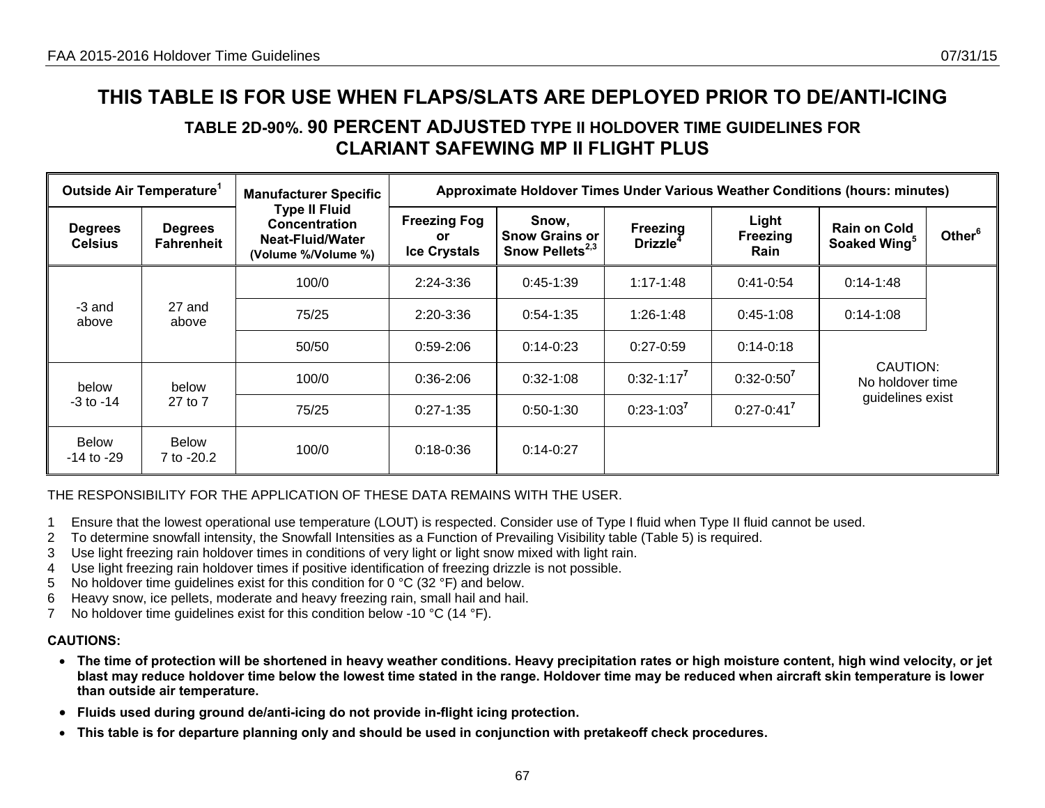# THIS TABLE IS FOR USE WHEN FLAPS/SLATS ARE DEPLOYED PRIOR TO DE/ANTI-ICING

## TABLE 2D-90%. 90 PERCENT ADJUSTED TYPE II HOLDOVER TIME GUIDELINES FOR CLARIANT SAFEWING MP II FLIGHT PLUS

| Outside Air Temperature[1] | | Manufacturer Specific Type II Fluid Concentration Neat-Fluid/Water (Volume %/Volume %) | Approximate Holdover Times Under Various Weather Conditions (hours: minutes) | | | | | |
|---|---|---|---|---|---|---|---|---|
| Degrees Celsius | Degrees Fahrenheit | | Freezing Fog or Ice Crystals | Snow, Snow Grains or Snow Pellets[2,3] | Freezing Drizzle[4] | Light Freezing Rain | Rain on Cold Soaked Wing[5] | Other[6] |
| -3 and above | 27 and above | 100/0 | 2:24-3:36 | 0:45-1:39 | 1:17-1:48 | 0:41-0:54 | 0:14-1:48 | CAUTION: No holdover time guidelines exist |
| | | 75/25 | 2:20-3:36 | 0:54-1:35 | 1:26-1:48 | 0:45-1:08 | 0:14-1:08 | |
| | | 50/50 | 0:59-2:06 | 0:14-0:23 | 0:27-0:59 | 0:14-0:18 | CAUTION: No holdover time guidelines exist | |
| below -3 to -14 | below 27 to 7 | 100/0 | 0:36-2:06 | 0:32-1:08 | 0:32-1:17[7] | 0:32-0:50[7] | | |
| | | 75/25 | 0:27-1:35 | 0:50-1:30 | 0:23-1:03[7] | 0:27-0:41[7] | | |
| Below -14 to -29 | Below 7 to -20.2 | 100/0 | 0:18-0:36 | 0:14-0:27 | CAUTION: No holdover time guidelines exist | | | |

THE RESPONSIBILITY FOR THE APPLICATION OF THESE DATA REMAINS WITH THE USER.

1 Ensure that the lowest operational use temperature (LOUT) is respected. Consider use of Type I fluid when Type II fluid cannot be used.
2 To determine snowfall intensity, the Snowfall Intensities as a Function of Prevailing Visibility table (Table 5) is required.
3 Use light freezing rain holdover times in conditions of very light or light snow mixed with light rain.
4 Use light freezing rain holdover times if positive identification of freezing drizzle is not possible.
5 No holdover time guidelines exist for this condition for 0 °C (32 °F) and below.
6 Heavy snow, ice pellets, moderate and heavy freezing rain, small hail and hail.
7 No holdover time guidelines exist for this condition below -10 °C (14 °F).

**CAUTIONS:**

- **The time of protection will be shortened in heavy weather conditions. Heavy precipitation rates or high moisture content, high wind velocity, or jet blast may reduce holdover time below the lowest time stated in the range. Holdover time may be reduced when aircraft skin temperature is lower than outside air temperature.**
- **Fluids used during ground de/anti-icing do not provide in-flight icing protection.**
- **This table is for departure planning only and should be used in conjunction with pretakeoff check procedures.**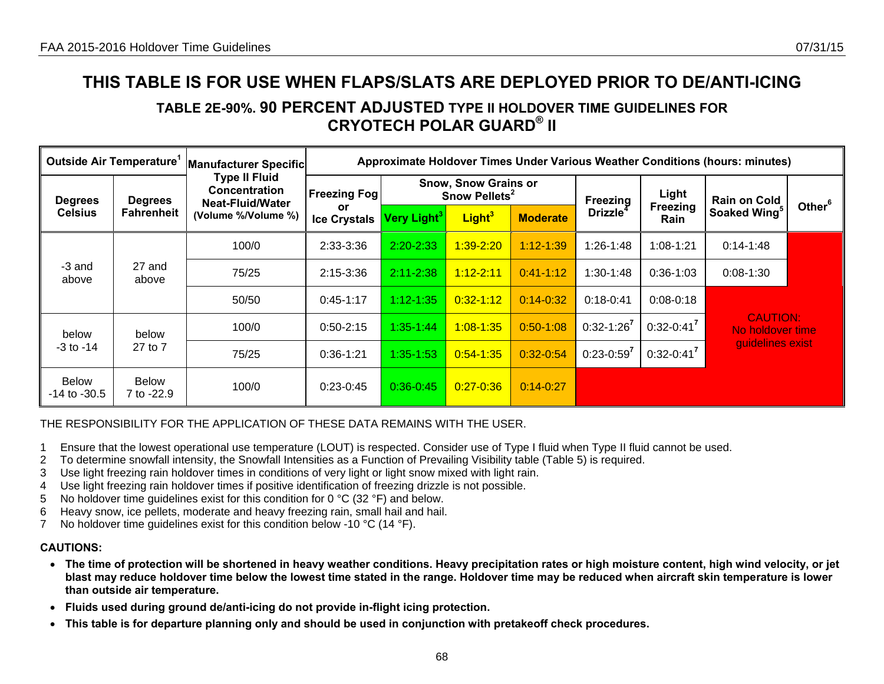# THIS TABLE IS FOR USE WHEN FLAPS/SLATS ARE DEPLOYED PRIOR TO DE/ANTI-ICING

## TABLE 2E-90%. 90 PERCENT ADJUSTED TYPE II HOLDOVER TIME GUIDELINES FOR CRYOTECH POLAR GUARD® II

| Outside Air Temperature[1] | | Manufacturer Specific Type II Fluid Concentration Neat-Fluid/Water (Volume %/Volume %) | Approximate Holdover Times Under Various Weather Conditions (hours: minutes) | | | | | | | |
|---|---|---|---|---|---|---|---|---|---|---|
| Degrees Celsius | Degrees Fahrenheit | | Freezing Fog or Ice Crystals | Snow, Snow Grains or Snow Pellets[2] Very Light[3] | Snow, Snow Grains or Snow Pellets[2] Light[3] | Snow, Snow Grains or Snow Pellets[2] Moderate | Freezing Drizzle[4] | Light Freezing Rain | Rain on Cold Soaked Wing[5] | Other[6] |
| -3 and above | 27 and above | 100/0 | 2:33-3:36 | 2:20-2:33 | 1:39-2:20 | 1:12-1:39 | 1:26-1:48 | 1:08-1:21 | 0:14-1:48 | |
| | | 75/25 | 2:15-3:36 | 2:11-2:38 | 1:12-2:11 | 0:41-1:12 | 1:30-1:48 | 0:36-1:03 | 0:08-1:30 | |
| | | 50/50 | 0:45-1:17 | 1:12-1:35 | 0:32-1:12 | 0:14-0:32 | 0:18-0:41 | 0:08-0:18 | CAUTION: No holdover time guidelines exist | |
| below -3 to -14 | below 27 to 7 | 100/0 | 0:50-2:15 | 1:35-1:44 | 1:08-1:35 | 0:50-1:08 | 0:32-1:26[7] | 0:32-0:41[7] | | |
| | | 75/25 | 0:36-1:21 | 1:35-1:53 | 0:54-1:35 | 0:32-0:54 | 0:23-0:59[7] | 0:32-0:41[7] | | |
| Below -14 to -30.5 | Below 7 to -22.9 | 100/0 | 0:23-0:45 | 0:36-0:45 | 0:27-0:36 | 0:14-0:27 | | | | |

THE RESPONSIBILITY FOR THE APPLICATION OF THESE DATA REMAINS WITH THE USER.

1 Ensure that the lowest operational use temperature (LOUT) is respected. Consider use of Type I fluid when Type II fluid cannot be used.
2 To determine snowfall intensity, the Snowfall Intensities as a Function of Prevailing Visibility table (Table 5) is required.
3 Use light freezing rain holdover times in conditions of very light or light snow mixed with light rain.
4 Use light freezing rain holdover times if positive identification of freezing drizzle is not possible.
5 No holdover time guidelines exist for this condition for 0 °C (32 °F) and below.
6 Heavy snow, ice pellets, moderate and heavy freezing rain, small hail and hail.
7 No holdover time guidelines exist for this condition below -10 °C (14 °F).

**CAUTIONS:**

- **The time of protection will be shortened in heavy weather conditions. Heavy precipitation rates or high moisture content, high wind velocity, or jet blast may reduce holdover time below the lowest time stated in the range. Holdover time may be reduced when aircraft skin temperature is lower than outside air temperature.**
- **Fluids used during ground de/anti-icing do not provide in-flight icing protection.**
- **This table is for departure planning only and should be used in conjunction with pretakeoff check procedures.**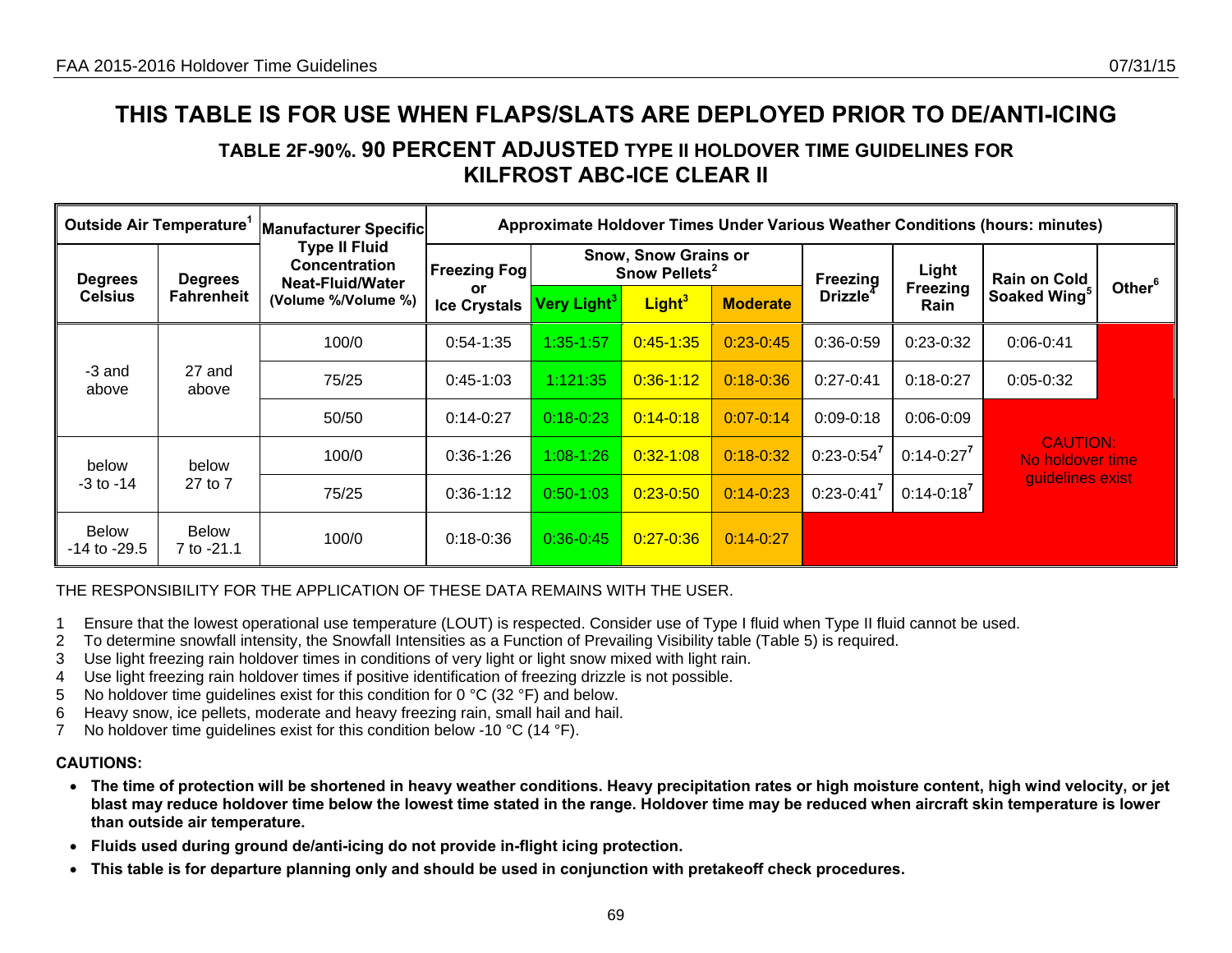# THIS TABLE IS FOR USE WHEN FLAPS/SLATS ARE DEPLOYED PRIOR TO DE/ANTI-ICING

## TABLE 2F-90%. 90 PERCENT ADJUSTED TYPE II HOLDOVER TIME GUIDELINES FOR KILFROST ABC-ICE CLEAR II

| Outside Air Temperature[1] | | Manufacturer Specific Type II Fluid Concentration Neat-Fluid/Water (Volume %/Volume %) | Approximate Holdover Times Under Various Weather Conditions (hours: minutes) | | | | | | | |
|---|---|---|---|---|---|---|---|---|---|---|
| Degrees Celsius | Degrees Fahrenheit | | Freezing Fog or Ice Crystals | Snow, Snow Grains or Snow Pellets[2] Very Light[3] | Light[3] | Moderate | Freezing Drizzle[4] | Light Freezing Rain | Rain on Cold Soaked Wing[5] | Other[6] |
| -3 and above | 27 and above | 100/0 | 0:54-1:35 | 1:35-1:57 | 0:45-1:35 | 0:23-0:45 | 0:36-0:59 | 0:23-0:32 | 0:06-0:41 | |
| | | 75/25 | 0:45-1:03 | 1:121:35 | 0:36-1:12 | 0:18-0:36 | 0:27-0:41 | 0:18-0:27 | 0:05-0:32 | |
| | | 50/50 | 0:14-0:27 | 0:18-0:23 | 0:14-0:18 | 0:07-0:14 | 0:09-0:18 | 0:06-0:09 | CAUTION: No holdover time guidelines exist | |
| below -3 to -14 | below 27 to 7 | 100/0 | 0:36-1:26 | 1:08-1:26 | 0:32-1:08 | 0:18-0:32 | 0:23-0:54[7] | 0:14-0:27[7] | | |
| | | 75/25 | 0:36-1:12 | 0:50-1:03 | 0:23-0:50 | 0:14-0:23 | 0:23-0:41[7] | 0:14-0:18[7] | | |
| Below -14 to -29.5 | Below 7 to -21.1 | 100/0 | 0:18-0:36 | 0:36-0:45 | 0:27-0:36 | 0:14-0:27 | | | | |

THE RESPONSIBILITY FOR THE APPLICATION OF THESE DATA REMAINS WITH THE USER.

1 Ensure that the lowest operational use temperature (LOUT) is respected. Consider use of Type I fluid when Type II fluid cannot be used.
2 To determine snowfall intensity, the Snowfall Intensities as a Function of Prevailing Visibility table (Table 5) is required.
3 Use light freezing rain holdover times in conditions of very light or light snow mixed with light rain.
4 Use light freezing rain holdover times if positive identification of freezing drizzle is not possible.
5 No holdover time guidelines exist for this condition for 0 °C (32 °F) and below.
6 Heavy snow, ice pellets, moderate and heavy freezing rain, small hail and hail.
7 No holdover time guidelines exist for this condition below -10 °C (14 °F).

**CAUTIONS:**

- **The time of protection will be shortened in heavy weather conditions. Heavy precipitation rates or high moisture content, high wind velocity, or jet blast may reduce holdover time below the lowest time stated in the range. Holdover time may be reduced when aircraft skin temperature is lower than outside air temperature.**
- **Fluids used during ground de/anti-icing do not provide in-flight icing protection.**
- **This table is for departure planning only and should be used in conjunction with pretakeoff check procedures.**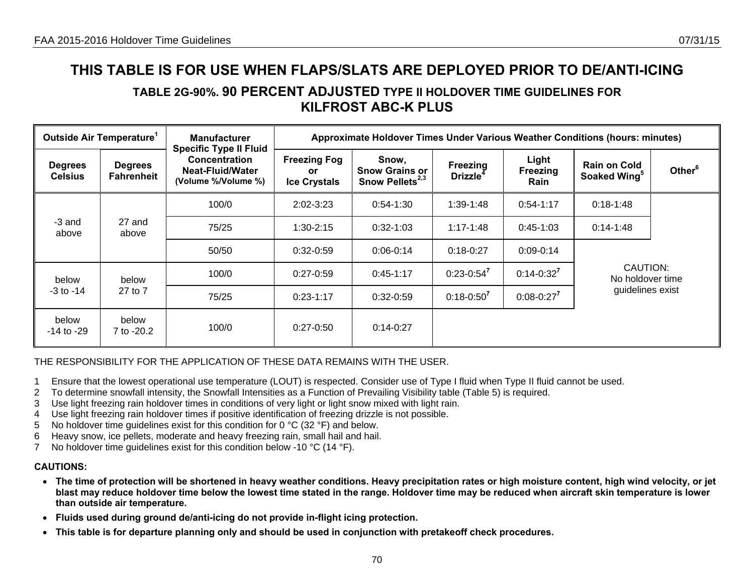# THIS TABLE IS FOR USE WHEN FLAPS/SLATS ARE DEPLOYED PRIOR TO DE/ANTI-ICING

## TABLE 2G-90%. 90 PERCENT ADJUSTED TYPE II HOLDOVER TIME GUIDELINES FOR KILFROST ABC-K PLUS

| Outside Air Temperature[1] | | Manufacturer Specific Type II Fluid Concentration Neat-Fluid/Water (Volume %/Volume %) | Approximate Holdover Times Under Various Weather Conditions (hours: minutes) | | | | | |
|---|---|---|---|---|---|---|---|---|
| Degrees Celsius | Degrees Fahrenheit | | Freezing Fog or Ice Crystals | Snow, Snow Grains or Snow Pellets[2,3] | Freezing Drizzle[4] | Light Freezing Rain | Rain on Cold Soaked Wing[5] | Other[6] |
| -3 and above | 27 and above | 100/0 | 2:02-3:23 | 0:54-1:30 | 1:39-1:48 | 0:54-1:17 | 0:18-1:48 | CAUTION: No holdover time guidelines exist |
| | | 75/25 | 1:30-2:15 | 0:32-1:03 | 1:17-1:48 | 0:45-1:03 | 0:14-1:48 | |
| | | 50/50 | 0:32-0:59 | 0:06-0:14 | 0:18-0:27 | 0:09-0:14 | CAUTION: No holdover time guidelines exist | |
| below -3 to -14 | below 27 to 7 | 100/0 | 0:27-0:59 | 0:45-1:17 | 0:23-0:54[7] | 0:14-0:32[7] | | |
| | | 75/25 | 0:23-1:17 | 0:32-0:59 | 0:18-0:50[7] | 0:08-0:27[7] | | |
| below -14 to -29 | below 7 to -20.2 | 100/0 | 0:27-0:50 | 0:14-0:27 | CAUTION: No holdover time guidelines exist | | | |

THE RESPONSIBILITY FOR THE APPLICATION OF THESE DATA REMAINS WITH THE USER.

1 Ensure that the lowest operational use temperature (LOUT) is respected. Consider use of Type I fluid when Type II fluid cannot be used.
2 To determine snowfall intensity, the Snowfall Intensities as a Function of Prevailing Visibility table (Table 5) is required.
3 Use light freezing rain holdover times in conditions of very light or light snow mixed with light rain.
4 Use light freezing rain holdover times if positive identification of freezing drizzle is not possible.
5 No holdover time guidelines exist for this condition for 0 °C (32 °F) and below.
6 Heavy snow, ice pellets, moderate and heavy freezing rain, small hail and hail.
7 No holdover time guidelines exist for this condition below -10 °C (14 °F).

**CAUTIONS:**

- **The time of protection will be shortened in heavy weather conditions. Heavy precipitation rates or high moisture content, high wind velocity, or jet blast may reduce holdover time below the lowest time stated in the range. Holdover time may be reduced when aircraft skin temperature is lower than outside air temperature.**
- **Fluids used during ground de/anti-icing do not provide in-flight icing protection.**
- **This table is for departure planning only and should be used in conjunction with pretakeoff check procedures.**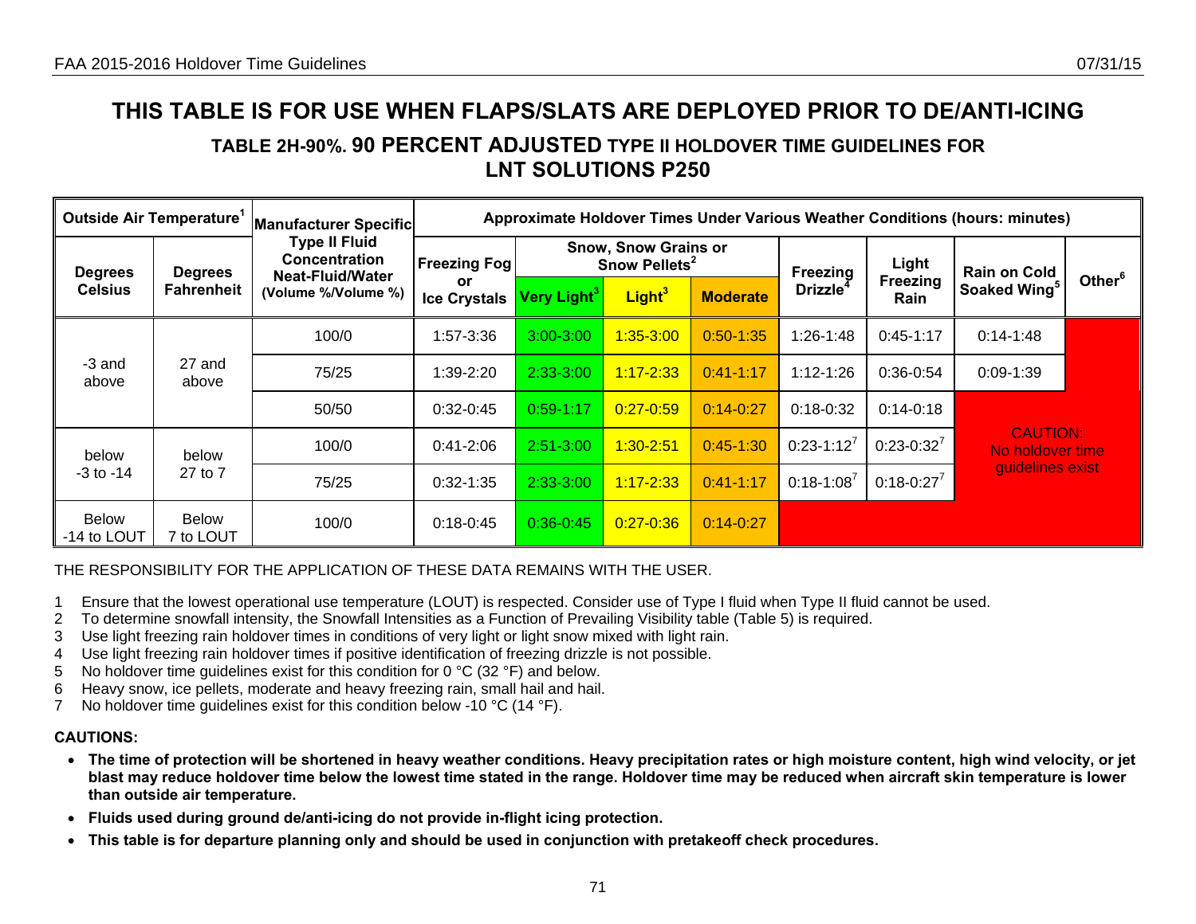# THIS TABLE IS FOR USE WHEN FLAPS/SLATS ARE DEPLOYED PRIOR TO DE/ANTI-ICING

## TABLE 2H-90%. 90 PERCENT ADJUSTED TYPE II HOLDOVER TIME GUIDELINES FOR LNT SOLUTIONS P250

| Outside Air Temperature[1] | | Manufacturer Specific Type II Fluid Concentration Neat-Fluid/Water (Volume %/Volume %) | Approximate Holdover Times Under Various Weather Conditions (hours: minutes) | | | | | | | |
|---|---|---|---|---|---|---|---|---|---|---|
| Degrees Celsius | Degrees Fahrenheit | | Freezing Fog or Ice Crystals | Snow, Snow Grains or Snow Pellets[2] Very Light[3] | Snow, Snow Grains or Snow Pellets[2] Light[3] | Snow, Snow Grains or Snow Pellets[2] Moderate | Freezing Drizzle[4] | Light Freezing Rain | Rain on Cold Soaked Wing[5] | Other[6] |
| -3 and above | 27 and above | 100/0 | 1:57-3:36 | 3:00-3:00 | 1:35-3:00 | 0:50-1:35 | 1:26-1:48 | 0:45-1:17 | 0:14-1:48 | CAUTION: No holdover time guidelines exist |
| | | 75/25 | 1:39-2:20 | 2:33-3:00 | 1:17-2:33 | 0:41-1:17 | 1:12-1:26 | 0:36-0:54 | 0:09-1:39 | CAUTION: No holdover time guidelines exist |
| | | 50/50 | 0:32-0:45 | 0:59-1:17 | 0:27-0:59 | 0:14-0:27 | 0:18-0:32 | 0:14-0:18 | CAUTION: No holdover time guidelines exist | CAUTION: No holdover time guidelines exist |
| below -3 to -14 | below 27 to 7 | 100/0 | 0:41-2:06 | 2:51-3:00 | 1:30-2:51 | 0:45-1:30 | 0:23-1:12[7] | 0:23-0:32[7] | CAUTION: No holdover time guidelines exist | CAUTION: No holdover time guidelines exist |
| | | 75/25 | 0:32-1:35 | 2:33-3:00 | 1:17-2:33 | 0:41-1:17 | 0:18-1:08[7] | 0:18-0:27[7] | CAUTION: No holdover time guidelines exist | CAUTION: No holdover time guidelines exist |
| Below -14 to LOUT | Below 7 to LOUT | 100/0 | 0:18-0:45 | 0:36-0:45 | 0:27-0:36 | 0:14-0:27 | CAUTION: No holdover time guidelines exist | CAUTION: No holdover time guidelines exist | CAUTION: No holdover time guidelines exist | CAUTION: No holdover time guidelines exist |

THE RESPONSIBILITY FOR THE APPLICATION OF THESE DATA REMAINS WITH THE USER.

1 Ensure that the lowest operational use temperature (LOUT) is respected. Consider use of Type I fluid when Type II fluid cannot be used.
2 To determine snowfall intensity, the Snowfall Intensities as a Function of Prevailing Visibility table (Table 5) is required.
3 Use light freezing rain holdover times in conditions of very light or light snow mixed with light rain.
4 Use light freezing rain holdover times if positive identification of freezing drizzle is not possible.
5 No holdover time guidelines exist for this condition for 0 °C (32 °F) and below.
6 Heavy snow, ice pellets, moderate and heavy freezing rain, small hail and hail.
7 No holdover time guidelines exist for this condition below -10 °C (14 °F).

**CAUTIONS:**

- **The time of protection will be shortened in heavy weather conditions. Heavy precipitation rates or high moisture content, high wind velocity, or jet blast may reduce holdover time below the lowest time stated in the range. Holdover time may be reduced when aircraft skin temperature is lower than outside air temperature.**
- **Fluids used during ground de/anti-icing do not provide in-flight icing protection.**
- **This table is for departure planning only and should be used in conjunction with pretakeoff check procedures.**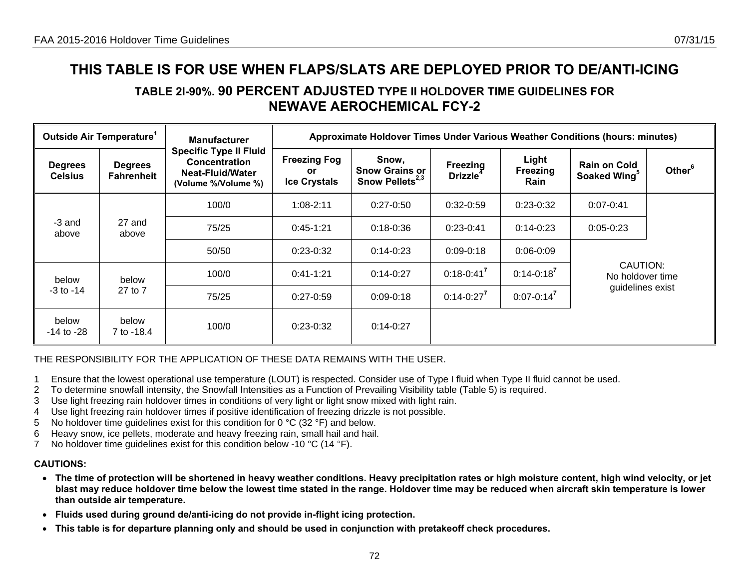# THIS TABLE IS FOR USE WHEN FLAPS/SLATS ARE DEPLOYED PRIOR TO DE/ANTI-ICING

## TABLE 2I-90%. 90 PERCENT ADJUSTED TYPE II HOLDOVER TIME GUIDELINES FOR NEWAVE AEROCHEMICAL FCY-2

| Outside Air Temperature[1] | | Manufacturer Specific Type II Fluid Concentration Neat-Fluid/Water (Volume %/Volume %) | Approximate Holdover Times Under Various Weather Conditions (hours: minutes) | | | | | |
|---|---|---|---|---|---|---|---|---|
| Degrees Celsius | Degrees Fahrenheit | | Freezing Fog or Ice Crystals | Snow, Snow Grains or Snow Pellets[2,3] | Freezing Drizzle[4] | Light Freezing Rain | Rain on Cold Soaked Wing[5] | Other[6] |
| -3 and above | 27 and above | 100/0 | 1:08-2:11 | 0:27-0:50 | 0:32-0:59 | 0:23-0:32 | 0:07-0:41 | CAUTION: No holdover time guidelines exist |
| | | 75/25 | 0:45-1:21 | 0:18-0:36 | 0:23-0:41 | 0:14-0:23 | 0:05-0:23 | |
| | | 50/50 | 0:23-0:32 | 0:14-0:23 | 0:09-0:18 | 0:06-0:09 | CAUTION: No holdover time guidelines exist | |
| below -3 to -14 | below 27 to 7 | 100/0 | 0:41-1:21 | 0:14-0:27 | 0:18-0:41[7] | 0:14-0:18[7] | | |
| | | 75/25 | 0:27-0:59 | 0:09-0:18 | 0:14-0:27[7] | 0:07-0:14[7] | | |
| below -14 to -28 | below 7 to -18.4 | 100/0 | 0:23-0:32 | 0:14-0:27 | CAUTION: No holdover time guidelines exist | | | |

THE RESPONSIBILITY FOR THE APPLICATION OF THESE DATA REMAINS WITH THE USER.

1. Ensure that the lowest operational use temperature (LOUT) is respected. Consider use of Type I fluid when Type II fluid cannot be used.
2. To determine snowfall intensity, the Snowfall Intensities as a Function of Prevailing Visibility table (Table 5) is required.
3. Use light freezing rain holdover times in conditions of very light or light snow mixed with light rain.
4. Use light freezing rain holdover times if positive identification of freezing drizzle is not possible.
5. No holdover time guidelines exist for this condition for 0 °C (32 °F) and below.
6. Heavy snow, ice pellets, moderate and heavy freezing rain, small hail and hail.
7. No holdover time guidelines exist for this condition below -10 °C (14 °F).

**CAUTIONS:**

- **The time of protection will be shortened in heavy weather conditions. Heavy precipitation rates or high moisture content, high wind velocity, or jet blast may reduce holdover time below the lowest time stated in the range. Holdover time may be reduced when aircraft skin temperature is lower than outside air temperature.**
- **Fluids used during ground de/anti-icing do not provide in-flight icing protection.**
- **This table is for departure planning only and should be used in conjunction with pretakeoff check procedures.**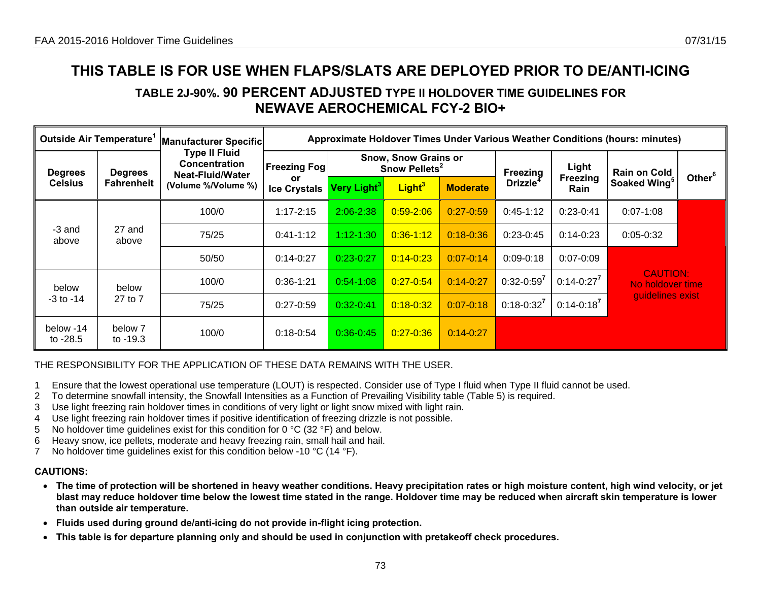# THIS TABLE IS FOR USE WHEN FLAPS/SLATS ARE DEPLOYED PRIOR TO DE/ANTI-ICING

## TABLE 2J-90%. 90 PERCENT ADJUSTED TYPE II HOLDOVER TIME GUIDELINES FOR NEWAVE AEROCHEMICAL FCY-2 BIO+

| Outside Air Temperature[1] | | Manufacturer Specific Type II Fluid Concentration Neat-Fluid/Water (Volume %/Volume %) | Approximate Holdover Times Under Various Weather Conditions (hours: minutes) | | | | | | | |
|---|---|---|---|---|---|---|---|---|---|---|
| Degrees Celsius | Degrees Fahrenheit | | Freezing Fog or Ice Crystals | Snow, Snow Grains or Snow Pellets[2] Very Light[3] | Light[3] | Moderate | Freezing Drizzle[4] | Light Freezing Rain | Rain on Cold Soaked Wing[5] | Other[6] |
| -3 and above | 27 and above | 100/0 | 1:17-2:15 | 2:06-2:38 | 0:59-2:06 | 0:27-0:59 | 0:45-1:12 | 0:23-0:41 | 0:07-1:08 | |
| | | 75/25 | 0:41-1:12 | 1:12-1:30 | 0:36-1:12 | 0:18-0:36 | 0:23-0:45 | 0:14-0:23 | 0:05-0:32 | |
| | | 50/50 | 0:14-0:27 | 0:23-0:27 | 0:14-0:23 | 0:07-0:14 | 0:09-0:18 | 0:07-0:09 | CAUTION: No holdover time guidelines exist | |
| below -3 to -14 | below 27 to 7 | 100/0 | 0:36-1:21 | 0:54-1:08 | 0:27-0:54 | 0:14-0:27 | 0:32-0:59[7] | 0:14-0:27[7] | | |
| | | 75/25 | 0:27-0:59 | 0:32-0:41 | 0:18-0:32 | 0:07-0:18 | 0:18-0:32[7] | 0:14-0:18[7] | | |
| below -14 to -28.5 | below 7 to -19.3 | 100/0 | 0:18-0:54 | 0:36-0:45 | 0:27-0:36 | 0:14-0:27 | | | | |

THE RESPONSIBILITY FOR THE APPLICATION OF THESE DATA REMAINS WITH THE USER.

1 Ensure that the lowest operational use temperature (LOUT) is respected. Consider use of Type I fluid when Type II fluid cannot be used.
2 To determine snowfall intensity, the Snowfall Intensities as a Function of Prevailing Visibility table (Table 5) is required.
3 Use light freezing rain holdover times in conditions of very light or light snow mixed with light rain.
4 Use light freezing rain holdover times if positive identification of freezing drizzle is not possible.
5 No holdover time guidelines exist for this condition for 0 °C (32 °F) and below.
6 Heavy snow, ice pellets, moderate and heavy freezing rain, small hail and hail.
7 No holdover time guidelines exist for this condition below -10 °C (14 °F).

**CAUTIONS:**

- **The time of protection will be shortened in heavy weather conditions. Heavy precipitation rates or high moisture content, high wind velocity, or jet blast may reduce holdover time below the lowest time stated in the range. Holdover time may be reduced when aircraft skin temperature is lower than outside air temperature.**
- **Fluids used during ground de/anti-icing do not provide in-flight icing protection.**
- **This table is for departure planning only and should be used in conjunction with pretakeoff check procedures.**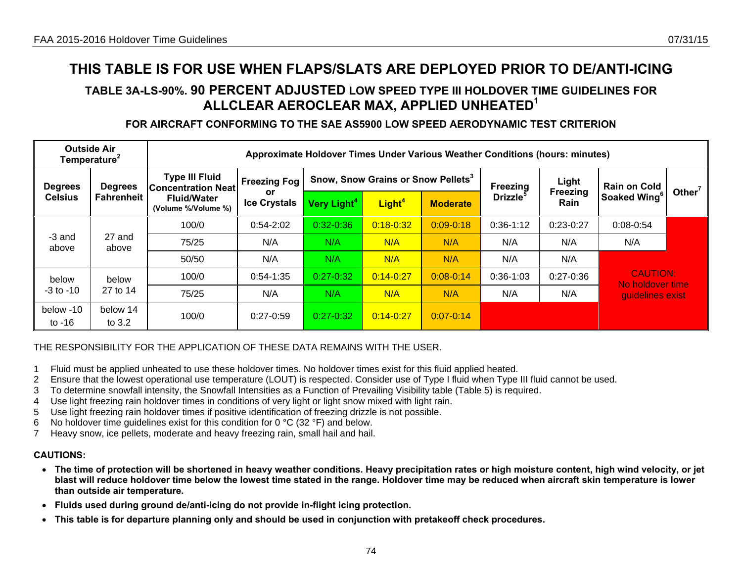# THIS TABLE IS FOR USE WHEN FLAPS/SLATS ARE DEPLOYED PRIOR TO DE/ANTI-ICING

## TABLE 3A-LS-90%. 90 PERCENT ADJUSTED LOW SPEED TYPE III HOLDOVER TIME GUIDELINES FOR ALLCLEAR AEROCLEAR MAX, APPLIED UNHEATED[1]

### FOR AIRCRAFT CONFORMING TO THE SAE AS5900 LOW SPEED AERODYNAMIC TEST CRITERION

| Outside Air Temperature[2] | | Approximate Holdover Times Under Various Weather Conditions (hours: minutes) | | | | | | | | |
|---|---|---|---|---|---|---|---|---|---|---|
| Degrees Celsius | Degrees Fahrenheit | Type III Fluid Concentration Neat Fluid/Water (Volume %/Volume %) | Freezing Fog or Ice Crystals | Snow, Snow Grains or Snow Pellets[3] Very Light[4] | Snow, Snow Grains or Snow Pellets[3] Light[4] | Snow, Snow Grains or Snow Pellets[3] Moderate | Freezing Drizzle[5] | Light Freezing Rain | Rain on Cold Soaked Wing[6] | Other[7] |
| -3 and above | 27 and above | 100/0 | 0:54-2:02 | 0:32-0:36 | 0:18-0:32 | 0:09-0:18 | 0:36-1:12 | 0:23-0:27 | 0:08-0:54 | CAUTION: No holdover time guidelines exist |
| | | 75/25 | N/A | N/A | N/A | N/A | N/A | N/A | N/A | CAUTION: No holdover time guidelines exist |
| | | 50/50 | N/A | N/A | N/A | N/A | N/A | N/A | CAUTION: No holdover time guidelines exist | CAUTION: No holdover time guidelines exist |
| below -3 to -10 | below 27 to 14 | 100/0 | 0:54-1:35 | 0:27-0:32 | 0:14-0:27 | 0:08-0:14 | 0:36-1:03 | 0:27-0:36 | CAUTION: No holdover time guidelines exist | CAUTION: No holdover time guidelines exist |
| | | 75/25 | N/A | N/A | N/A | N/A | N/A | N/A | CAUTION: No holdover time guidelines exist | CAUTION: No holdover time guidelines exist |
| below -10 to -16 | below 14 to 3.2 | 100/0 | 0:27-0:59 | 0:27-0:32 | 0:14-0:27 | 0:07-0:14 | CAUTION: No holdover time guidelines exist | CAUTION: No holdover time guidelines exist | CAUTION: No holdover time guidelines exist | CAUTION: No holdover time guidelines exist |

THE RESPONSIBILITY FOR THE APPLICATION OF THESE DATA REMAINS WITH THE USER.

1. Fluid must be applied unheated to use these holdover times. No holdover times exist for this fluid applied heated.
2. Ensure that the lowest operational use temperature (LOUT) is respected. Consider use of Type I fluid when Type III fluid cannot be used.
3. To determine snowfall intensity, the Snowfall Intensities as a Function of Prevailing Visibility table (Table 5) is required.
4. Use light freezing rain holdover times in conditions of very light or light snow mixed with light rain.
5. Use light freezing rain holdover times if positive identification of freezing drizzle is not possible.
6. No holdover time guidelines exist for this condition for 0 °C (32 °F) and below.
7. Heavy snow, ice pellets, moderate and heavy freezing rain, small hail and hail.

**CAUTIONS:**

- **The time of protection will be shortened in heavy weather conditions. Heavy precipitation rates or high moisture content, high wind velocity, or jet blast will reduce holdover time below the lowest time stated in the range. Holdover time may be reduced when aircraft skin temperature is lower than outside air temperature.**
- **Fluids used during ground de/anti-icing do not provide in-flight icing protection.**
- **This table is for departure planning only and should be used in conjunction with pretakeoff check procedures.**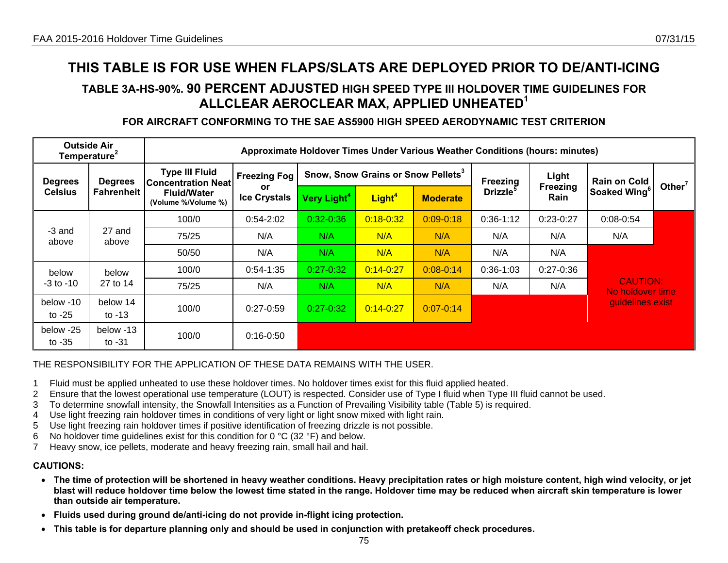# THIS TABLE IS FOR USE WHEN FLAPS/SLATS ARE DEPLOYED PRIOR TO DE/ANTI-ICING

## TABLE 3A-HS-90%. 90 PERCENT ADJUSTED HIGH SPEED TYPE III HOLDOVER TIME GUIDELINES FOR ALLCLEAR AEROCLEAR MAX, APPLIED UNHEATED[1]

### FOR AIRCRAFT CONFORMING TO THE SAE AS5900 HIGH SPEED AERODYNAMIC TEST CRITERION

| Outside Air Temperature[2] | | Approximate Holdover Times Under Various Weather Conditions (hours: minutes) | | | | | | | | |
|---|---|---|---|---|---|---|---|---|---|---|
| **Degrees Celsius** | **Degrees Fahrenheit** | **Type III Fluid Concentration Neat Fluid/Water (Volume %/Volume %)** | **Freezing Fog or Ice Crystals** | **Snow, Snow Grains or Snow Pellets[3] Very Light[4]** | **Snow, Snow Grains or Snow Pellets[3] Light[4]** | **Snow, Snow Grains or Snow Pellets[3] Moderate** | **Freezing Drizzle[5]** | **Light Freezing Rain** | **Rain on Cold Soaked Wing[6]** | **Other[7]** |
| -3 and above | 27 and above | 100/0 | 0:54-2:02 | 0:32-0:36 | 0:18-0:32 | 0:09-0:18 | 0:36-1:12 | 0:23-0:27 | 0:08-0:54 | |
| | | 75/25 | N/A | N/A | N/A | N/A | N/A | N/A | N/A | |
| | | 50/50 | N/A | N/A | N/A | N/A | N/A | N/A | CAUTION: No holdover time guidelines exist | |
| below -3 to -10 | below 27 to 14 | 100/0 | 0:54-1:35 | 0:27-0:32 | 0:14-0:27 | 0:08-0:14 | 0:36-1:03 | 0:27-0:36 | | |
| | | 75/25 | N/A | N/A | N/A | N/A | N/A | N/A | | |
| below -10 to -25 | below 14 to -13 | 100/0 | 0:27-0:59 | 0:27-0:32 | 0:14-0:27 | 0:07-0:14 | | | | |
| below -25 to -35 | below -13 to -31 | 100/0 | 0:16-0:50 | | | | | | | |

THE RESPONSIBILITY FOR THE APPLICATION OF THESE DATA REMAINS WITH THE USER.

1. Fluid must be applied unheated to use these holdover times. No holdover times exist for this fluid applied heated.
2. Ensure that the lowest operational use temperature (LOUT) is respected. Consider use of Type I fluid when Type III fluid cannot be used.
3. To determine snowfall intensity, the Snowfall Intensities as a Function of Prevailing Visibility table (Table 5) is required.
4. Use light freezing rain holdover times in conditions of very light or light snow mixed with light rain.
5. Use light freezing rain holdover times if positive identification of freezing drizzle is not possible.
6. No holdover time guidelines exist for this condition for 0 °C (32 °F) and below.
7. Heavy snow, ice pellets, moderate and heavy freezing rain, small hail and hail.

**CAUTIONS:**

- **The time of protection will be shortened in heavy weather conditions. Heavy precipitation rates or high moisture content, high wind velocity, or jet blast will reduce holdover time below the lowest time stated in the range. Holdover time may be reduced when aircraft skin temperature is lower than outside air temperature.**
- **Fluids used during ground de/anti-icing do not provide in-flight icing protection.**
- **This table is for departure planning only and should be used in conjunction with pretakeoff check procedures.**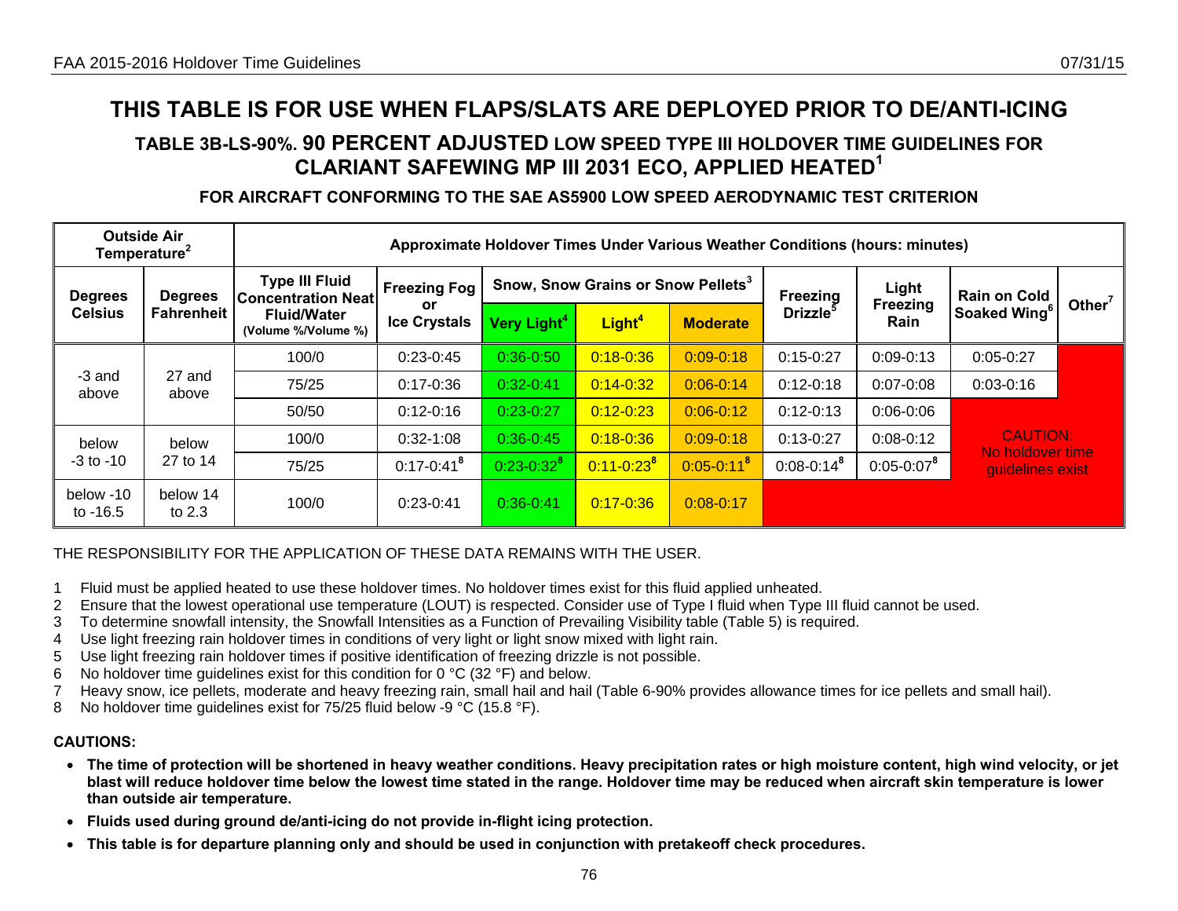# THIS TABLE IS FOR USE WHEN FLAPS/SLATS ARE DEPLOYED PRIOR TO DE/ANTI-ICING

## TABLE 3B-LS-90%. 90 PERCENT ADJUSTED LOW SPEED TYPE III HOLDOVER TIME GUIDELINES FOR CLARIANT SAFEWING MP III 2031 ECO, APPLIED HEATED[1]

### FOR AIRCRAFT CONFORMING TO THE SAE AS5900 LOW SPEED AERODYNAMIC TEST CRITERION

| Outside Air Temperature[2] | | Approximate Holdover Times Under Various Weather Conditions (hours: minutes) | | | | | | | | |
|---|---|---|---|---|---|---|---|---|---|---|
| Degrees Celsius | Degrees Fahrenheit | Type III Fluid Concentration Neat Fluid/Water (Volume %/Volume %) | Freezing Fog or Ice Crystals | Snow, Snow Grains or Snow Pellets[3] Very Light[4] | Light[4] | Moderate | Freezing Drizzle[5] | Light Freezing Rain | Rain on Cold Soaked Wing[6] | Other[7] |
| -3 and above | 27 and above | 100/0 | 0:23-0:45 | 0:36-0:50 | 0:18-0:36 | 0:09-0:18 | 0:15-0:27 | 0:09-0:13 | 0:05-0:27 | CAUTION: No holdover time guidelines exist |
| | | 75/25 | 0:17-0:36 | 0:32-0:41 | 0:14-0:32 | 0:06-0:14 | 0:12-0:18 | 0:07-0:08 | 0:03-0:16 | |
| | | 50/50 | 0:12-0:16 | 0:23-0:27 | 0:12-0:23 | 0:06-0:12 | 0:12-0:13 | 0:06-0:06 | | |
| below -3 to -10 | below 27 to 14 | 100/0 | 0:32-1:08 | 0:36-0:45 | 0:18-0:36 | 0:09-0:18 | 0:13-0:27 | 0:08-0:12 | | |
| | | 75/25 | 0:17-0:41[8] | 0:23-0:32[8] | 0:11-0:23[8] | 0:05-0:11[8] | 0:08-0:14[8] | 0:05-0:07[8] | | |
| below -10 to -16.5 | below 14 to 2.3 | 100/0 | 0:23-0:41 | 0:36-0:41 | 0:17-0:36 | 0:08-0:17 | | | | |

THE RESPONSIBILITY FOR THE APPLICATION OF THESE DATA REMAINS WITH THE USER.

1 Fluid must be applied heated to use these holdover times. No holdover times exist for this fluid applied unheated.
2 Ensure that the lowest operational use temperature (LOUT) is respected. Consider use of Type I fluid when Type III fluid cannot be used.
3 To determine snowfall intensity, the Snowfall Intensities as a Function of Prevailing Visibility table (Table 5) is required.
4 Use light freezing rain holdover times in conditions of very light or light snow mixed with light rain.
5 Use light freezing rain holdover times if positive identification of freezing drizzle is not possible.
6 No holdover time guidelines exist for this condition for 0 °C (32 °F) and below.
7 Heavy snow, ice pellets, moderate and heavy freezing rain, small hail and hail (Table 6-90% provides allowance times for ice pellets and small hail).
8 No holdover time guidelines exist for 75/25 fluid below -9 °C (15.8 °F).

**CAUTIONS:**

- **The time of protection will be shortened in heavy weather conditions. Heavy precipitation rates or high moisture content, high wind velocity, or jet blast will reduce holdover time below the lowest time stated in the range. Holdover time may be reduced when aircraft skin temperature is lower than outside air temperature.**
- **Fluids used during ground de/anti-icing do not provide in-flight icing protection.**
- **This table is for departure planning only and should be used in conjunction with pretakeoff check procedures.**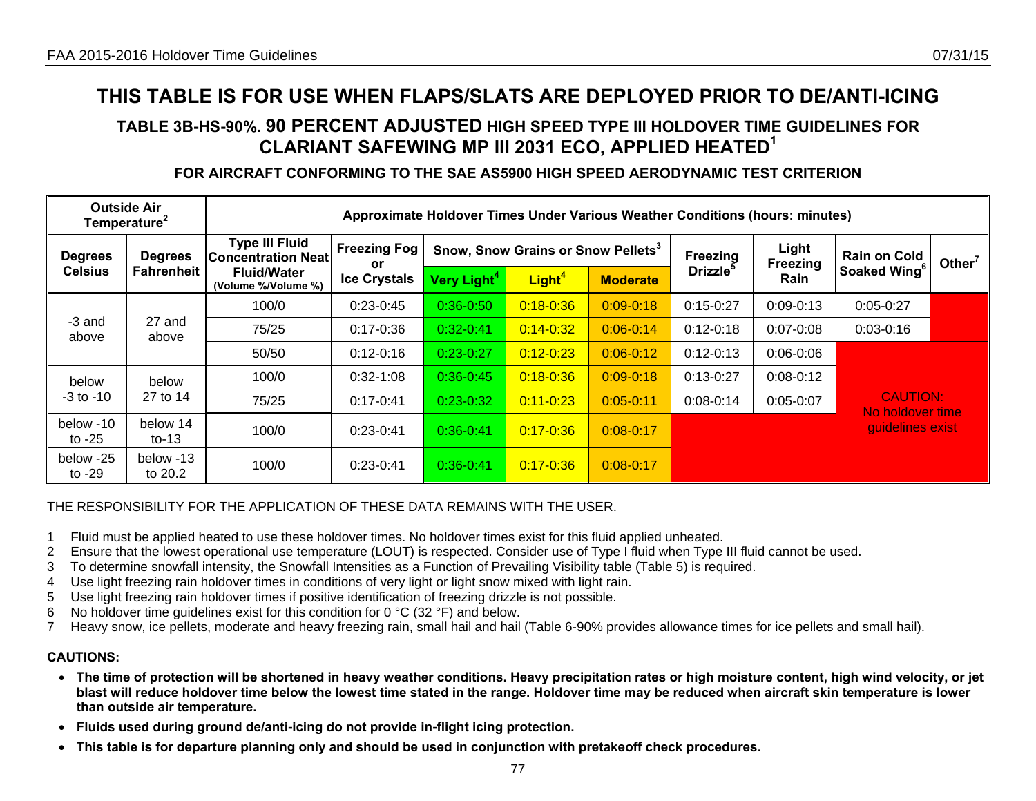# THIS TABLE IS FOR USE WHEN FLAPS/SLATS ARE DEPLOYED PRIOR TO DE/ANTI-ICING

## TABLE 3B-HS-90%. 90 PERCENT ADJUSTED HIGH SPEED TYPE III HOLDOVER TIME GUIDELINES FOR CLARIANT SAFEWING MP III 2031 ECO, APPLIED HEATED[1]

### FOR AIRCRAFT CONFORMING TO THE SAE AS5900 HIGH SPEED AERODYNAMIC TEST CRITERION

| Outside Air Temperature[2] | | Approximate Holdover Times Under Various Weather Conditions (hours: minutes) | | | | | | | | |
|---|---|---|---|---|---|---|---|---|---|---|
| Degrees Celsius | Degrees Fahrenheit | Type III Fluid Concentration Neat Fluid/Water (Volume %/Volume %) | Freezing Fog or Ice Crystals | Snow, Snow Grains or Snow Pellets[3] Very Light[4] | Snow, Snow Grains or Snow Pellets[3] Light[4] | Snow, Snow Grains or Snow Pellets[3] Moderate | Freezing Drizzle[5] | Light Freezing Rain | Rain on Cold Soaked Wing[6] | Other[7] |
| -3 and above | 27 and above | 100/0 | 0:23-0:45 | 0:36-0:50 | 0:18-0:36 | 0:09-0:18 | 0:15-0:27 | 0:09-0:13 | 0:05-0:27 | |
| | | 75/25 | 0:17-0:36 | 0:32-0:41 | 0:14-0:32 | 0:06-0:14 | 0:12-0:18 | 0:07-0:08 | 0:03-0:16 | |
| | | 50/50 | 0:12-0:16 | 0:23-0:27 | 0:12-0:23 | 0:06-0:12 | 0:12-0:13 | 0:06-0:06 | CAUTION: No holdover time guidelines exist | |
| below -3 to -10 | below 27 to 14 | 100/0 | 0:32-1:08 | 0:36-0:45 | 0:18-0:36 | 0:09-0:18 | 0:13-0:27 | 0:08-0:12 | | |
| | | 75/25 | 0:17-0:41 | 0:23-0:32 | 0:11-0:23 | 0:05-0:11 | 0:08-0:14 | 0:05-0:07 | | |
| below -10 to -25 | below 14 to-13 | 100/0 | 0:23-0:41 | 0:36-0:41 | 0:17-0:36 | 0:08-0:17 | | | | |
| below -25 to -29 | below -13 to 20.2 | 100/0 | 0:23-0:41 | 0:36-0:41 | 0:17-0:36 | 0:08-0:17 | | | | |

THE RESPONSIBILITY FOR THE APPLICATION OF THESE DATA REMAINS WITH THE USER.

1 Fluid must be applied heated to use these holdover times. No holdover times exist for this fluid applied unheated.
2 Ensure that the lowest operational use temperature (LOUT) is respected. Consider use of Type I fluid when Type III fluid cannot be used.
3 To determine snowfall intensity, the Snowfall Intensities as a Function of Prevailing Visibility table (Table 5) is required.
4 Use light freezing rain holdover times in conditions of very light or light snow mixed with light rain.
5 Use light freezing rain holdover times if positive identification of freezing drizzle is not possible.
6 No holdover time guidelines exist for this condition for 0 °C (32 °F) and below.
7 Heavy snow, ice pellets, moderate and heavy freezing rain, small hail and hail (Table 6-90% provides allowance times for ice pellets and small hail).

**CAUTIONS:**

- **The time of protection will be shortened in heavy weather conditions. Heavy precipitation rates or high moisture content, high wind velocity, or jet blast will reduce holdover time below the lowest time stated in the range. Holdover time may be reduced when aircraft skin temperature is lower than outside air temperature.**
- **Fluids used during ground de/anti-icing do not provide in-flight icing protection.**
- **This table is for departure planning only and should be used in conjunction with pretakeoff check procedures.**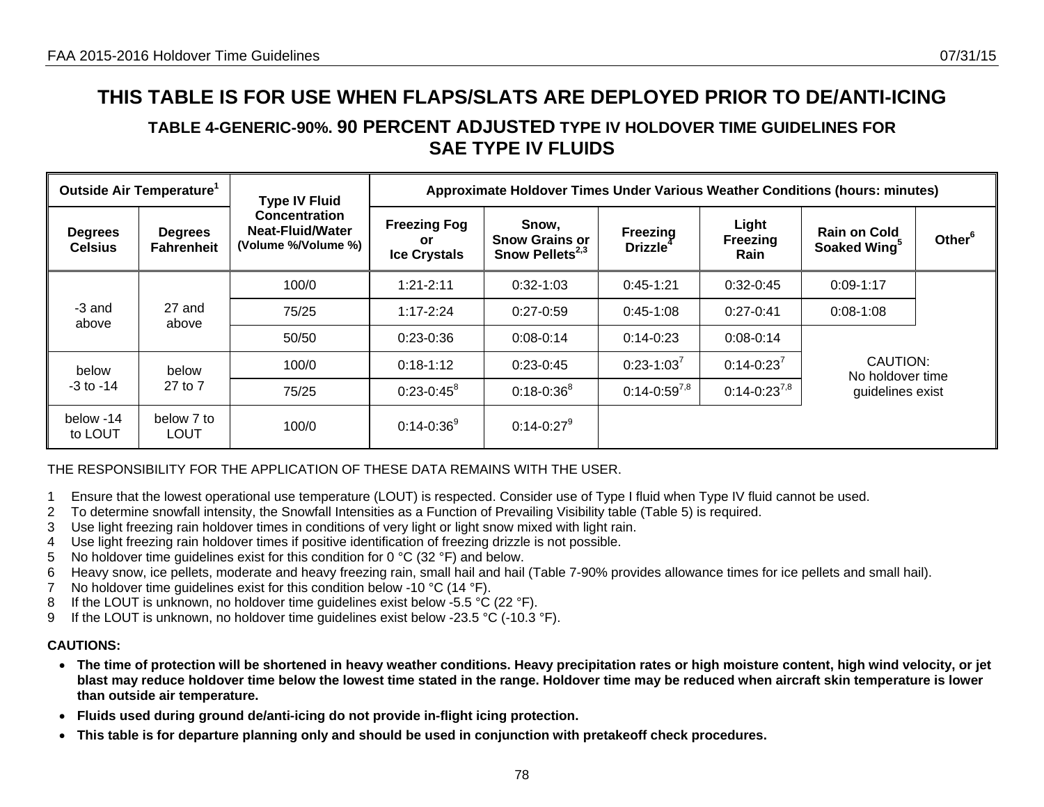# THIS TABLE IS FOR USE WHEN FLAPS/SLATS ARE DEPLOYED PRIOR TO DE/ANTI-ICING

## TABLE 4-GENERIC-90%. 90 PERCENT ADJUSTED TYPE IV HOLDOVER TIME GUIDELINES FOR SAE TYPE IV FLUIDS

| Outside Air Temperature[1] | | Type IV Fluid Concentration Neat-Fluid/Water (Volume %/Volume %) | Approximate Holdover Times Under Various Weather Conditions (hours: minutes) | | | | | |
|---|---|---|---|---|---|---|---|---|
| Degrees Celsius | Degrees Fahrenheit | | Freezing Fog or Ice Crystals | Snow, Snow Grains or Snow Pellets[2,3] | Freezing Drizzle[4] | Light Freezing Rain | Rain on Cold Soaked Wing[5] | Other[6] |
| -3 and above | 27 and above | 100/0 | 1:21-2:11 | 0:32-1:03 | 0:45-1:21 | 0:32-0:45 | 0:09-1:17 | CAUTION: No holdover time guidelines exist |
| | | 75/25 | 1:17-2:24 | 0:27-0:59 | 0:45-1:08 | 0:27-0:41 | 0:08-1:08 | |
| | | 50/50 | 0:23-0:36 | 0:08-0:14 | 0:14-0:23 | 0:08-0:14 | CAUTION: No holdover time guidelines exist | |
| below -3 to -14 | below 27 to 7 | 100/0 | 0:18-1:12 | 0:23-0:45 | 0:23-1:03[7] | 0:14-0:23[7] | | |
| | | 75/25 | 0:23-0:45[8] | 0:18-0:36[8] | 0:14-0:59[7,8] | 0:14-0:23[7,8] | | |
| below -14 to LOUT | below 7 to LOUT | 100/0 | 0:14-0:36[9] | 0:14-0:27[9] | CAUTION: No holdover time guidelines exist | | | |

THE RESPONSIBILITY FOR THE APPLICATION OF THESE DATA REMAINS WITH THE USER.

1 Ensure that the lowest operational use temperature (LOUT) is respected. Consider use of Type I fluid when Type IV fluid cannot be used.
2 To determine snowfall intensity, the Snowfall Intensities as a Function of Prevailing Visibility table (Table 5) is required.
3 Use light freezing rain holdover times in conditions of very light or light snow mixed with light rain.
4 Use light freezing rain holdover times if positive identification of freezing drizzle is not possible.
5 No holdover time guidelines exist for this condition for 0 °C (32 °F) and below.
6 Heavy snow, ice pellets, moderate and heavy freezing rain, small hail and hail (Table 7-90% provides allowance times for ice pellets and small hail).
7 No holdover time guidelines exist for this condition below -10 °C (14 °F).
8 If the LOUT is unknown, no holdover time guidelines exist below -5.5 °C (22 °F).
9 If the LOUT is unknown, no holdover time guidelines exist below -23.5 °C (-10.3 °F).

**CAUTIONS:**

- **The time of protection will be shortened in heavy weather conditions. Heavy precipitation rates or high moisture content, high wind velocity, or jet blast may reduce holdover time below the lowest time stated in the range. Holdover time may be reduced when aircraft skin temperature is lower than outside air temperature.**
- **Fluids used during ground de/anti-icing do not provide in-flight icing protection.**
- **This table is for departure planning only and should be used in conjunction with pretakeoff check procedures.**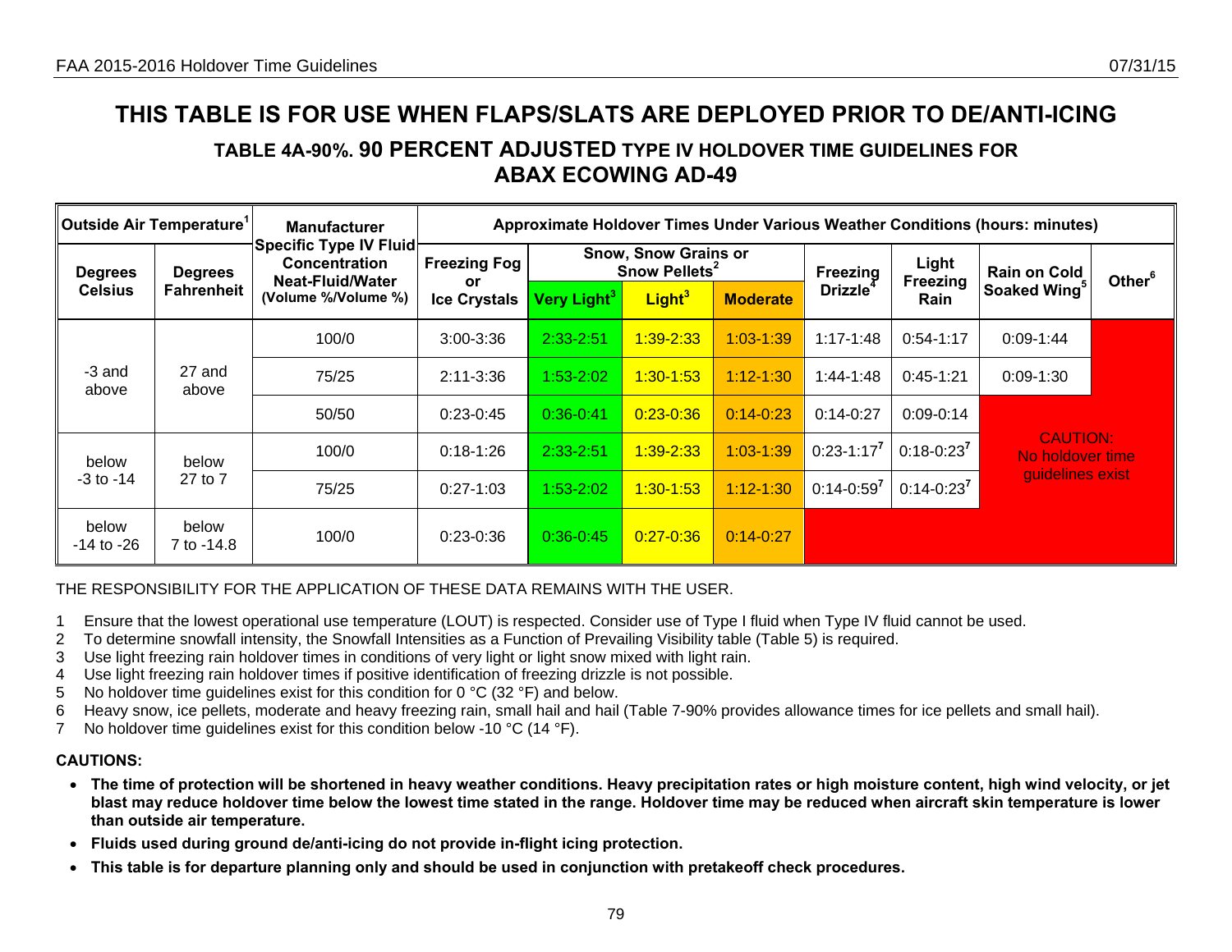# THIS TABLE IS FOR USE WHEN FLAPS/SLATS ARE DEPLOYED PRIOR TO DE/ANTI-ICING

## TABLE 4A-90%. 90 PERCENT ADJUSTED TYPE IV HOLDOVER TIME GUIDELINES FOR ABAX ECOWING AD-49

| Outside Air Temperature[1] | | Manufacturer Specific Type IV Fluid Concentration Neat-Fluid/Water (Volume %/Volume %) | Approximate Holdover Times Under Various Weather Conditions (hours: minutes) | | | | | | | |
|---|---|---|---|---|---|---|---|---|---|---|
| Degrees Celsius | Degrees Fahrenheit | | Freezing Fog or Ice Crystals | Snow, Snow Grains or Snow Pellets[2] Very Light[3] | Snow, Snow Grains or Snow Pellets[2] Light[3] | Snow, Snow Grains or Snow Pellets[2] Moderate | Freezing Drizzle[4] | Light Freezing Rain | Rain on Cold Soaked Wing[5] | Other[6] |
| -3 and above | 27 and above | 100/0 | 3:00-3:36 | 2:33-2:51 | 1:39-2:33 | 1:03-1:39 | 1:17-1:48 | 0:54-1:17 | 0:09-1:44 | |
| | | 75/25 | 2:11-3:36 | 1:53-2:02 | 1:30-1:53 | 1:12-1:30 | 1:44-1:48 | 0:45-1:21 | 0:09-1:30 | |
| | | 50/50 | 0:23-0:45 | 0:36-0:41 | 0:23-0:36 | 0:14-0:23 | 0:14-0:27 | 0:09-0:14 | CAUTION: No holdover time guidelines exist | |
| below -3 to -14 | below 27 to 7 | 100/0 | 0:18-1:26 | 2:33-2:51 | 1:39-2:33 | 1:03-1:39 | 0:23-1:17[7] | 0:18-0:23[7] | | |
| | | 75/25 | 0:27-1:03 | 1:53-2:02 | 1:30-1:53 | 1:12-1:30 | 0:14-0:59[7] | 0:14-0:23[7] | | |
| below -14 to -26 | below 7 to -14.8 | 100/0 | 0:23-0:36 | 0:36-0:45 | 0:27-0:36 | 0:14-0:27 | | | | |

THE RESPONSIBILITY FOR THE APPLICATION OF THESE DATA REMAINS WITH THE USER.

1 Ensure that the lowest operational use temperature (LOUT) is respected. Consider use of Type I fluid when Type IV fluid cannot be used.
2 To determine snowfall intensity, the Snowfall Intensities as a Function of Prevailing Visibility table (Table 5) is required.
3 Use light freezing rain holdover times in conditions of very light or light snow mixed with light rain.
4 Use light freezing rain holdover times if positive identification of freezing drizzle is not possible.
5 No holdover time guidelines exist for this condition for 0 °C (32 °F) and below.
6 Heavy snow, ice pellets, moderate and heavy freezing rain, small hail and hail (Table 7-90% provides allowance times for ice pellets and small hail).
7 No holdover time guidelines exist for this condition below -10 °C (14 °F).

**CAUTIONS:**

- **The time of protection will be shortened in heavy weather conditions. Heavy precipitation rates or high moisture content, high wind velocity, or jet blast may reduce holdover time below the lowest time stated in the range. Holdover time may be reduced when aircraft skin temperature is lower than outside air temperature.**
- **Fluids used during ground de/anti-icing do not provide in-flight icing protection.**
- **This table is for departure planning only and should be used in conjunction with pretakeoff check procedures.**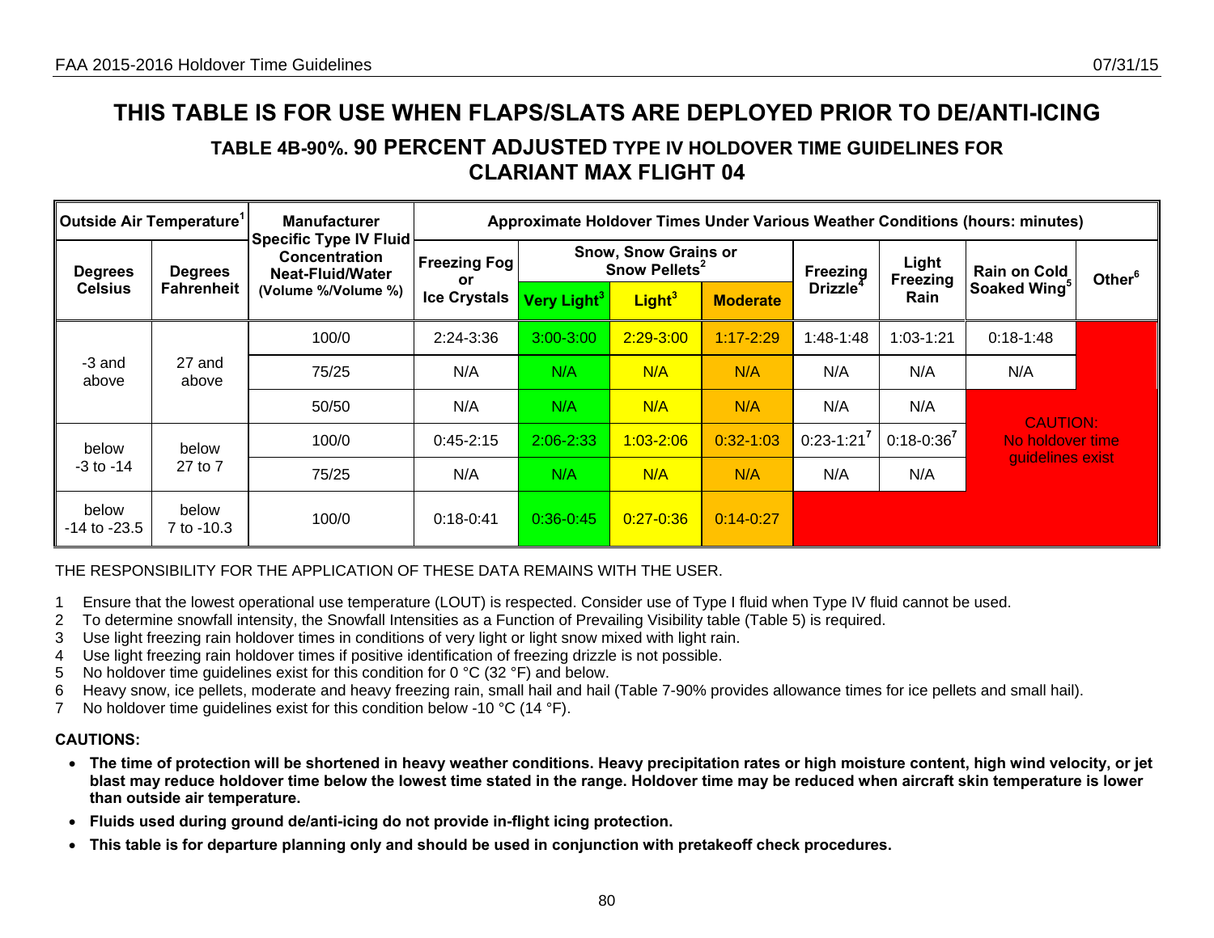# THIS TABLE IS FOR USE WHEN FLAPS/SLATS ARE DEPLOYED PRIOR TO DE/ANTI-ICING

## TABLE 4B-90%. 90 PERCENT ADJUSTED TYPE IV HOLDOVER TIME GUIDELINES FOR CLARIANT MAX FLIGHT 04

| Outside Air Temperature[1] | | Manufacturer Specific Type IV Fluid Concentration Neat-Fluid/Water (Volume %/Volume %) | Approximate Holdover Times Under Various Weather Conditions (hours: minutes) | | | | | | | |
|---|---|---|---|---|---|---|---|---|---|---|
| Degrees Celsius | Degrees Fahrenheit | | Freezing Fog or Ice Crystals | Snow, Snow Grains or Snow Pellets[2] | | | Freezing Drizzle[4] | Light Freezing Rain | Rain on Cold Soaked Wing[5] | Other[6] |
| | | | | Very Light[3] | Light[3] | Moderate | | | | |
| -3 and above | 27 and above | 100/0 | 2:24-3:36 | 3:00-3:00 | 2:29-3:00 | 1:17-2:29 | 1:48-1:48 | 1:03-1:21 | 0:18-1:48 | |
| | | 75/25 | N/A | N/A | N/A | N/A | N/A | N/A | N/A | |
| | | 50/50 | N/A | N/A | N/A | N/A | N/A | N/A | CAUTION: No holdover time guidelines exist | |
| below -3 to -14 | below 27 to 7 | 100/0 | 0:45-2:15 | 2:06-2:33 | 1:03-2:06 | 0:32-1:03 | 0:23-1:21[7] | 0:18-0:36[7] | | |
| | | 75/25 | N/A | N/A | N/A | N/A | N/A | N/A | | |
| below -14 to -23.5 | below 7 to -10.3 | 100/0 | 0:18-0:41 | 0:36-0:45 | 0:27-0:36 | 0:14-0:27 | | | | |

THE RESPONSIBILITY FOR THE APPLICATION OF THESE DATA REMAINS WITH THE USER.

1. Ensure that the lowest operational use temperature (LOUT) is respected. Consider use of Type I fluid when Type IV fluid cannot be used.
2. To determine snowfall intensity, the Snowfall Intensities as a Function of Prevailing Visibility table (Table 5) is required.
3. Use light freezing rain holdover times in conditions of very light or light snow mixed with light rain.
4. Use light freezing rain holdover times if positive identification of freezing drizzle is not possible.
5. No holdover time guidelines exist for this condition for 0 °C (32 °F) and below.
6. Heavy snow, ice pellets, moderate and heavy freezing rain, small hail and hail (Table 7-90% provides allowance times for ice pellets and small hail).
7. No holdover time guidelines exist for this condition below -10 °C (14 °F).

**CAUTIONS:**

- **The time of protection will be shortened in heavy weather conditions. Heavy precipitation rates or high moisture content, high wind velocity, or jet blast may reduce holdover time below the lowest time stated in the range. Holdover time may be reduced when aircraft skin temperature is lower than outside air temperature.**
- **Fluids used during ground de/anti-icing do not provide in-flight icing protection.**
- **This table is for departure planning only and should be used in conjunction with pretakeoff check procedures.**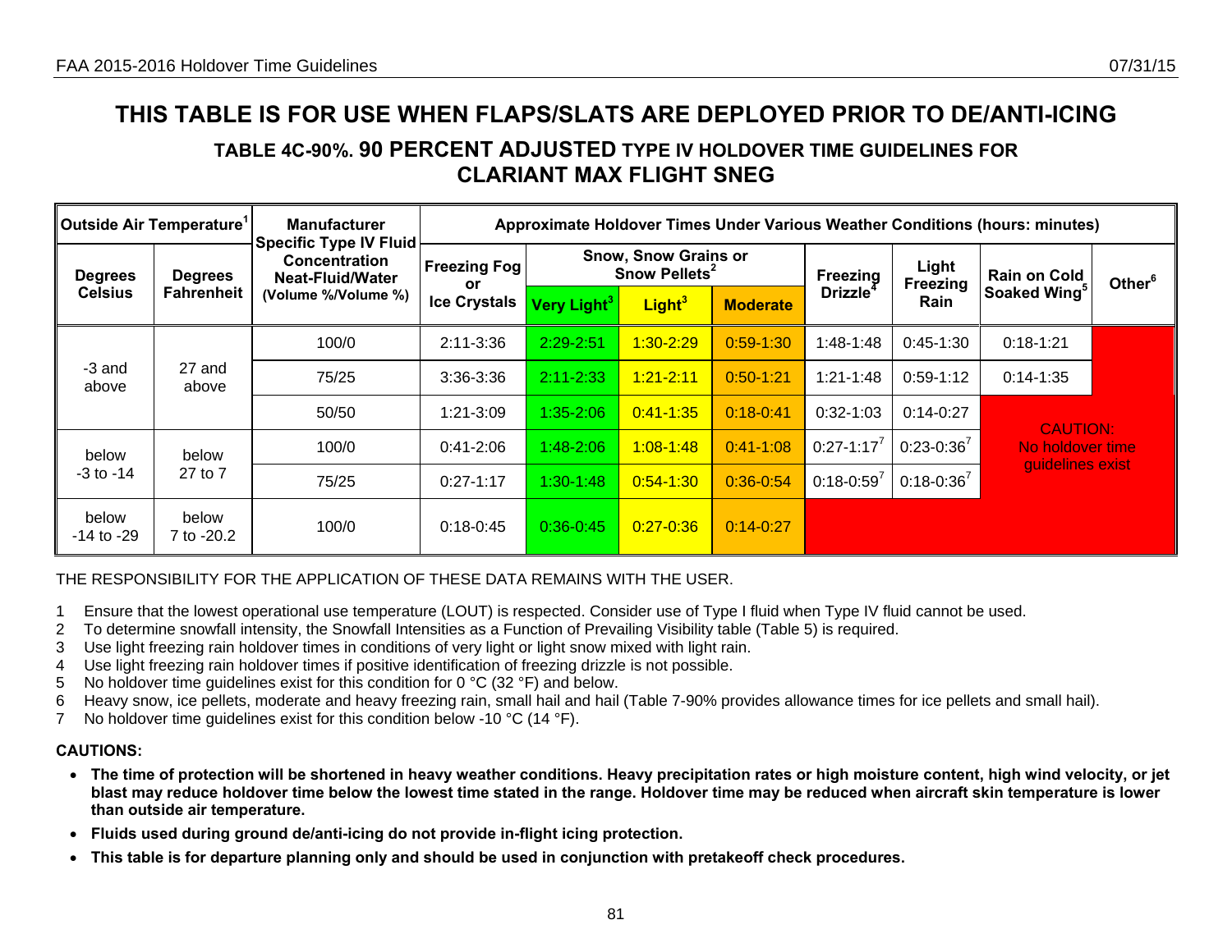# THIS TABLE IS FOR USE WHEN FLAPS/SLATS ARE DEPLOYED PRIOR TO DE/ANTI-ICING

## TABLE 4C-90%. 90 PERCENT ADJUSTED TYPE IV HOLDOVER TIME GUIDELINES FOR CLARIANT MAX FLIGHT SNEG

| Outside Air Temperature[1] | | Manufacturer Specific Type IV Fluid Concentration Neat-Fluid/Water (Volume %/Volume %) | Approximate Holdover Times Under Various Weather Conditions (hours: minutes) | | | | | | | |
|---|---|---|---|---|---|---|---|---|---|---|
| Degrees Celsius | Degrees Fahrenheit | | Freezing Fog or Ice Crystals | Snow, Snow Grains or Snow Pellets[2] Very Light[3] | Snow, Snow Grains or Snow Pellets[2] Light[3] | Snow, Snow Grains or Snow Pellets[2] Moderate | Freezing Drizzle[4] | Light Freezing Rain | Rain on Cold Soaked Wing[5] | Other[6] |
| -3 and above | 27 and above | 100/0 | 2:11-3:36 | 2:29-2:51 | 1:30-2:29 | 0:59-1:30 | 1:48-1:48 | 0:45-1:30 | 0:18-1:21 | |
| | | 75/25 | 3:36-3:36 | 2:11-2:33 | 1:21-2:11 | 0:50-1:21 | 1:21-1:48 | 0:59-1:12 | 0:14-1:35 | |
| | | 50/50 | 1:21-3:09 | 1:35-2:06 | 0:41-1:35 | 0:18-0:41 | 0:32-1:03 | 0:14-0:27 | CAUTION: No holdover time guidelines exist | |
| below -3 to -14 | below 27 to 7 | 100/0 | 0:41-2:06 | 1:48-2:06 | 1:08-1:48 | 0:41-1:08 | 0:27-1:17[7] | 0:23-0:36[7] | | |
| | | 75/25 | 0:27-1:17 | 1:30-1:48 | 0:54-1:30 | 0:36-0:54 | 0:18-0:59[7] | 0:18-0:36[7] | | |
| below -14 to -29 | below 7 to -20.2 | 100/0 | 0:18-0:45 | 0:36-0:45 | 0:27-0:36 | 0:14-0:27 | | | | |

THE RESPONSIBILITY FOR THE APPLICATION OF THESE DATA REMAINS WITH THE USER.

1. Ensure that the lowest operational use temperature (LOUT) is respected. Consider use of Type I fluid when Type IV fluid cannot be used.
2. To determine snowfall intensity, the Snowfall Intensities as a Function of Prevailing Visibility table (Table 5) is required.
3. Use light freezing rain holdover times in conditions of very light or light snow mixed with light rain.
4. Use light freezing rain holdover times if positive identification of freezing drizzle is not possible.
5. No holdover time guidelines exist for this condition for 0 °C (32 °F) and below.
6. Heavy snow, ice pellets, moderate and heavy freezing rain, small hail and hail (Table 7-90% provides allowance times for ice pellets and small hail).
7. No holdover time guidelines exist for this condition below -10 °C (14 °F).

**CAUTIONS:**

- **The time of protection will be shortened in heavy weather conditions. Heavy precipitation rates or high moisture content, high wind velocity, or jet blast may reduce holdover time below the lowest time stated in the range. Holdover time may be reduced when aircraft skin temperature is lower than outside air temperature.**
- **Fluids used during ground de/anti-icing do not provide in-flight icing protection.**
- **This table is for departure planning only and should be used in conjunction with pretakeoff check procedures.**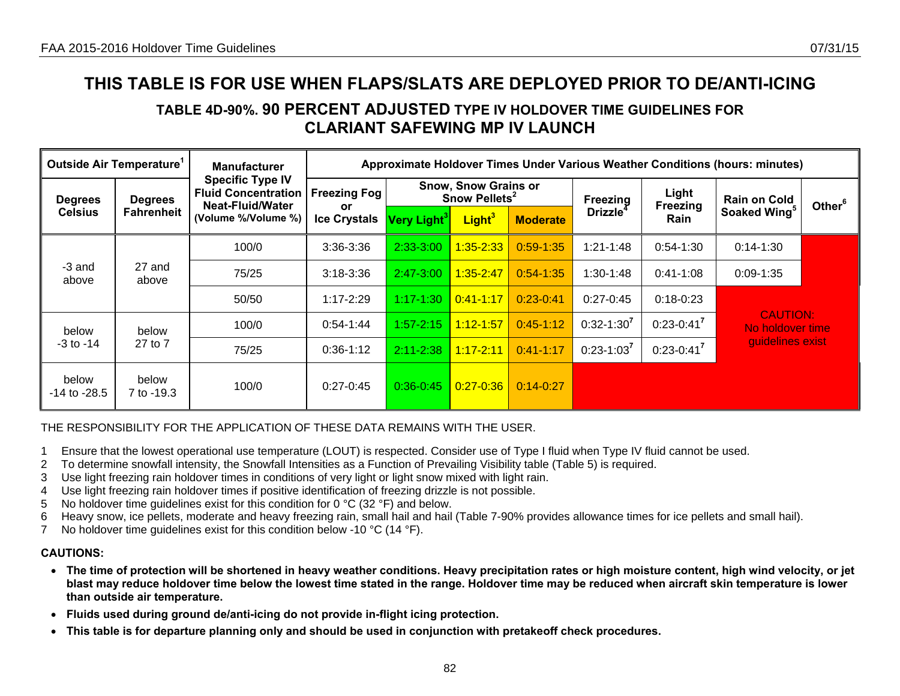# THIS TABLE IS FOR USE WHEN FLAPS/SLATS ARE DEPLOYED PRIOR TO DE/ANTI-ICING

## TABLE 4D-90%. 90 PERCENT ADJUSTED TYPE IV HOLDOVER TIME GUIDELINES FOR CLARIANT SAFEWING MP IV LAUNCH

| Outside Air Temperature[1] | | Manufacturer Specific Type IV Fluid Concentration Neat-Fluid/Water (Volume %/Volume %) | Approximate Holdover Times Under Various Weather Conditions (hours: minutes) | | | | | | | |
|---|---|---|---|---|---|---|---|---|---|---|
| Degrees Celsius | Degrees Fahrenheit | | Freezing Fog or Ice Crystals | Snow, Snow Grains or Snow Pellets[2] Very Light[3] | Snow, Snow Grains or Snow Pellets[2] Light[3] | Snow, Snow Grains or Snow Pellets[2] Moderate | Freezing Drizzle[4] | Light Freezing Rain | Rain on Cold Soaked Wing[5] | Other[6] |
| -3 and above | 27 and above | 100/0 | 3:36-3:36 | 2:33-3:00 | 1:35-2:33 | 0:59-1:35 | 1:21-1:48 | 0:54-1:30 | 0:14-1:30 | |
| | | 75/25 | 3:18-3:36 | 2:47-3:00 | 1:35-2:47 | 0:54-1:35 | 1:30-1:48 | 0:41-1:08 | 0:09-1:35 | |
| | | 50/50 | 1:17-2:29 | 1:17-1:30 | 0:41-1:17 | 0:23-0:41 | 0:27-0:45 | 0:18-0:23 | CAUTION: No holdover time guidelines exist | |
| below -3 to -14 | below 27 to 7 | 100/0 | 0:54-1:44 | 1:57-2:15 | 1:12-1:57 | 0:45-1:12 | 0:32-1:30[7] | 0:23-0:41[7] | | |
| | | 75/25 | 0:36-1:12 | 2:11-2:38 | 1:17-2:11 | 0:41-1:17 | 0:23-1:03[7] | 0:23-0:41[7] | | |
| below -14 to -28.5 | below 7 to -19.3 | 100/0 | 0:27-0:45 | 0:36-0:45 | 0:27-0:36 | 0:14-0:27 | | | | |

THE RESPONSIBILITY FOR THE APPLICATION OF THESE DATA REMAINS WITH THE USER.

1 Ensure that the lowest operational use temperature (LOUT) is respected. Consider use of Type I fluid when Type IV fluid cannot be used.
2 To determine snowfall intensity, the Snowfall Intensities as a Function of Prevailing Visibility table (Table 5) is required.
3 Use light freezing rain holdover times in conditions of very light or light snow mixed with light rain.
4 Use light freezing rain holdover times if positive identification of freezing drizzle is not possible.
5 No holdover time guidelines exist for this condition for 0 °C (32 °F) and below.
6 Heavy snow, ice pellets, moderate and heavy freezing rain, small hail and hail (Table 7-90% provides allowance times for ice pellets and small hail).
7 No holdover time guidelines exist for this condition below -10 °C (14 °F).

**CAUTIONS:**

- **The time of protection will be shortened in heavy weather conditions. Heavy precipitation rates or high moisture content, high wind velocity, or jet blast may reduce holdover time below the lowest time stated in the range. Holdover time may be reduced when aircraft skin temperature is lower than outside air temperature.**
- **Fluids used during ground de/anti-icing do not provide in-flight icing protection.**
- **This table is for departure planning only and should be used in conjunction with pretakeoff check procedures.**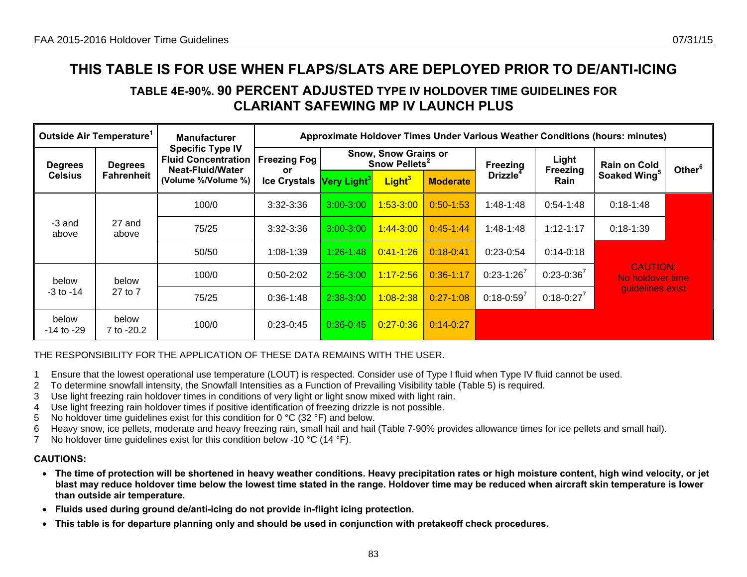# THIS TABLE IS FOR USE WHEN FLAPS/SLATS ARE DEPLOYED PRIOR TO DE/ANTI-ICING

## TABLE 4E-90%. 90 PERCENT ADJUSTED TYPE IV HOLDOVER TIME GUIDELINES FOR CLARIANT SAFEWING MP IV LAUNCH PLUS

| Outside Air Temperature[1] | | Manufacturer Specific Type IV Fluid Concentration Neat-Fluid/Water (Volume %/Volume %) | Approximate Holdover Times Under Various Weather Conditions (hours: minutes) | | | | | | | |
|---|---|---|---|---|---|---|---|---|---|---|
| Degrees Celsius | Degrees Fahrenheit | | Freezing Fog or Ice Crystals | Snow, Snow Grains or Snow Pellets[2] | | | Freezing Drizzle[4] | Light Freezing Rain | Rain on Cold Soaked Wing[5] | Other[6] |
| | | | | Very Light[3] | Light[3] | Moderate | | | | |
| -3 and above | 27 and above | 100/0 | 3:32-3:36 | 3:00-3:00 | 1:53-3:00 | 0:50-1:53 | 1:48-1:48 | 0:54-1:48 | 0:18-1:48 | |
| | | 75/25 | 3:32-3:36 | 3:00-3:00 | 1:44-3:00 | 0:45-1:44 | 1:48-1:48 | 1:12-1:17 | 0:18-1:39 | |
| | | 50/50 | 1:08-1:39 | 1:26-1:48 | 0:41-1:26 | 0:18-0:41 | 0:23-0:54 | 0:14-0:18 | CAUTION: No holdover time guidelines exist | |
| below -3 to -14 | below 27 to 7 | 100/0 | 0:50-2:02 | 2:56-3:00 | 1:17-2:56 | 0:36-1:17 | 0:23-1:26[7] | 0:23-0:36[7] | | |
| | | 75/25 | 0:36-1:48 | 2:38-3:00 | 1:08-2:38 | 0:27-1:08 | 0:18-0:59[7] | 0:18-0:27[7] | | |
| below -14 to -29 | below 7 to -20.2 | 100/0 | 0:23-0:45 | 0:36-0:45 | 0:27-0:36 | 0:14-0:27 | | | | |

THE RESPONSIBILITY FOR THE APPLICATION OF THESE DATA REMAINS WITH THE USER.

1 Ensure that the lowest operational use temperature (LOUT) is respected. Consider use of Type I fluid when Type IV fluid cannot be used.
2 To determine snowfall intensity, the Snowfall Intensities as a Function of Prevailing Visibility table (Table 5) is required.
3 Use light freezing rain holdover times in conditions of very light or light snow mixed with light rain.
4 Use light freezing rain holdover times if positive identification of freezing drizzle is not possible.
5 No holdover time guidelines exist for this condition for 0 °C (32 °F) and below.
6 Heavy snow, ice pellets, moderate and heavy freezing rain, small hail and hail (Table 7-90% provides allowance times for ice pellets and small hail).
7 No holdover time guidelines exist for this condition below -10 °C (14 °F).

**CAUTIONS:**

- **The time of protection will be shortened in heavy weather conditions. Heavy precipitation rates or high moisture content, high wind velocity, or jet blast may reduce holdover time below the lowest time stated in the range. Holdover time may be reduced when aircraft skin temperature is lower than outside air temperature.**
- **Fluids used during ground de/anti-icing do not provide in-flight icing protection.**
- **This table is for departure planning only and should be used in conjunction with pretakeoff check procedures.**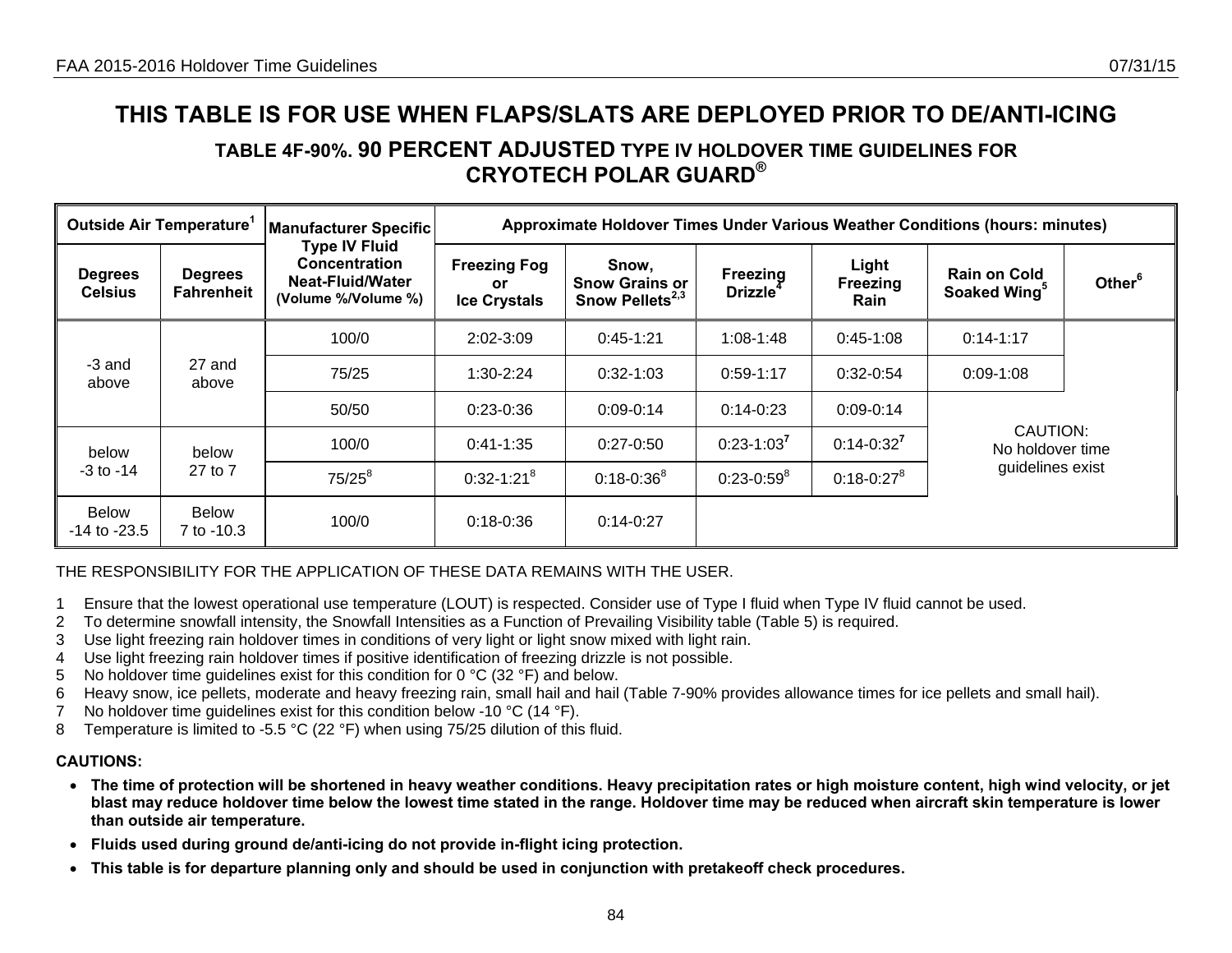# THIS TABLE IS FOR USE WHEN FLAPS/SLATS ARE DEPLOYED PRIOR TO DE/ANTI-ICING

## TABLE 4F-90%. 90 PERCENT ADJUSTED TYPE IV HOLDOVER TIME GUIDELINES FOR CRYOTECH POLAR GUARD®

| Outside Air Temperature[1] | | Manufacturer Specific Type IV Fluid Concentration Neat-Fluid/Water (Volume %/Volume %) | Approximate Holdover Times Under Various Weather Conditions (hours: minutes) | | | | | |
|---|---|---|---|---|---|---|---|---|
| Degrees Celsius | Degrees Fahrenheit | | Freezing Fog or Ice Crystals | Snow, Snow Grains or Snow Pellets[2,3] | Freezing Drizzle[4] | Light Freezing Rain | Rain on Cold Soaked Wing[5] | Other[6] |
| -3 and above | 27 and above | 100/0 | 2:02-3:09 | 0:45-1:21 | 1:08-1:48 | 0:45-1:08 | 0:14-1:17 | |
| | | 75/25 | 1:30-2:24 | 0:32-1:03 | 0:59-1:17 | 0:32-0:54 | 0:09-1:08 | |
| | | 50/50 | 0:23-0:36 | 0:09-0:14 | 0:14-0:23 | 0:09-0:14 | CAUTION: No holdover time guidelines exist | |
| below -3 to -14 | below 27 to 7 | 100/0 | 0:41-1:35 | 0:27-0:50 | 0:23-1:03[7] | 0:14-0:32[7] | | |
| | | 75/25[8] | 0:32-1:21[8] | 0:18-0:36[8] | 0:23-0:59[8] | 0:18-0:27[8] | | |
| Below -14 to -23.5 | Below 7 to -10.3 | 100/0 | 0:18-0:36 | 0:14-0:27 | | | | |

THE RESPONSIBILITY FOR THE APPLICATION OF THESE DATA REMAINS WITH THE USER.

1 Ensure that the lowest operational use temperature (LOUT) is respected. Consider use of Type I fluid when Type IV fluid cannot be used.
2 To determine snowfall intensity, the Snowfall Intensities as a Function of Prevailing Visibility table (Table 5) is required.
3 Use light freezing rain holdover times in conditions of very light or light snow mixed with light rain.
4 Use light freezing rain holdover times if positive identification of freezing drizzle is not possible.
5 No holdover time guidelines exist for this condition for 0 °C (32 °F) and below.
6 Heavy snow, ice pellets, moderate and heavy freezing rain, small hail and hail (Table 7-90% provides allowance times for ice pellets and small hail).
7 No holdover time guidelines exist for this condition below -10 °C (14 °F).
8 Temperature is limited to -5.5 °C (22 °F) when using 75/25 dilution of this fluid.

**CAUTIONS:**

- **The time of protection will be shortened in heavy weather conditions. Heavy precipitation rates or high moisture content, high wind velocity, or jet blast may reduce holdover time below the lowest time stated in the range. Holdover time may be reduced when aircraft skin temperature is lower than outside air temperature.**
- **Fluids used during ground de/anti-icing do not provide in-flight icing protection.**
- **This table is for departure planning only and should be used in conjunction with pretakeoff check procedures.**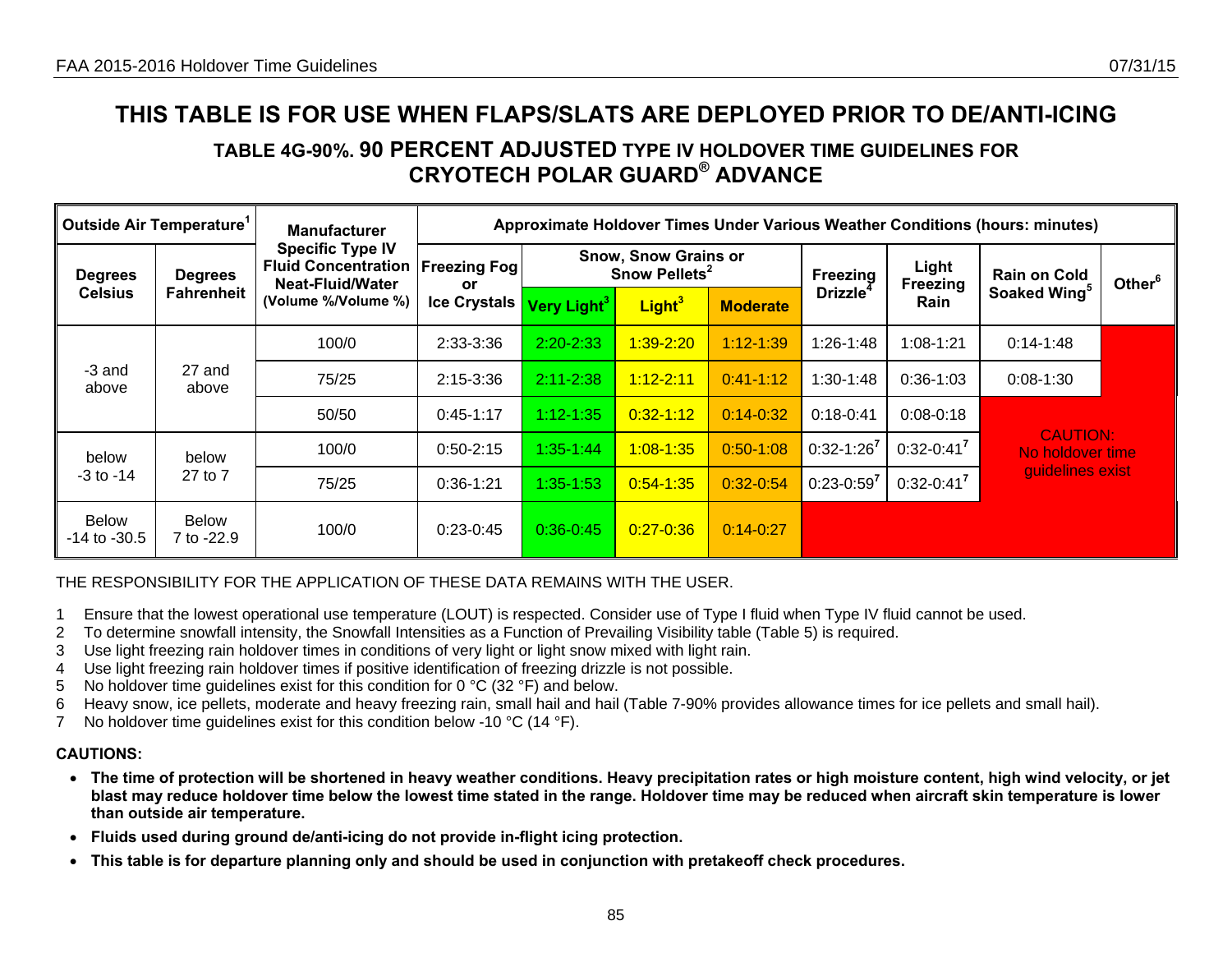# THIS TABLE IS FOR USE WHEN FLAPS/SLATS ARE DEPLOYED PRIOR TO DE/ANTI-ICING

## TABLE 4G-90%. 90 PERCENT ADJUSTED TYPE IV HOLDOVER TIME GUIDELINES FOR CRYOTECH POLAR GUARD® ADVANCE

| Outside Air Temperature[1] | | Manufacturer Specific Type IV Fluid Concentration Neat-Fluid/Water (Volume %/Volume %) | Approximate Holdover Times Under Various Weather Conditions (hours: minutes) | | | | | | | |
|---|---|---|---|---|---|---|---|---|---|---|
| Degrees Celsius | Degrees Fahrenheit | | Freezing Fog or Ice Crystals | Snow, Snow Grains or Snow Pellets[2] | | | Freezing Drizzle[4] | Light Freezing Rain | Rain on Cold Soaked Wing[5] | Other[6] |
| | | | | Very Light[3] | Light[3] | Moderate | | | | |
| -3 and above | 27 and above | 100/0 | 2:33-3:36 | 2:20-2:33 | 1:39-2:20 | 1:12-1:39 | 1:26-1:48 | 1:08-1:21 | 0:14-1:48 | |
| | | 75/25 | 2:15-3:36 | 2:11-2:38 | 1:12-2:11 | 0:41-1:12 | 1:30-1:48 | 0:36-1:03 | 0:08-1:30 | |
| | | 50/50 | 0:45-1:17 | 1:12-1:35 | 0:32-1:12 | 0:14-0:32 | 0:18-0:41 | 0:08-0:18 | CAUTION: No holdover time guidelines exist | |
| below -3 to -14 | below 27 to 7 | 100/0 | 0:50-2:15 | 1:35-1:44 | 1:08-1:35 | 0:50-1:08 | 0:32-1:26[7] | 0:32-0:41[7] | | |
| | | 75/25 | 0:36-1:21 | 1:35-1:53 | 0:54-1:35 | 0:32-0:54 | 0:23-0:59[7] | 0:32-0:41[7] | | |
| Below -14 to -30.5 | Below 7 to -22.9 | 100/0 | 0:23-0:45 | 0:36-0:45 | 0:27-0:36 | 0:14-0:27 | | | | |

THE RESPONSIBILITY FOR THE APPLICATION OF THESE DATA REMAINS WITH THE USER.

1 Ensure that the lowest operational use temperature (LOUT) is respected. Consider use of Type I fluid when Type IV fluid cannot be used.
2 To determine snowfall intensity, the Snowfall Intensities as a Function of Prevailing Visibility table (Table 5) is required.
3 Use light freezing rain holdover times in conditions of very light or light snow mixed with light rain.
4 Use light freezing rain holdover times if positive identification of freezing drizzle is not possible.
5 No holdover time guidelines exist for this condition for 0 °C (32 °F) and below.
6 Heavy snow, ice pellets, moderate and heavy freezing rain, small hail and hail (Table 7-90% provides allowance times for ice pellets and small hail).
7 No holdover time guidelines exist for this condition below -10 °C (14 °F).

**CAUTIONS:**

- **The time of protection will be shortened in heavy weather conditions. Heavy precipitation rates or high moisture content, high wind velocity, or jet blast may reduce holdover time below the lowest time stated in the range. Holdover time may be reduced when aircraft skin temperature is lower than outside air temperature.**
- **Fluids used during ground de/anti-icing do not provide in-flight icing protection.**
- **This table is for departure planning only and should be used in conjunction with pretakeoff check procedures.**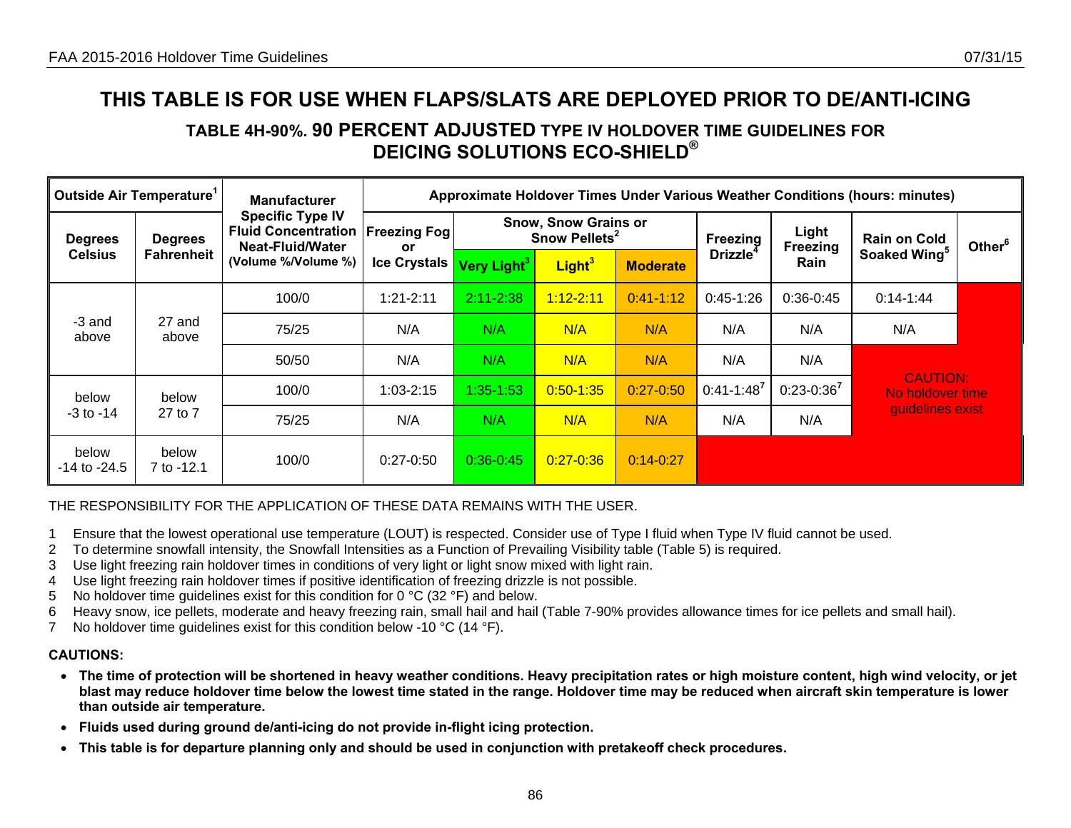# THIS TABLE IS FOR USE WHEN FLAPS/SLATS ARE DEPLOYED PRIOR TO DE/ANTI-ICING

## TABLE 4H-90%. 90 PERCENT ADJUSTED TYPE IV HOLDOVER TIME GUIDELINES FOR DEICING SOLUTIONS ECO-SHIELD®

| Outside Air Temperature[1] | | Manufacturer Specific Type IV Fluid Concentration Neat-Fluid/Water (Volume %/Volume %) | Approximate Holdover Times Under Various Weather Conditions (hours: minutes) | | | | | | | |
|---|---|---|---|---|---|---|---|---|---|---|
| Degrees Celsius | Degrees Fahrenheit | | Freezing Fog or Ice Crystals | Snow, Snow Grains or Snow Pellets[2] Very Light[3] | Light[3] | Moderate | Freezing Drizzle[4] | Light Freezing Rain | Rain on Cold Soaked Wing[5] | Other[6] |
| -3 and above | 27 and above | 100/0 | 1:21-2:11 | 2:11-2:38 | 1:12-2:11 | 0:41-1:12 | 0:45-1:26 | 0:36-0:45 | 0:14-1:44 | |
| | | 75/25 | N/A | N/A | N/A | N/A | N/A | N/A | N/A | |
| | | 50/50 | N/A | N/A | N/A | N/A | N/A | N/A | CAUTION: No holdover time guidelines exist | |
| below -3 to -14 | below 27 to 7 | 100/0 | 1:03-2:15 | 1:35-1:53 | 0:50-1:35 | 0:27-0:50 | 0:41-1:48[7] | 0:23-0:36[7] | | |
| | | 75/25 | N/A | N/A | N/A | N/A | N/A | N/A | | |
| below -14 to -24.5 | below 7 to -12.1 | 100/0 | 0:27-0:50 | 0:36-0:45 | 0:27-0:36 | 0:14-0:27 | | | | |

THE RESPONSIBILITY FOR THE APPLICATION OF THESE DATA REMAINS WITH THE USER.

1 Ensure that the lowest operational use temperature (LOUT) is respected. Consider use of Type I fluid when Type IV fluid cannot be used.
2 To determine snowfall intensity, the Snowfall Intensities as a Function of Prevailing Visibility table (Table 5) is required.
3 Use light freezing rain holdover times in conditions of very light or light snow mixed with light rain.
4 Use light freezing rain holdover times if positive identification of freezing drizzle is not possible.
5 No holdover time guidelines exist for this condition for 0 °C (32 °F) and below.
6 Heavy snow, ice pellets, moderate and heavy freezing rain, small hail and hail (Table 7-90% provides allowance times for ice pellets and small hail).
7 No holdover time guidelines exist for this condition below -10 °C (14 °F).

**CAUTIONS:**

- **The time of protection will be shortened in heavy weather conditions. Heavy precipitation rates or high moisture content, high wind velocity, or jet blast may reduce holdover time below the lowest time stated in the range. Holdover time may be reduced when aircraft skin temperature is lower than outside air temperature.**
- **Fluids used during ground de/anti-icing do not provide in-flight icing protection.**
- **This table is for departure planning only and should be used in conjunction with pretakeoff check procedures.**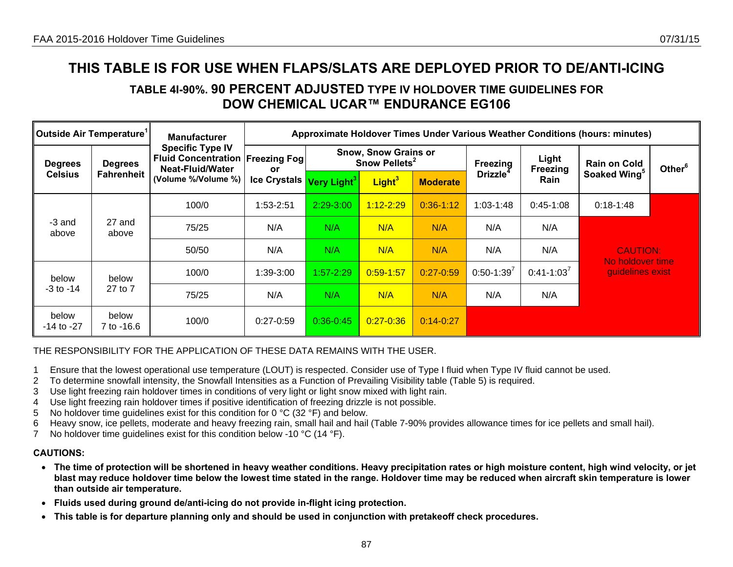# THIS TABLE IS FOR USE WHEN FLAPS/SLATS ARE DEPLOYED PRIOR TO DE/ANTI-ICING

## TABLE 4I-90%. 90 PERCENT ADJUSTED TYPE IV HOLDOVER TIME GUIDELINES FOR DOW CHEMICAL UCAR™ ENDURANCE EG106

| Outside Air Temperature[1] | | Manufacturer Specific Type IV Fluid Concentration Neat-Fluid/Water (Volume %/Volume %) | Approximate Holdover Times Under Various Weather Conditions (hours: minutes) | | | | | | | |
|---|---|---|---|---|---|---|---|---|---|---|
| Degrees Celsius | Degrees Fahrenheit | | Freezing Fog or Ice Crystals | Snow, Snow Grains or Snow Pellets[2] | | | Freezing Drizzle[4] | Light Freezing Rain | Rain on Cold Soaked Wing[5] | Other[6] |
| | | | | Very Light[3] | Light[3] | Moderate | | | | |
| -3 and above | 27 and above | 100/0 | 1:53-2:51 | 2:29-3:00 | 1:12-2:29 | 0:36-1:12 | 1:03-1:48 | 0:45-1:08 | 0:18-1:48 | CAUTION: No holdover time guidelines exist |
| | | 75/25 | N/A | N/A | N/A | N/A | N/A | N/A | CAUTION: No holdover time guidelines exist | |
| | | 50/50 | N/A | N/A | N/A | N/A | N/A | N/A | | |
| below -3 to -14 | below 27 to 7 | 100/0 | 1:39-3:00 | 1:57-2:29 | 0:59-1:57 | 0:27-0:59 | 0:50-1:39[7] | 0:41-1:03[7] | | |
| | | 75/25 | N/A | N/A | N/A | N/A | N/A | N/A | | |
| below -14 to -27 | below 7 to -16.6 | 100/0 | 0:27-0:59 | 0:36-0:45 | 0:27-0:36 | 0:14-0:27 | CAUTION: No holdover time guidelines exist | | | |

THE RESPONSIBILITY FOR THE APPLICATION OF THESE DATA REMAINS WITH THE USER.

1 Ensure that the lowest operational use temperature (LOUT) is respected. Consider use of Type I fluid when Type IV fluid cannot be used.
2 To determine snowfall intensity, the Snowfall Intensities as a Function of Prevailing Visibility table (Table 5) is required.
3 Use light freezing rain holdover times in conditions of very light or light snow mixed with light rain.
4 Use light freezing rain holdover times if positive identification of freezing drizzle is not possible.
5 No holdover time guidelines exist for this condition for 0 °C (32 °F) and below.
6 Heavy snow, ice pellets, moderate and heavy freezing rain, small hail and hail (Table 7-90% provides allowance times for ice pellets and small hail).
7 No holdover time guidelines exist for this condition below -10 °C (14 °F).

**CAUTIONS:**

- **The time of protection will be shortened in heavy weather conditions. Heavy precipitation rates or high moisture content, high wind velocity, or jet blast may reduce holdover time below the lowest time stated in the range. Holdover time may be reduced when aircraft skin temperature is lower than outside air temperature.**
- **Fluids used during ground de/anti-icing do not provide in-flight icing protection.**
- **This table is for departure planning only and should be used in conjunction with pretakeoff check procedures.**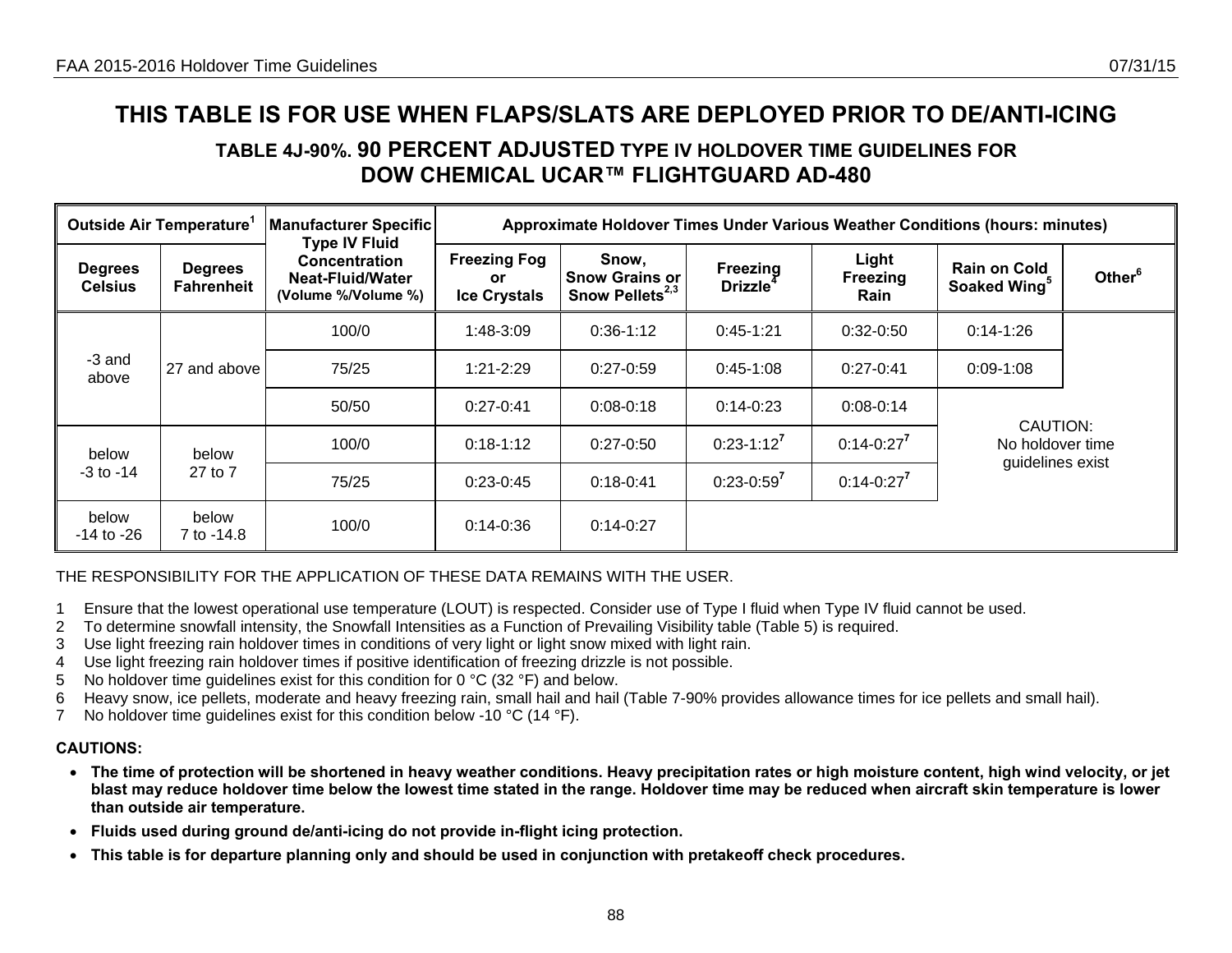# THIS TABLE IS FOR USE WHEN FLAPS/SLATS ARE DEPLOYED PRIOR TO DE/ANTI-ICING

## TABLE 4J-90%. 90 PERCENT ADJUSTED TYPE IV HOLDOVER TIME GUIDELINES FOR DOW CHEMICAL UCAR™ FLIGHTGUARD AD-480

| Outside Air Temperature[1] | | Manufacturer Specific Type IV Fluid Concentration Neat-Fluid/Water (Volume %/Volume %) | Approximate Holdover Times Under Various Weather Conditions (hours: minutes) | | | | | |
|---|---|---|---|---|---|---|---|---|
| Degrees Celsius | Degrees Fahrenheit | | Freezing Fog or Ice Crystals | Snow, Snow Grains or Snow Pellets[2,3] | Freezing Drizzle[4] | Light Freezing Rain | Rain on Cold Soaked Wing[5] | Other[6] |
| -3 and above | 27 and above | 100/0 | 1:48-3:09 | 0:36-1:12 | 0:45-1:21 | 0:32-0:50 | 0:14-1:26 | CAUTION: No holdover time guidelines exist |
| | | 75/25 | 1:21-2:29 | 0:27-0:59 | 0:45-1:08 | 0:27-0:41 | 0:09-1:08 | |
| | | 50/50 | 0:27-0:41 | 0:08-0:18 | 0:14-0:23 | 0:08-0:14 | | |
| below -3 to -14 | below 27 to 7 | 100/0 | 0:18-1:12 | 0:27-0:50 | 0:23-1:12[7] | 0:14-0:27[7] | | |
| | | 75/25 | 0:23-0:45 | 0:18-0:41 | 0:23-0:59[7] | 0:14-0:27[7] | | |
| below -14 to -26 | below 7 to -14.8 | 100/0 | 0:14-0:36 | 0:14-0:27 | | | | |

THE RESPONSIBILITY FOR THE APPLICATION OF THESE DATA REMAINS WITH THE USER.

1 Ensure that the lowest operational use temperature (LOUT) is respected. Consider use of Type I fluid when Type IV fluid cannot be used.
2 To determine snowfall intensity, the Snowfall Intensities as a Function of Prevailing Visibility table (Table 5) is required.
3 Use light freezing rain holdover times in conditions of very light or light snow mixed with light rain.
4 Use light freezing rain holdover times if positive identification of freezing drizzle is not possible.
5 No holdover time guidelines exist for this condition for 0 °C (32 °F) and below.
6 Heavy snow, ice pellets, moderate and heavy freezing rain, small hail and hail (Table 7-90% provides allowance times for ice pellets and small hail).
7 No holdover time guidelines exist for this condition below -10 °C (14 °F).

**CAUTIONS:**

- **The time of protection will be shortened in heavy weather conditions. Heavy precipitation rates or high moisture content, high wind velocity, or jet blast may reduce holdover time below the lowest time stated in the range. Holdover time may be reduced when aircraft skin temperature is lower than outside air temperature.**
- **Fluids used during ground de/anti-icing do not provide in-flight icing protection.**
- **This table is for departure planning only and should be used in conjunction with pretakeoff check procedures.**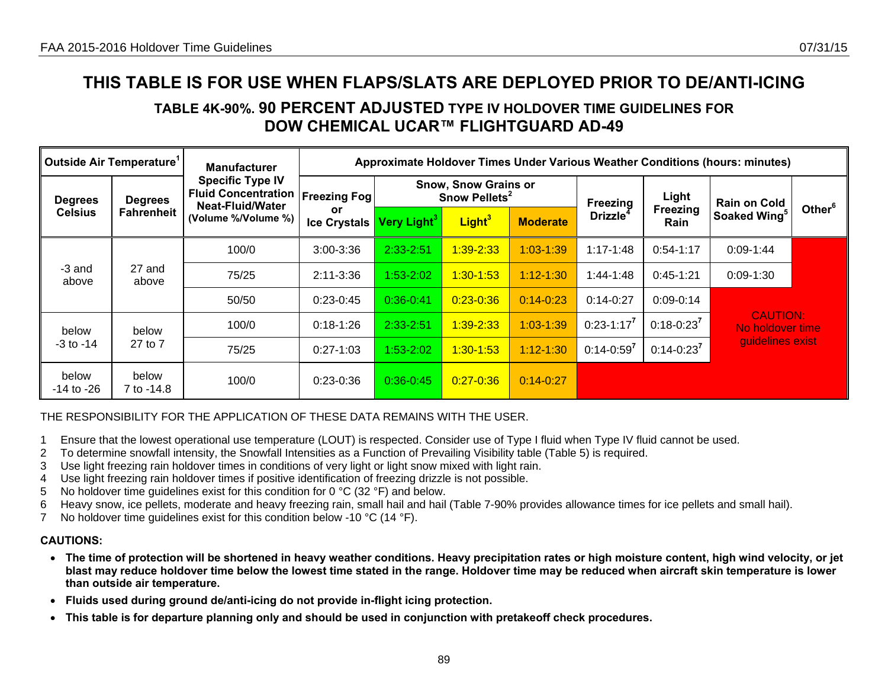# THIS TABLE IS FOR USE WHEN FLAPS/SLATS ARE DEPLOYED PRIOR TO DE/ANTI-ICING

## TABLE 4K-90%. 90 PERCENT ADJUSTED TYPE IV HOLDOVER TIME GUIDELINES FOR DOW CHEMICAL UCAR™ FLIGHTGUARD AD-49

| Outside Air Temperature[1] | | Manufacturer Specific Type IV Fluid Concentration Neat-Fluid/Water (Volume %/Volume %) | Approximate Holdover Times Under Various Weather Conditions (hours: minutes) | | | | | | | |
|---|---|---|---|---|---|---|---|---|---|---|
| Degrees Celsius | Degrees Fahrenheit | | Freezing Fog or Ice Crystals | Snow, Snow Grains or Snow Pellets[2] | | | Freezing Drizzle[4] | Light Freezing Rain | Rain on Cold Soaked Wing[5] | Other[6] |
| | | | | Very Light[3] | Light[3] | Moderate | | | | |
| -3 and above | 27 and above | 100/0 | 3:00-3:36 | 2:33-2:51 | 1:39-2:33 | 1:03-1:39 | 1:17-1:48 | 0:54-1:17 | 0:09-1:44 | |
| | | 75/25 | 2:11-3:36 | 1:53-2:02 | 1:30-1:53 | 1:12-1:30 | 1:44-1:48 | 0:45-1:21 | 0:09-1:30 | |
| | | 50/50 | 0:23-0:45 | 0:36-0:41 | 0:23-0:36 | 0:14-0:23 | 0:14-0:27 | 0:09-0:14 | CAUTION: No holdover time guidelines exist | |
| below -3 to -14 | below 27 to 7 | 100/0 | 0:18-1:26 | 2:33-2:51 | 1:39-2:33 | 1:03-1:39 | 0:23-1:17[7] | 0:18-0:23[7] | | |
| | | 75/25 | 0:27-1:03 | 1:53-2:02 | 1:30-1:53 | 1:12-1:30 | 0:14-0:59[7] | 0:14-0:23[7] | | |
| below -14 to -26 | below 7 to -14.8 | 100/0 | 0:23-0:36 | 0:36-0:45 | 0:27-0:36 | 0:14-0:27 | | | | |

THE RESPONSIBILITY FOR THE APPLICATION OF THESE DATA REMAINS WITH THE USER.

1. Ensure that the lowest operational use temperature (LOUT) is respected. Consider use of Type I fluid when Type IV fluid cannot be used.
2. To determine snowfall intensity, the Snowfall Intensities as a Function of Prevailing Visibility table (Table 5) is required.
3. Use light freezing rain holdover times in conditions of very light or light snow mixed with light rain.
4. Use light freezing rain holdover times if positive identification of freezing drizzle is not possible.
5. No holdover time guidelines exist for this condition for 0 °C (32 °F) and below.
6. Heavy snow, ice pellets, moderate and heavy freezing rain, small hail and hail (Table 7-90% provides allowance times for ice pellets and small hail).
7. No holdover time guidelines exist for this condition below -10 °C (14 °F).

**CAUTIONS:**

- **The time of protection will be shortened in heavy weather conditions. Heavy precipitation rates or high moisture content, high wind velocity, or jet blast may reduce holdover time below the lowest time stated in the range. Holdover time may be reduced when aircraft skin temperature is lower than outside air temperature.**
- **Fluids used during ground de/anti-icing do not provide in-flight icing protection.**
- **This table is for departure planning only and should be used in conjunction with pretakeoff check procedures.**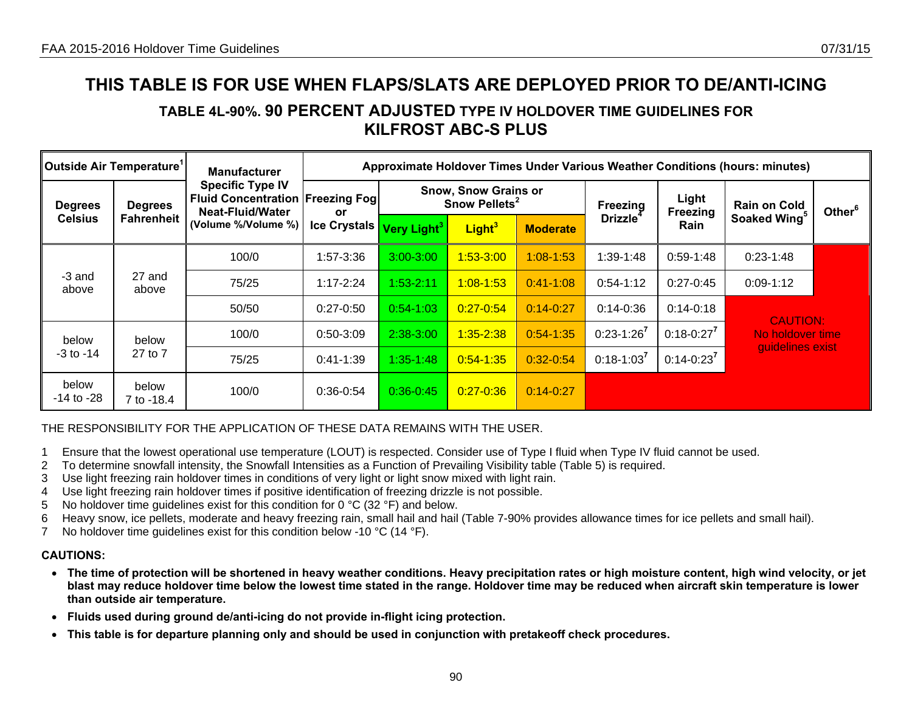# THIS TABLE IS FOR USE WHEN FLAPS/SLATS ARE DEPLOYED PRIOR TO DE/ANTI-ICING

## TABLE 4L-90%. 90 PERCENT ADJUSTED TYPE IV HOLDOVER TIME GUIDELINES FOR KILFROST ABC-S PLUS

| Outside Air Temperature[1] | | Manufacturer Specific Type IV Fluid Concentration Neat-Fluid/Water (Volume %/Volume %) | Approximate Holdover Times Under Various Weather Conditions (hours: minutes) | | | | | | | |
|---|---|---|---|---|---|---|---|---|---|---|
| Degrees Celsius | Degrees Fahrenheit | | Freezing Fog or Ice Crystals | Snow, Snow Grains or Snow Pellets[2] Very Light[3] | Snow, Snow Grains or Snow Pellets[2] Light[3] | Snow, Snow Grains or Snow Pellets[2] Moderate | Freezing Drizzle[4] | Light Freezing Rain | Rain on Cold Soaked Wing[5] | Other[6] |
| -3 and above | 27 and above | 100/0 | 1:57-3:36 | 3:00-3:00 | 1:53-3:00 | 1:08-1:53 | 1:39-1:48 | 0:59-1:48 | 0:23-1:48 | |
| | | 75/25 | 1:17-2:24 | 1:53-2:11 | 1:08-1:53 | 0:41-1:08 | 0:54-1:12 | 0:27-0:45 | 0:09-1:12 | |
| | | 50/50 | 0:27-0:50 | 0:54-1:03 | 0:27-0:54 | 0:14-0:27 | 0:14-0:36 | 0:14-0:18 | CAUTION: No holdover time guidelines exist | |
| below -3 to -14 | below 27 to 7 | 100/0 | 0:50-3:09 | 2:38-3:00 | 1:35-2:38 | 0:54-1:35 | 0:23-1:26[7] | 0:18-0:27[7] | | |
| | | 75/25 | 0:41-1:39 | 1:35-1:48 | 0:54-1:35 | 0:32-0:54 | 0:18-1:03[7] | 0:14-0:23[7] | | |
| below -14 to -28 | below 7 to -18.4 | 100/0 | 0:36-0:54 | 0:36-0:45 | 0:27-0:36 | 0:14-0:27 | | | | |

THE RESPONSIBILITY FOR THE APPLICATION OF THESE DATA REMAINS WITH THE USER.

1 Ensure that the lowest operational use temperature (LOUT) is respected. Consider use of Type I fluid when Type IV fluid cannot be used.
2 To determine snowfall intensity, the Snowfall Intensities as a Function of Prevailing Visibility table (Table 5) is required.
3 Use light freezing rain holdover times in conditions of very light or light snow mixed with light rain.
4 Use light freezing rain holdover times if positive identification of freezing drizzle is not possible.
5 No holdover time guidelines exist for this condition for 0 °C (32 °F) and below.
6 Heavy snow, ice pellets, moderate and heavy freezing rain, small hail and hail (Table 7-90% provides allowance times for ice pellets and small hail).
7 No holdover time guidelines exist for this condition below -10 °C (14 °F).

**CAUTIONS:**

- **The time of protection will be shortened in heavy weather conditions. Heavy precipitation rates or high moisture content, high wind velocity, or jet blast may reduce holdover time below the lowest time stated in the range. Holdover time may be reduced when aircraft skin temperature is lower than outside air temperature.**
- **Fluids used during ground de/anti-icing do not provide in-flight icing protection.**
- **This table is for departure planning only and should be used in conjunction with pretakeoff check procedures.**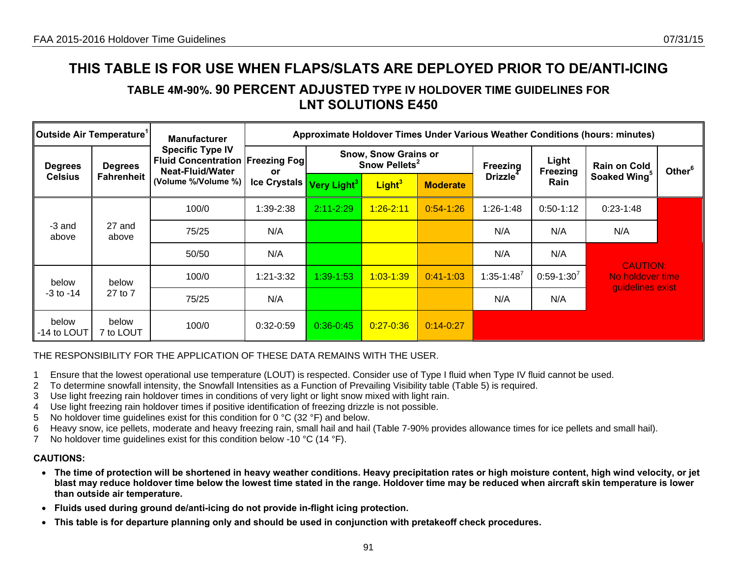# THIS TABLE IS FOR USE WHEN FLAPS/SLATS ARE DEPLOYED PRIOR TO DE/ANTI-ICING

## TABLE 4M-90%. 90 PERCENT ADJUSTED TYPE IV HOLDOVER TIME GUIDELINES FOR LNT SOLUTIONS E450

| Outside Air Temperature[1] | | Manufacturer Specific Type IV Fluid Concentration Neat-Fluid/Water (Volume %/Volume %) | Approximate Holdover Times Under Various Weather Conditions (hours: minutes) | | | | | | | |
|---|---|---|---|---|---|---|---|---|---|---|
| Degrees Celsius | Degrees Fahrenheit | | Freezing Fog or Ice Crystals | Snow, Snow Grains or Snow Pellets[2] | | | Freezing Drizzle[4] | Light Freezing Rain | Rain on Cold Soaked Wing[5] | Other[6] |
| | | | | Very Light[3] | Light[3] | Moderate | | | | |
| -3 and above | 27 and above | 100/0 | 1:39-2:38 | 2:11-2:29 | 1:26-2:11 | 0:54-1:26 | 1:26-1:48 | 0:50-1:12 | 0:23-1:48 | CAUTION: No holdover time guidelines exist |
| | | 75/25 | N/A | | | | N/A | N/A | N/A | |
| | | 50/50 | N/A | | | | N/A | N/A | CAUTION: No holdover time guidelines exist | |
| below -3 to -14 | below 27 to 7 | 100/0 | 1:21-3:32 | 1:39-1:53 | 1:03-1:39 | 0:41-1:03 | 1:35-1:48[7] | 0:59-1:30[7] | | |
| | | 75/25 | N/A | | | | N/A | N/A | | |
| below -14 to LOUT | below 7 to LOUT | 100/0 | 0:32-0:59 | 0:36-0:45 | 0:27-0:36 | 0:14-0:27 | CAUTION: No holdover time guidelines exist | | | |

THE RESPONSIBILITY FOR THE APPLICATION OF THESE DATA REMAINS WITH THE USER.

1 Ensure that the lowest operational use temperature (LOUT) is respected. Consider use of Type I fluid when Type IV fluid cannot be used.
2 To determine snowfall intensity, the Snowfall Intensities as a Function of Prevailing Visibility table (Table 5) is required.
3 Use light freezing rain holdover times in conditions of very light or light snow mixed with light rain.
4 Use light freezing rain holdover times if positive identification of freezing drizzle is not possible.
5 No holdover time guidelines exist for this condition for 0 °C (32 °F) and below.
6 Heavy snow, ice pellets, moderate and heavy freezing rain, small hail and hail (Table 7-90% provides allowance times for ice pellets and small hail).
7 No holdover time guidelines exist for this condition below -10 °C (14 °F).

**CAUTIONS:**

- **The time of protection will be shortened in heavy weather conditions. Heavy precipitation rates or high moisture content, high wind velocity, or jet blast may reduce holdover time below the lowest time stated in the range. Holdover time may be reduced when aircraft skin temperature is lower than outside air temperature.**
- **Fluids used during ground de/anti-icing do not provide in-flight icing protection.**
- **This table is for departure planning only and should be used in conjunction with pretakeoff check procedures.**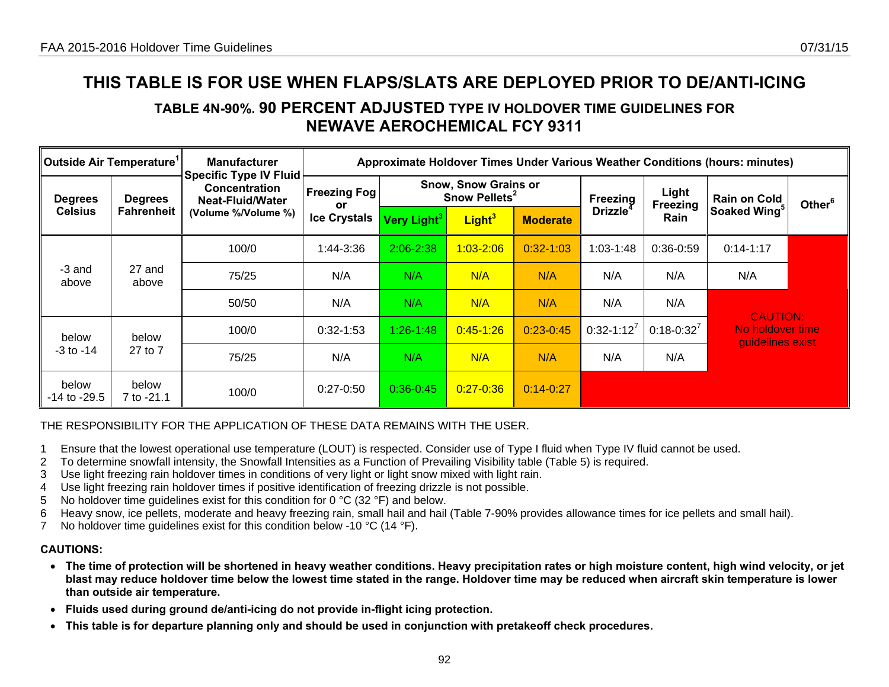# THIS TABLE IS FOR USE WHEN FLAPS/SLATS ARE DEPLOYED PRIOR TO DE/ANTI-ICING

## TABLE 4N-90%. 90 PERCENT ADJUSTED TYPE IV HOLDOVER TIME GUIDELINES FOR NEWAVE AEROCHEMICAL FCY 9311

| Outside Air Temperature[1] | | Manufacturer Specific Type IV Fluid Concentration Neat-Fluid/Water (Volume %/Volume %) | Approximate Holdover Times Under Various Weather Conditions (hours: minutes) | | | | | | | |
|---|---|---|---|---|---|---|---|---|---|---|
| Degrees Celsius | Degrees Fahrenheit | | Freezing Fog or Ice Crystals | Snow, Snow Grains or Snow Pellets[2] | | | Freezing Drizzle[4] | Light Freezing Rain | Rain on Cold Soaked Wing[5] | Other[6] |
| | | | | Very Light[3] | Light[3] | Moderate | | | | |
| -3 and above | 27 and above | 100/0 | 1:44-3:36 | 2:06-2:38 | 1:03-2:06 | 0:32-1:03 | 1:03-1:48 | 0:36-0:59 | 0:14-1:17 | |
| | | 75/25 | N/A | N/A | N/A | N/A | N/A | N/A | N/A | |
| | | 50/50 | N/A | N/A | N/A | N/A | N/A | N/A | CAUTION: No holdover time guidelines exist | |
| below -3 to -14 | below 27 to 7 | 100/0 | 0:32-1:53 | 1:26-1:48 | 0:45-1:26 | 0:23-0:45 | 0:32-1:12[7] | 0:18-0:32[7] | | |
| | | 75/25 | N/A | N/A | N/A | N/A | N/A | N/A | | |
| below -14 to -29.5 | below 7 to -21.1 | 100/0 | 0:27-0:50 | 0:36-0:45 | 0:27-0:36 | 0:14-0:27 | | | | |

THE RESPONSIBILITY FOR THE APPLICATION OF THESE DATA REMAINS WITH THE USER.

1. Ensure that the lowest operational use temperature (LOUT) is respected. Consider use of Type I fluid when Type IV fluid cannot be used.
2. To determine snowfall intensity, the Snowfall Intensities as a Function of Prevailing Visibility table (Table 5) is required.
3. Use light freezing rain holdover times in conditions of very light or light snow mixed with light rain.
4. Use light freezing rain holdover times if positive identification of freezing drizzle is not possible.
5. No holdover time guidelines exist for this condition for 0 °C (32 °F) and below.
6. Heavy snow, ice pellets, moderate and heavy freezing rain, small hail and hail (Table 7-90% provides allowance times for ice pellets and small hail).
7. No holdover time guidelines exist for this condition below -10 °C (14 °F).

**CAUTIONS:**

- **The time of protection will be shortened in heavy weather conditions. Heavy precipitation rates or high moisture content, high wind velocity, or jet blast may reduce holdover time below the lowest time stated in the range. Holdover time may be reduced when aircraft skin temperature is lower than outside air temperature.**
- **Fluids used during ground de/anti-icing do not provide in-flight icing protection.**
- **This table is for departure planning only and should be used in conjunction with pretakeoff check procedures.**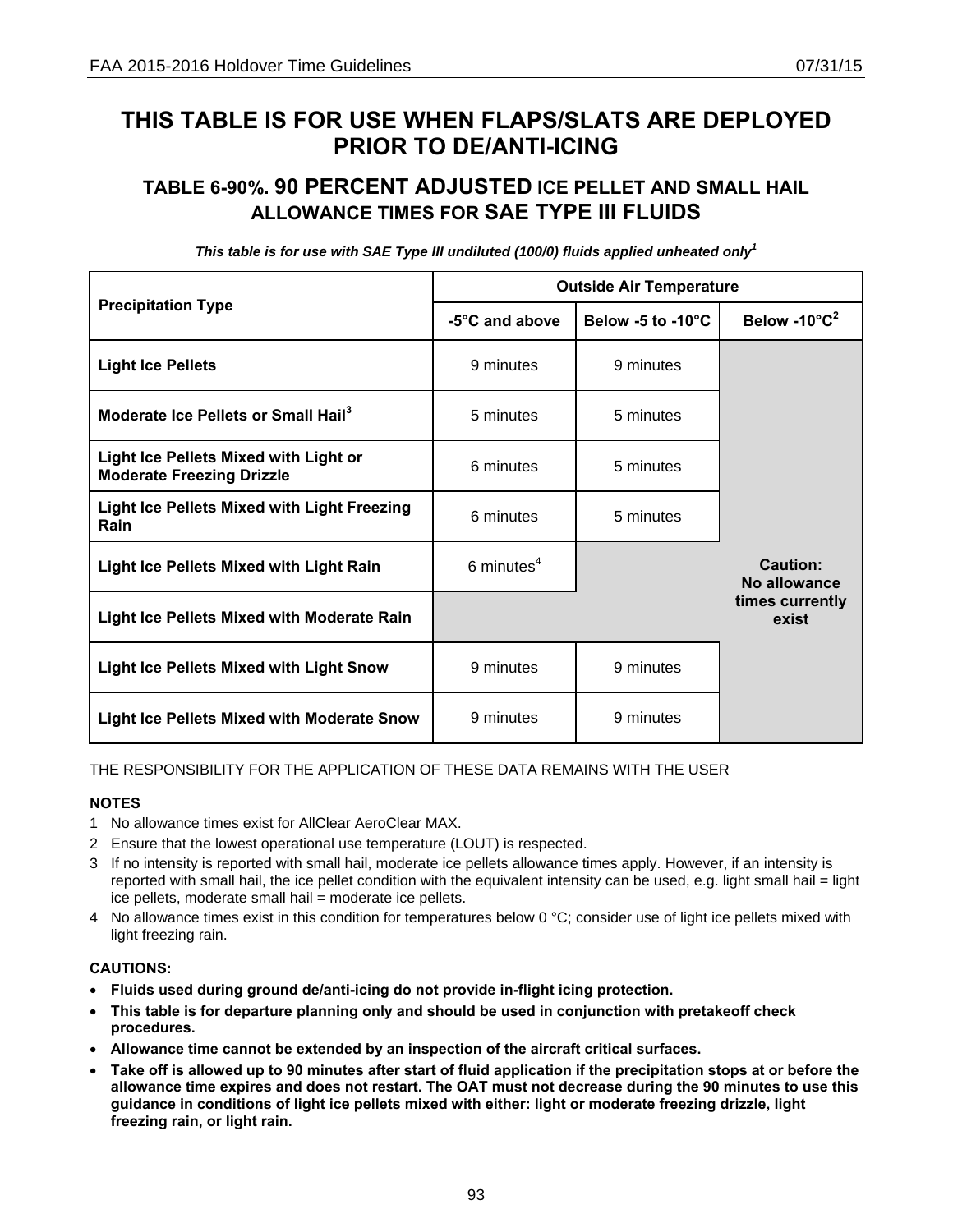# THIS TABLE IS FOR USE WHEN FLAPS/SLATS ARE DEPLOYED PRIOR TO DE/ANTI-ICING

## TABLE 6-90%. 90 PERCENT ADJUSTED ICE PELLET AND SMALL HAIL ALLOWANCE TIMES FOR SAE TYPE III FLUIDS

***This table is for use with SAE Type III undiluted (100/0) fluids applied unheated only[1]***

| Precipitation Type | Outside Air Temperature | | |
|---|---|---|---|
| | -5°C and above | Below -5 to -10°C | Below -10°C[2] |
| **Light Ice Pellets** | 9 minutes | 9 minutes | **Caution: No allowance times currently exist** |
| **Moderate Ice Pellets or Small Hail[3]** | 5 minutes | 5 minutes | |
| **Light Ice Pellets Mixed with Light or Moderate Freezing Drizzle** | 6 minutes | 5 minutes | |
| **Light Ice Pellets Mixed with Light Freezing Rain** | 6 minutes | 5 minutes | |
| **Light Ice Pellets Mixed with Light Rain** | 6 minutes[4] | | |
| **Light Ice Pellets Mixed with Moderate Rain** | | | |
| **Light Ice Pellets Mixed with Light Snow** | 9 minutes | 9 minutes | |
| **Light Ice Pellets Mixed with Moderate Snow** | 9 minutes | 9 minutes | |

THE RESPONSIBILITY FOR THE APPLICATION OF THESE DATA REMAINS WITH THE USER

**NOTES**

1. No allowance times exist for AllClear AeroClear MAX.
2. Ensure that the lowest operational use temperature (LOUT) is respected.
3. If no intensity is reported with small hail, moderate ice pellets allowance times apply. However, if an intensity is reported with small hail, the ice pellet condition with the equivalent intensity can be used, e.g. light small hail = light ice pellets, moderate small hail = moderate ice pellets.
4. No allowance times exist in this condition for temperatures below 0 °C; consider use of light ice pellets mixed with light freezing rain.

**CAUTIONS:**

- **Fluids used during ground de/anti-icing do not provide in-flight icing protection.**
- **This table is for departure planning only and should be used in conjunction with pretakeoff check procedures.**
- **Allowance time cannot be extended by an inspection of the aircraft critical surfaces.**
- **Take off is allowed up to 90 minutes after start of fluid application if the precipitation stops at or before the allowance time expires and does not restart. The OAT must not decrease during the 90 minutes to use this guidance in conditions of light ice pellets mixed with either: light or moderate freezing drizzle, light freezing rain, or light rain.**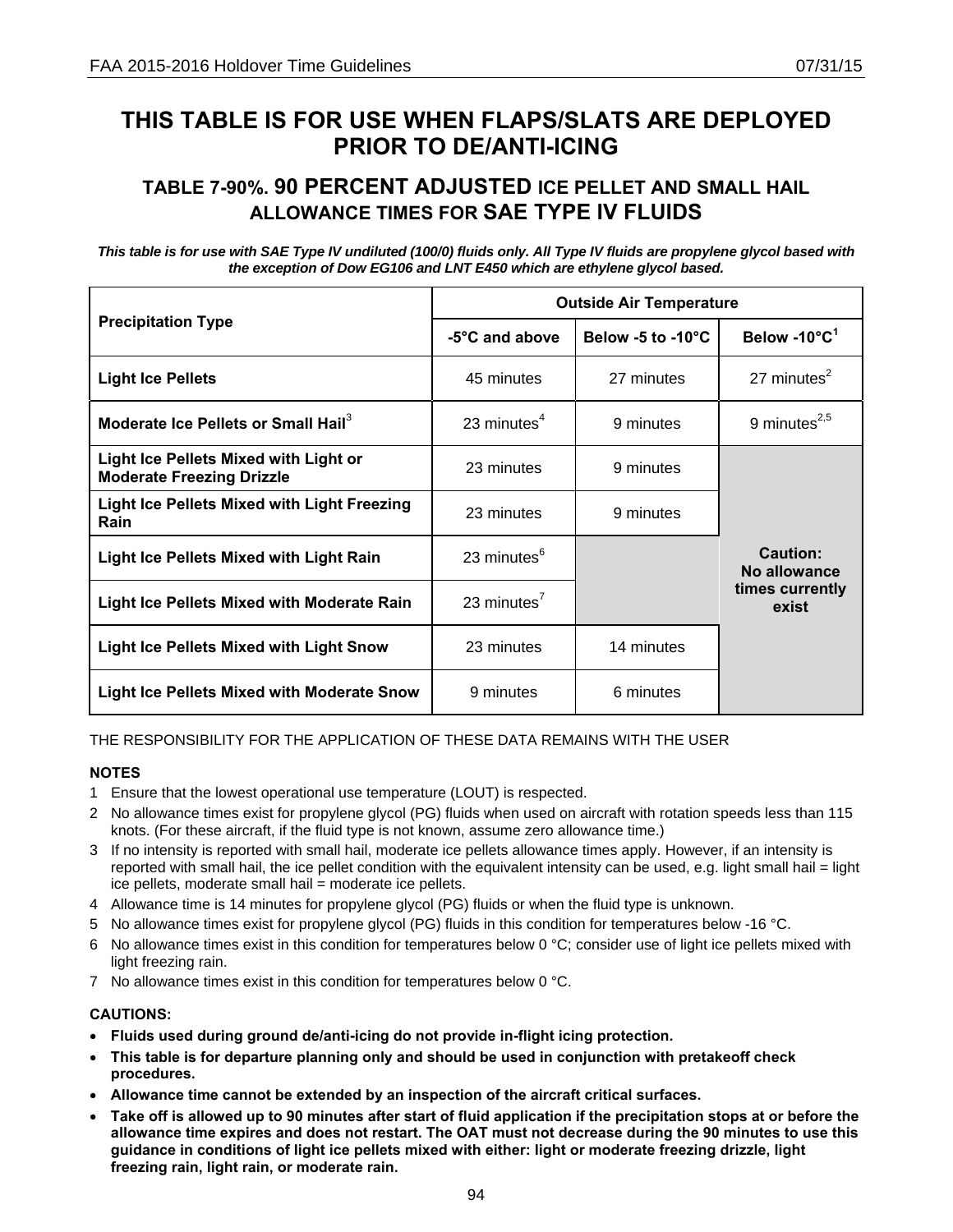# THIS TABLE IS FOR USE WHEN FLAPS/SLATS ARE DEPLOYED PRIOR TO DE/ANTI-ICING

## TABLE 7-90%. 90 PERCENT ADJUSTED ICE PELLET AND SMALL HAIL ALLOWANCE TIMES FOR SAE TYPE IV FLUIDS

***This table is for use with SAE Type IV undiluted (100/0) fluids only. All Type IV fluids are propylene glycol based with the exception of Dow EG106 and LNT E450 which are ethylene glycol based.***

| Precipitation Type | Outside Air Temperature | | |
|---|---|---|---|
| | -5°C and above | Below -5 to -10°C | Below -10°C[1] |
| **Light Ice Pellets** | 45 minutes | 27 minutes | 27 minutes[2] |
| **Moderate Ice Pellets or Small Hail**[3] | 23 minutes[4] | 9 minutes | 9 minutes[2,5] |
| **Light Ice Pellets Mixed with Light or Moderate Freezing Drizzle** | 23 minutes | 9 minutes | **Caution: No allowance times currently exist** |
| **Light Ice Pellets Mixed with Light Freezing Rain** | 23 minutes | 9 minutes | |
| **Light Ice Pellets Mixed with Light Rain** | 23 minutes[6] | | |
| **Light Ice Pellets Mixed with Moderate Rain** | 23 minutes[7] | | |
| **Light Ice Pellets Mixed with Light Snow** | 23 minutes | 14 minutes | |
| **Light Ice Pellets Mixed with Moderate Snow** | 9 minutes | 6 minutes | |

THE RESPONSIBILITY FOR THE APPLICATION OF THESE DATA REMAINS WITH THE USER

**NOTES**

1. Ensure that the lowest operational use temperature (LOUT) is respected.
2. No allowance times exist for propylene glycol (PG) fluids when used on aircraft with rotation speeds less than 115 knots. (For these aircraft, if the fluid type is not known, assume zero allowance time.)
3. If no intensity is reported with small hail, moderate ice pellets allowance times apply. However, if an intensity is reported with small hail, the ice pellet condition with the equivalent intensity can be used, e.g. light small hail = light ice pellets, moderate small hail = moderate ice pellets.
4. Allowance time is 14 minutes for propylene glycol (PG) fluids or when the fluid type is unknown.
5. No allowance times exist for propylene glycol (PG) fluids in this condition for temperatures below -16 °C.
6. No allowance times exist in this condition for temperatures below 0 °C; consider use of light ice pellets mixed with light freezing rain.
7. No allowance times exist in this condition for temperatures below 0 °C.

**CAUTIONS:**

- **Fluids used during ground de/anti-icing do not provide in-flight icing protection.**
- **This table is for departure planning only and should be used in conjunction with pretakeoff check procedures.**
- **Allowance time cannot be extended by an inspection of the aircraft critical surfaces.**
- **Take off is allowed up to 90 minutes after start of fluid application if the precipitation stops at or before the allowance time expires and does not restart. The OAT must not decrease during the 90 minutes to use this guidance in conditions of light ice pellets mixed with either: light or moderate freezing drizzle, light freezing rain, light rain, or moderate rain.**